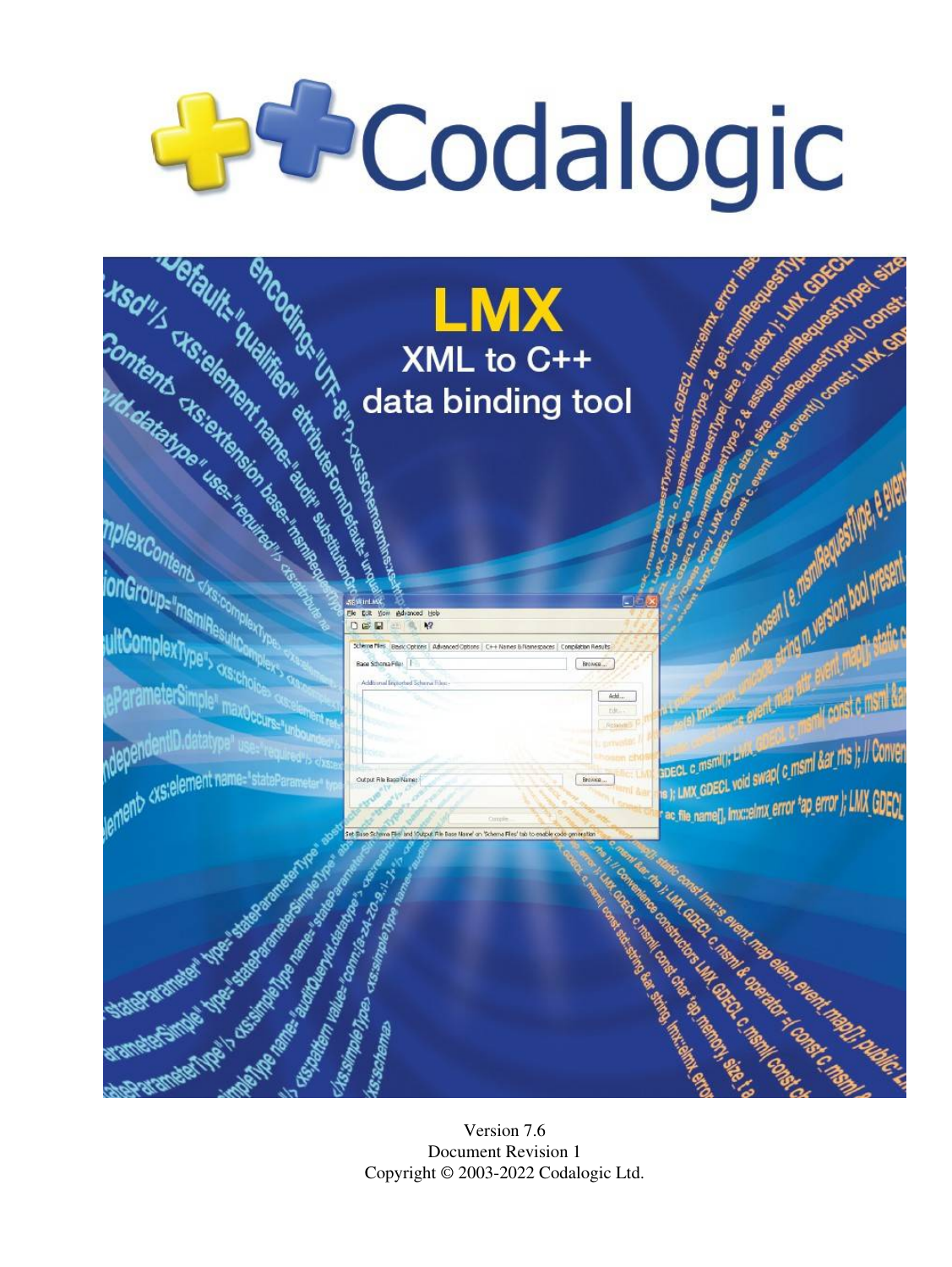# Codalogic

# LMX

## XML to C++ data binding tool

Version 7.6
Document Revision 1
Copyright © 2003-2022 Codalogic Ltd.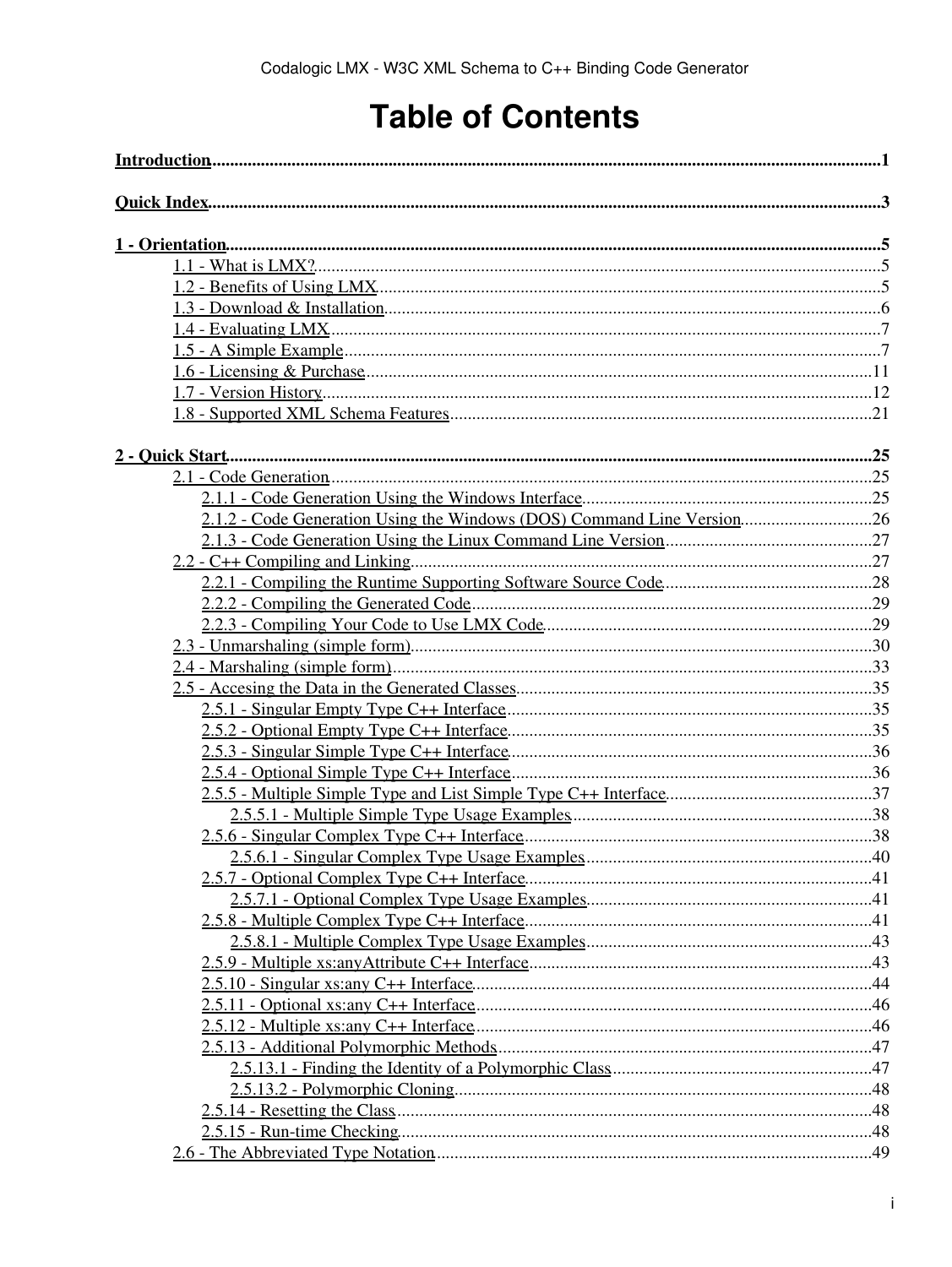# Table of Contents

**Introduction** ........ 1

**Quick Index** ........ 3

**1 - Orientation** ........ 5

- 1.1 - What is LMX? ........ 5
- 1.2 - Benefits of Using LMX ........ 5
- 1.3 - Download & Installation ........ 6
- 1.4 - Evaluating LMX ........ 7
- 1.5 - A Simple Example ........ 7
- 1.6 - Licensing & Purchase ........ 11
- 1.7 - Version History ........ 12
- 1.8 - Supported XML Schema Features ........ 21

**2 - Quick Start** ........ 25

- 2.1 - Code Generation ........ 25
  - 2.1.1 - Code Generation Using the Windows Interface ........ 25
  - 2.1.2 - Code Generation Using the Windows (DOS) Command Line Version ........ 26
  - 2.1.3 - Code Generation Using the Linux Command Line Version ........ 27
- 2.2 - C++ Compiling and Linking ........ 27
  - 2.2.1 - Compiling the Runtime Supporting Software Source Code ........ 28
  - 2.2.2 - Compiling the Generated Code ........ 29
  - 2.2.3 - Compiling Your Code to Use LMX Code ........ 29
- 2.3 - Unmarshaling (simple form) ........ 30
- 2.4 - Marshaling (simple form) ........ 33
- 2.5 - Accesing the Data in the Generated Classes ........ 35
  - 2.5.1 - Singular Empty Type C++ Interface ........ 35
  - 2.5.2 - Optional Empty Type C++ Interface ........ 35
  - 2.5.3 - Singular Simple Type C++ Interface ........ 36
  - 2.5.4 - Optional Simple Type C++ Interface ........ 36
  - 2.5.5 - Multiple Simple Type and List Simple Type C++ Interface ........ 37
    - 2.5.5.1 - Multiple Simple Type Usage Examples ........ 38
  - 2.5.6 - Singular Complex Type C++ Interface ........ 38
    - 2.5.6.1 - Singular Complex Type Usage Examples ........ 40
  - 2.5.7 - Optional Complex Type C++ Interface ........ 41
    - 2.5.7.1 - Optional Complex Type Usage Examples ........ 41
  - 2.5.8 - Multiple Complex Type C++ Interface ........ 41
    - 2.5.8.1 - Multiple Complex Type Usage Examples ........ 43
  - 2.5.9 - Multiple xs:anyAttribute C++ Interface ........ 43
  - 2.5.10 - Singular xs:any C++ Interface ........ 44
  - 2.5.11 - Optional xs:any C++ Interface ........ 46
  - 2.5.12 - Multiple xs:any C++ Interface ........ 46
  - 2.5.13 - Additional Polymorphic Methods ........ 47
    - 2.5.13.1 - Finding the Identity of a Polymorphic Class ........ 47
    - 2.5.13.2 - Polymorphic Cloning ........ 48
  - 2.5.14 - Resetting the Class ........ 48
  - 2.5.15 - Run-time Checking ........ 48
- 2.6 - The Abbreviated Type Notation ........ 49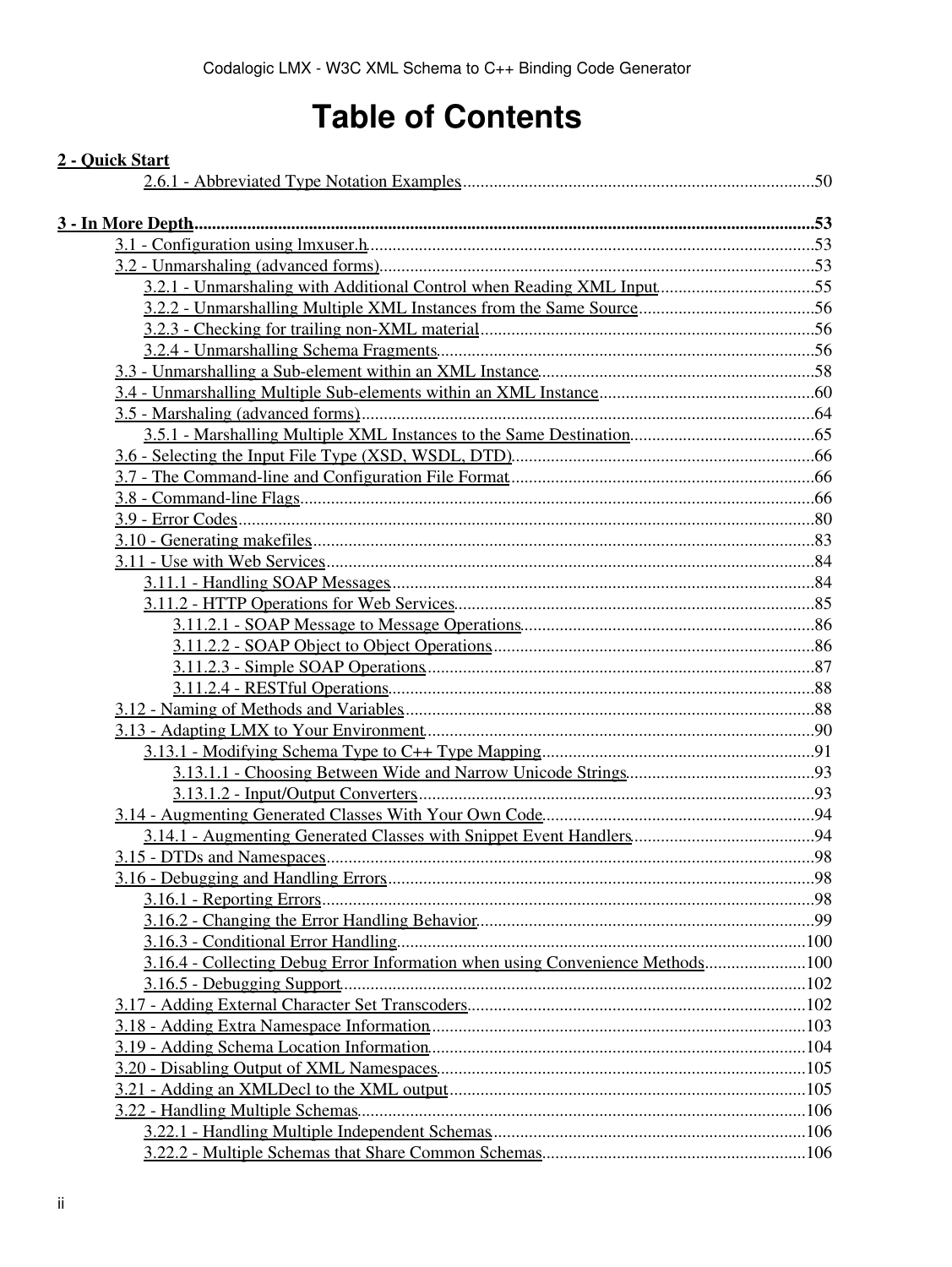# Table of Contents

**2 - Quick Start**

- 2.6.1 - Abbreviated Type Notation Examples....50

**3 - In More Depth....53**

- 3.1 - Configuration using lmxuser.h....53
- 3.2 - Unmarshaling (advanced forms)....53
  - 3.2.1 - Unmarshaling with Additional Control when Reading XML Input....55
  - 3.2.2 - Unmarshalling Multiple XML Instances from the Same Source....56
  - 3.2.3 - Checking for trailing non-XML material....56
  - 3.2.4 - Unmarshalling Schema Fragments....56
- 3.3 - Unmarshalling a Sub-element within an XML Instance....58
- 3.4 - Unmarshalling Multiple Sub-elements within an XML Instance....60
- 3.5 - Marshaling (advanced forms)....64
  - 3.5.1 - Marshalling Multiple XML Instances to the Same Destination....65
- 3.6 - Selecting the Input File Type (XSD, WSDL, DTD)....66
- 3.7 - The Command-line and Configuration File Format....66
- 3.8 - Command-line Flags....66
- 3.9 - Error Codes....80
- 3.10 - Generating makefiles....83
- 3.11 - Use with Web Services....84
  - 3.11.1 - Handling SOAP Messages....84
  - 3.11.2 - HTTP Operations for Web Services....85
    - 3.11.2.1 - SOAP Message to Message Operations....86
    - 3.11.2.2 - SOAP Object to Object Operations....86
    - 3.11.2.3 - Simple SOAP Operations....87
    - 3.11.2.4 - RESTful Operations....88
- 3.12 - Naming of Methods and Variables....88
- 3.13 - Adapting LMX to Your Environment....90
  - 3.13.1 - Modifying Schema Type to C++ Type Mapping....91
    - 3.13.1.1 - Choosing Between Wide and Narrow Unicode Strings....93
    - 3.13.1.2 - Input/Output Converters....93
- 3.14 - Augmenting Generated Classes With Your Own Code....94
  - 3.14.1 - Augmenting Generated Classes with Snippet Event Handlers....94
- 3.15 - DTDs and Namespaces....98
- 3.16 - Debugging and Handling Errors....98
  - 3.16.1 - Reporting Errors....98
  - 3.16.2 - Changing the Error Handling Behavior....99
  - 3.16.3 - Conditional Error Handling....100
  - 3.16.4 - Collecting Debug Error Information when using Convenience Methods....100
  - 3.16.5 - Debugging Support....102
- 3.17 - Adding External Character Set Transcoders....102
- 3.18 - Adding Extra Namespace Information....103
- 3.19 - Adding Schema Location Information....104
- 3.20 - Disabling Output of XML Namespaces....105
- 3.21 - Adding an XMLDecl to the XML output....105
- 3.22 - Handling Multiple Schemas....106
  - 3.22.1 - Handling Multiple Independent Schemas....106
  - 3.22.2 - Multiple Schemas that Share Common Schemas....106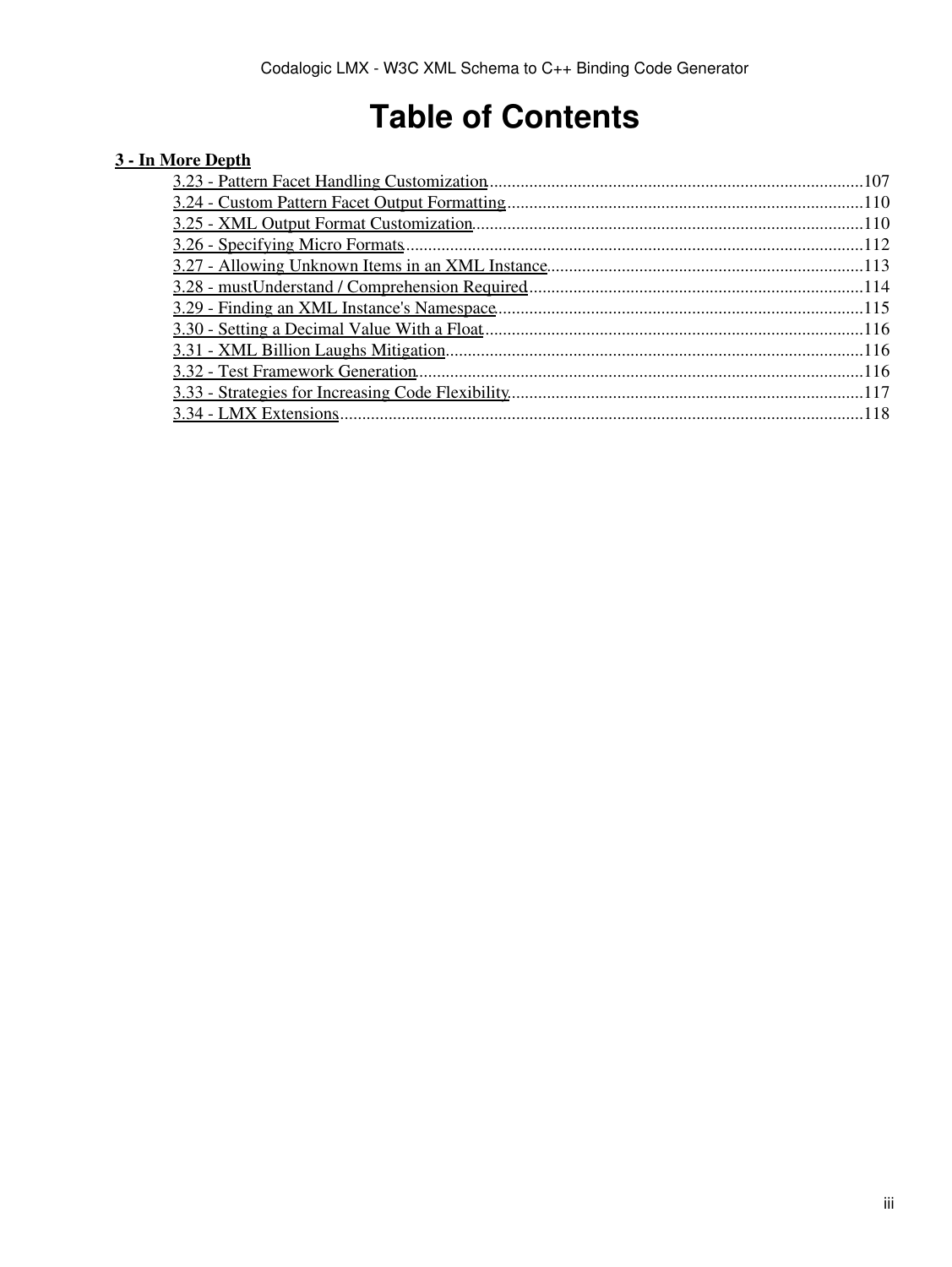# Table of Contents

**3 - In More Depth**

- 3.23 - Pattern Facet Handling Customization.....107
- 3.24 - Custom Pattern Facet Output Formatting.....110
- 3.25 - XML Output Format Customization.....110
- 3.26 - Specifying Micro Formats.....112
- 3.27 - Allowing Unknown Items in an XML Instance.....113
- 3.28 - mustUnderstand / Comprehension Required.....114
- 3.29 - Finding an XML Instance's Namespace.....115
- 3.30 - Setting a Decimal Value With a Float.....116
- 3.31 - XML Billion Laughs Mitigation.....116
- 3.32 - Test Framework Generation.....116
- 3.33 - Strategies for Increasing Code Flexibility.....117
- 3.34 - LMX Extensions.....118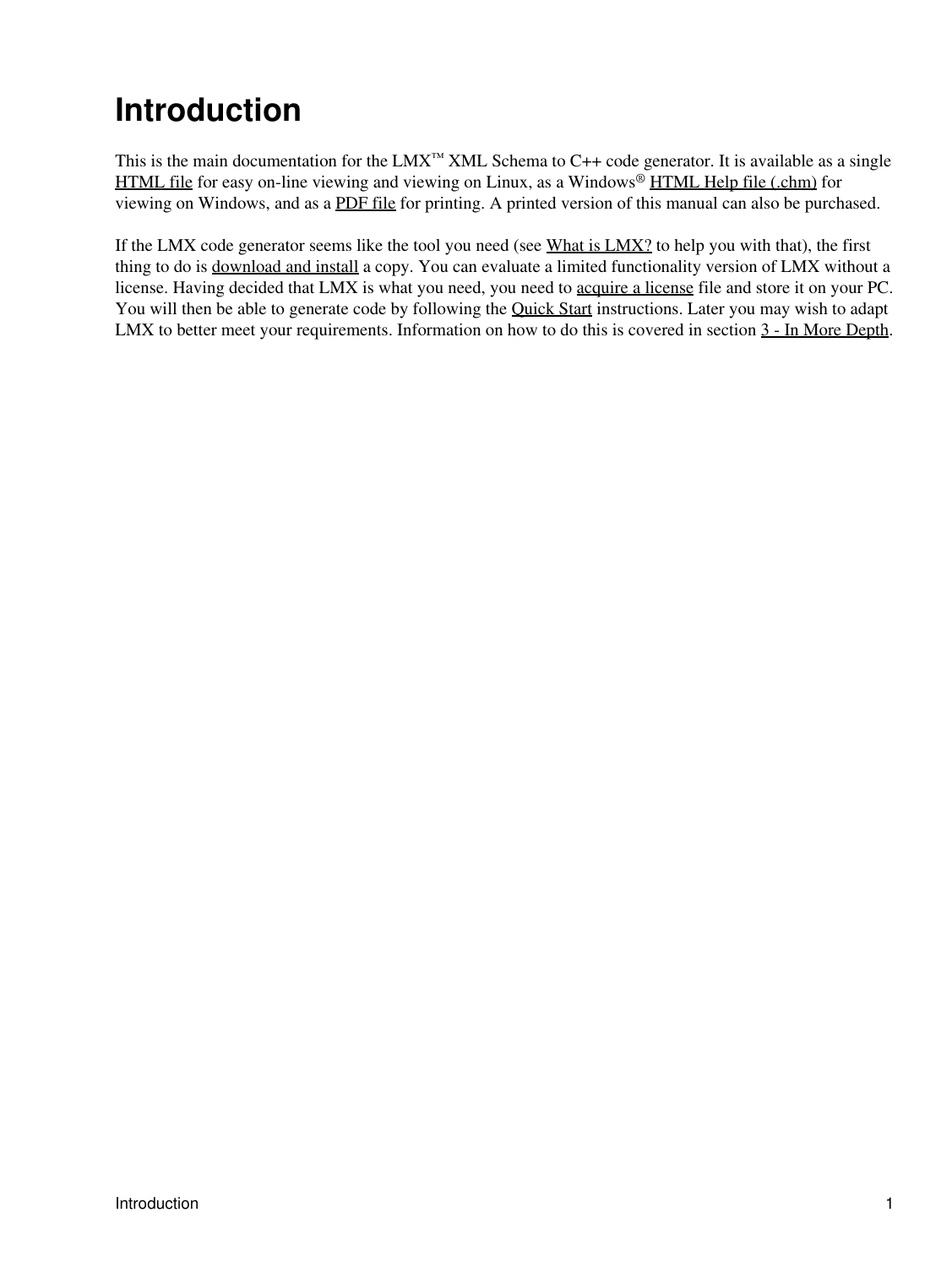# Introduction

This is the main documentation for the LMX™ XML Schema to C++ code generator. It is available as a single HTML file for easy on-line viewing and viewing on Linux, as a Windows® HTML Help file (.chm) for viewing on Windows, and as a PDF file for printing. A printed version of this manual can also be purchased.

If the LMX code generator seems like the tool you need (see What is LMX? to help you with that), the first thing to do is download and install a copy. You can evaluate a limited functionality version of LMX without a license. Having decided that LMX is what you need, you need to acquire a license file and store it on your PC. You will then be able to generate code by following the Quick Start instructions. Later you may wish to adapt LMX to better meet your requirements. Information on how to do this is covered in section 3 - In More Depth.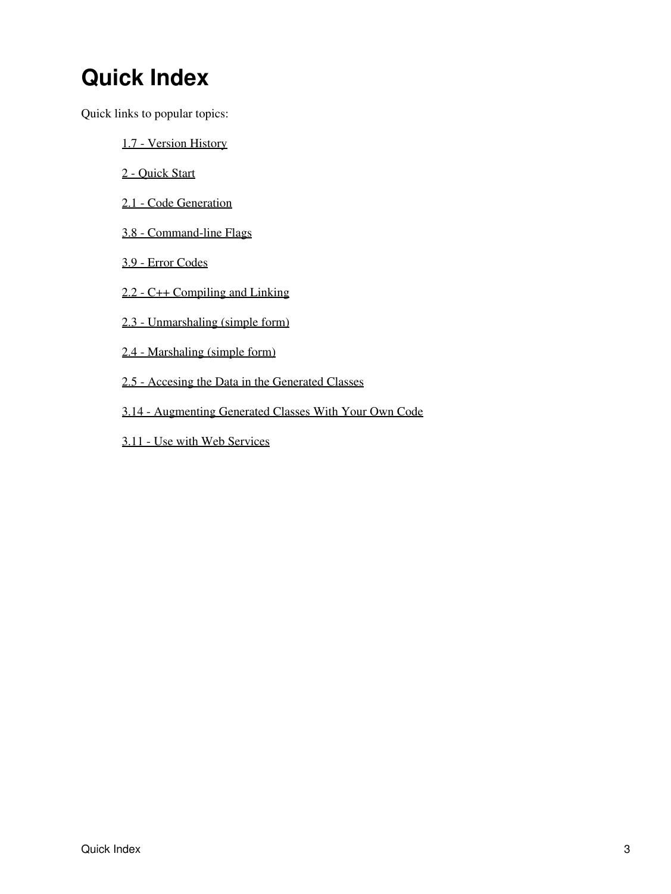# Quick Index

Quick links to popular topics:

- 1.7 - Version History
- 2 - Quick Start
- 2.1 - Code Generation
- 3.8 - Command-line Flags
- 3.9 - Error Codes
- 2.2 - C++ Compiling and Linking
- 2.3 - Unmarshaling (simple form)
- 2.4 - Marshaling (simple form)
- 2.5 - Accesing the Data in the Generated Classes
- 3.14 - Augmenting Generated Classes With Your Own Code
- 3.11 - Use with Web Services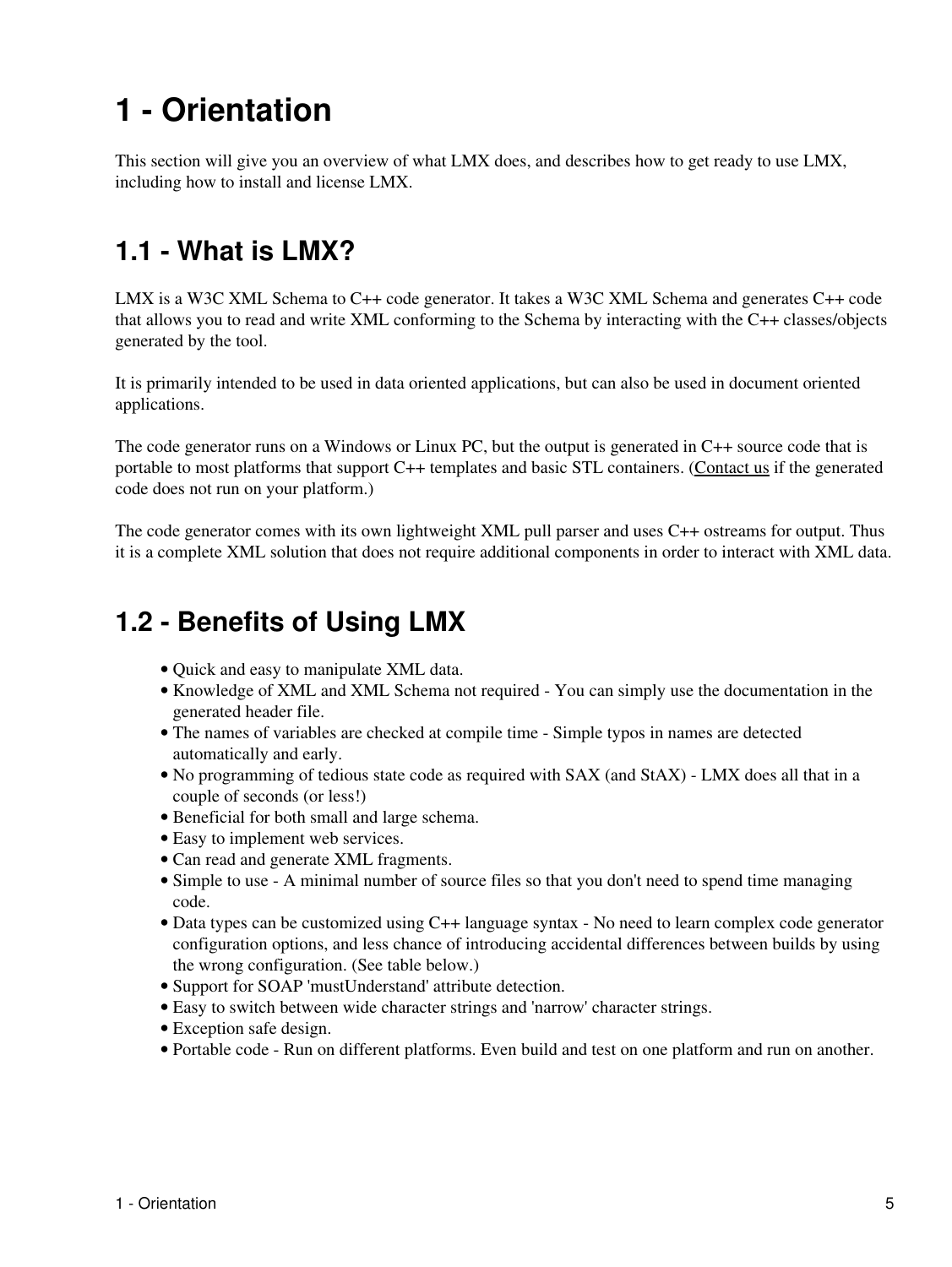# 1 - Orientation

This section will give you an overview of what LMX does, and describes how to get ready to use LMX, including how to install and license LMX.

## 1.1 - What is LMX?

LMX is a W3C XML Schema to C++ code generator. It takes a W3C XML Schema and generates C++ code that allows you to read and write XML conforming to the Schema by interacting with the C++ classes/objects generated by the tool.

It is primarily intended to be used in data oriented applications, but can also be used in document oriented applications.

The code generator runs on a Windows or Linux PC, but the output is generated in C++ source code that is portable to most platforms that support C++ templates and basic STL containers. (Contact us if the generated code does not run on your platform.)

The code generator comes with its own lightweight XML pull parser and uses C++ ostreams for output. Thus it is a complete XML solution that does not require additional components in order to interact with XML data.

## 1.2 - Benefits of Using LMX

- Quick and easy to manipulate XML data.
- Knowledge of XML and XML Schema not required - You can simply use the documentation in the generated header file.
- The names of variables are checked at compile time - Simple typos in names are detected automatically and early.
- No programming of tedious state code as required with SAX (and StAX) - LMX does all that in a couple of seconds (or less!)
- Beneficial for both small and large schema.
- Easy to implement web services.
- Can read and generate XML fragments.
- Simple to use - A minimal number of source files so that you don't need to spend time managing code.
- Data types can be customized using C++ language syntax - No need to learn complex code generator configuration options, and less chance of introducing accidental differences between builds by using the wrong configuration. (See table below.)
- Support for SOAP 'mustUnderstand' attribute detection.
- Easy to switch between wide character strings and 'narrow' character strings.
- Exception safe design.
- Portable code - Run on different platforms. Even build and test on one platform and run on another.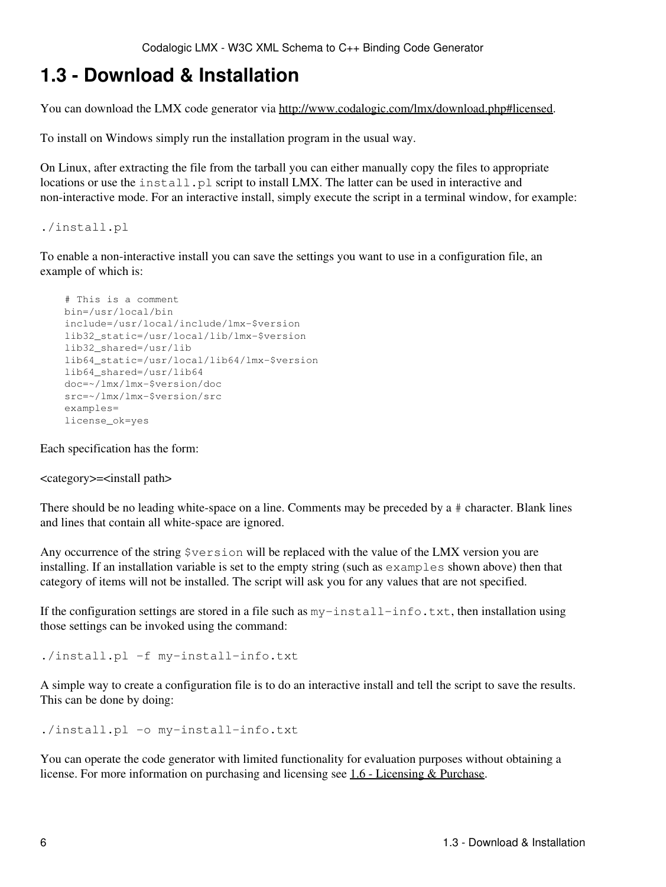# 1.3 - Download & Installation

You can download the LMX code generator via [http://www.codalogic.com/lmx/download.php#licensed](http://www.codalogic.com/lmx/download.php#licensed).

To install on Windows simply run the installation program in the usual way.

On Linux, after extracting the file from the tarball you can either manually copy the files to appropriate locations or use the `install.pl` script to install LMX. The latter can be used in interactive and non-interactive mode. For an interactive install, simply execute the script in a terminal window, for example:

```
./install.pl
```

To enable a non-interactive install you can save the settings you want to use in a configuration file, an example of which is:

```
# This is a comment
bin=/usr/local/bin
include=/usr/local/include/lmx-$version
lib32_static=/usr/local/lib/lmx-$version
lib32_shared=/usr/lib
lib64_static=/usr/local/lib64/lmx-$version
lib64_shared=/usr/lib64
doc=~/lmx/lmx-$version/doc
src=~/lmx/lmx-$version/src
examples=
license_ok=yes
```

Each specification has the form:

<category>=<install path>

There should be no leading white-space on a line. Comments may be preceded by a `#` character. Blank lines and lines that contain all white-space are ignored.

Any occurrence of the string `$version` will be replaced with the value of the LMX version you are installing. If an installation variable is set to the empty string (such as `examples` shown above) then that category of items will not be installed. The script will ask you for any values that are not specified.

If the configuration settings are stored in a file such as `my-install-info.txt`, then installation using those settings can be invoked using the command:

```
./install.pl -f my-install-info.txt
```

A simple way to create a configuration file is to do an interactive install and tell the script to save the results. This can be done by doing:

```
./install.pl -o my-install-info.txt
```

You can operate the code generator with limited functionality for evaluation purposes without obtaining a license. For more information on purchasing and licensing see 1.6 - Licensing & Purchase.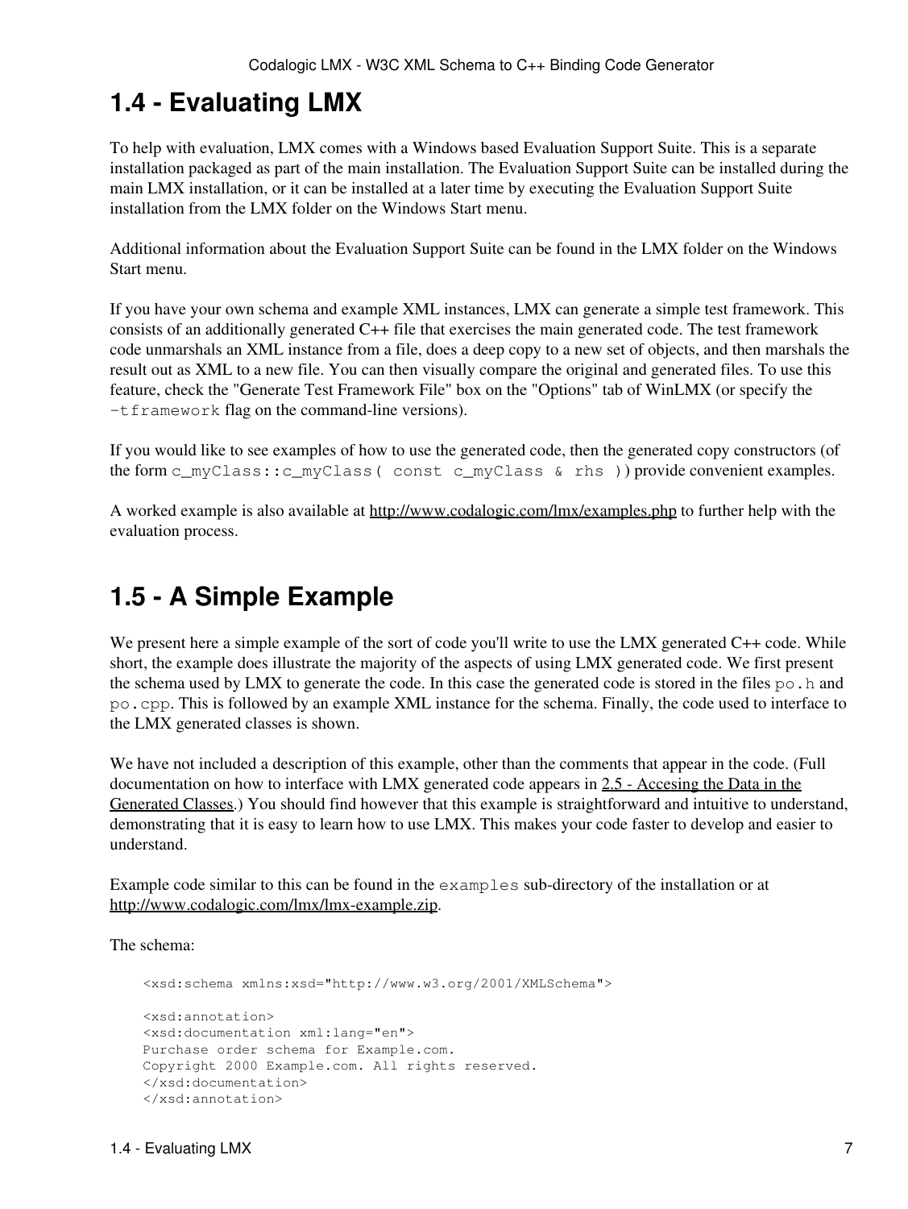## 1.4 - Evaluating LMX

To help with evaluation, LMX comes with a Windows based Evaluation Support Suite. This is a separate installation packaged as part of the main installation. The Evaluation Support Suite can be installed during the main LMX installation, or it can be installed at a later time by executing the Evaluation Support Suite installation from the LMX folder on the Windows Start menu.

Additional information about the Evaluation Support Suite can be found in the LMX folder on the Windows Start menu.

If you have your own schema and example XML instances, LMX can generate a simple test framework. This consists of an additionally generated C++ file that exercises the main generated code. The test framework code unmarshals an XML instance from a file, does a deep copy to a new set of objects, and then marshals the result out as XML to a new file. You can then visually compare the original and generated files. To use this feature, check the "Generate Test Framework File" box on the "Options" tab of WinLMX (or specify the `-tframework` flag on the command-line versions).

If you would like to see examples of how to use the generated code, then the generated copy constructors (of the form `c_myClass::c_myClass( const c_myClass & rhs )`) provide convenient examples.

A worked example is also available at http://www.codalogic.com/lmx/examples.php to further help with the evaluation process.

## 1.5 - A Simple Example

We present here a simple example of the sort of code you'll write to use the LMX generated C++ code. While short, the example does illustrate the majority of the aspects of using LMX generated code. We first present the schema used by LMX to generate the code. In this case the generated code is stored in the files `po.h` and `po.cpp`. This is followed by an example XML instance for the schema. Finally, the code used to interface to the LMX generated classes is shown.

We have not included a description of this example, other than the comments that appear in the code. (Full documentation on how to interface with LMX generated code appears in 2.5 - Accesing the Data in the Generated Classes.) You should find however that this example is straightforward and intuitive to understand, demonstrating that it is easy to learn how to use LMX. This makes your code faster to develop and easier to understand.

Example code similar to this can be found in the `examples` sub-directory of the installation or at http://www.codalogic.com/lmx/lmx-example.zip.

The schema:

```
<xsd:schema xmlns:xsd="http://www.w3.org/2001/XMLSchema">

<xsd:annotation>
<xsd:documentation xml:lang="en">
Purchase order schema for Example.com.
Copyright 2000 Example.com. All rights reserved.
</xsd:documentation>
</xsd:annotation>
```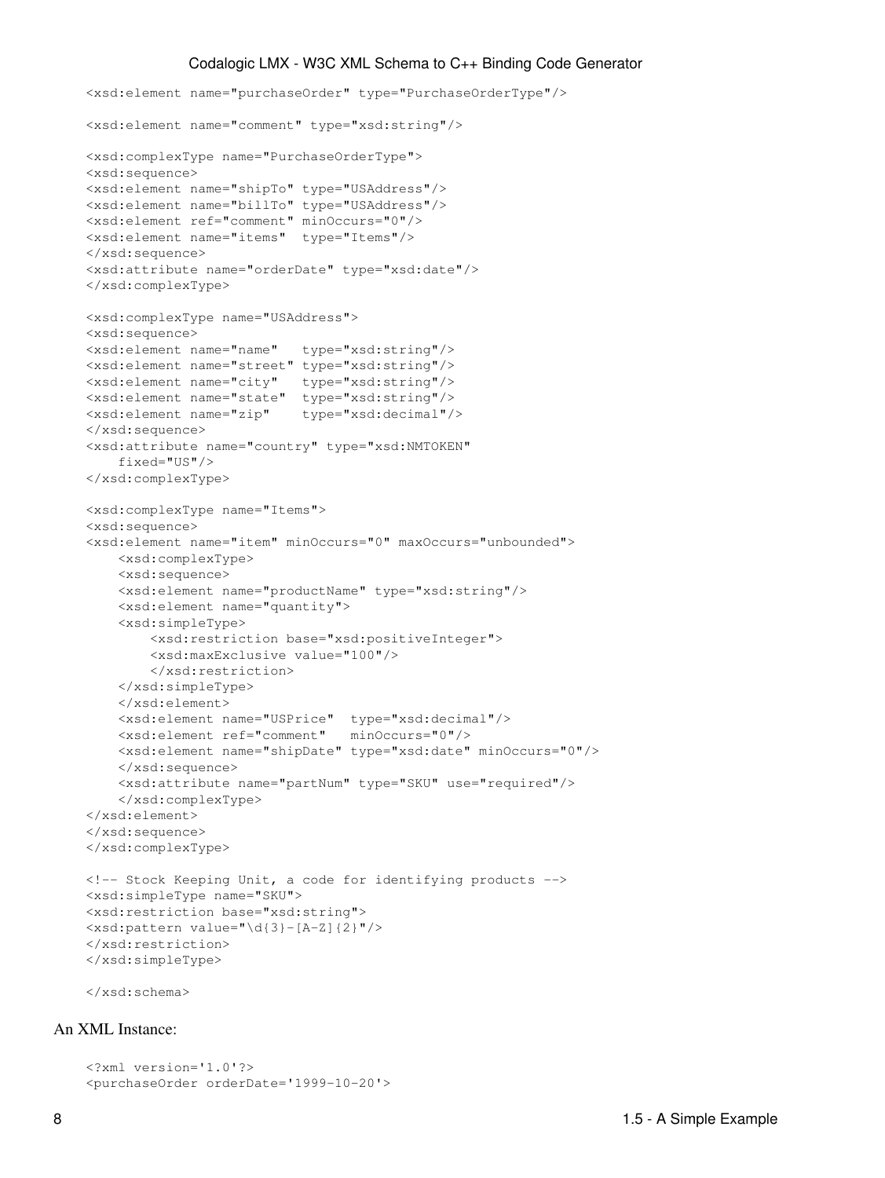```
<xsd:element name="purchaseOrder" type="PurchaseOrderType"/>

<xsd:element name="comment" type="xsd:string"/>

<xsd:complexType name="PurchaseOrderType">
<xsd:sequence>
<xsd:element name="shipTo" type="USAddress"/>
<xsd:element name="billTo" type="USAddress"/>
<xsd:element ref="comment" minOccurs="0"/>
<xsd:element name="items"  type="Items"/>
</xsd:sequence>
<xsd:attribute name="orderDate" type="xsd:date"/>
</xsd:complexType>

<xsd:complexType name="USAddress">
<xsd:sequence>
<xsd:element name="name"   type="xsd:string"/>
<xsd:element name="street" type="xsd:string"/>
<xsd:element name="city"   type="xsd:string"/>
<xsd:element name="state"  type="xsd:string"/>
<xsd:element name="zip"    type="xsd:decimal"/>
</xsd:sequence>
<xsd:attribute name="country" type="xsd:NMTOKEN"
    fixed="US"/>
</xsd:complexType>

<xsd:complexType name="Items">
<xsd:sequence>
<xsd:element name="item" minOccurs="0" maxOccurs="unbounded">
    <xsd:complexType>
    <xsd:sequence>
    <xsd:element name="productName" type="xsd:string"/>
    <xsd:element name="quantity">
    <xsd:simpleType>
        <xsd:restriction base="xsd:positiveInteger">
        <xsd:maxExclusive value="100"/>
        </xsd:restriction>
    </xsd:simpleType>
    </xsd:element>
    <xsd:element name="USPrice"  type="xsd:decimal"/>
    <xsd:element ref="comment"   minOccurs="0"/>
    <xsd:element name="shipDate" type="xsd:date" minOccurs="0"/>
    </xsd:sequence>
    <xsd:attribute name="partNum" type="SKU" use="required"/>
    </xsd:complexType>
</xsd:element>
</xsd:sequence>
</xsd:complexType>

<!-- Stock Keeping Unit, a code for identifying products -->
<xsd:simpleType name="SKU">
<xsd:restriction base="xsd:string">
<xsd:pattern value="\d{3}-[A-Z]{2}"/>
</xsd:restriction>
</xsd:simpleType>

</xsd:schema>
```

An XML Instance:

```
<?xml version='1.0'?>
<purchaseOrder orderDate='1999-10-20'>
```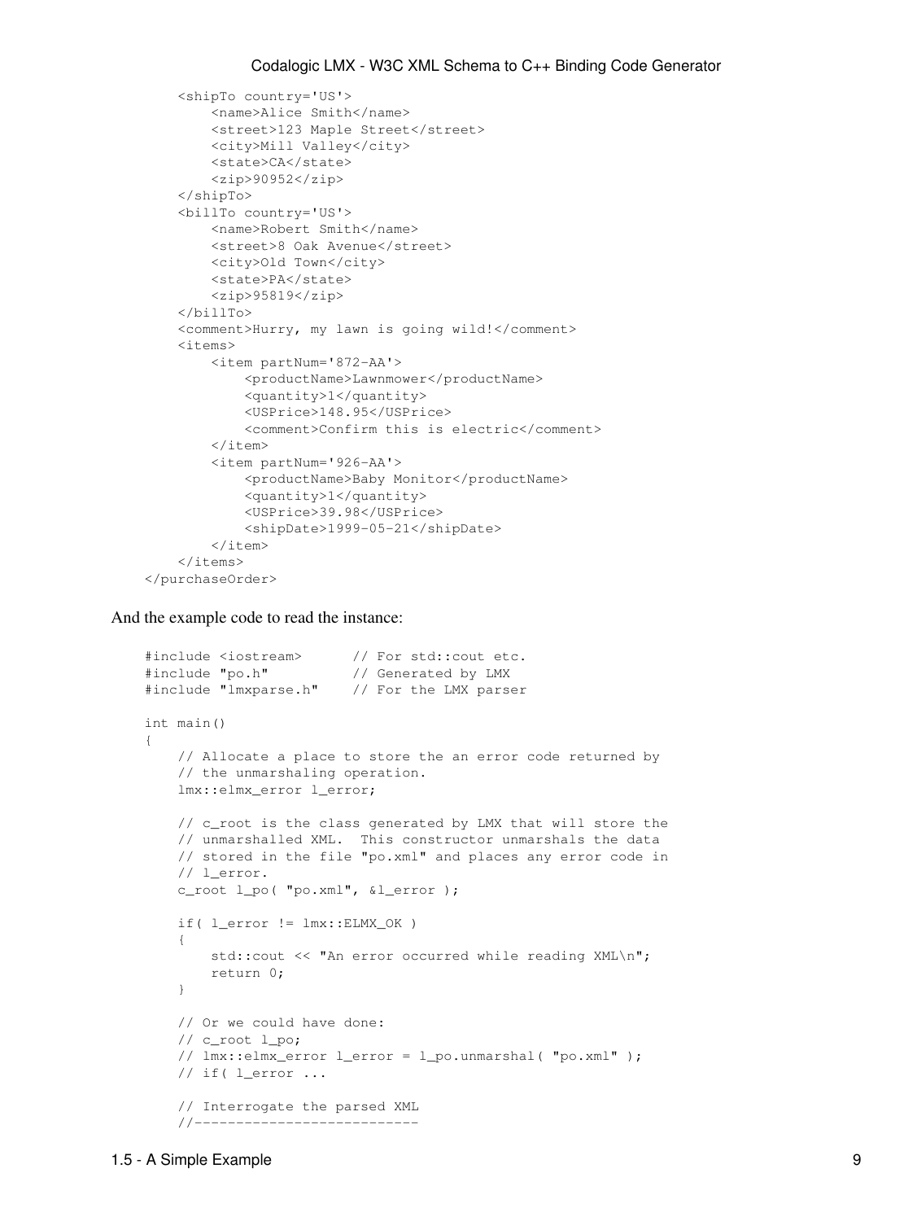```
    <shipTo country='US'>
        <name>Alice Smith</name>
        <street>123 Maple Street</street>
        <city>Mill Valley</city>
        <state>CA</state>
        <zip>90952</zip>
    </shipTo>
    <billTo country='US'>
        <name>Robert Smith</name>
        <street>8 Oak Avenue</street>
        <city>Old Town</city>
        <state>PA</state>
        <zip>95819</zip>
    </billTo>
    <comment>Hurry, my lawn is going wild!</comment>
    <items>
        <item partNum='872-AA'>
            <productName>Lawnmower</productName>
            <quantity>1</quantity>
            <USPrice>148.95</USPrice>
            <comment>Confirm this is electric</comment>
        </item>
        <item partNum='926-AA'>
            <productName>Baby Monitor</productName>
            <quantity>1</quantity>
            <USPrice>39.98</USPrice>
            <shipDate>1999-05-21</shipDate>
        </item>
    </items>
</purchaseOrder>
```

And the example code to read the instance:

```
#include <iostream>      // For std::cout etc.
#include "po.h"          // Generated by LMX
#include "lmxparse.h"    // For the LMX parser

int main()
{
    // Allocate a place to store the an error code returned by
    // the unmarshaling operation.
    lmx::elmx_error l_error;

    // c_root is the class generated by LMX that will store the
    // unmarshalled XML.  This constructor unmarshals the data
    // stored in the file "po.xml" and places any error code in
    // l_error.
    c_root l_po( "po.xml", &l_error );

    if( l_error != lmx::ELMX_OK )
    {
        std::cout << "An error occurred while reading XML\n";
        return 0;
    }

    // Or we could have done:
    // c_root l_po;
    // lmx::elmx_error l_error = l_po.unmarshal( "po.xml" );
    // if( l_error ...

    // Interrogate the parsed XML
    //--------------------------
```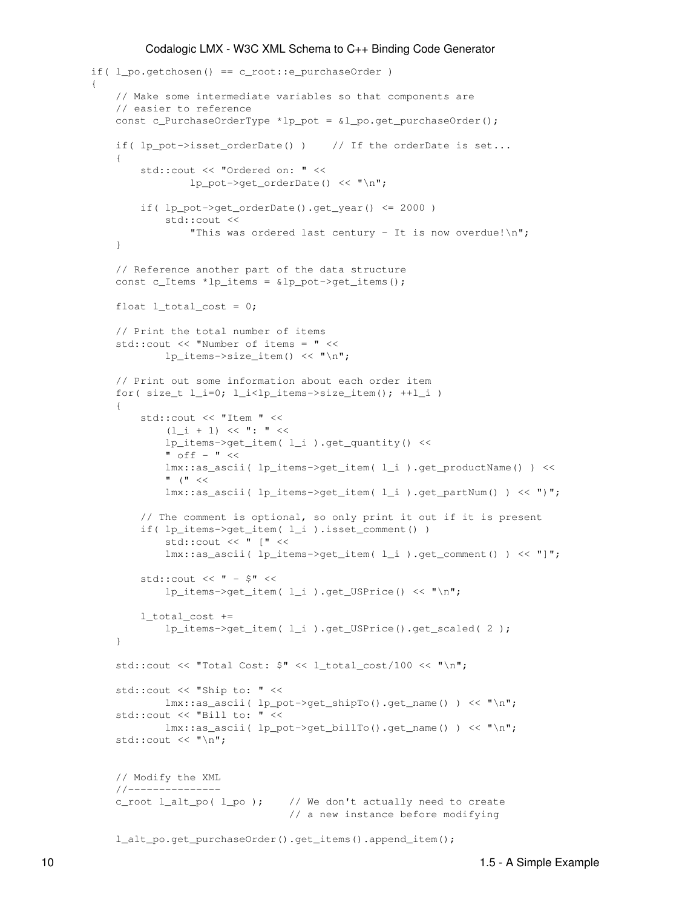```
if( l_po.getchosen() == c_root::e_purchaseOrder )
{
    // Make some intermediate variables so that components are
    // easier to reference
    const c_PurchaseOrderType *lp_pot = &l_po.get_purchaseOrder();

    if( lp_pot->isset_orderDate() )    // If the orderDate is set...
    {
        std::cout << "Ordered on: " <<
                lp_pot->get_orderDate() << "\n";

        if( lp_pot->get_orderDate().get_year() <= 2000 )
            std::cout <<
                "This was ordered last century - It is now overdue!\n";
    }

    // Reference another part of the data structure
    const c_Items *lp_items = &lp_pot->get_items();

    float l_total_cost = 0;

    // Print the total number of items
    std::cout << "Number of items = " <<
            lp_items->size_item() << "\n";

    // Print out some information about each order item
    for( size_t l_i=0; l_i<lp_items->size_item(); ++l_i )
    {
        std::cout << "Item " <<
            (l_i + 1) << ": " <<
            lp_items->get_item( l_i ).get_quantity() <<
            " off - " <<
            lmx::as_ascii( lp_items->get_item( l_i ).get_productName() ) <<
            " (" <<
            lmx::as_ascii( lp_items->get_item( l_i ).get_partNum() ) << ")";

        // The comment is optional, so only print it out if it is present
        if( lp_items->get_item( l_i ).isset_comment() )
            std::cout << " [" <<
            lmx::as_ascii( lp_items->get_item( l_i ).get_comment() ) << "]";

        std::cout << " - $" <<
            lp_items->get_item( l_i ).get_USPrice() << "\n";

        l_total_cost +=
            lp_items->get_item( l_i ).get_USPrice().get_scaled( 2 );
    }

    std::cout << "Total Cost: $" << l_total_cost/100 << "\n";

    std::cout << "Ship to: " <<
            lmx::as_ascii( lp_pot->get_shipTo().get_name() ) << "\n";
    std::cout << "Bill to: " <<
            lmx::as_ascii( lp_pot->get_billTo().get_name() ) << "\n";
    std::cout << "\n";


    // Modify the XML
    //---------------
    c_root l_alt_po( l_po );    // We don't actually need to create
                                // a new instance before modifying

    l_alt_po.get_purchaseOrder().get_items().append_item();
```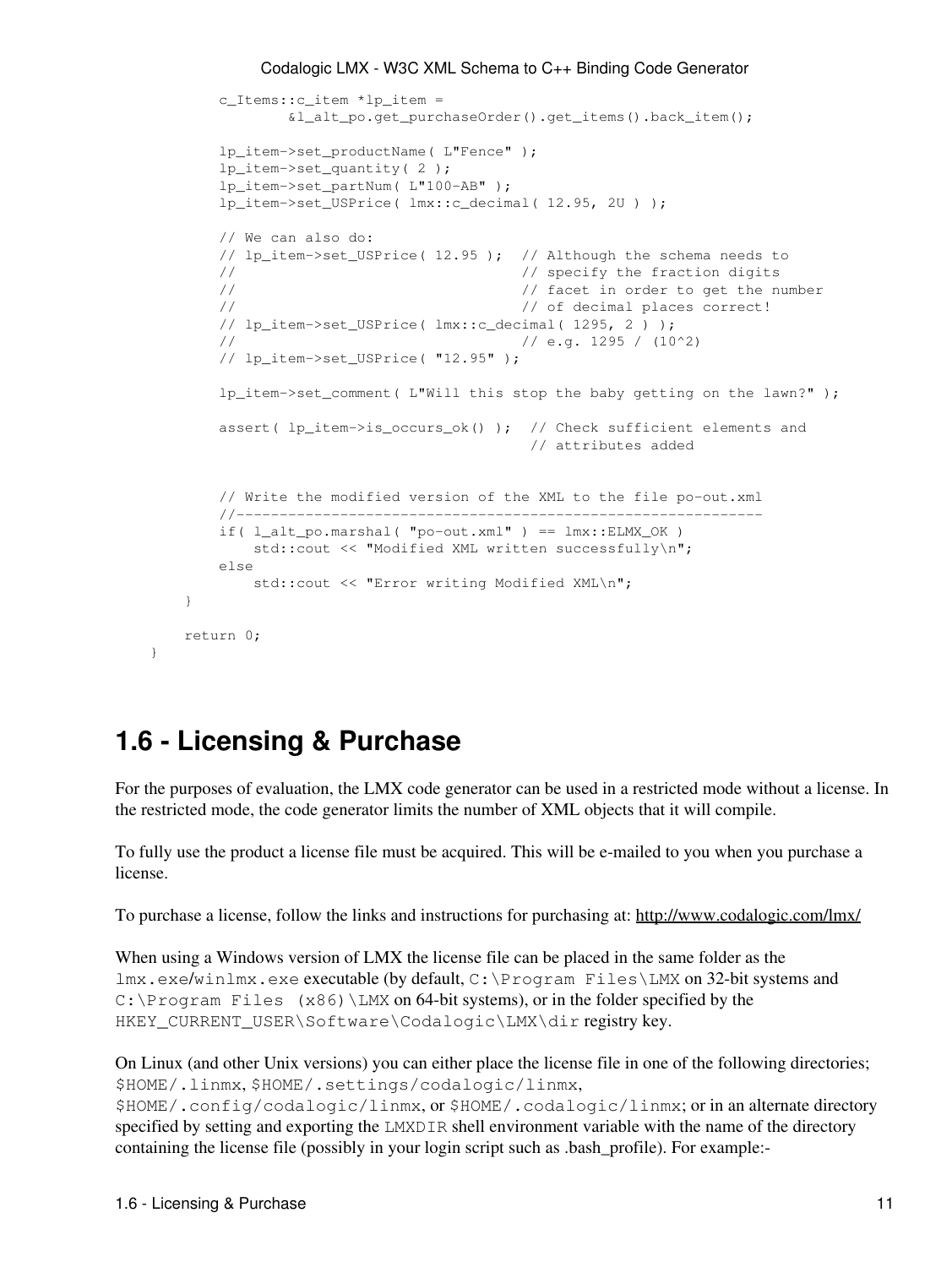```
        c_Items::c_item *lp_item =
                &l_alt_po.get_purchaseOrder().get_items().back_item();

        lp_item->set_productName( L"Fence" );
        lp_item->set_quantity( 2 );
        lp_item->set_partNum( L"100-AB" );
        lp_item->set_USPrice( lmx::c_decimal( 12.95, 2U ) );

        // We can also do:
        // lp_item->set_USPrice( 12.95 );  // Although the schema needs to
        //                                 // specify the fraction digits
        //                                 // facet in order to get the number
        //                                 // of decimal places correct!
        // lp_item->set_USPrice( lmx::c_decimal( 1295, 2 ) );
        //                                 // e.g. 1295 / (10^2)
        // lp_item->set_USPrice( "12.95" );

        lp_item->set_comment( L"Will this stop the baby getting on the lawn?" );

        assert( lp_item->is_occurs_ok() );  // Check sufficient elements and
                                            // attributes added


        // Write the modified version of the XML to the file po-out.xml
        //-------------------------------------------------------------
        if( l_alt_po.marshal( "po-out.xml" ) == lmx::ELMX_OK )
            std::cout << "Modified XML written successfully\n";
        else
            std::cout << "Error writing Modified XML\n";
    }

    return 0;
}
```

# 1.6 - Licensing & Purchase

For the purposes of evaluation, the LMX code generator can be used in a restricted mode without a license. In the restricted mode, the code generator limits the number of XML objects that it will compile.

To fully use the product a license file must be acquired. This will be e-mailed to you when you purchase a license.

To purchase a license, follow the links and instructions for purchasing at: http://www.codalogic.com/lmx/

When using a Windows version of LMX the license file can be placed in the same folder as the `lmx.exe`/`winlmx.exe` executable (by default, `C:\Program Files\LMX` on 32-bit systems and `C:\Program Files (x86)\LMX` on 64-bit systems), or in the folder specified by the `HKEY_CURRENT_USER\Software\Codalogic\LMX\dir` registry key.

On Linux (and other Unix versions) you can either place the license file in one of the following directories; `$HOME/.linmx`, `$HOME/.settings/codalogic/linmx`, `$HOME/.config/codalogic/linmx`, or `$HOME/.codalogic/linmx`; or in an alternate directory specified by setting and exporting the `LMXDIR` shell environment variable with the name of the directory containing the license file (possibly in your login script such as .bash_profile). For example:-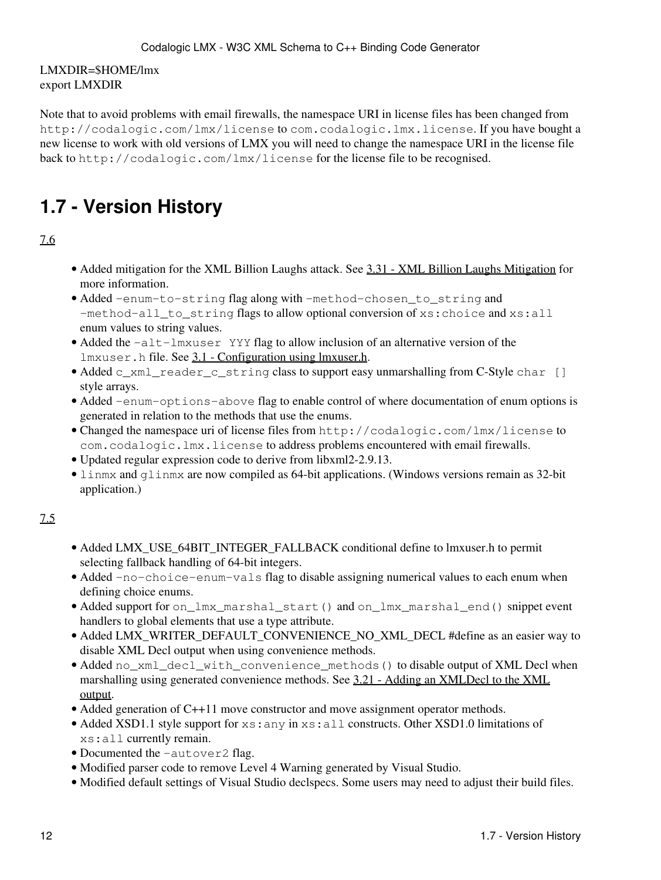LMXDIR=$HOME/lmx
export LMXDIR

Note that to avoid problems with email firewalls, the namespace URI in license files has been changed from `http://codalogic.com/lmx/license` to `com.codalogic.lmx.license`. If you have bought a new license to work with old versions of LMX you will need to change the namespace URI in the license file back to `http://codalogic.com/lmx/license` for the license file to be recognised.

## 1.7 - Version History

7.6

- Added mitigation for the XML Billion Laughs attack. See 3.31 - XML Billion Laughs Mitigation for more information.
- Added `-enum-to-string` flag along with `-method-chosen_to_string` and `-method-all_to_string` flags to allow optional conversion of `xs:choice` and `xs:all` enum values to string values.
- Added the `-alt-lmxuser YYY` flag to allow inclusion of an alternative version of the `lmxuser.h` file. See 3.1 - Configuration using lmxuser.h.
- Added `c_xml_reader_c_string` class to support easy unmarshalling from C-Style `char []` style arrays.
- Added `-enum-options-above` flag to enable control of where documentation of enum options is generated in relation to the methods that use the enums.
- Changed the namespace uri of license files from `http://codalogic.com/lmx/license` to `com.codalogic.lmx.license` to address problems encountered with email firewalls.
- Updated regular expression code to derive from libxml2-2.9.13.
- `linmx` and `glinmx` are now compiled as 64-bit applications. (Windows versions remain as 32-bit application.)

7.5

- Added LMX_USE_64BIT_INTEGER_FALLBACK conditional define to lmxuser.h to permit selecting fallback handling of 64-bit integers.
- Added `-no-choice-enum-vals` flag to disable assigning numerical values to each enum when defining choice enums.
- Added support for `on_lmx_marshal_start()` and `on_lmx_marshal_end()` snippet event handlers to global elements that use a type attribute.
- Added LMX_WRITER_DEFAULT_CONVENIENCE_NO_XML_DECL #define as an easier way to disable XML Decl output when using convenience methods.
- Added `no_xml_decl_with_convenience_methods()` to disable output of XML Decl when marshalling using generated convenience methods. See 3.21 - Adding an XMLDecl to the XML output.
- Added generation of C++11 move constructor and move assignment operator methods.
- Added XSD1.1 style support for `xs:any` in `xs:all` constructs. Other XSD1.0 limitations of `xs:all` currently remain.
- Documented the `-autover2` flag.
- Modified parser code to remove Level 4 Warning generated by Visual Studio.
- Modified default settings of Visual Studio declspecs. Some users may need to adjust their build files.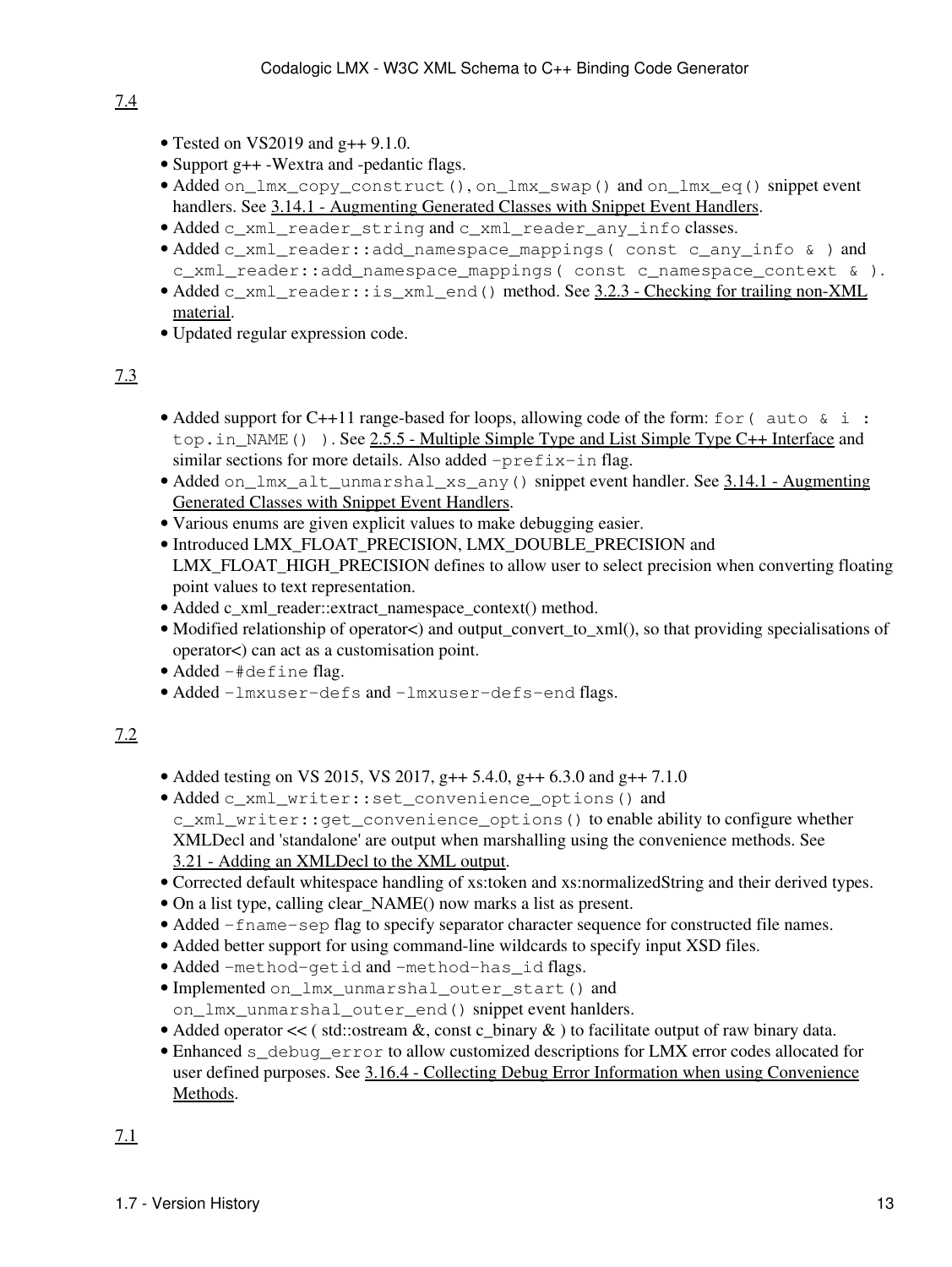7.4

- Tested on VS2019 and g++ 9.1.0.
- Support g++ -Wextra and -pedantic flags.
- Added `on_lmx_copy_construct()`, `on_lmx_swap()` and `on_lmx_eq()` snippet event handlers. See 3.14.1 - Augmenting Generated Classes with Snippet Event Handlers.
- Added `c_xml_reader_string` and `c_xml_reader_any_info` classes.
- Added `c_xml_reader::add_namespace_mappings( const c_any_info & )` and `c_xml_reader::add_namespace_mappings( const c_namespace_context & )`.
- Added `c_xml_reader::is_xml_end()` method. See 3.2.3 - Checking for trailing non-XML material.
- Updated regular expression code.

7.3

- Added support for C++11 range-based for loops, allowing code of the form: `for( auto & i : top.in_NAME() )`. See 2.5.5 - Multiple Simple Type and List Simple Type C++ Interface and similar sections for more details. Also added `-prefix-in` flag.
- Added `on_lmx_alt_unmarshal_xs_any()` snippet event handler. See 3.14.1 - Augmenting Generated Classes with Snippet Event Handlers.
- Various enums are given explicit values to make debugging easier.
- Introduced LMX_FLOAT_PRECISION, LMX_DOUBLE_PRECISION and LMX_FLOAT_HIGH_PRECISION defines to allow user to select precision when converting floating point values to text representation.
- Added c_xml_reader::extract_namespace_context() method.
- Modified relationship of operator<) and output_convert_to_xml(), so that providing specialisations of operator<) can act as a customisation point.
- Added `-#define` flag.
- Added `-lmxuser-defs` and `-lmxuser-defs-end` flags.

7.2

- Added testing on VS 2015, VS 2017, g++ 5.4.0, g++ 6.3.0 and g++ 7.1.0
- Added `c_xml_writer::set_convenience_options()` and `c_xml_writer::get_convenience_options()` to enable ability to configure whether XMLDecl and 'standalone' are output when marshalling using the convenience methods. See 3.21 - Adding an XMLDecl to the XML output.
- Corrected default whitespace handling of xs:token and xs:normalizedString and their derived types.
- On a list type, calling clear_NAME() now marks a list as present.
- Added `-fname-sep` flag to specify separator character sequence for constructed file names.
- Added better support for using command-line wildcards to specify input XSD files.
- Added `-method-getid` and `-method-has_id` flags.
- Implemented `on_lmx_unmarshal_outer_start()` and `on_lmx_unmarshal_outer_end()` snippet event hanlders.
- Added operator << ( std::ostream &, const c_binary & ) to facilitate output of raw binary data.
- Enhanced `s_debug_error` to allow customized descriptions for LMX error codes allocated for user defined purposes. See 3.16.4 - Collecting Debug Error Information when using Convenience Methods.

7.1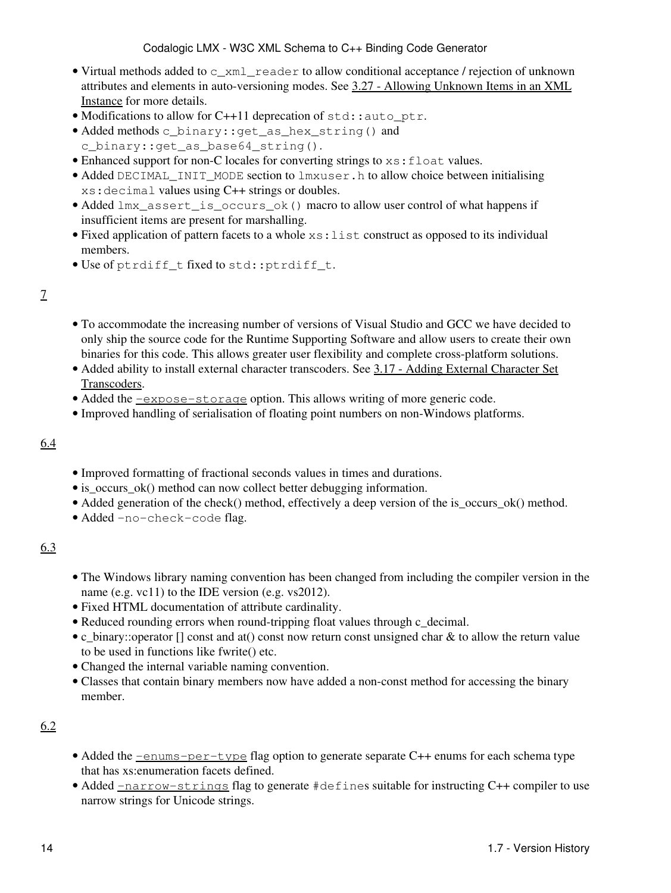- Virtual methods added to `c_xml_reader` to allow conditional acceptance / rejection of unknown attributes and elements in auto-versioning modes. See 3.27 - Allowing Unknown Items in an XML Instance for more details.
- Modifications to allow for C++11 deprecation of `std::auto_ptr`.
- Added methods `c_binary::get_as_hex_string()` and `c_binary::get_as_base64_string()`.
- Enhanced support for non-C locales for converting strings to `xs:float` values.
- Added `DECIMAL_INIT_MODE` section to `lmxuser.h` to allow choice between initialising `xs:decimal` values using C++ strings or doubles.
- Added `lmx_assert_is_occurs_ok()` macro to allow user control of what happens if insufficient items are present for marshalling.
- Fixed application of pattern facets to a whole `xs:list` construct as opposed to its individual members.
- Use of `ptrdiff_t` fixed to `std::ptrdiff_t`.

## 7

- To accommodate the increasing number of versions of Visual Studio and GCC we have decided to only ship the source code for the Runtime Supporting Software and allow users to create their own binaries for this code. This allows greater user flexibility and complete cross-platform solutions.
- Added ability to install external character transcoders. See 3.17 - Adding External Character Set Transcoders.
- Added the `-expose-storage` option. This allows writing of more generic code.
- Improved handling of serialisation of floating point numbers on non-Windows platforms.

## 6.4

- Improved formatting of fractional seconds values in times and durations.
- is_occurs_ok() method can now collect better debugging information.
- Added generation of the check() method, effectively a deep version of the is_occurs_ok() method.
- Added `-no-check-code` flag.

## 6.3

- The Windows library naming convention has been changed from including the compiler version in the name (e.g. vc11) to the IDE version (e.g. vs2012).
- Fixed HTML documentation of attribute cardinality.
- Reduced rounding errors when round-tripping float values through c_decimal.
- c_binary::operator [] const and at() const now return const unsigned char & to allow the return value to be used in functions like fwrite() etc.
- Changed the internal variable naming convention.
- Classes that contain binary members now have added a non-const method for accessing the binary member.

## 6.2

- Added the `-enums-per-type` flag option to generate separate C++ enums for each schema type that has xs:enumeration facets defined.
- Added `-narrow-strings` flag to generate `#define`s suitable for instructing C++ compiler to use narrow strings for Unicode strings.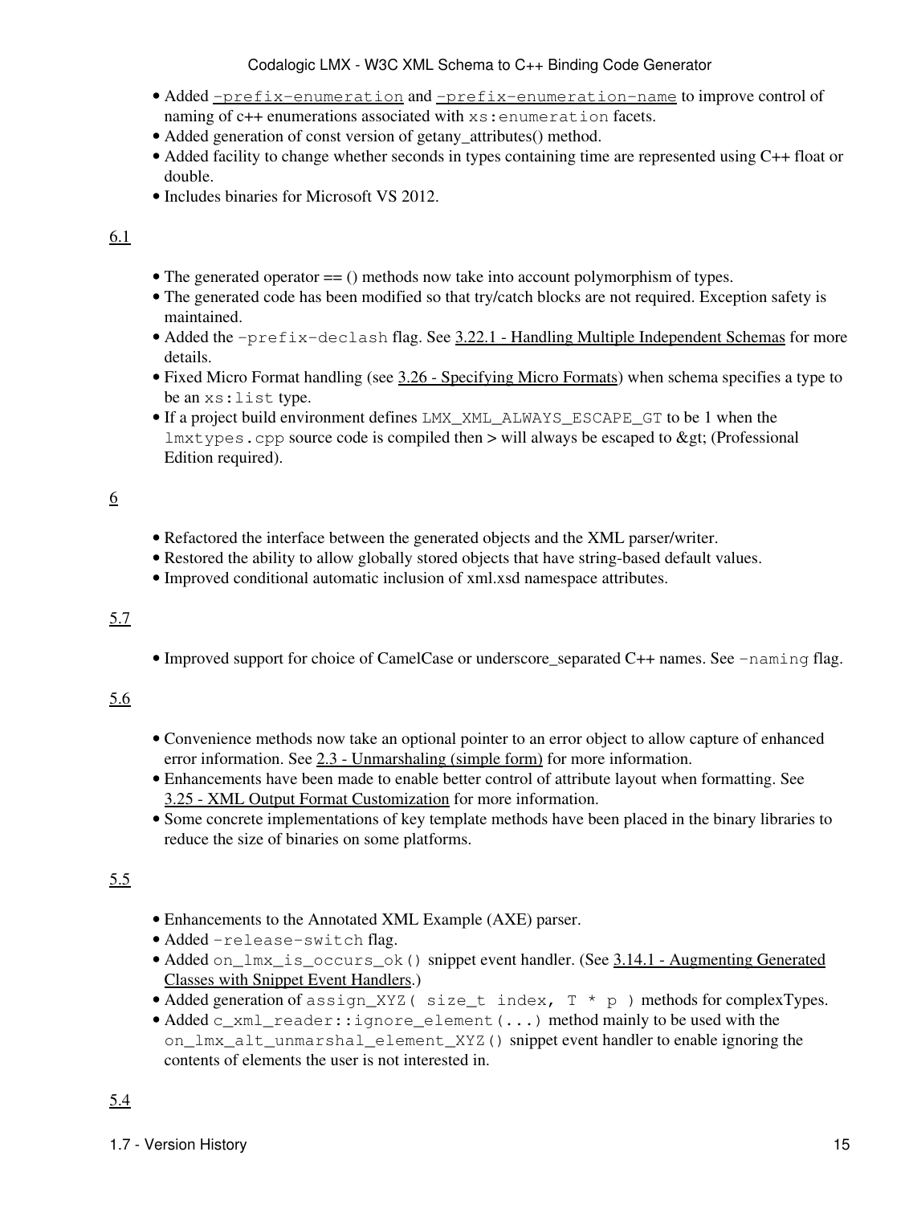- Added -prefix-enumeration and -prefix-enumeration-name to improve control of naming of c++ enumerations associated with xs:enumeration facets.
- Added generation of const version of getany_attributes() method.
- Added facility to change whether seconds in types containing time are represented using C++ float or double.
- Includes binaries for Microsoft VS 2012.

## 6.1

- The generated operator == () methods now take into account polymorphism of types.
- The generated code has been modified so that try/catch blocks are not required. Exception safety is maintained.
- Added the -prefix-declash flag. See 3.22.1 - Handling Multiple Independent Schemas for more details.
- Fixed Micro Format handling (see 3.26 - Specifying Micro Formats) when schema specifies a type to be an xs:list type.
- If a project build environment defines LMX_XML_ALWAYS_ESCAPE_GT to be 1 when the lmxtypes.cpp source code is compiled then > will always be escaped to &gt; (Professional Edition required).

## 6

- Refactored the interface between the generated objects and the XML parser/writer.
- Restored the ability to allow globally stored objects that have string-based default values.
- Improved conditional automatic inclusion of xml.xsd namespace attributes.

## 5.7

- Improved support for choice of CamelCase or underscore_separated C++ names. See -naming flag.

## 5.6

- Convenience methods now take an optional pointer to an error object to allow capture of enhanced error information. See 2.3 - Unmarshaling (simple form) for more information.
- Enhancements have been made to enable better control of attribute layout when formatting. See 3.25 - XML Output Format Customization for more information.
- Some concrete implementations of key template methods have been placed in the binary libraries to reduce the size of binaries on some platforms.

## 5.5

- Enhancements to the Annotated XML Example (AXE) parser.
- Added -release-switch flag.
- Added on_lmx_is_occurs_ok() snippet event handler. (See 3.14.1 - Augmenting Generated Classes with Snippet Event Handlers.)
- Added generation of assign_XYZ( size_t index, T * p ) methods for complexTypes.
- Added c_xml_reader::ignore_element(...) method mainly to be used with the on_lmx_alt_unmarshal_element_XYZ() snippet event handler to enable ignoring the contents of elements the user is not interested in.

## 5.4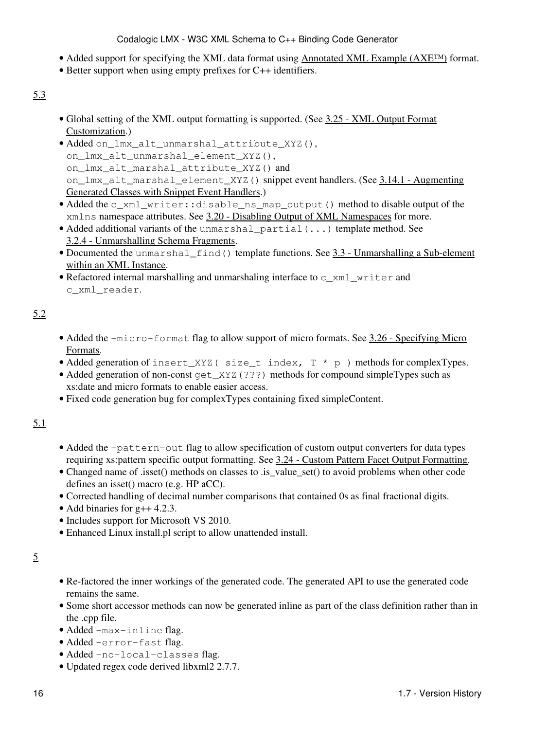- Added support for specifying the XML data format using Annotated XML Example (AXE™) format.
- Better support when using empty prefixes for C++ identifiers.

## 5.3

- Global setting of the XML output formatting is supported. (See 3.25 - XML Output Format Customization.)
- Added `on_lmx_alt_unmarshal_attribute_XYZ()`, `on_lmx_alt_unmarshal_element_XYZ()`, `on_lmx_alt_marshal_attribute_XYZ()` and `on_lmx_alt_marshal_element_XYZ()` snippet event handlers. (See 3.14.1 - Augmenting Generated Classes with Snippet Event Handlers.)
- Added the `c_xml_writer::disable_ns_map_output()` method to disable output of the `xmlns` namespace attributes. See 3.20 - Disabling Output of XML Namespaces for more.
- Added additional variants of the `unmarshal_partial(...)` template method. See 3.2.4 - Unmarshalling Schema Fragments.
- Documented the `unmarshal_find()` template functions. See 3.3 - Unmarshalling a Sub-element within an XML Instance.
- Refactored internal marshalling and unmarshaling interface to `c_xml_writer` and `c_xml_reader`.

## 5.2

- Added the `-micro-format` flag to allow support of micro formats. See 3.26 - Specifying Micro Formats.
- Added generation of `insert_XYZ( size_t index, T * p )` methods for complexTypes.
- Added generation of non-const `get_XYZ(???)` methods for compound simpleTypes such as xs:date and micro formats to enable easier access.
- Fixed code generation bug for complexTypes containing fixed simpleContent.

## 5.1

- Added the `-pattern-out` flag to allow specification of custom output converters for data types requiring xs:pattern specific output formatting. See 3.24 - Custom Pattern Facet Output Formatting.
- Changed name of .isset() methods on classes to .is_value_set() to avoid problems when other code defines an isset() macro (e.g. HP aCC).
- Corrected handling of decimal number comparisons that contained 0s as final fractional digits.
- Add binaries for g++ 4.2.3.
- Includes support for Microsoft VS 2010.
- Enhanced Linux install.pl script to allow unattended install.

## 5

- Re-factored the inner workings of the generated code. The generated API to use the generated code remains the same.
- Some short accessor methods can now be generated inline as part of the class definition rather than in the .cpp file.
- Added `-max-inline` flag.
- Added `-error-fast` flag.
- Added `-no-local-classes` flag.
- Updated regex code derived libxml2 2.7.7.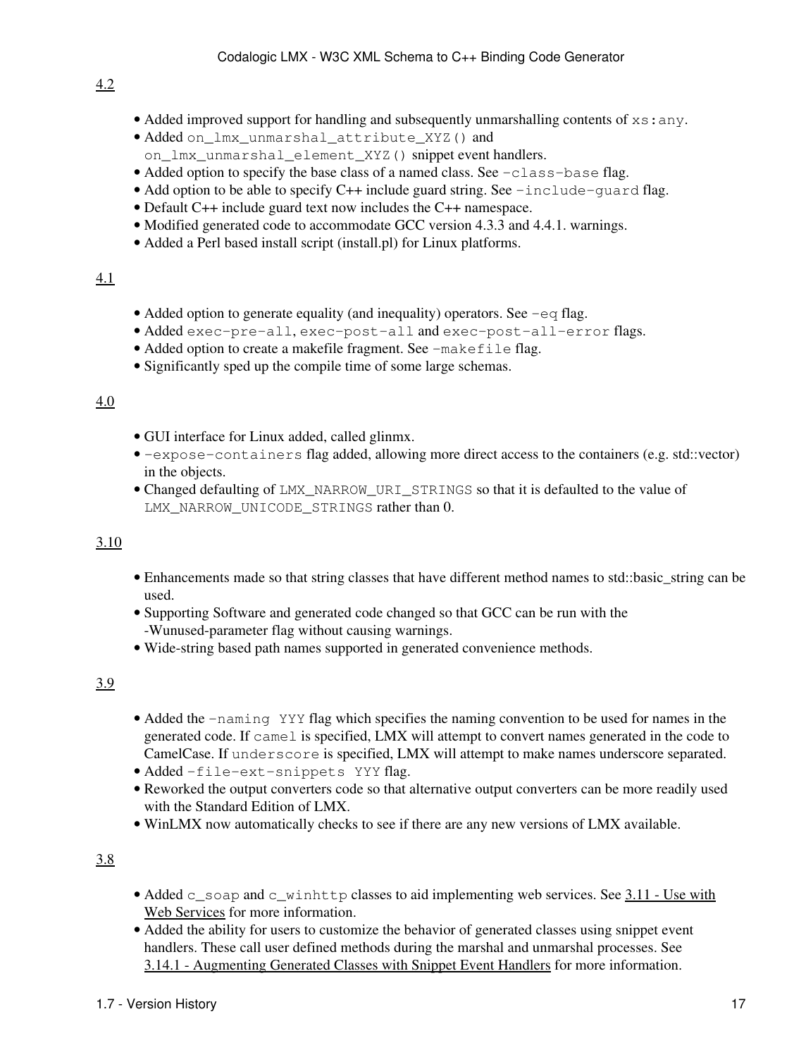4.2

- Added improved support for handling and subsequently unmarshalling contents of `xs:any`.
- Added `on_lmx_unmarshal_attribute_XYZ()` and `on_lmx_unmarshal_element_XYZ()` snippet event handlers.
- Added option to specify the base class of a named class. See `-class-base` flag.
- Add option to be able to specify C++ include guard string. See `-include-guard` flag.
- Default C++ include guard text now includes the C++ namespace.
- Modified generated code to accommodate GCC version 4.3.3 and 4.4.1. warnings.
- Added a Perl based install script (install.pl) for Linux platforms.

4.1

- Added option to generate equality (and inequality) operators. See `-eq` flag.
- Added `exec-pre-all`, `exec-post-all` and `exec-post-all-error` flags.
- Added option to create a makefile fragment. See `-makefile` flag.
- Significantly sped up the compile time of some large schemas.

4.0

- GUI interface for Linux added, called glinmx.
- `-expose-containers` flag added, allowing more direct access to the containers (e.g. std::vector) in the objects.
- Changed defaulting of `LMX_NARROW_URI_STRINGS` so that it is defaulted to the value of `LMX_NARROW_UNICODE_STRINGS` rather than 0.

3.10

- Enhancements made so that string classes that have different method names to std::basic_string can be used.
- Supporting Software and generated code changed so that GCC can be run with the -Wunused-parameter flag without causing warnings.
- Wide-string based path names supported in generated convenience methods.

3.9

- Added the `-naming YYY` flag which specifies the naming convention to be used for names in the generated code. If `camel` is specified, LMX will attempt to convert names generated in the code to CamelCase. If `underscore` is specified, LMX will attempt to make names underscore separated.
- Added `-file-ext-snippets YYY` flag.
- Reworked the output converters code so that alternative output converters can be more readily used with the Standard Edition of LMX.
- WinLMX now automatically checks to see if there are any new versions of LMX available.

3.8

- Added `c_soap` and `c_winhttp` classes to aid implementing web services. See 3.11 - Use with Web Services for more information.
- Added the ability for users to customize the behavior of generated classes using snippet event handlers. These call user defined methods during the marshal and unmarshal processes. See 3.14.1 - Augmenting Generated Classes with Snippet Event Handlers for more information.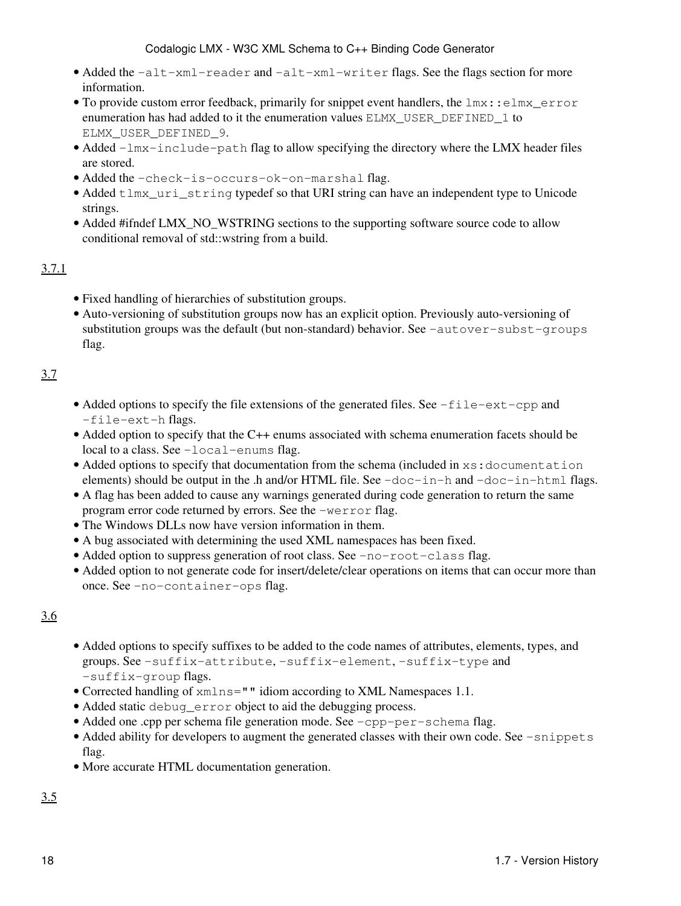- Added the `-alt-xml-reader` and `-alt-xml-writer` flags. See the flags section for more information.
- To provide custom error feedback, primarily for snippet event handlers, the `lmx::elmx_error` enumeration has had added to it the enumeration values `ELMX_USER_DEFINED_1` to `ELMX_USER_DEFINED_9`.
- Added `-lmx-include-path` flag to allow specifying the directory where the LMX header files are stored.
- Added the `-check-is-occurs-ok-on-marshal` flag.
- Added `tlmx_uri_string` typedef so that URI string can have an independent type to Unicode strings.
- Added #ifndef LMX_NO_WSTRING sections to the supporting software source code to allow conditional removal of std::wstring from a build.

### 3.7.1

- Fixed handling of hierarchies of substitution groups.
- Auto-versioning of substitution groups now has an explicit option. Previously auto-versioning of substitution groups was the default (but non-standard) behavior. See `-autover-subst-groups` flag.

### 3.7

- Added options to specify the file extensions of the generated files. See `-file-ext-cpp` and `-file-ext-h` flags.
- Added option to specify that the C++ enums associated with schema enumeration facets should be local to a class. See `-local-enums` flag.
- Added options to specify that documentation from the schema (included in `xs:documentation` elements) should be output in the .h and/or HTML file. See `-doc-in-h` and `-doc-in-html` flags.
- A flag has been added to cause any warnings generated during code generation to return the same program error code returned by errors. See the `-werror` flag.
- The Windows DLLs now have version information in them.
- A bug associated with determining the used XML namespaces has been fixed.
- Added option to suppress generation of root class. See `-no-root-class` flag.
- Added option to not generate code for insert/delete/clear operations on items that can occur more than once. See `-no-container-ops` flag.

### 3.6

- Added options to specify suffixes to be added to the code names of attributes, elements, types, and groups. See `-suffix-attribute`, `-suffix-element`, `-suffix-type` and `-suffix-group` flags.
- Corrected handling of `xmlns=""` idiom according to XML Namespaces 1.1.
- Added static `debug_error` object to aid the debugging process.
- Added one .cpp per schema file generation mode. See `-cpp-per-schema` flag.
- Added ability for developers to augment the generated classes with their own code. See `-snippets` flag.
- More accurate HTML documentation generation.

### 3.5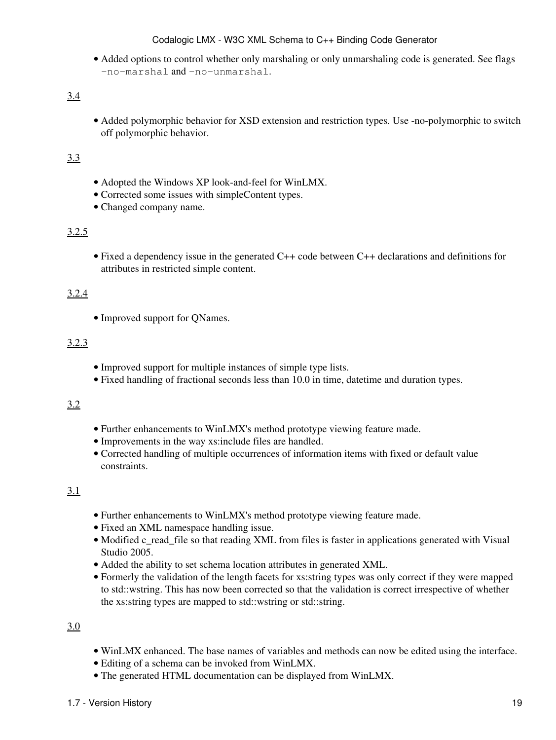- Added options to control whether only marshaling or only unmarshaling code is generated. See flags `-no-marshal` and `-no-unmarshal`.

3.4

- Added polymorphic behavior for XSD extension and restriction types. Use -no-polymorphic to switch off polymorphic behavior.

3.3

- Adopted the Windows XP look-and-feel for WinLMX.
- Corrected some issues with simpleContent types.
- Changed company name.

3.2.5

- Fixed a dependency issue in the generated C++ code between C++ declarations and definitions for attributes in restricted simple content.

3.2.4

- Improved support for QNames.

3.2.3

- Improved support for multiple instances of simple type lists.
- Fixed handling of fractional seconds less than 10.0 in time, datetime and duration types.

3.2

- Further enhancements to WinLMX's method prototype viewing feature made.
- Improvements in the way xs:include files are handled.
- Corrected handling of multiple occurrences of information items with fixed or default value constraints.

3.1

- Further enhancements to WinLMX's method prototype viewing feature made.
- Fixed an XML namespace handling issue.
- Modified c_read_file so that reading XML from files is faster in applications generated with Visual Studio 2005.
- Added the ability to set schema location attributes in generated XML.
- Formerly the validation of the length facets for xs:string types was only correct if they were mapped to std::wstring. This has now been corrected so that the validation is correct irrespective of whether the xs:string types are mapped to std::wstring or std::string.

3.0

- WinLMX enhanced. The base names of variables and methods can now be edited using the interface.
- Editing of a schema can be invoked from WinLMX.
- The generated HTML documentation can be displayed from WinLMX.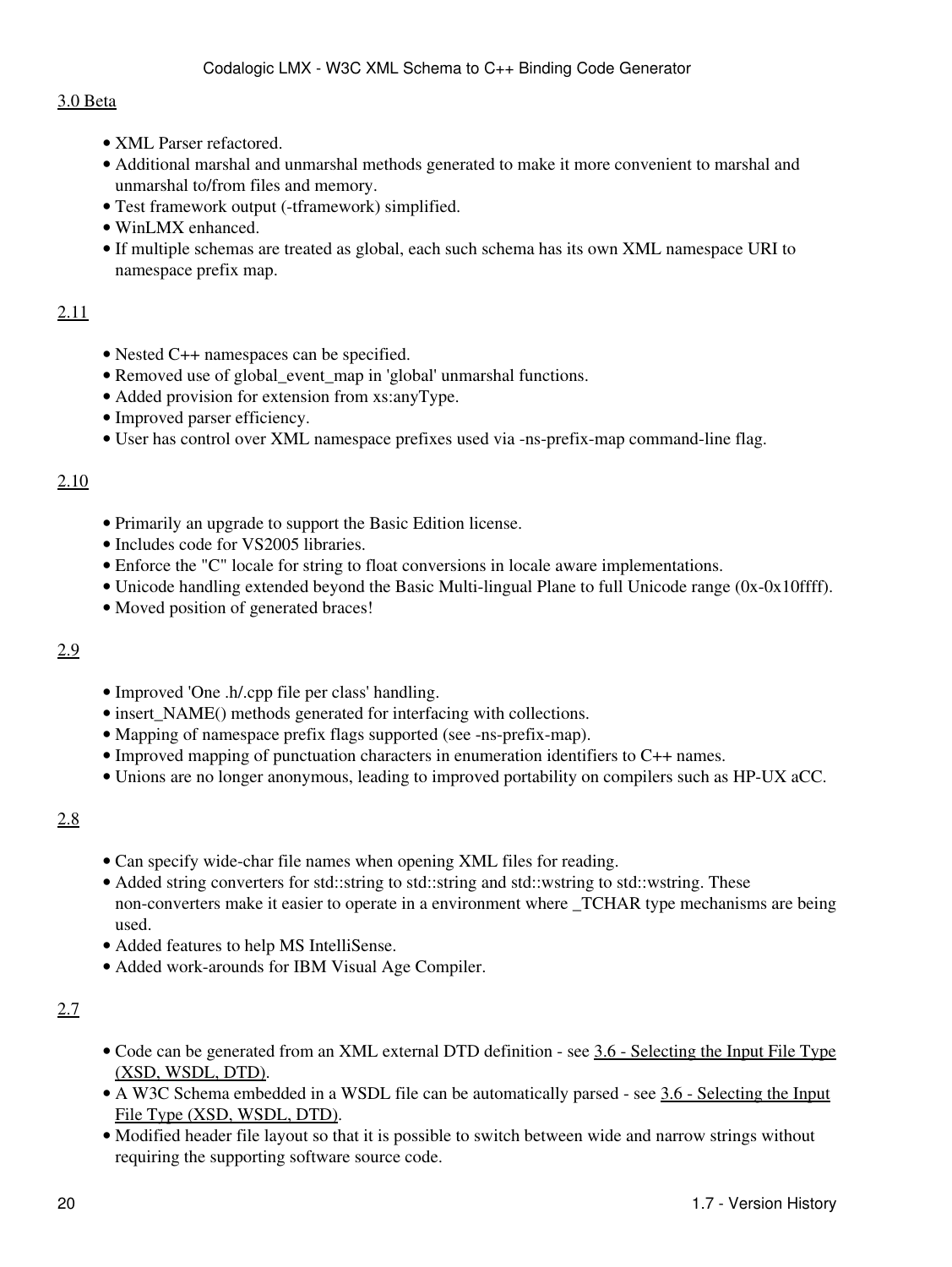3.0 Beta

- XML Parser refactored.
- Additional marshal and unmarshal methods generated to make it more convenient to marshal and unmarshal to/from files and memory.
- Test framework output (-tframework) simplified.
- WinLMX enhanced.
- If multiple schemas are treated as global, each such schema has its own XML namespace URI to namespace prefix map.

2.11

- Nested C++ namespaces can be specified.
- Removed use of global_event_map in 'global' unmarshal functions.
- Added provision for extension from xs:anyType.
- Improved parser efficiency.
- User has control over XML namespace prefixes used via -ns-prefix-map command-line flag.

2.10

- Primarily an upgrade to support the Basic Edition license.
- Includes code for VS2005 libraries.
- Enforce the "C" locale for string to float conversions in locale aware implementations.
- Unicode handling extended beyond the Basic Multi-lingual Plane to full Unicode range (0x-0x10ffff).
- Moved position of generated braces!

2.9

- Improved 'One .h/.cpp file per class' handling.
- insert_NAME() methods generated for interfacing with collections.
- Mapping of namespace prefix flags supported (see -ns-prefix-map).
- Improved mapping of punctuation characters in enumeration identifiers to C++ names.
- Unions are no longer anonymous, leading to improved portability on compilers such as HP-UX aCC.

2.8

- Can specify wide-char file names when opening XML files for reading.
- Added string converters for std::string to std::string and std::wstring to std::wstring. These non-converters make it easier to operate in a environment where _TCHAR type mechanisms are being used.
- Added features to help MS IntelliSense.
- Added work-arounds for IBM Visual Age Compiler.

2.7

- Code can be generated from an XML external DTD definition - see 3.6 - Selecting the Input File Type (XSD, WSDL, DTD).
- A W3C Schema embedded in a WSDL file can be automatically parsed - see 3.6 - Selecting the Input File Type (XSD, WSDL, DTD).
- Modified header file layout so that it is possible to switch between wide and narrow strings without requiring the supporting software source code.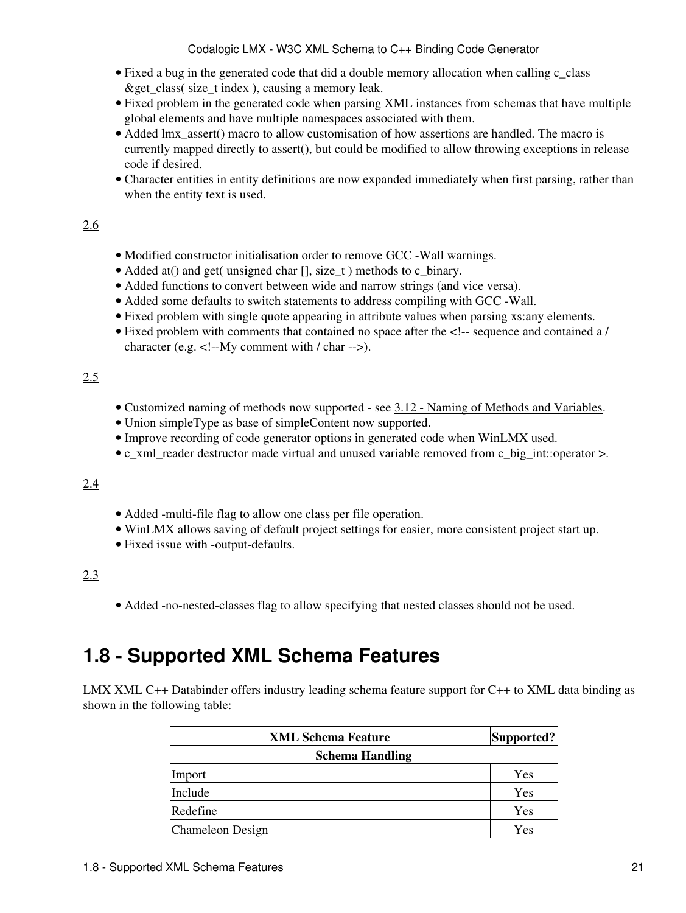- Fixed a bug in the generated code that did a double memory allocation when calling c_class &get_class( size_t index ), causing a memory leak.
- Fixed problem in the generated code when parsing XML instances from schemas that have multiple global elements and have multiple namespaces associated with them.
- Added lmx_assert() macro to allow customisation of how assertions are handled. The macro is currently mapped directly to assert(), but could be modified to allow throwing exceptions in release code if desired.
- Character entities in entity definitions are now expanded immediately when first parsing, rather than when the entity text is used.

2.6

- Modified constructor initialisation order to remove GCC -Wall warnings.
- Added at() and get( unsigned char [], size_t ) methods to c_binary.
- Added functions to convert between wide and narrow strings (and vice versa).
- Added some defaults to switch statements to address compiling with GCC -Wall.
- Fixed problem with single quote appearing in attribute values when parsing xs:any elements.
- Fixed problem with comments that contained no space after the <!-- sequence and contained a / character (e.g. <!--My comment with / char -->).

2.5

- Customized naming of methods now supported - see 3.12 - Naming of Methods and Variables.
- Union simpleType as base of simpleContent now supported.
- Improve recording of code generator options in generated code when WinLMX used.
- c_xml_reader destructor made virtual and unused variable removed from c_big_int::operator >.

2.4

- Added -multi-file flag to allow one class per file operation.
- WinLMX allows saving of default project settings for easier, more consistent project start up.
- Fixed issue with -output-defaults.

2.3

- Added -no-nested-classes flag to allow specifying that nested classes should not be used.

# 1.8 - Supported XML Schema Features

LMX XML C++ Databinder offers industry leading schema feature support for C++ to XML data binding as shown in the following table:

| XML Schema Feature | Supported? |
|---|---|
| **Schema Handling** | |
| Import | Yes |
| Include | Yes |
| Redefine | Yes |
| Chameleon Design | Yes |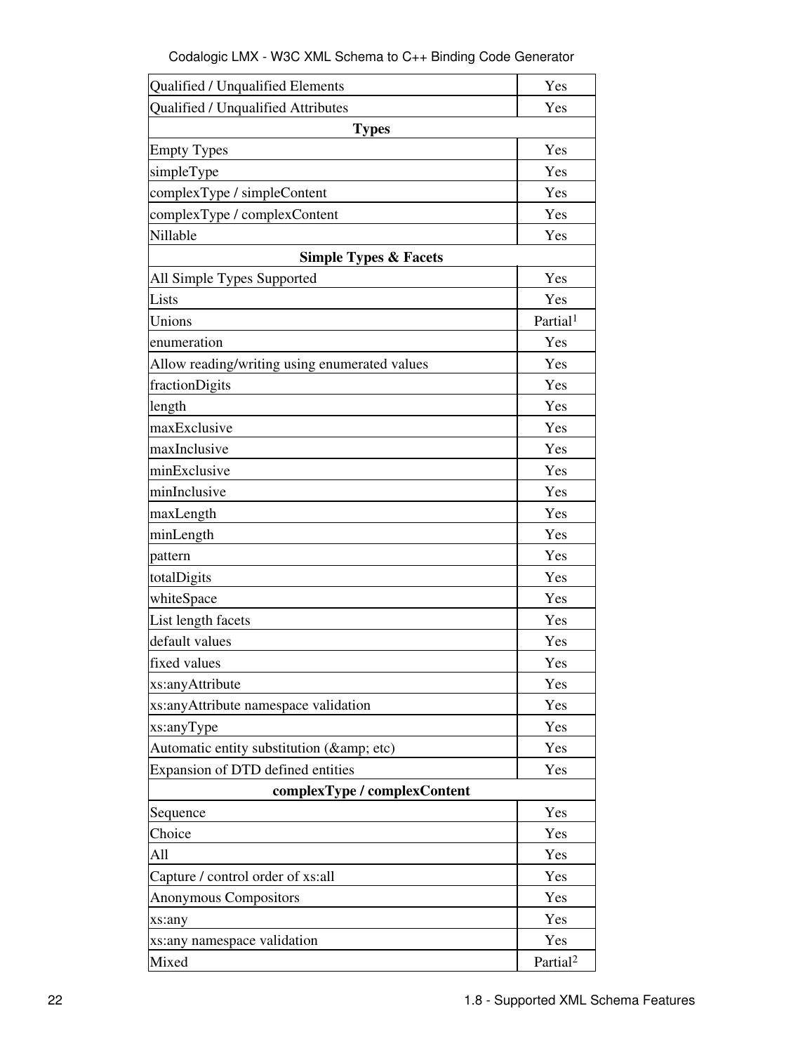| | |
|---|---|
| Qualified / Unqualified Elements | Yes |
| Qualified / Unqualified Attributes | Yes |
| **Types** | |
| Empty Types | Yes |
| simpleType | Yes |
| complexType / simpleContent | Yes |
| complexType / complexContent | Yes |
| Nillable | Yes |
| **Simple Types & Facets** | |
| All Simple Types Supported | Yes |
| Lists | Yes |
| Unions | Partial[1] |
| enumeration | Yes |
| Allow reading/writing using enumerated values | Yes |
| fractionDigits | Yes |
| length | Yes |
| maxExclusive | Yes |
| maxInclusive | Yes |
| minExclusive | Yes |
| minInclusive | Yes |
| maxLength | Yes |
| minLength | Yes |
| pattern | Yes |
| totalDigits | Yes |
| whiteSpace | Yes |
| List length facets | Yes |
| default values | Yes |
| fixed values | Yes |
| xs:anyAttribute | Yes |
| xs:anyAttribute namespace validation | Yes |
| xs:anyType | Yes |
| Automatic entity substitution (&amp; etc) | Yes |
| Expansion of DTD defined entities | Yes |
| **complexType / complexContent** | |
| Sequence | Yes |
| Choice | Yes |
| All | Yes |
| Capture / control order of xs:all | Yes |
| Anonymous Compositors | Yes |
| xs:any | Yes |
| xs:any namespace validation | Yes |
| Mixed | Partial[2] |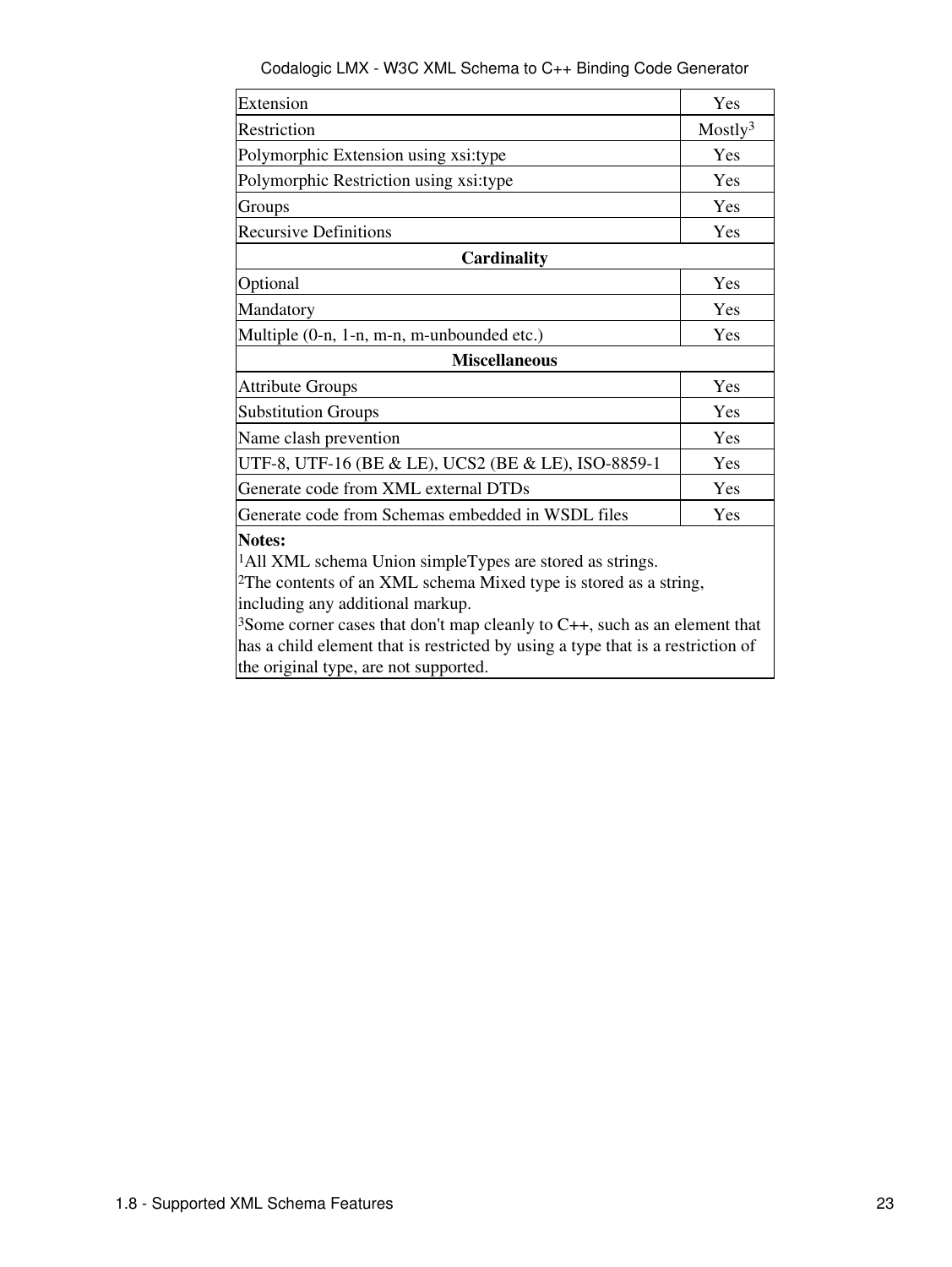| Feature | Supported |
|---|---|
| Extension | Yes |
| Restriction | Mostly[3] |
| Polymorphic Extension using xsi:type | Yes |
| Polymorphic Restriction using xsi:type | Yes |
| Groups | Yes |
| Recursive Definitions | Yes |
| **Cardinality** | |
| Optional | Yes |
| Mandatory | Yes |
| Multiple (0-n, 1-n, m-n, m-unbounded etc.) | Yes |
| **Miscellaneous** | |
| Attribute Groups | Yes |
| Substitution Groups | Yes |
| Name clash prevention | Yes |
| UTF-8, UTF-16 (BE & LE), UCS2 (BE & LE), ISO-8859-1 | Yes |
| Generate code from XML external DTDs | Yes |
| Generate code from Schemas embedded in WSDL files | Yes |

**Notes:**

[1]All XML schema Union simpleTypes are stored as strings.

[2]The contents of an XML schema Mixed type is stored as a string, including any additional markup.

[3]Some corner cases that don't map cleanly to C++, such as an element that has a child element that is restricted by using a type that is a restriction of the original type, are not supported.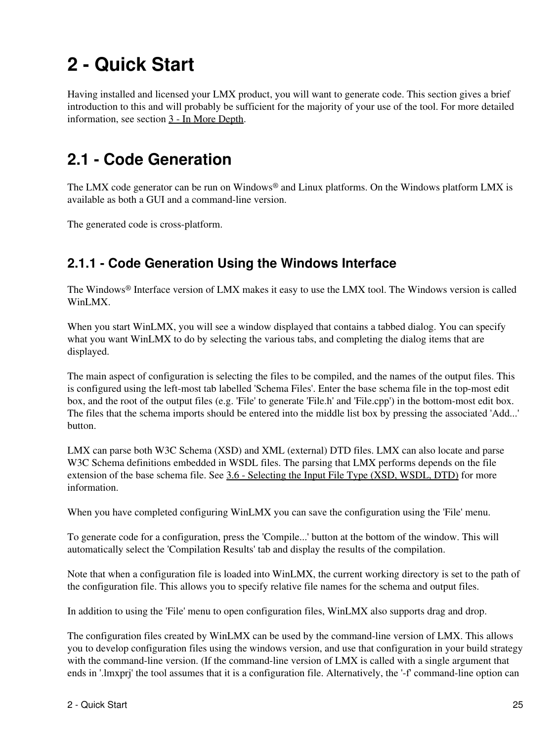# 2 - Quick Start

Having installed and licensed your LMX product, you will want to generate code. This section gives a brief introduction to this and will probably be sufficient for the majority of your use of the tool. For more detailed information, see section 3 - In More Depth.

## 2.1 - Code Generation

The LMX code generator can be run on Windows® and Linux platforms. On the Windows platform LMX is available as both a GUI and a command-line version.

The generated code is cross-platform.

### 2.1.1 - Code Generation Using the Windows Interface

The Windows® Interface version of LMX makes it easy to use the LMX tool. The Windows version is called WinLMX.

When you start WinLMX, you will see a window displayed that contains a tabbed dialog. You can specify what you want WinLMX to do by selecting the various tabs, and completing the dialog items that are displayed.

The main aspect of configuration is selecting the files to be compiled, and the names of the output files. This is configured using the left-most tab labelled 'Schema Files'. Enter the base schema file in the top-most edit box, and the root of the output files (e.g. 'File' to generate 'File.h' and 'File.cpp') in the bottom-most edit box. The files that the schema imports should be entered into the middle list box by pressing the associated 'Add...' button.

LMX can parse both W3C Schema (XSD) and XML (external) DTD files. LMX can also locate and parse W3C Schema definitions embedded in WSDL files. The parsing that LMX performs depends on the file extension of the base schema file. See 3.6 - Selecting the Input File Type (XSD, WSDL, DTD) for more information.

When you have completed configuring WinLMX you can save the configuration using the 'File' menu.

To generate code for a configuration, press the 'Compile...' button at the bottom of the window. This will automatically select the 'Compilation Results' tab and display the results of the compilation.

Note that when a configuration file is loaded into WinLMX, the current working directory is set to the path of the configuration file. This allows you to specify relative file names for the schema and output files.

In addition to using the 'File' menu to open configuration files, WinLMX also supports drag and drop.

The configuration files created by WinLMX can be used by the command-line version of LMX. This allows you to develop configuration files using the windows version, and use that configuration in your build strategy with the command-line version. (If the command-line version of LMX is called with a single argument that ends in '.lmxprj' the tool assumes that it is a configuration file. Alternatively, the '-f' command-line option can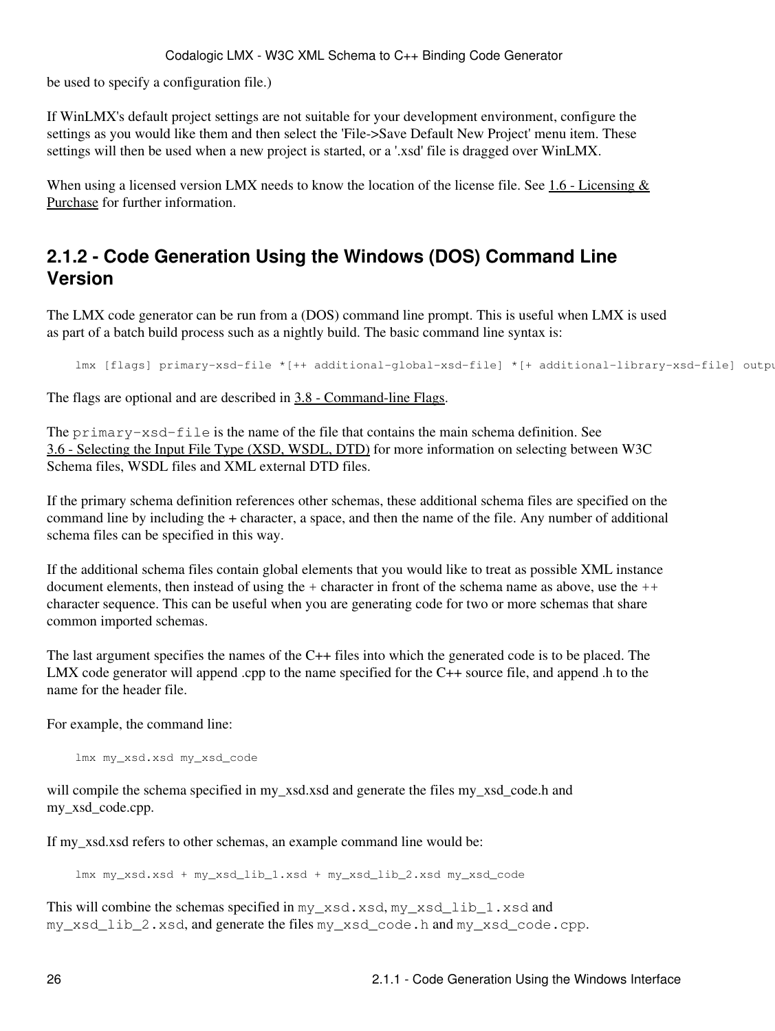be used to specify a configuration file.)

If WinLMX's default project settings are not suitable for your development environment, configure the settings as you would like them and then select the 'File->Save Default New Project' menu item. These settings will then be used when a new project is started, or a '.xsd' file is dragged over WinLMX.

When using a licensed version LMX needs to know the location of the license file. See 1.6 - Licensing & Purchase for further information.

## 2.1.2 - Code Generation Using the Windows (DOS) Command Line Version

The LMX code generator can be run from a (DOS) command line prompt. This is useful when LMX is used as part of a batch build process such as a nightly build. The basic command line syntax is:

```
lmx [flags] primary-xsd-file *[++ additional-global-xsd-file] *[+ additional-library-xsd-file] outpu
```

The flags are optional and are described in 3.8 - Command-line Flags.

The `primary-xsd-file` is the name of the file that contains the main schema definition. See 3.6 - Selecting the Input File Type (XSD, WSDL, DTD) for more information on selecting between W3C Schema files, WSDL files and XML external DTD files.

If the primary schema definition references other schemas, these additional schema files are specified on the command line by including the + character, a space, and then the name of the file. Any number of additional schema files can be specified in this way.

If the additional schema files contain global elements that you would like to treat as possible XML instance document elements, then instead of using the + character in front of the schema name as above, use the ++ character sequence. This can be useful when you are generating code for two or more schemas that share common imported schemas.

The last argument specifies the names of the C++ files into which the generated code is to be placed. The LMX code generator will append .cpp to the name specified for the C++ source file, and append .h to the name for the header file.

For example, the command line:

```
lmx my_xsd.xsd my_xsd_code
```

will compile the schema specified in my_xsd.xsd and generate the files my_xsd_code.h and my_xsd_code.cpp.

If my_xsd.xsd refers to other schemas, an example command line would be:

```
lmx my_xsd.xsd + my_xsd_lib_1.xsd + my_xsd_lib_2.xsd my_xsd_code
```

This will combine the schemas specified in `my_xsd.xsd`, `my_xsd_lib_1.xsd` and `my_xsd_lib_2.xsd`, and generate the files `my_xsd_code.h` and `my_xsd_code.cpp`.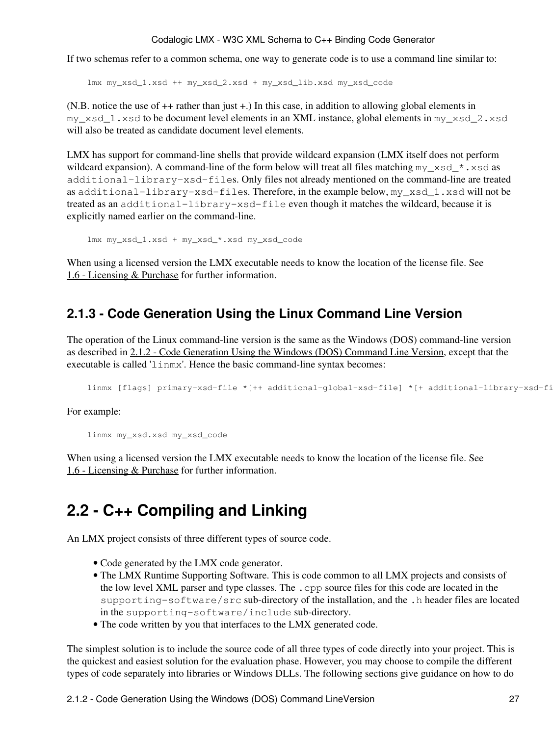If two schemas refer to a common schema, one way to generate code is to use a command line similar to:

```
lmx my_xsd_1.xsd ++ my_xsd_2.xsd + my_xsd_lib.xsd my_xsd_code
```

(N.B. notice the use of ++ rather than just +.) In this case, in addition to allowing global elements in `my_xsd_1.xsd` to be document level elements in an XML instance, global elements in `my_xsd_2.xsd` will also be treated as candidate document level elements.

LMX has support for command-line shells that provide wildcard expansion (LMX itself does not perform wildcard expansion). A command-line of the form below will treat all files matching `my_xsd_*.xsd` as `additional-library-xsd-file`s. Only files not already mentioned on the command-line are treated as `additional-library-xsd-file`s. Therefore, in the example below, `my_xsd_1.xsd` will not be treated as an `additional-library-xsd-file` even though it matches the wildcard, because it is explicitly named earlier on the command-line.

```
lmx my_xsd_1.xsd + my_xsd_*.xsd my_xsd_code
```

When using a licensed version the LMX executable needs to know the location of the license file. See 1.6 - Licensing & Purchase for further information.

### 2.1.3 - Code Generation Using the Linux Command Line Version

The operation of the Linux command-line version is the same as the Windows (DOS) command-line version as described in 2.1.2 - Code Generation Using the Windows (DOS) Command Line Version, except that the executable is called '`linmx`'. Hence the basic command-line syntax becomes:

```
linmx [flags] primary-xsd-file *[++ additional-global-xsd-file] *[+ additional-library-xsd-fi
```

For example:

```
linmx my_xsd.xsd my_xsd_code
```

When using a licensed version the LMX executable needs to know the location of the license file. See 1.6 - Licensing & Purchase for further information.

## 2.2 - C++ Compiling and Linking

An LMX project consists of three different types of source code.

- Code generated by the LMX code generator.
- The LMX Runtime Supporting Software. This is code common to all LMX projects and consists of the low level XML parser and type classes. The `.cpp` source files for this code are located in the `supporting-software/src` sub-directory of the installation, and the `.h` header files are located in the `supporting-software/include` sub-directory.
- The code written by you that interfaces to the LMX generated code.

The simplest solution is to include the source code of all three types of code directly into your project. This is the quickest and easiest solution for the evaluation phase. However, you may choose to compile the different types of code separately into libraries or Windows DLLs. The following sections give guidance on how to do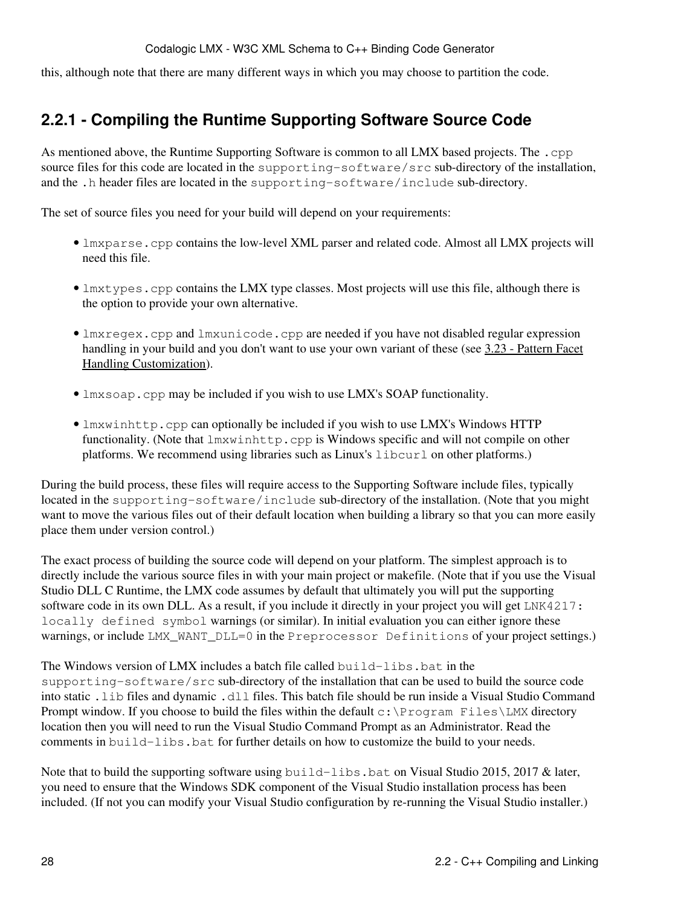this, although note that there are many different ways in which you may choose to partition the code.

### 2.2.1 - Compiling the Runtime Supporting Software Source Code

As mentioned above, the Runtime Supporting Software is common to all LMX based projects. The `.cpp` source files for this code are located in the `supporting-software/src` sub-directory of the installation, and the `.h` header files are located in the `supporting-software/include` sub-directory.

The set of source files you need for your build will depend on your requirements:

- `lmxparse.cpp` contains the low-level XML parser and related code. Almost all LMX projects will need this file.
- `lmxtypes.cpp` contains the LMX type classes. Most projects will use this file, although there is the option to provide your own alternative.
- `lmxregex.cpp` and `lmxunicode.cpp` are needed if you have not disabled regular expression handling in your build and you don't want to use your own variant of these (see 3.23 - Pattern Facet Handling Customization).
- `lmxsoap.cpp` may be included if you wish to use LMX's SOAP functionality.
- `lmxwinhttp.cpp` can optionally be included if you wish to use LMX's Windows HTTP functionality. (Note that `lmxwinhttp.cpp` is Windows specific and will not compile on other platforms. We recommend using libraries such as Linux's `libcurl` on other platforms.)

During the build process, these files will require access to the Supporting Software include files, typically located in the `supporting-software/include` sub-directory of the installation. (Note that you might want to move the various files out of their default location when building a library so that you can more easily place them under version control.)

The exact process of building the source code will depend on your platform. The simplest approach is to directly include the various source files in with your main project or makefile. (Note that if you use the Visual Studio DLL C Runtime, the LMX code assumes by default that ultimately you will put the supporting software code in its own DLL. As a result, if you include it directly in your project you will get `LNK4217: locally defined symbol` warnings (or similar). In initial evaluation you can either ignore these warnings, or include `LMX_WANT_DLL=0` in the `Preprocessor Definitions` of your project settings.)

The Windows version of LMX includes a batch file called `build-libs.bat` in the `supporting-software/src` sub-directory of the installation that can be used to build the source code into static `.lib` files and dynamic `.dll` files. This batch file should be run inside a Visual Studio Command Prompt window. If you choose to build the files within the default `c:\Program Files\LMX` directory location then you will need to run the Visual Studio Command Prompt as an Administrator. Read the comments in `build-libs.bat` for further details on how to customize the build to your needs.

Note that to build the supporting software using `build-libs.bat` on Visual Studio 2015, 2017 & later, you need to ensure that the Windows SDK component of the Visual Studio installation process has been included. (If not you can modify your Visual Studio configuration by re-running the Visual Studio installer.)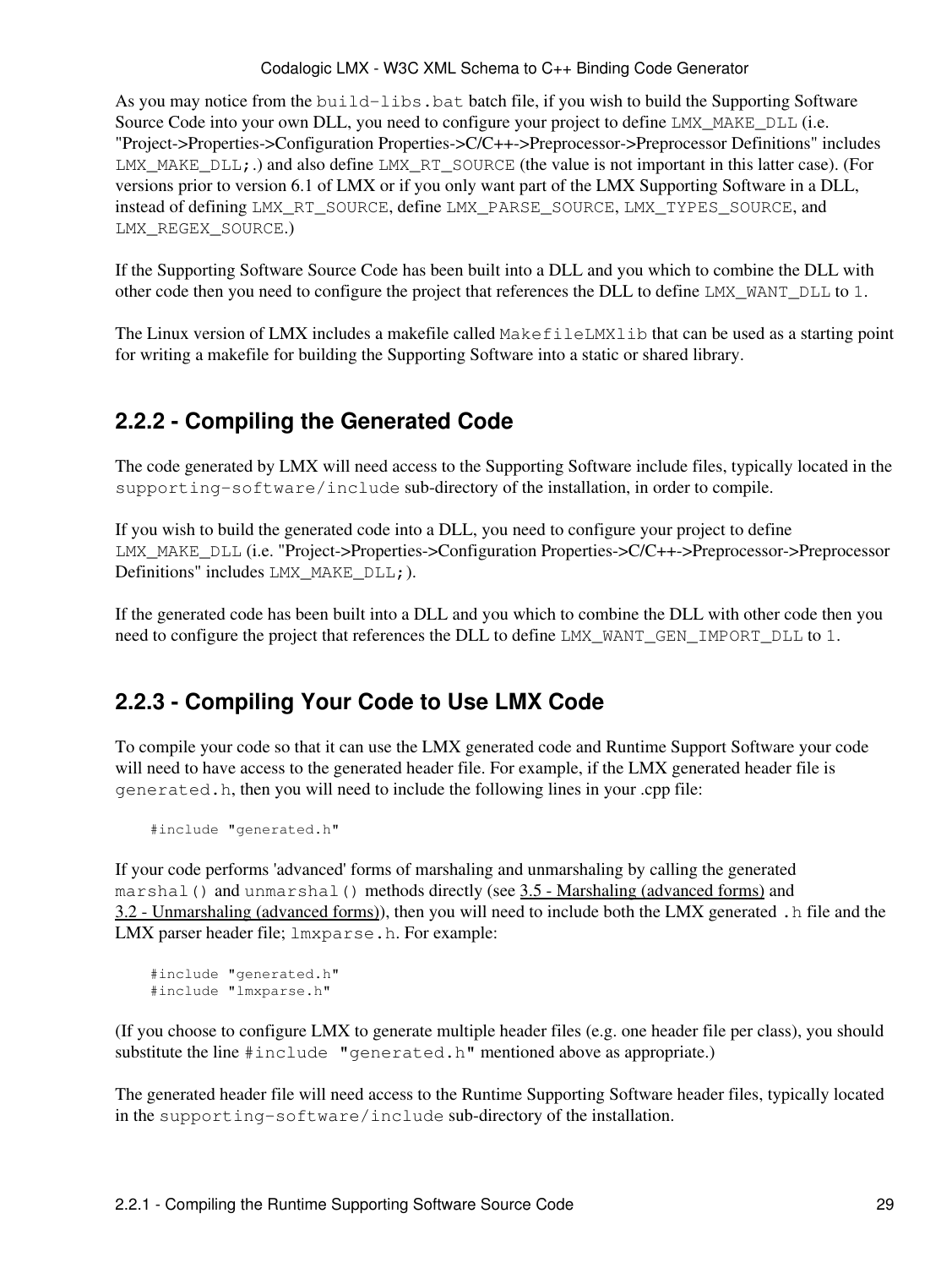As you may notice from the `build-libs.bat` batch file, if you wish to build the Supporting Software Source Code into your own DLL, you need to configure your project to define `LMX_MAKE_DLL` (i.e. "Project->Properties->Configuration Properties->C/C++->Preprocessor->Preprocessor Definitions" includes `LMX_MAKE_DLL;`.) and also define `LMX_RT_SOURCE` (the value is not important in this latter case). (For versions prior to version 6.1 of LMX or if you only want part of the LMX Supporting Software in a DLL, instead of defining `LMX_RT_SOURCE`, define `LMX_PARSE_SOURCE`, `LMX_TYPES_SOURCE`, and `LMX_REGEX_SOURCE`.)

If the Supporting Software Source Code has been built into a DLL and you which to combine the DLL with other code then you need to configure the project that references the DLL to define `LMX_WANT_DLL` to `1`.

The Linux version of LMX includes a makefile called `MakefileLMXlib` that can be used as a starting point for writing a makefile for building the Supporting Software into a static or shared library.

## 2.2.2 - Compiling the Generated Code

The code generated by LMX will need access to the Supporting Software include files, typically located in the `supporting-software/include` sub-directory of the installation, in order to compile.

If you wish to build the generated code into a DLL, you need to configure your project to define `LMX_MAKE_DLL` (i.e. "Project->Properties->Configuration Properties->C/C++->Preprocessor->Preprocessor Definitions" includes `LMX_MAKE_DLL;`).

If the generated code has been built into a DLL and you which to combine the DLL with other code then you need to configure the project that references the DLL to define `LMX_WANT_GEN_IMPORT_DLL` to `1`.

## 2.2.3 - Compiling Your Code to Use LMX Code

To compile your code so that it can use the LMX generated code and Runtime Support Software your code will need to have access to the generated header file. For example, if the LMX generated header file is `generated.h`, then you will need to include the following lines in your .cpp file:

```
#include "generated.h"
```

If your code performs 'advanced' forms of marshaling and unmarshaling by calling the generated `marshal()` and `unmarshal()` methods directly (see 3.5 - Marshaling (advanced forms) and 3.2 - Unmarshaling (advanced forms)), then you will need to include both the LMX generated `.h` file and the LMX parser header file; `lmxparse.h`. For example:

```
#include "generated.h"
#include "lmxparse.h"
```

(If you choose to configure LMX to generate multiple header files (e.g. one header file per class), you should substitute the line `#include "generated.h"` mentioned above as appropriate.)

The generated header file will need access to the Runtime Supporting Software header files, typically located in the `supporting-software/include` sub-directory of the installation.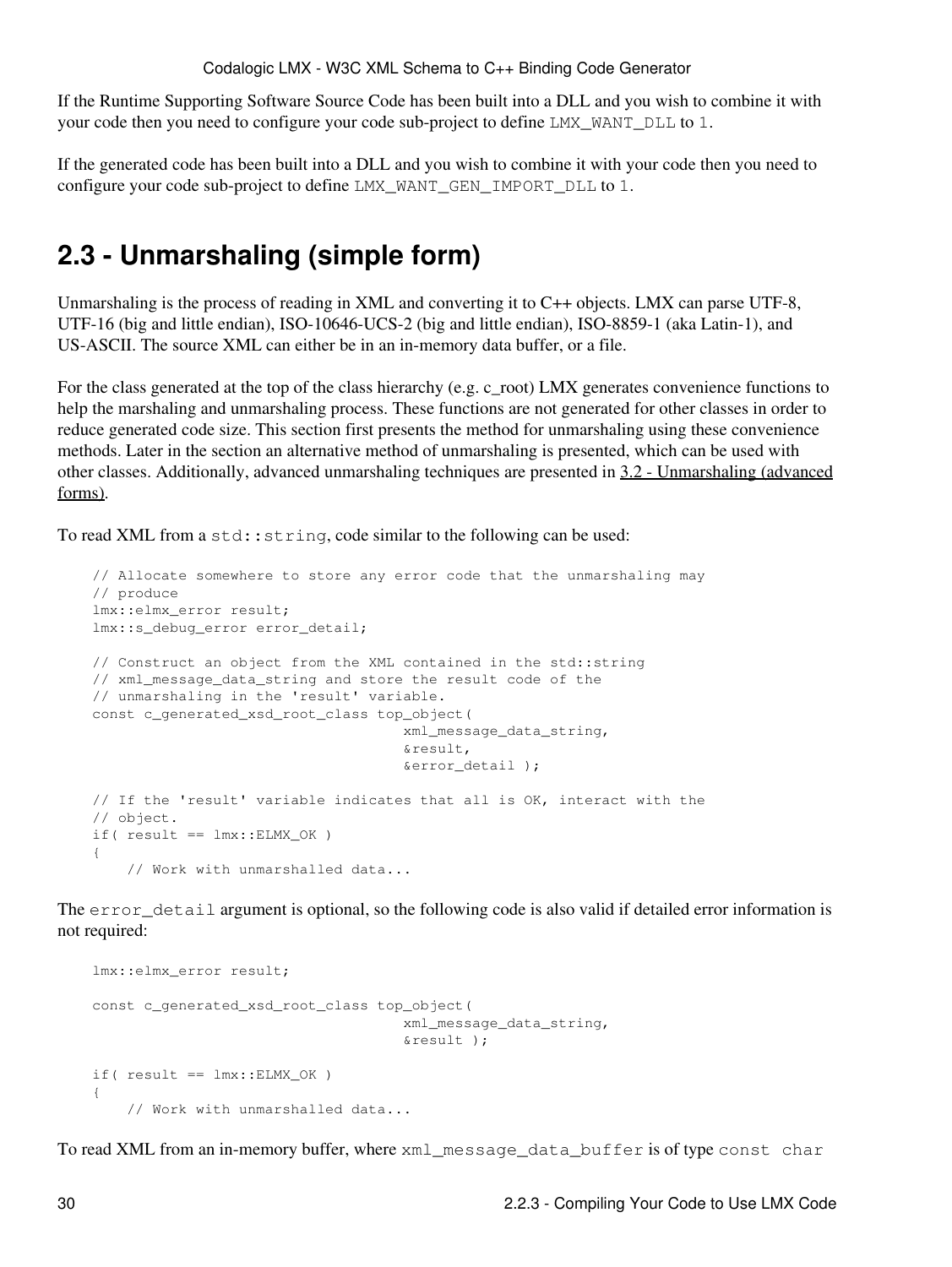If the Runtime Supporting Software Source Code has been built into a DLL and you wish to combine it with your code then you need to configure your code sub-project to define `LMX_WANT_DLL` to `1`.

If the generated code has been built into a DLL and you wish to combine it with your code then you need to configure your code sub-project to define `LMX_WANT_GEN_IMPORT_DLL` to `1`.

## 2.3 - Unmarshaling (simple form)

Unmarshaling is the process of reading in XML and converting it to C++ objects. LMX can parse UTF-8, UTF-16 (big and little endian), ISO-10646-UCS-2 (big and little endian), ISO-8859-1 (aka Latin-1), and US-ASCII. The source XML can either be in an in-memory data buffer, or a file.

For the class generated at the top of the class hierarchy (e.g. c_root) LMX generates convenience functions to help the marshaling and unmarshaling process. These functions are not generated for other classes in order to reduce generated code size. This section first presents the method for unmarshaling using these convenience methods. Later in the section an alternative method of unmarshaling is presented, which can be used with other classes. Additionally, advanced unmarshaling techniques are presented in 3.2 - Unmarshaling (advanced forms).

To read XML from a `std::string`, code similar to the following can be used:

```
// Allocate somewhere to store any error code that the unmarshaling may
// produce
lmx::elmx_error result;
lmx::s_debug_error error_detail;

// Construct an object from the XML contained in the std::string
// xml_message_data_string and store the result code of the
// unmarshaling in the 'result' variable.
const c_generated_xsd_root_class top_object(
                                    xml_message_data_string,
                                    &result,
                                    &error_detail );

// If the 'result' variable indicates that all is OK, interact with the
// object.
if( result == lmx::ELMX_OK )
{
    // Work with unmarshalled data...
```

The `error_detail` argument is optional, so the following code is also valid if detailed error information is not required:

```
lmx::elmx_error result;

const c_generated_xsd_root_class top_object(
                                    xml_message_data_string,
                                    &result );

if( result == lmx::ELMX_OK )
{
    // Work with unmarshalled data...
```

To read XML from an in-memory buffer, where `xml_message_data_buffer` is of type `const char`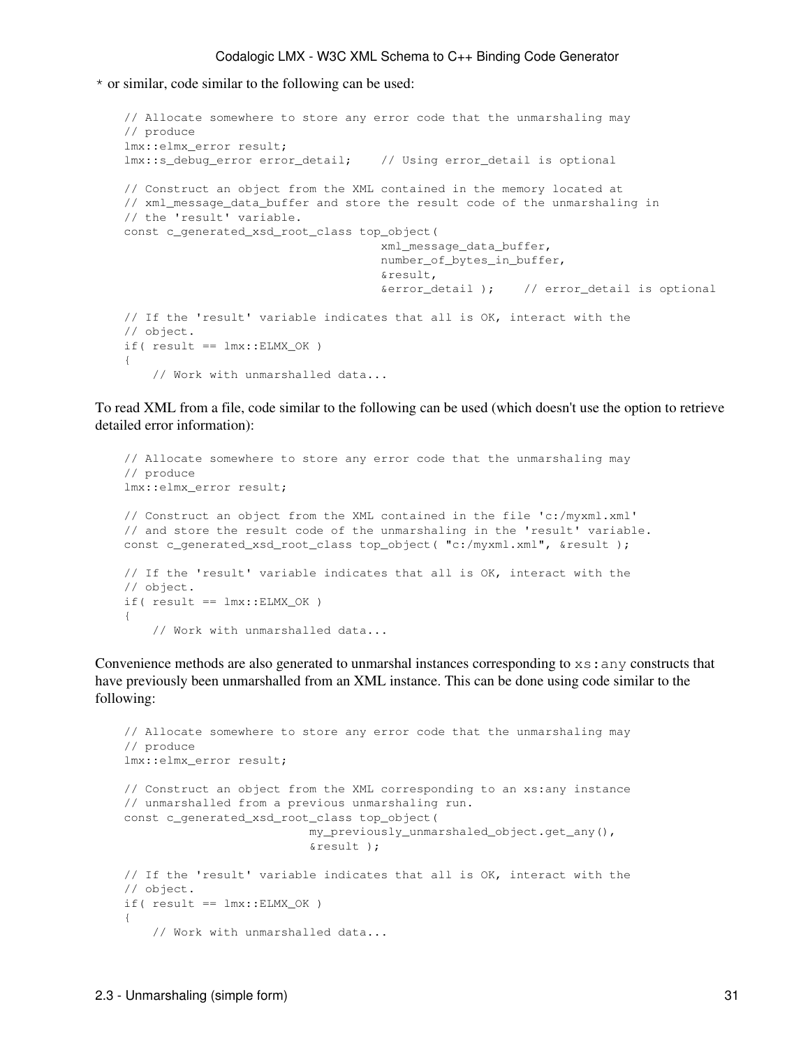`*` or similar, code similar to the following can be used:

```
// Allocate somewhere to store any error code that the unmarshaling may
// produce
lmx::elmx_error result;
lmx::s_debug_error error_detail;    // Using error_detail is optional

// Construct an object from the XML contained in the memory located at
// xml_message_data_buffer and store the result code of the unmarshaling in
// the 'result' variable.
const c_generated_xsd_root_class top_object(
                                    xml_message_data_buffer,
                                    number_of_bytes_in_buffer,
                                    &result,
                                    &error_detail );    // error_detail is optional

// If the 'result' variable indicates that all is OK, interact with the
// object.
if( result == lmx::ELMX_OK )
{
    // Work with unmarshalled data...
```

To read XML from a file, code similar to the following can be used (which doesn't use the option to retrieve detailed error information):

```
// Allocate somewhere to store any error code that the unmarshaling may
// produce
lmx::elmx_error result;

// Construct an object from the XML contained in the file 'c:/myxml.xml'
// and store the result code of the unmarshaling in the 'result' variable.
const c_generated_xsd_root_class top_object( "c:/myxml.xml", &result );

// If the 'result' variable indicates that all is OK, interact with the
// object.
if( result == lmx::ELMX_OK )
{
    // Work with unmarshalled data...
```

Convenience methods are also generated to unmarshal instances corresponding to `xs:any` constructs that have previously been unmarshalled from an XML instance. This can be done using code similar to the following:

```
// Allocate somewhere to store any error code that the unmarshaling may
// produce
lmx::elmx_error result;

// Construct an object from the XML corresponding to an xs:any instance
// unmarshalled from a previous unmarshaling run.
const c_generated_xsd_root_class top_object(
                        my_previously_unmarshaled_object.get_any(),
                        &result );

// If the 'result' variable indicates that all is OK, interact with the
// object.
if( result == lmx::ELMX_OK )
{
    // Work with unmarshalled data...
```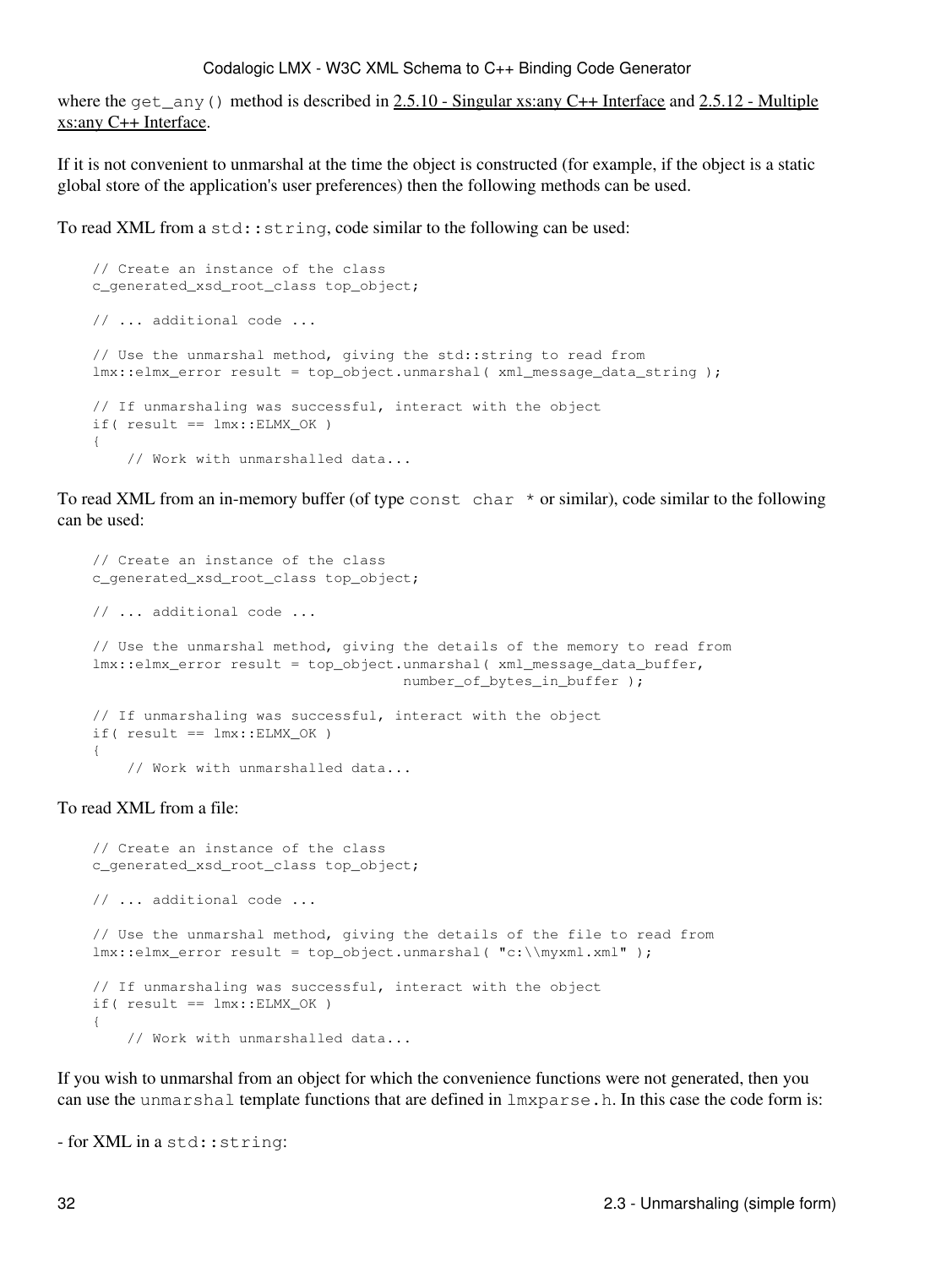where the `get_any()` method is described in 2.5.10 - Singular xs:any C++ Interface and 2.5.12 - Multiple xs:any C++ Interface.

If it is not convenient to unmarshal at the time the object is constructed (for example, if the object is a static global store of the application's user preferences) then the following methods can be used.

To read XML from a `std::string`, code similar to the following can be used:

```
// Create an instance of the class
c_generated_xsd_root_class top_object;

// ... additional code ...

// Use the unmarshal method, giving the std::string to read from
lmx::elmx_error result = top_object.unmarshal( xml_message_data_string );

// If unmarshaling was successful, interact with the object
if( result == lmx::ELMX_OK )
{
    // Work with unmarshalled data...
```

To read XML from an in-memory buffer (of type `const char *` or similar), code similar to the following can be used:

```
// Create an instance of the class
c_generated_xsd_root_class top_object;

// ... additional code ...

// Use the unmarshal method, giving the details of the memory to read from
lmx::elmx_error result = top_object.unmarshal( xml_message_data_buffer,
                                    number_of_bytes_in_buffer );

// If unmarshaling was successful, interact with the object
if( result == lmx::ELMX_OK )
{
    // Work with unmarshalled data...
```

To read XML from a file:

```
// Create an instance of the class
c_generated_xsd_root_class top_object;

// ... additional code ...

// Use the unmarshal method, giving the details of the file to read from
lmx::elmx_error result = top_object.unmarshal( "c:\\myxml.xml" );

// If unmarshaling was successful, interact with the object
if( result == lmx::ELMX_OK )
{
    // Work with unmarshalled data...
```

If you wish to unmarshal from an object for which the convenience functions were not generated, then you can use the `unmarshal` template functions that are defined in `lmxparse.h`. In this case the code form is:

- for XML in a `std::string`: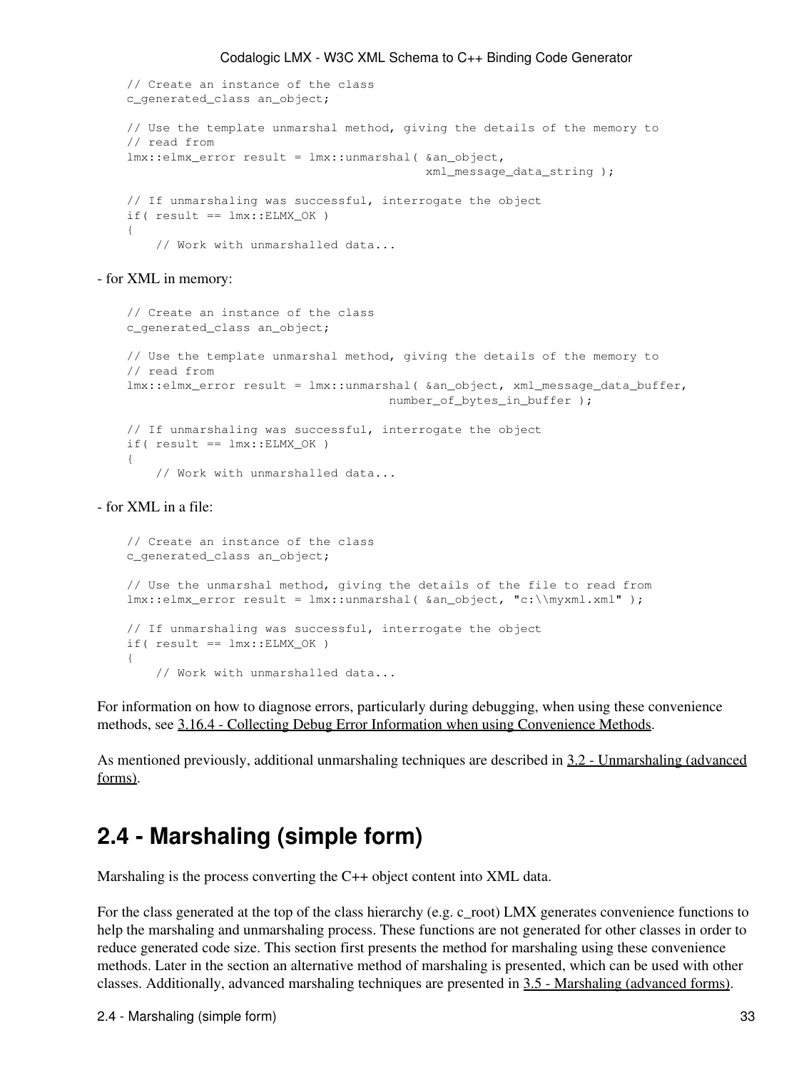```
// Create an instance of the class
c_generated_class an_object;

// Use the template unmarshal method, giving the details of the memory to
// read from
lmx::elmx_error result = lmx::unmarshal( &an_object,
                                         xml_message_data_string );

// If unmarshaling was successful, interrogate the object
if( result == lmx::ELMX_OK )
{
    // Work with unmarshalled data...
```

- for XML in memory:

```
// Create an instance of the class
c_generated_class an_object;

// Use the template unmarshal method, giving the details of the memory to
// read from
lmx::elmx_error result = lmx::unmarshal( &an_object, xml_message_data_buffer,
                                    number_of_bytes_in_buffer );

// If unmarshaling was successful, interrogate the object
if( result == lmx::ELMX_OK )
{
    // Work with unmarshalled data...
```

- for XML in a file:

```
// Create an instance of the class
c_generated_class an_object;

// Use the unmarshal method, giving the details of the file to read from
lmx::elmx_error result = lmx::unmarshal( &an_object, "c:\\myxml.xml" );

// If unmarshaling was successful, interrogate the object
if( result == lmx::ELMX_OK )
{
    // Work with unmarshalled data...
```

For information on how to diagnose errors, particularly during debugging, when using these convenience methods, see 3.16.4 - Collecting Debug Error Information when using Convenience Methods.

As mentioned previously, additional unmarshaling techniques are described in 3.2 - Unmarshaling (advanced forms).

## 2.4 - Marshaling (simple form)

Marshaling is the process converting the C++ object content into XML data.

For the class generated at the top of the class hierarchy (e.g. c_root) LMX generates convenience functions to help the marshaling and unmarshaling process. These functions are not generated for other classes in order to reduce generated code size. This section first presents the method for marshaling using these convenience methods. Later in the section an alternative method of marshaling is presented, which can be used with other classes. Additionally, advanced marshaling techniques are presented in 3.5 - Marshaling (advanced forms).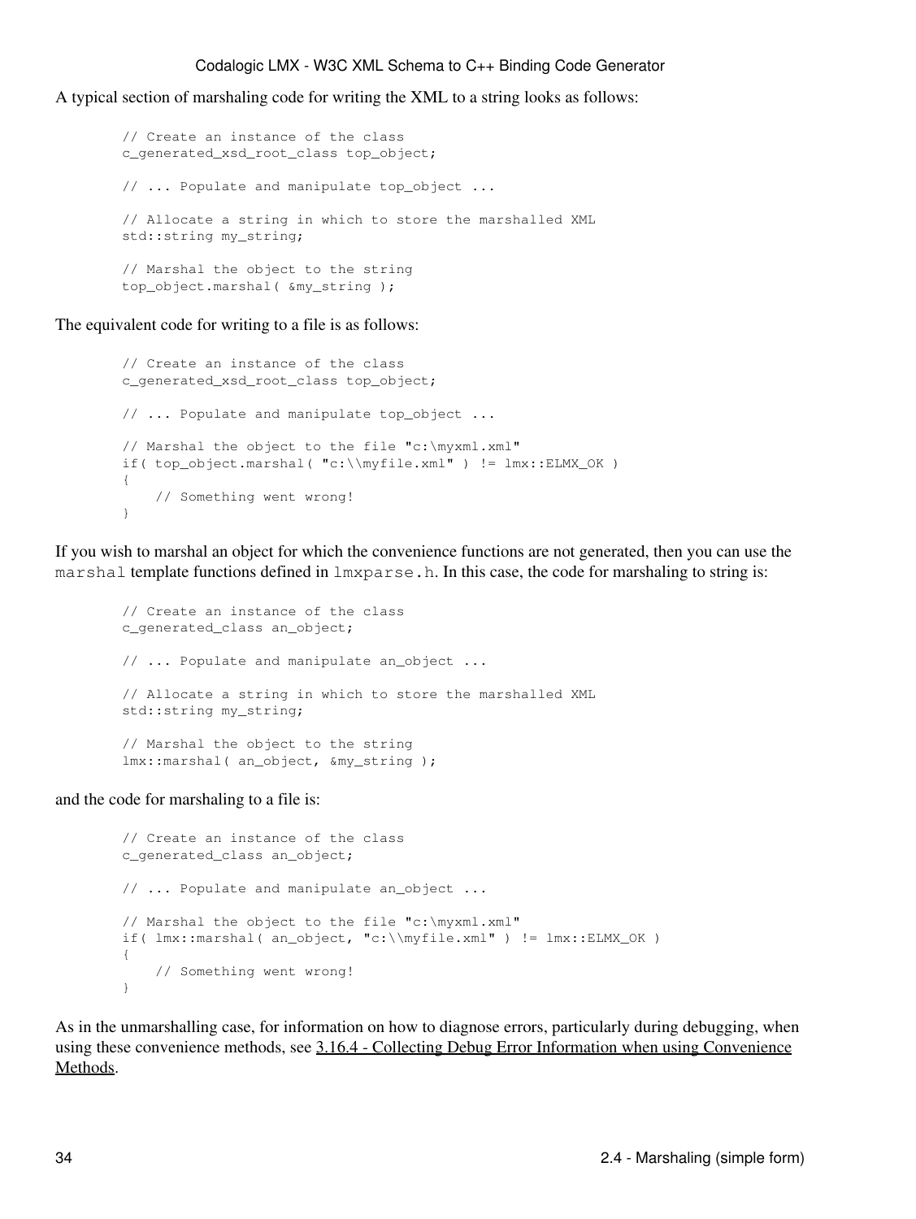A typical section of marshaling code for writing the XML to a string looks as follows:

```
// Create an instance of the class
c_generated_xsd_root_class top_object;

// ... Populate and manipulate top_object ...

// Allocate a string in which to store the marshalled XML
std::string my_string;

// Marshal the object to the string
top_object.marshal( &my_string );
```

The equivalent code for writing to a file is as follows:

```
// Create an instance of the class
c_generated_xsd_root_class top_object;

// ... Populate and manipulate top_object ...

// Marshal the object to the file "c:\myxml.xml"
if( top_object.marshal( "c:\\myfile.xml" ) != lmx::ELMX_OK )
{
    // Something went wrong!
}
```

If you wish to marshal an object for which the convenience functions are not generated, then you can use the `marshal` template functions defined in `lmxparse.h`. In this case, the code for marshaling to string is:

```
// Create an instance of the class
c_generated_class an_object;

// ... Populate and manipulate an_object ...

// Allocate a string in which to store the marshalled XML
std::string my_string;

// Marshal the object to the string
lmx::marshal( an_object, &my_string );
```

and the code for marshaling to a file is:

```
// Create an instance of the class
c_generated_class an_object;

// ... Populate and manipulate an_object ...

// Marshal the object to the file "c:\myxml.xml"
if( lmx::marshal( an_object, "c:\\myfile.xml" ) != lmx::ELMX_OK )
{
    // Something went wrong!
}
```

As in the unmarshalling case, for information on how to diagnose errors, particularly during debugging, when using these convenience methods, see 3.16.4 - Collecting Debug Error Information when using Convenience Methods.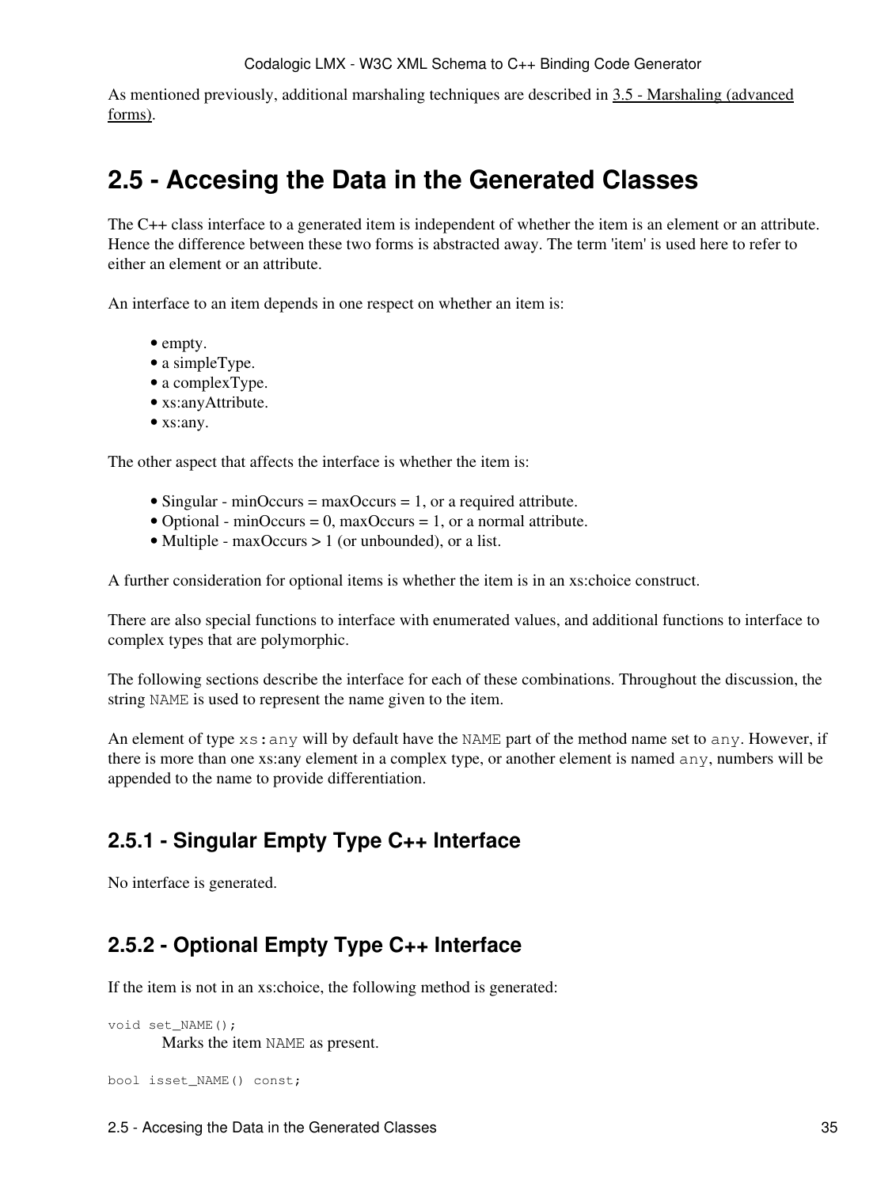As mentioned previously, additional marshaling techniques are described in 3.5 - Marshaling (advanced forms).

# 2.5 - Accesing the Data in the Generated Classes

The C++ class interface to a generated item is independent of whether the item is an element or an attribute. Hence the difference between these two forms is abstracted away. The term 'item' is used here to refer to either an element or an attribute.

An interface to an item depends in one respect on whether an item is:

- empty.
- a simpleType.
- a complexType.
- xs:anyAttribute.
- xs:any.

The other aspect that affects the interface is whether the item is:

- Singular - minOccurs = maxOccurs = 1, or a required attribute.
- Optional - minOccurs = 0, maxOccurs = 1, or a normal attribute.
- Multiple - maxOccurs > 1 (or unbounded), or a list.

A further consideration for optional items is whether the item is in an xs:choice construct.

There are also special functions to interface with enumerated values, and additional functions to interface to complex types that are polymorphic.

The following sections describe the interface for each of these combinations. Throughout the discussion, the string `NAME` is used to represent the name given to the item.

An element of type `xs:any` will by default have the `NAME` part of the method name set to `any`. However, if there is more than one xs:any element in a complex type, or another element is named `any`, numbers will be appended to the name to provide differentiation.

## 2.5.1 - Singular Empty Type C++ Interface

No interface is generated.

## 2.5.2 - Optional Empty Type C++ Interface

If the item is not in an xs:choice, the following method is generated:

```
void set_NAME();
```

Marks the item `NAME` as present.

```
bool isset_NAME() const;
```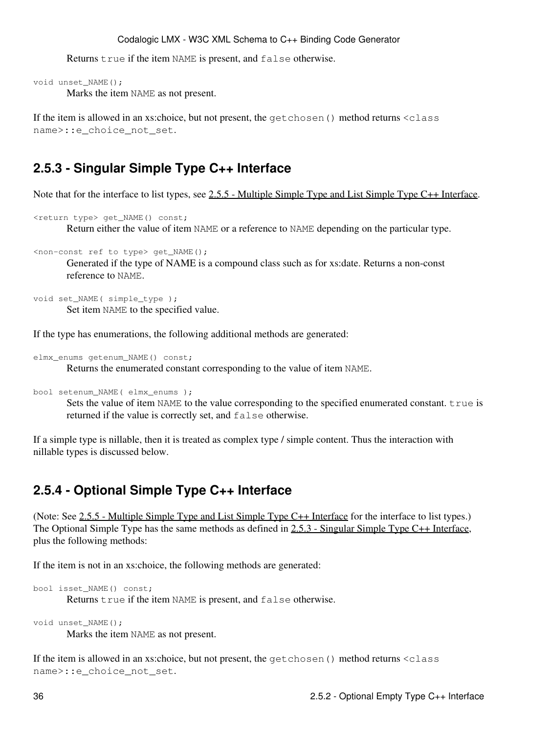Returns `true` if the item `NAME` is present, and `false` otherwise.

```
void unset_NAME();
```

Marks the item `NAME` as not present.

If the item is allowed in an xs:choice, but not present, the `getchosen()` method returns `<class name>::e_choice_not_set`.

## 2.5.3 - Singular Simple Type C++ Interface

Note that for the interface to list types, see 2.5.5 - Multiple Simple Type and List Simple Type C++ Interface.

```
<return type> get_NAME() const;
```

Return either the value of item `NAME` or a reference to `NAME` depending on the particular type.

```
<non-const ref to type> get_NAME();
```

Generated if the type of NAME is a compound class such as for xs:date. Returns a non-const reference to `NAME`.

```
void set_NAME( simple_type );
```

Set item `NAME` to the specified value.

If the type has enumerations, the following additional methods are generated:

```
elmx_enums getenum_NAME() const;
```

Returns the enumerated constant corresponding to the value of item `NAME`.

```
bool setenum_NAME( elmx_enums );
```

Sets the value of item `NAME` to the value corresponding to the specified enumerated constant. `true` is returned if the value is correctly set, and `false` otherwise.

If a simple type is nillable, then it is treated as complex type / simple content. Thus the interaction with nillable types is discussed below.

## 2.5.4 - Optional Simple Type C++ Interface

(Note: See 2.5.5 - Multiple Simple Type and List Simple Type C++ Interface for the interface to list types.) The Optional Simple Type has the same methods as defined in 2.5.3 - Singular Simple Type C++ Interface, plus the following methods:

If the item is not in an xs:choice, the following methods are generated:

```
bool isset_NAME() const;
```

Returns `true` if the item `NAME` is present, and `false` otherwise.

```
void unset_NAME();
```

Marks the item `NAME` as not present.

If the item is allowed in an xs:choice, but not present, the `getchosen()` method returns `<class name>::e_choice_not_set`.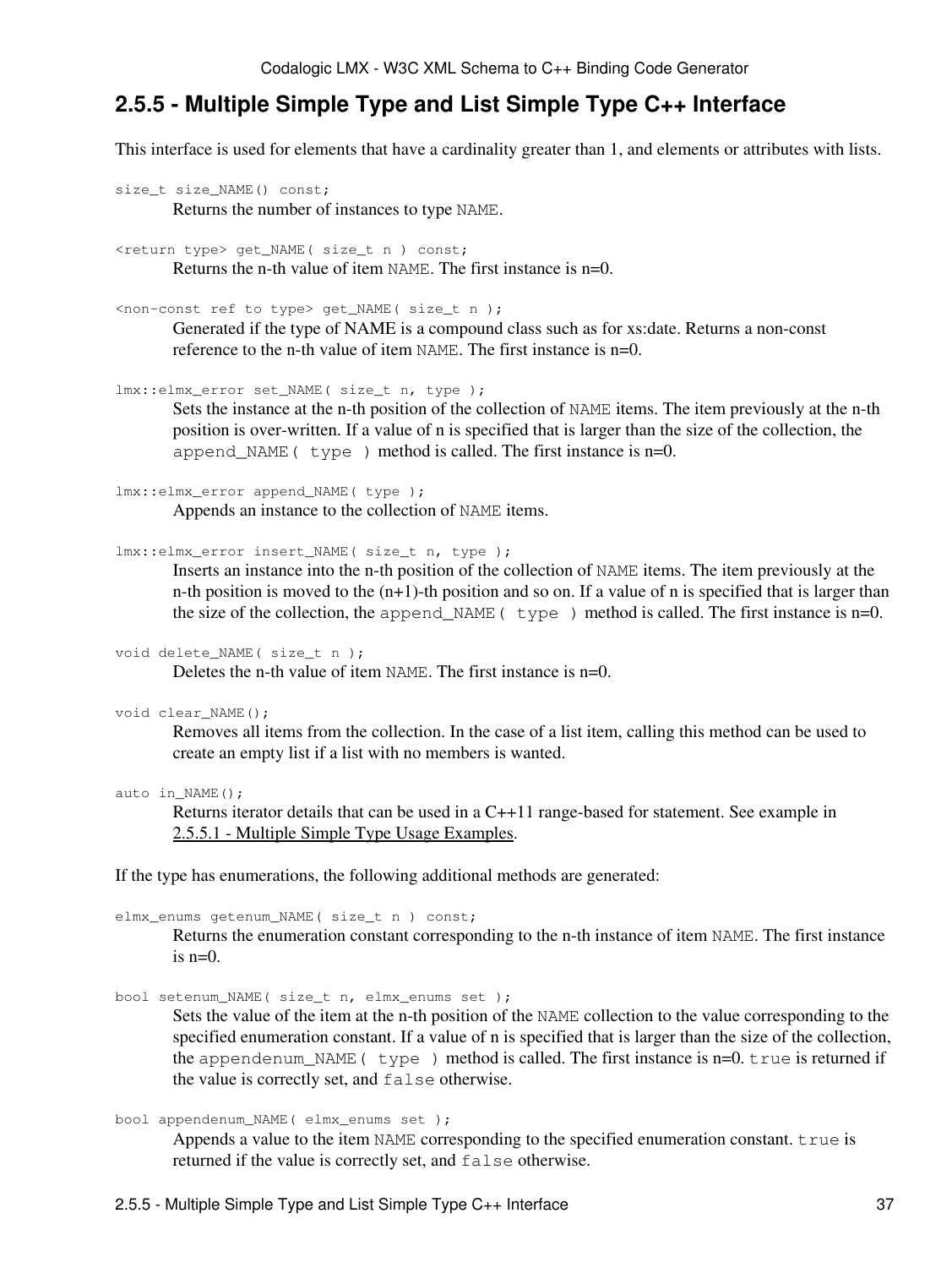## 2.5.5 - Multiple Simple Type and List Simple Type C++ Interface

This interface is used for elements that have a cardinality greater than 1, and elements or attributes with lists.

`size_t size_NAME() const;`
: Returns the number of instances to type `NAME`.

`<return type> get_NAME( size_t n ) const;`
: Returns the n-th value of item `NAME`. The first instance is n=0.

`<non-const ref to type> get_NAME( size_t n );`
: Generated if the type of NAME is a compound class such as for xs:date. Returns a non-const reference to the n-th value of item `NAME`. The first instance n=0.

`lmx::elmx_error set_NAME( size_t n, type );`
: Sets the instance at the n-th position of the collection of `NAME` items. The item previously at the n-th position is over-written. If a value of n is specified that is larger than the size of the collection, the `append_NAME( type )` method is called. The first instance is n=0.

`lmx::elmx_error append_NAME( type );`
: Appends an instance to the collection of `NAME` items.

`lmx::elmx_error insert_NAME( size_t n, type );`
: Inserts an instance into the n-th position of the collection of `NAME` items. The item previously at the n-th position is moved to the (n+1)-th position and so on. If a value of n is specified that is larger than the size of the collection, the `append_NAME( type )` method is called. The first instance is n=0.

`void delete_NAME( size_t n );`
: Deletes the n-th value of item `NAME`. The first instance is n=0.

`void clear_NAME();`
: Removes all items from the collection. In the case of a list item, calling this method can be used to create an empty list if a list with no members is wanted.

`auto in_NAME();`
: Returns iterator details that can be used in a C++11 range-based for statement. See example in 2.5.5.1 - Multiple Simple Type Usage Examples.

If the type has enumerations, the following additional methods are generated:

`elmx_enums getenum_NAME( size_t n ) const;`
: Returns the enumeration constant corresponding to the n-th instance of item `NAME`. The first instance is n=0.

`bool setenum_NAME( size_t n, elmx_enums set );`
: Sets the value of the item at the n-th position of the `NAME` collection to the value corresponding to the specified enumeration constant. If a value of n is specified that is larger than the size of the collection, the `appendenum_NAME( type )` method is called. The first instance is n=0. `true` is returned if the value is correctly set, and `false` otherwise.

`bool appendenum_NAME( elmx_enums set );`
: Appends a value to the item `NAME` corresponding to the specified enumeration constant. `true` is returned if the value is correctly set, and `false` otherwise.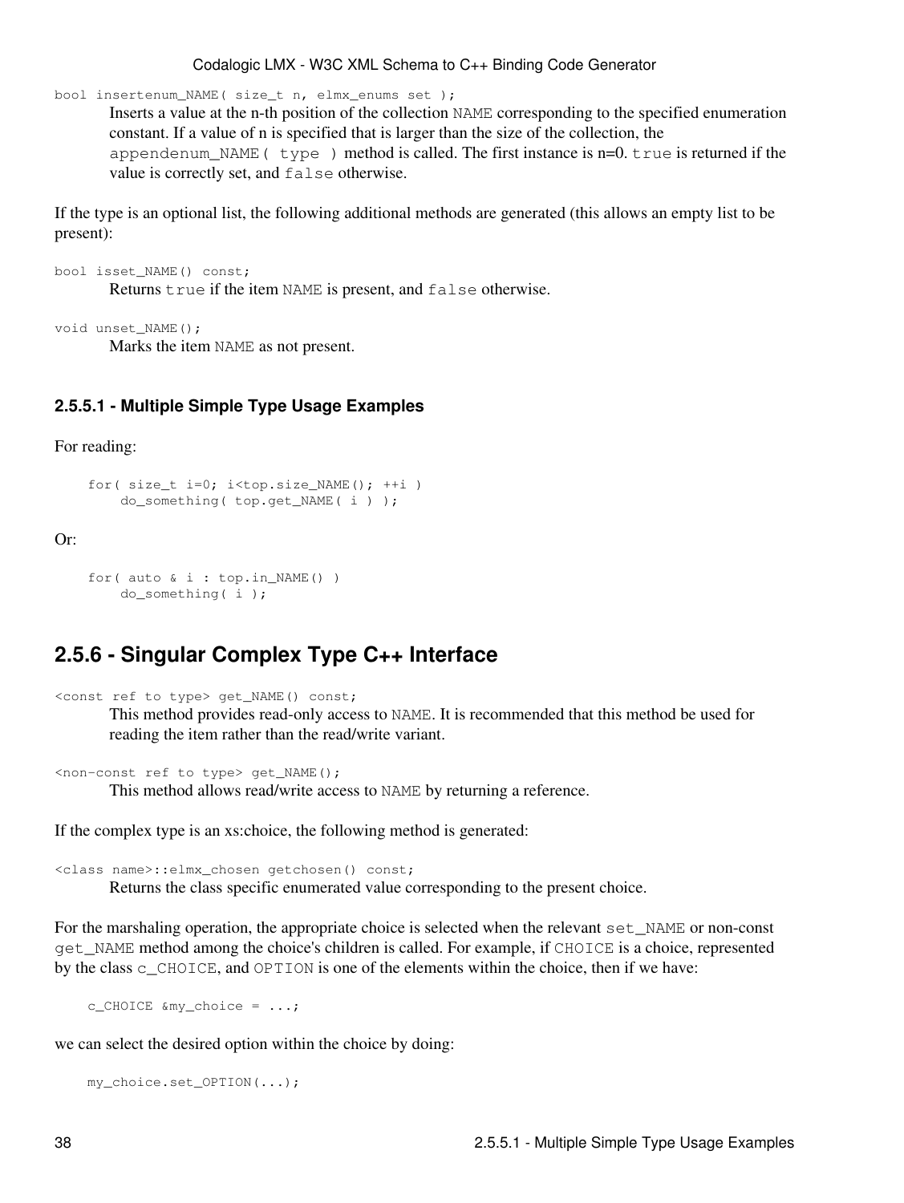`bool insertenum_NAME( size_t n, elmx_enums set );`

Inserts a value at the n-th position of the collection `NAME` corresponding to the specified enumeration constant. If a value of n is specified that is larger than the size of the collection, the `appendenum_NAME( type )` method is called. The first instance is n=0. `true` is returned if the value is correctly set, and `false` otherwise.

If the type is an optional list, the following additional methods are generated (this allows an empty list to be present):

`bool isset_NAME() const;`

Returns `true` if the item `NAME` is present, and `false` otherwise.

`void unset_NAME();`

Marks the item `NAME` as not present.

#### 2.5.5.1 - Multiple Simple Type Usage Examples

For reading:

```
for( size_t i=0; i<top.size_NAME(); ++i )
    do_something( top.get_NAME( i ) );
```

Or:

```
for( auto & i : top.in_NAME() )
    do_something( i );
```

## 2.5.6 - Singular Complex Type C++ Interface

`<const ref to type> get_NAME() const;`

This method provides read-only access to `NAME`. It is recommended that this method be used for reading the item rather than the read/write variant.

`<non-const ref to type> get_NAME();`

This method allows read/write access to `NAME` by returning a reference.

If the complex type is an xs:choice, the following method is generated:

`<class name>::elmx_chosen getchosen() const;`

Returns the class specific enumerated value corresponding to the present choice.

For the marshaling operation, the appropriate choice is selected when the relevant `set_NAME` or non-const `get_NAME` method among the choice's children is called. For example, if `CHOICE` is a choice, represented by the class `c_CHOICE`, and `OPTION` is one of the elements within the choice, then if we have:

```
c_CHOICE &my_choice = ...;
```

we can select the desired option within the choice by doing:

```
my_choice.set_OPTION(...);
```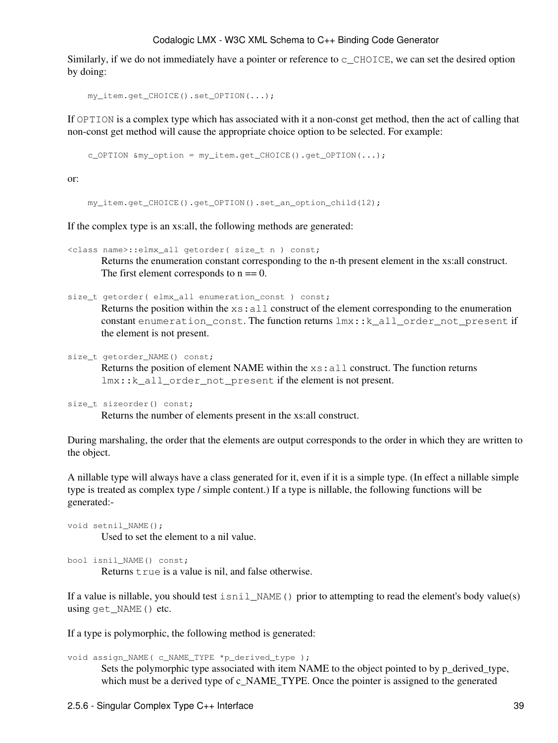Similarly, if we do not immediately have a pointer or reference to `c_CHOICE`, we can set the desired option by doing:

```
my_item.get_CHOICE().set_OPTION(...);
```

If `OPTION` is a complex type which has associated with it a non-const get method, then the act of calling that non-const get method will cause the appropriate choice option to be selected. For example:

```
c_OPTION &my_option = my_item.get_CHOICE().get_OPTION(...);
```

or:

```
my_item.get_CHOICE().get_OPTION().set_an_option_child(12);
```

If the complex type is an xs:all, the following methods are generated:

`<class name>::elmx_all getorder( size_t n ) const;`
: Returns the enumeration constant corresponding to the n-th present element in the xs:all construct. The first element corresponds to n == 0.

`size_t getorder( elmx_all enumeration_const ) const;`
: Returns the position within the `xs:all` construct of the element corresponding to the enumeration constant `enumeration_const`. The function returns `lmx::k_all_order_not_present` if the element is not present.

`size_t getorder_NAME() const;`
: Returns the position of element NAME within the `xs:all` construct. The function returns `lmx::k_all_order_not_present` if the element is not present.

`size_t sizeorder() const;`
: Returns the number of elements present in the xs:all construct.

During marshaling, the order that the elements are output corresponds to the order in which they are written to the object.

A nillable type will always have a class generated for it, even if it is a simple type. (In effect a nillable simple type is treated as complex type / simple content.) If a type is nillable, the following functions will be generated:-

`void setnil_NAME();`
: Used to set the element to a nil value.

`bool isnil_NAME() const;`
: Returns `true` is a value is nil, and false otherwise.

If a value is nillable, you should test `isnil_NAME()` prior to attempting to read the element's body value(s) using `get_NAME()` etc.

If a type is polymorphic, the following method is generated:

`void assign_NAME( c_NAME_TYPE *p_derived_type );`
: Sets the polymorphic type associated with item NAME to the object pointed to by p_derived_type, which must be a derived type of c_NAME_TYPE. Once the pointer is assigned to the generated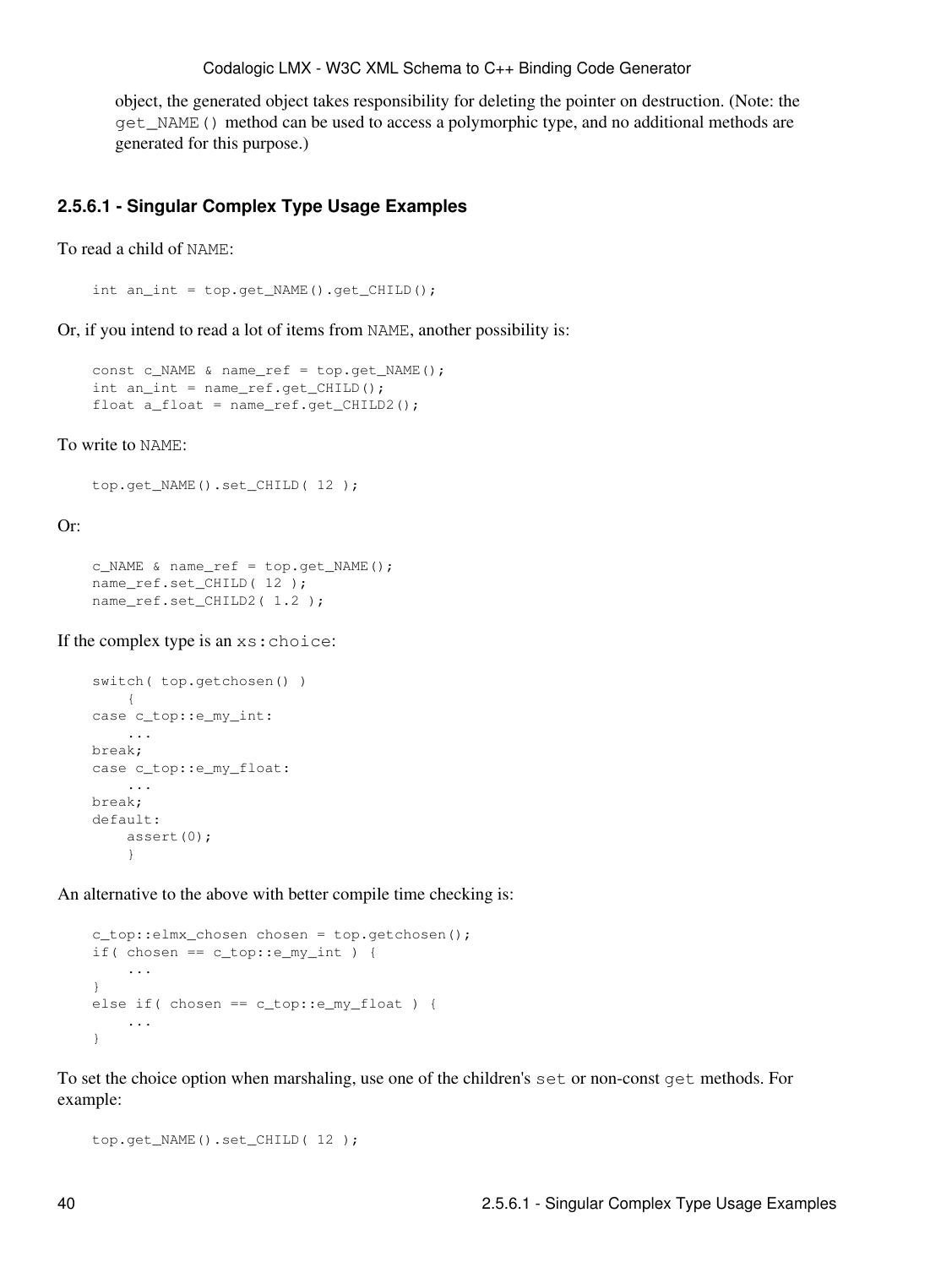object, the generated object takes responsibility for deleting the pointer on destruction. (Note: the `get_NAME()` method can be used to access a polymorphic type, and no additional methods are generated for this purpose.)

### 2.5.6.1 - Singular Complex Type Usage Examples

To read a child of `NAME`:

```
int an_int = top.get_NAME().get_CHILD();
```

Or, if you intend to read a lot of items from `NAME`, another possibility is:

```
const c_NAME & name_ref = top.get_NAME();
int an_int = name_ref.get_CHILD();
float a_float = name_ref.get_CHILD2();
```

To write to `NAME`:

```
top.get_NAME().set_CHILD( 12 );
```

Or:

```
c_NAME & name_ref = top.get_NAME();
name_ref.set_CHILD( 12 );
name_ref.set_CHILD2( 1.2 );
```

If the complex type is an `xs:choice`:

```
switch( top.getchosen() )
    {
case c_top::e_my_int:
    ...
break;
case c_top::e_my_float:
    ...
break;
default:
    assert(0);
    }
```

An alternative to the above with better compile time checking is:

```
c_top::elmx_chosen chosen = top.getchosen();
if( chosen == c_top::e_my_int ) {
    ...
}
else if( chosen == c_top::e_my_float ) {
    ...
}
```

To set the choice option when marshaling, use one of the children's `set` or non-const `get` methods. For example:

```
top.get_NAME().set_CHILD( 12 );
```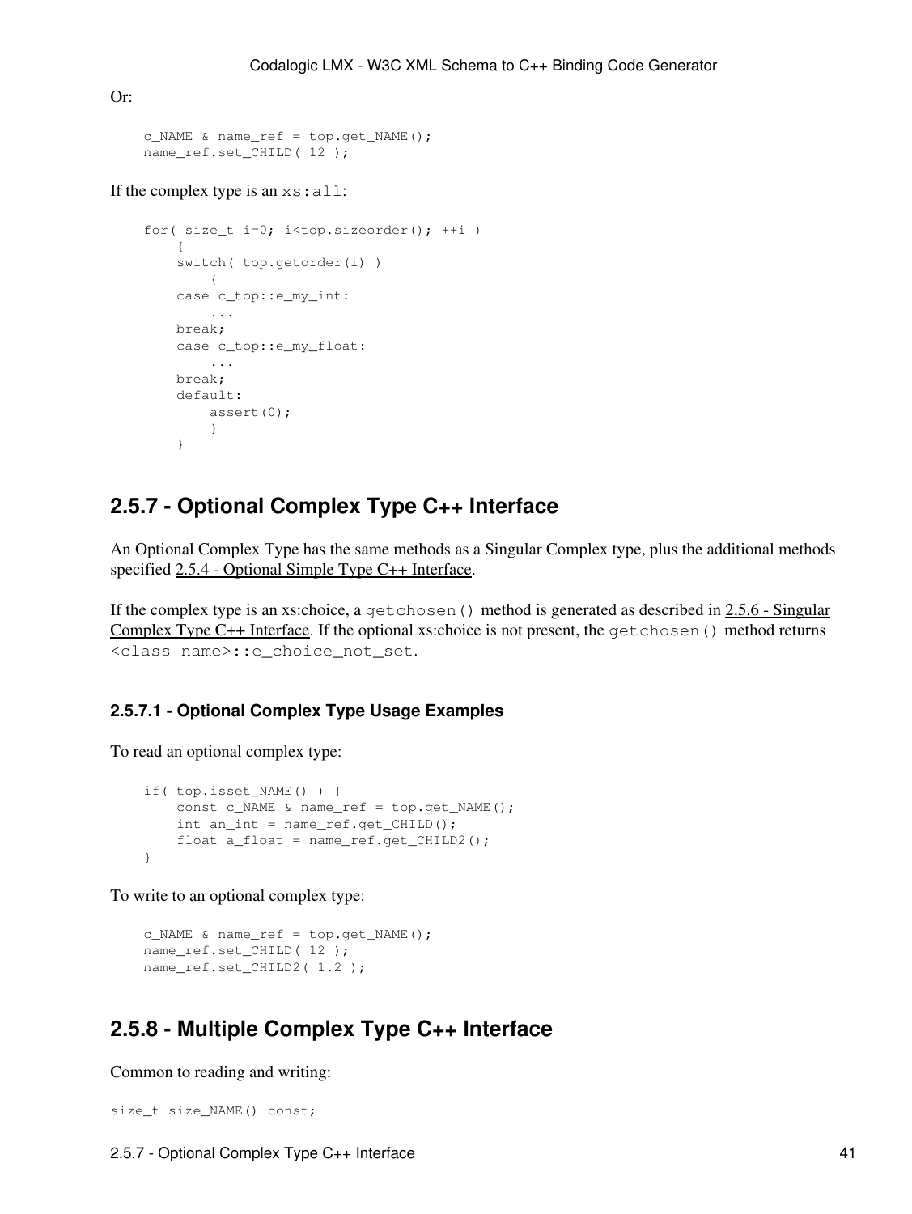Or:

```
c_NAME & name_ref = top.get_NAME();
name_ref.set_CHILD( 12 );
```

If the complex type is an `xs:all`:

```
for( size_t i=0; i<top.sizeorder(); ++i )
    {
    switch( top.getorder(i) )
        {
    case c_top::e_my_int:
        ...
    break;
    case c_top::e_my_float:
        ...
    break;
    default:
        assert(0);
        }
    }
```

## 2.5.7 - Optional Complex Type C++ Interface

An Optional Complex Type has the same methods as a Singular Complex type, plus the additional methods specified 2.5.4 - Optional Simple Type C++ Interface.

If the complex type is an xs:choice, a `getchosen()` method is generated as described in 2.5.6 - Singular Complex Type C++ Interface. If the optional xs:choice is not present, the `getchosen()` method returns `<class name>::e_choice_not_set`.

### 2.5.7.1 - Optional Complex Type Usage Examples

To read an optional complex type:

```
if( top.isset_NAME() ) {
    const c_NAME & name_ref = top.get_NAME();
    int an_int = name_ref.get_CHILD();
    float a_float = name_ref.get_CHILD2();
}
```

To write to an optional complex type:

```
c_NAME & name_ref = top.get_NAME();
name_ref.set_CHILD( 12 );
name_ref.set_CHILD2( 1.2 );
```

## 2.5.8 - Multiple Complex Type C++ Interface

Common to reading and writing:

```
size_t size_NAME() const;
```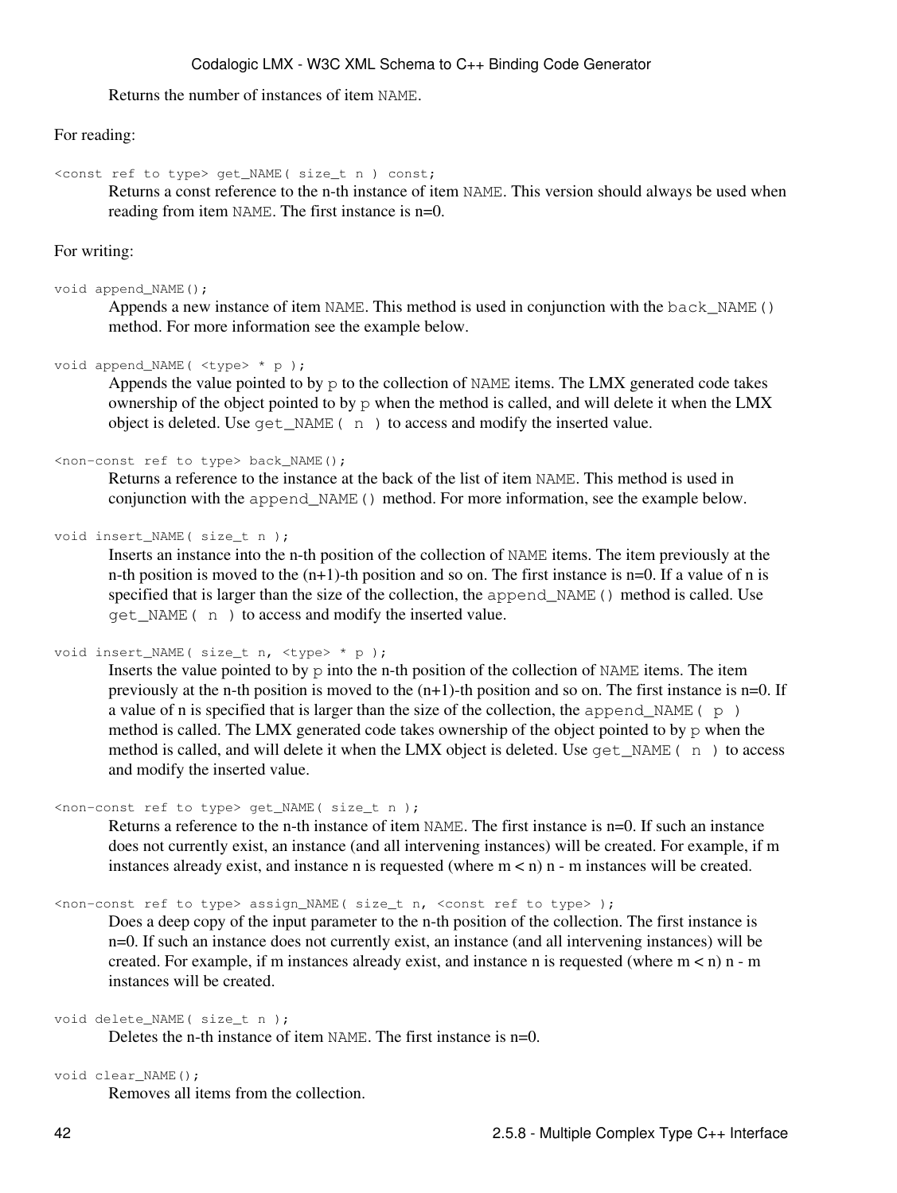Returns the number of instances of item `NAME`.

For reading:

```
<const ref to type> get_NAME( size_t n ) const;
```

Returns a const reference to the n-th instance of item `NAME`. This version should always be used when reading from item `NAME`. The first instance is n=0.

For writing:

```
void append_NAME();
```

Appends a new instance of item `NAME`. This method is used in conjunction with the `back_NAME()` method. For more information see the example below.

```
void append_NAME( <type> * p );
```

Appends the value pointed to by `p` to the collection of `NAME` items. The LMX generated code takes ownership of the object pointed to by `p` when the method is called, and will delete it when the LMX object is deleted. Use `get_NAME( n )` to access and modify the inserted value.

```
<non-const ref to type> back_NAME();
```

Returns a reference to the instance at the back of the list of item `NAME`. This method is used in conjunction with the `append_NAME()` method. For more information, see the example below.

```
void insert_NAME( size_t n );
```

Inserts an instance into the n-th position of the collection of `NAME` items. The item previously at the n-th position is moved to the (n+1)-th position and so on. The first instance is n=0. If a value of n is specified that is larger than the size of the collection, the `append_NAME()` method is called. Use `get_NAME( n )` to access and modify the inserted value.

```
void insert_NAME( size_t n, <type> * p );
```

Inserts the value pointed to by `p` into the n-th position of the collection of `NAME` items. The item previously at the n-th position is moved to the (n+1)-th position and so on. The first instance is n=0. If a value of n is specified that is larger than the size of the collection, the `append_NAME( p )` method is called. The LMX generated code takes ownership of the object pointed to by `p` when the method is called, and will delete it when the LMX object is deleted. Use `get_NAME( n )` to access and modify the inserted value.

```
<non-const ref to type> get_NAME( size_t n );
```

Returns a reference to the n-th instance of item `NAME`. The first instance is n=0. If such an instance does not currently exist, an instance (and all intervening instances) will be created. For example, if m instances already exist, and instance n is requested (where m < n) n - m instances will be created.

```
<non-const ref to type> assign_NAME( size_t n, <const ref to type> );
```

Does a deep copy of the input parameter to the n-th position of the collection. The first instance is n=0. If such an instance does not currently exist, an instance (and all intervening instances) will be created. For example, if m instances already exist, and instance n is requested (where m < n) n - m instances will be created.

```
void delete_NAME( size_t n );
```

Deletes the n-th instance of item `NAME`. The first instance is n=0.

```
void clear_NAME();
```

Removes all items from the collection.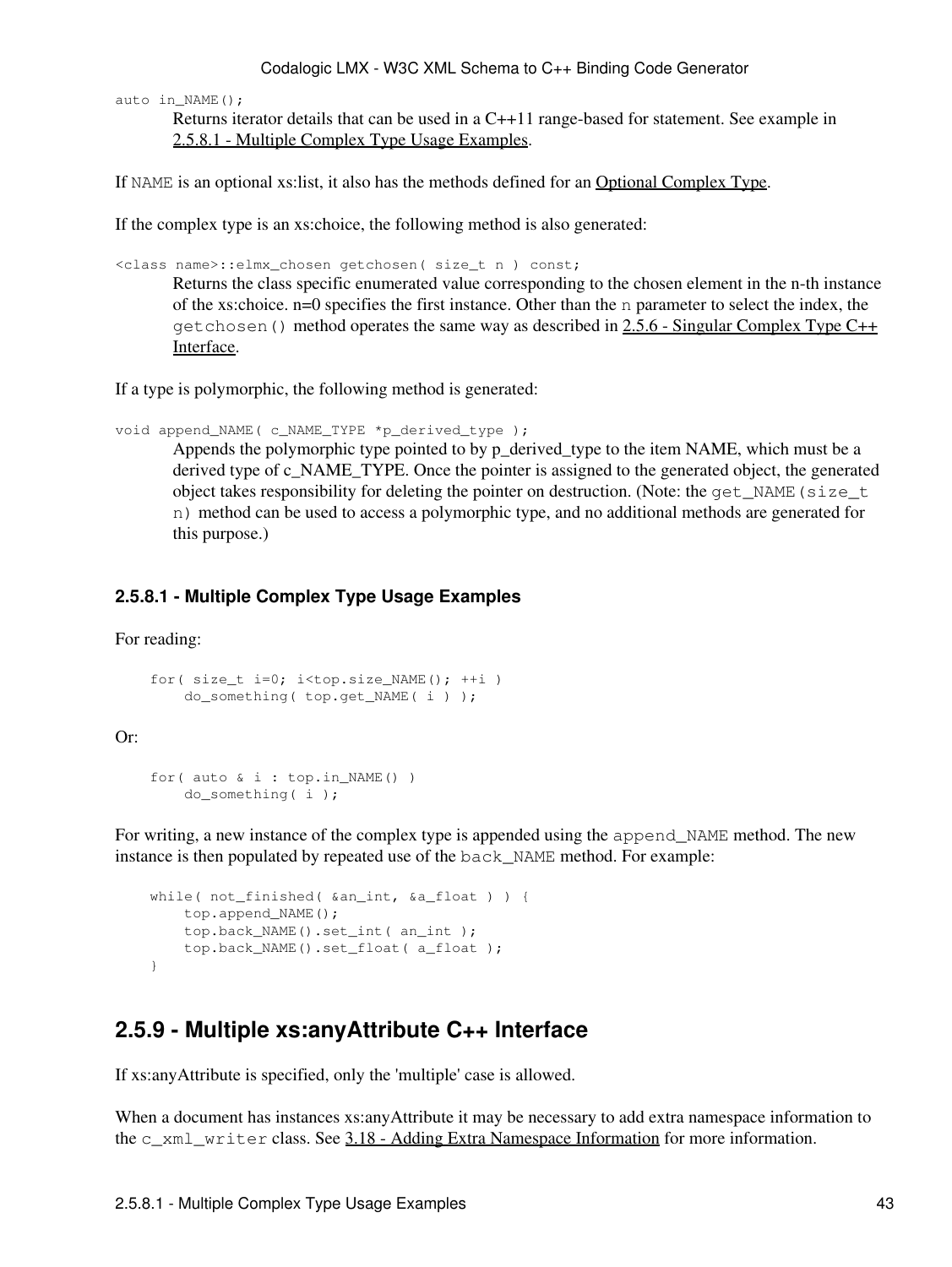`auto in_NAME();`

Returns iterator details that can be used in a C++11 range-based for statement. See example in 2.5.8.1 - Multiple Complex Type Usage Examples.

If `NAME` is an optional xs:list, it also has the methods defined for an Optional Complex Type.

If the complex type is an xs:choice, the following method is also generated:

`<class name>::elmx_chosen getchosen( size_t n ) const;`

Returns the class specific enumerated value corresponding to the chosen element in the n-th instance of the xs:choice. n=0 specifies the first instance. Other than the `n` parameter to select the index, the `getchosen()` method operates the same way as described in 2.5.6 - Singular Complex Type C++ Interface.

If a type is polymorphic, the following method is generated:

`void append_NAME( c_NAME_TYPE *p_derived_type );`

Appends the polymorphic type pointed to by p_derived_type to the item NAME, which must be a derived type of c_NAME_TYPE. Once the pointer is assigned to the generated object, the generated object takes responsibility for deleting the pointer on destruction. (Note: the `get_NAME(size_t n)` method can be used to access a polymorphic type, and no additional methods are generated for this purpose.)

### 2.5.8.1 - Multiple Complex Type Usage Examples

For reading:

```
for( size_t i=0; i<top.size_NAME(); ++i )
    do_something( top.get_NAME( i ) );
```

Or:

```
for( auto & i : top.in_NAME() )
    do_something( i );
```

For writing, a new instance of the complex type is appended using the `append_NAME` method. The new instance is then populated by repeated use of the `back_NAME` method. For example:

```
while( not_finished( &an_int, &a_float ) ) {
    top.append_NAME();
    top.back_NAME().set_int( an_int );
    top.back_NAME().set_float( a_float );
}
```

## 2.5.9 - Multiple xs:anyAttribute C++ Interface

If xs:anyAttribute is specified, only the 'multiple' case is allowed.

When a document has instances xs:anyAttribute it may be necessary to add extra namespace information to the `c_xml_writer` class. See 3.18 - Adding Extra Namespace Information for more information.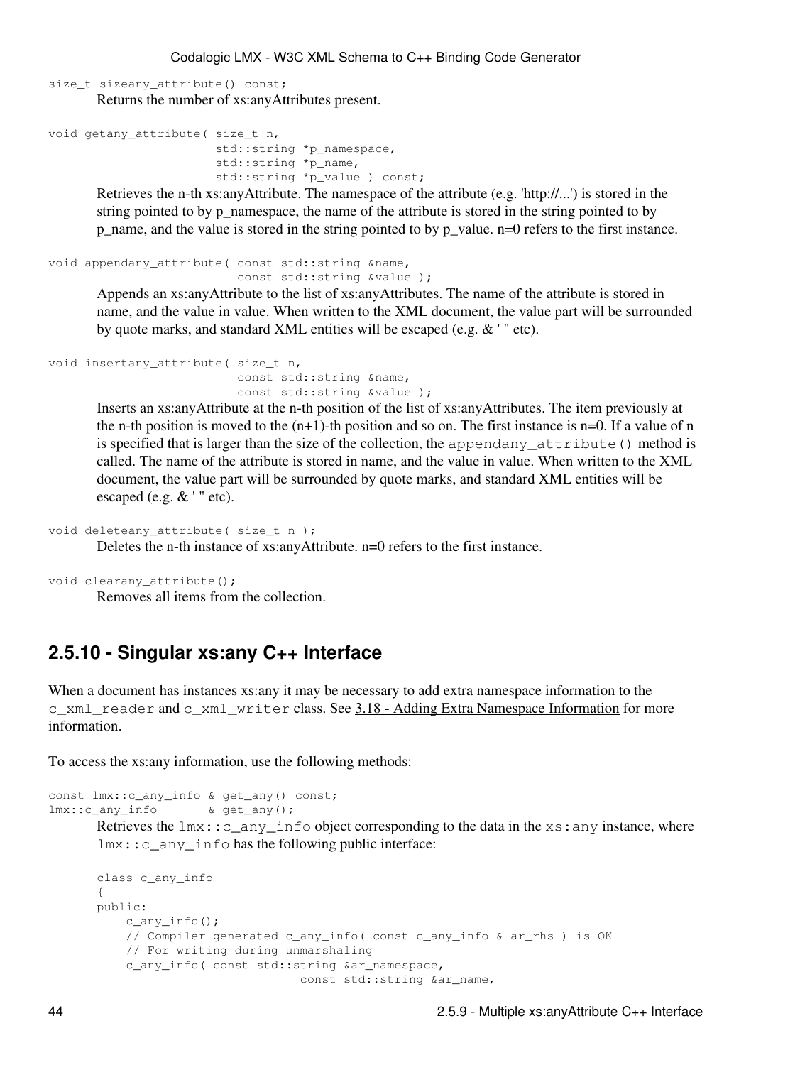```
size_t sizeany_attribute() const;
```

Returns the number of xs:anyAttributes present.

```
void getany_attribute( size_t n,
                       std::string *p_namespace,
                       std::string *p_name,
                       std::string *p_value ) const;
```

Retrieves the n-th xs:anyAttribute. The namespace of the attribute (e.g. 'http://...') is stored in the string pointed to by p_namespace, the name of the attribute is stored in the string pointed to by p_name, and the value is stored in the string pointed to by p_value. n=0 refers to the first instance.

```
void appendany_attribute( const std::string &name,
                          const std::string &value );
```

Appends an xs:anyAttribute to the list of xs:anyAttributes. The name of the attribute is stored in name, and the value in value. When written to the XML document, the value part will be surrounded by quote marks, and standard XML entities will be escaped (e.g. & ' " etc).

```
void insertany_attribute( size_t n,
                          const std::string &name,
                          const std::string &value );
```

Inserts an xs:anyAttribute at the n-th position of the list of xs:anyAttributes. The item previously at the n-th position is moved to the (n+1)-th position and so on. The first instance is n=0. If a value of n is specified that is larger than the size of the collection, the `appendany_attribute()` method is called. The name of the attribute is stored in name, and the value in value. When written to the XML document, the value part will be surrounded by quote marks, and standard XML entities will be escaped (e.g. & ' " etc).

```
void deleteany_attribute( size_t n );
```

Deletes the n-th instance of xs:anyAttribute. n=0 refers to the first instance.

```
void clearany_attribute();
```

Removes all items from the collection.

## 2.5.10 - Singular xs:any C++ Interface

When a document has instances xs:any it may be necessary to add extra namespace information to the `c_xml_reader` and `c_xml_writer` class. See 3.18 - Adding Extra Namespace Information for more information.

To access the xs:any information, use the following methods:

```
const lmx::c_any_info & get_any() const;
lmx::c_any_info       & get_any();
```

Retrieves the `lmx::c_any_info` object corresponding to the data in the `xs:any` instance, where `lmx::c_any_info` has the following public interface:

```
class c_any_info
{
public:
    c_any_info();
    // Compiler generated c_any_info( const c_any_info & ar_rhs ) is OK
    // For writing during unmarshaling
    c_any_info( const std::string &ar_namespace,
                            const std::string &ar_name,
```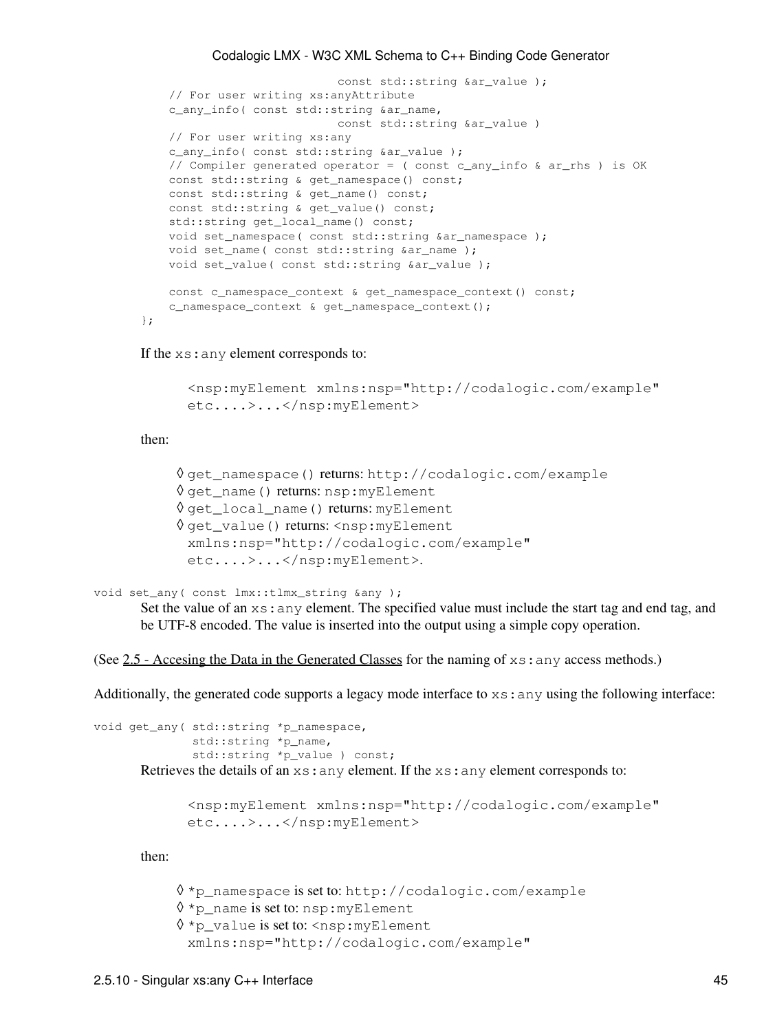```
                            const std::string &ar_value );
    // For user writing xs:anyAttribute
    c_any_info( const std::string &ar_name,
                            const std::string &ar_value )
    // For user writing xs:any
    c_any_info( const std::string &ar_value );
    // Compiler generated operator = ( const c_any_info & ar_rhs ) is OK
    const std::string & get_namespace() const;
    const std::string & get_name() const;
    const std::string & get_value() const;
    std::string get_local_name() const;
    void set_namespace( const std::string &ar_namespace );
    void set_name( const std::string &ar_name );
    void set_value( const std::string &ar_value );

    const c_namespace_context & get_namespace_context() const;
    c_namespace_context & get_namespace_context();
};
```

If the `xs:any` element corresponds to:

```
<nsp:myElement xmlns:nsp="http://codalogic.com/example"
etc....>...</nsp:myElement>
```

then:

- `get_namespace()` returns: `http://codalogic.com/example`
- `get_name()` returns: `nsp:myElement`
- `get_local_name()` returns: `myElement`
- `get_value()` returns: `<nsp:myElement xmlns:nsp="http://codalogic.com/example" etc....>...</nsp:myElement>`.

```
void set_any( const lmx::tlmx_string &any );
```

Set the value of an `xs:any` element. The specified value must include the start tag and end tag, and be UTF-8 encoded. The value is inserted into the output using a simple copy operation.

(See 2.5 - Accesing the Data in the Generated Classes for the naming of `xs:any` access methods.)

Additionally, the generated code supports a legacy mode interface to `xs:any` using the following interface:

```
void get_any( std::string *p_namespace,
              std::string *p_name,
              std::string *p_value ) const;
```

Retrieves the details of an `xs:any` element. If the `xs:any` element corresponds to:

```
<nsp:myElement xmlns:nsp="http://codalogic.com/example"
etc....>...</nsp:myElement>
```

then:

- `*p_namespace` is set to: `http://codalogic.com/example`
- `*p_name` is set to: `nsp:myElement`
- `*p_value` is set to: `<nsp:myElement xmlns:nsp="http://codalogic.com/example"`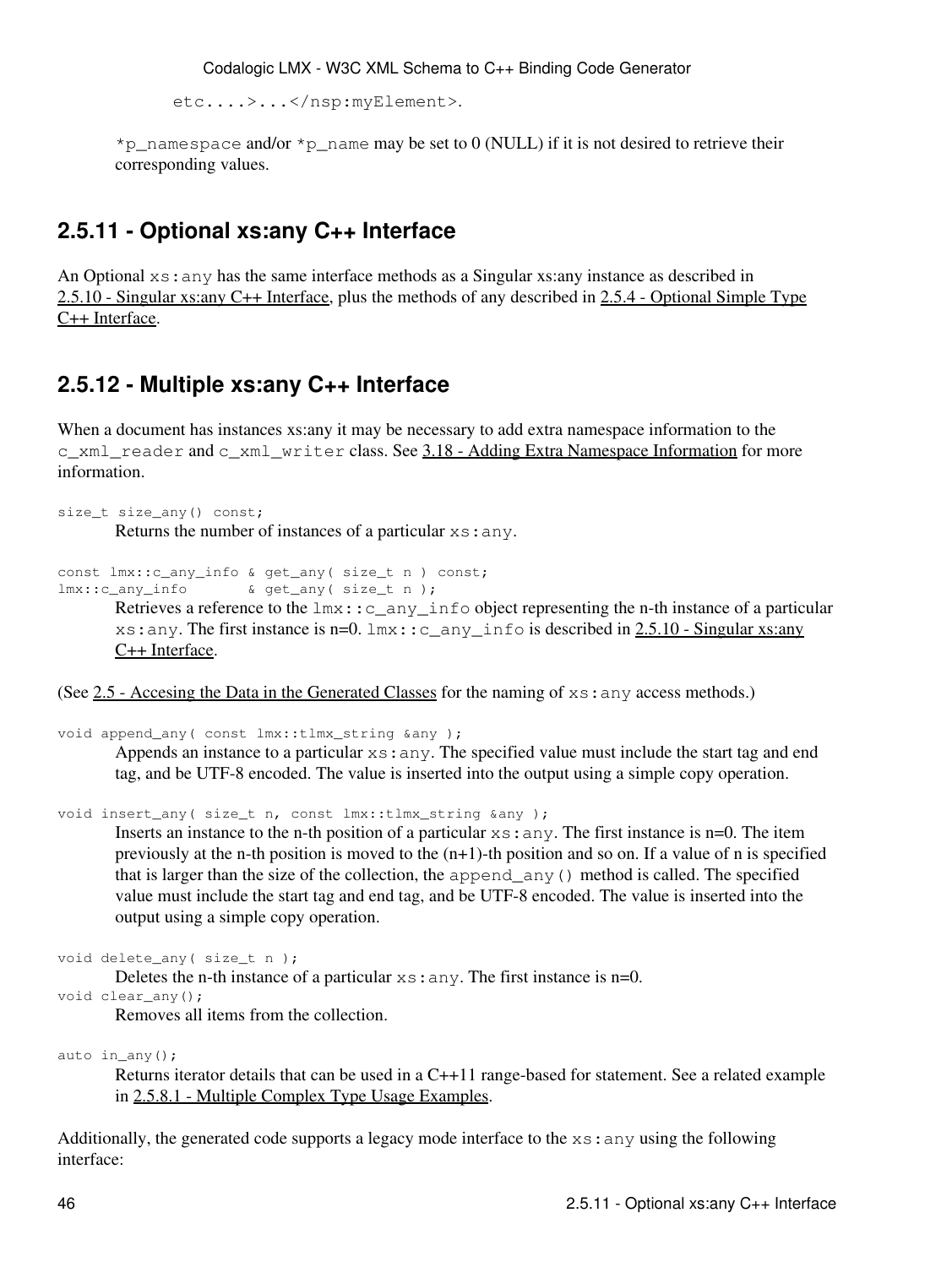etc....>...</nsp:myElement>.

*p_namespace and/or *p_name may be set to 0 (NULL) if it is not desired to retrieve their corresponding values.

## 2.5.11 - Optional xs:any C++ Interface

An Optional `xs:any` has the same interface methods as a Singular xs:any instance as described in 2.5.10 - Singular xs:any C++ Interface, plus the methods of any described in 2.5.4 - Optional Simple Type C++ Interface.

## 2.5.12 - Multiple xs:any C++ Interface

When a document has instances xs:any it may be necessary to add extra namespace information to the `c_xml_reader` and `c_xml_writer` class. See 3.18 - Adding Extra Namespace Information for more information.

```
size_t size_any() const;
```

Returns the number of instances of a particular `xs:any`.

```
const lmx::c_any_info & get_any( size_t n ) const;
lmx::c_any_info       & get_any( size_t n );
```

Retrieves a reference to the `lmx::c_any_info` object representing the n-th instance of a particular `xs:any`. The first instance is n=0. `lmx::c_any_info` is described in 2.5.10 - Singular xs:any C++ Interface.

(See 2.5 - Accesing the Data in the Generated Classes for the naming of `xs:any` access methods.)

```
void append_any( const lmx::tlmx_string &any );
```

Appends an instance to a particular `xs:any`. The specified value must include the start tag and end tag, and be UTF-8 encoded. The value is inserted into the output using a simple copy operation.

```
void insert_any( size_t n, const lmx::tlmx_string &any );
```

Inserts an instance to the n-th position of a particular `xs:any`. The first instance is n=0. The item previously at the n-th position is moved to the (n+1)-th position and so on. If a value of n is specified that is larger than the size of the collection, the `append_any()` method is called. The specified value must include the start tag and end tag, and be UTF-8 encoded. The value is inserted into the output using a simple copy operation.

```
void delete_any( size_t n );
```

Deletes the n-th instance of a particular `xs:any`. The first instance is n=0.

```
void clear_any();
```

Removes all items from the collection.

```
auto in_any();
```

Returns iterator details that can be used in a C++11 range-based for statement. See a related example in 2.5.8.1 - Multiple Complex Type Usage Examples.

Additionally, the generated code supports a legacy mode interface to the `xs:any` using the following interface: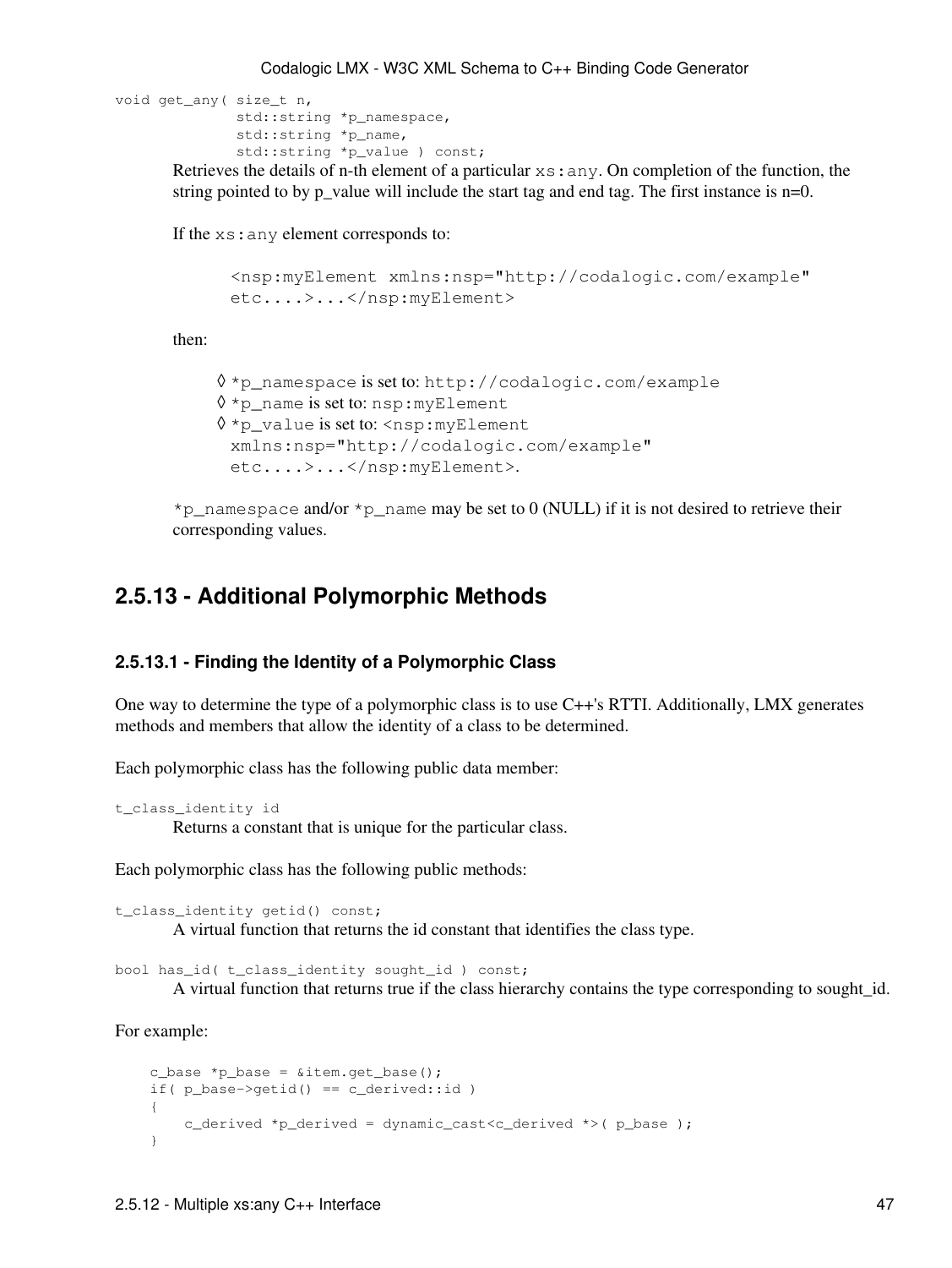```
void get_any( size_t n,
              std::string *p_namespace,
              std::string *p_name,
              std::string *p_value ) const;
```

Retrieves the details of n-th element of a particular `xs:any`. On completion of the function, the string pointed to by p_value will include the start tag and end tag. The first instance is n=0.

If the `xs:any` element corresponds to:

```
<nsp:myElement xmlns:nsp="http://codalogic.com/example"
etc....>...</nsp:myElement>
```

then:

- ◊ `*p_namespace` is set to: `http://codalogic.com/example`
- ◊ `*p_name` is set to: `nsp:myElement`
- ◊ `*p_value` is set to: `<nsp:myElement xmlns:nsp="http://codalogic.com/example" etc....>...</nsp:myElement>`.

`*p_namespace` and/or `*p_name` may be set to 0 (NULL) if it is not desired to retrieve their corresponding values.

## 2.5.13 - Additional Polymorphic Methods

### 2.5.13.1 - Finding the Identity of a Polymorphic Class

One way to determine the type of a polymorphic class is to use C++'s RTTI. Additionally, LMX generates methods and members that allow the identity of a class to be determined.

Each polymorphic class has the following public data member:

```
t_class_identity id
```

Returns a constant that is unique for the particular class.

Each polymorphic class has the following public methods:

```
t_class_identity getid() const;
```

A virtual function that returns the id constant that identifies the class type.

```
bool has_id( t_class_identity sought_id ) const;
```

A virtual function that returns true if the class hierarchy contains the type corresponding to sought_id.

For example:

```
c_base *p_base = &item.get_base();
if( p_base->getid() == c_derived::id )
{
    c_derived *p_derived = dynamic_cast<c_derived *>( p_base );
}
```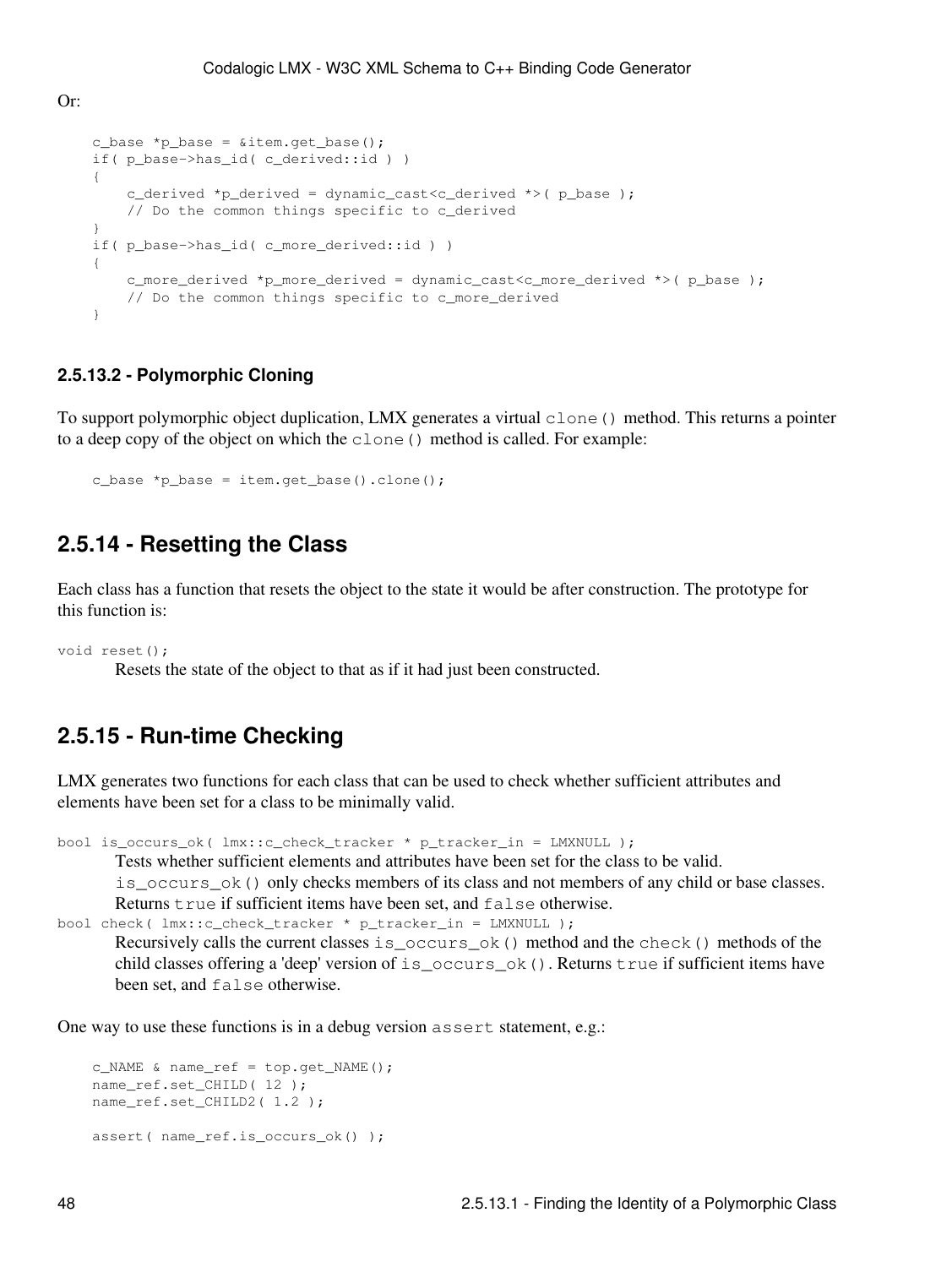Or:

```
c_base *p_base = &item.get_base();
if( p_base->has_id( c_derived::id ) )
{
    c_derived *p_derived = dynamic_cast<c_derived *>( p_base );
    // Do the common things specific to c_derived
}
if( p_base->has_id( c_more_derived::id ) )
{
    c_more_derived *p_more_derived = dynamic_cast<c_more_derived *>( p_base );
    // Do the common things specific to c_more_derived
}
```

#### 2.5.13.2 - Polymorphic Cloning

To support polymorphic object duplication, LMX generates a virtual `clone()` method. This returns a pointer to a deep copy of the object on which the `clone()` method is called. For example:

```
c_base *p_base = item.get_base().clone();
```

### 2.5.14 - Resetting the Class

Each class has a function that resets the object to the state it would be after construction. The prototype for this function is:

`void reset();`
: Resets the state of the object to that as if it had just been constructed.

### 2.5.15 - Run-time Checking

LMX generates two functions for each class that can be used to check whether sufficient attributes and elements have been set for a class to be minimally valid.

`bool is_occurs_ok( lmx::c_check_tracker * p_tracker_in = LMXNULL );`
: Tests whether sufficient elements and attributes have been set for the class to be valid. `is_occurs_ok()` only checks members of its class and not members of any child or base classes. Returns `true` if sufficient items have been set, and `false` otherwise.

`bool check( lmx::c_check_tracker * p_tracker_in = LMXNULL );`
: Recursively calls the current classes `is_occurs_ok()` method and the `check()` methods of the child classes offering a 'deep' version of `is_occurs_ok()`. Returns `true` if sufficient items have been set, and `false` otherwise.

One way to use these functions is in a debug version `assert` statement, e.g.:

```
c_NAME & name_ref = top.get_NAME();
name_ref.set_CHILD( 12 );
name_ref.set_CHILD2( 1.2 );

assert( name_ref.is_occurs_ok() );
```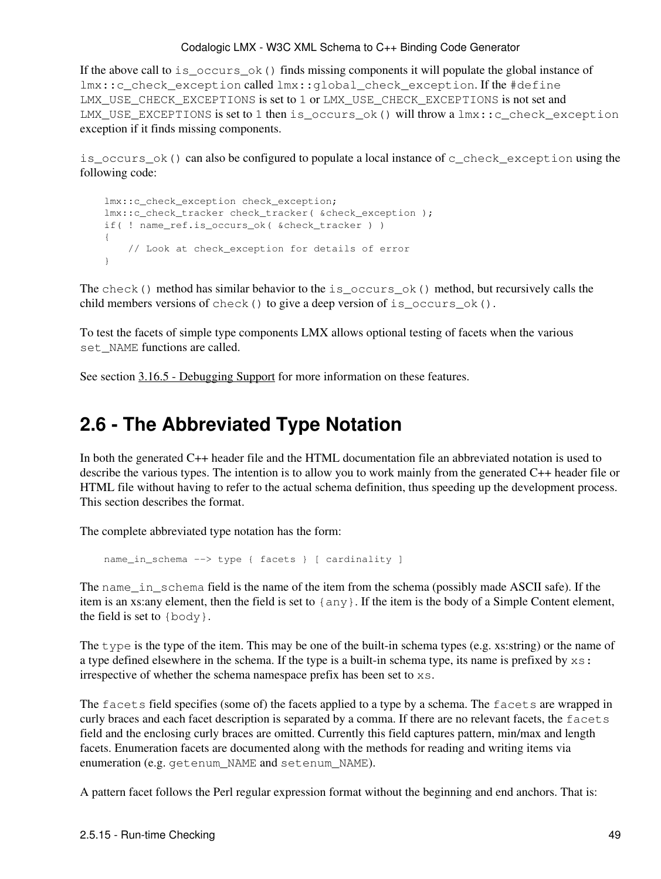If the above call to `is_occurs_ok()` finds missing components it will populate the global instance of `lmx::c_check_exception` called `lmx::global_check_exception`. If the `#define LMX_USE_CHECK_EXCEPTIONS` is set to `1` or `LMX_USE_CHECK_EXCEPTIONS` is not set and `LMX_USE_EXCEPTIONS` is set to `1` then `is_occurs_ok()` will throw a `lmx::c_check_exception` exception if it finds missing components.

`is_occurs_ok()` can also be configured to populate a local instance of `c_check_exception` using the following code:

```
lmx::c_check_exception check_exception;
lmx::c_check_tracker check_tracker( &check_exception );
if( ! name_ref.is_occurs_ok( &check_tracker ) )
{
    // Look at check_exception for details of error
}
```

The `check()` method has similar behavior to the `is_occurs_ok()` method, but recursively calls the child members versions of `check()` to give a deep version of `is_occurs_ok()`.

To test the facets of simple type components LMX allows optional testing of facets when the various `set_NAME` functions are called.

See section 3.16.5 - Debugging Support for more information on these features.

## 2.6 - The Abbreviated Type Notation

In both the generated C++ header file and the HTML documentation file an abbreviated notation is used to describe the various types. The intention is to allow you to work mainly from the generated C++ header file or HTML file without having to refer to the actual schema definition, thus speeding up the development process. This section describes the format.

The complete abbreviated type notation has the form:

```
name_in_schema --> type { facets } [ cardinality ]
```

The `name_in_schema` field is the name of the item from the schema (possibly made ASCII safe). If the item is an xs:any element, then the field is set to `{any}`. If the item is the body of a Simple Content element, the field is set to `{body}`.

The `type` is the type of the item. This may be one of the built-in schema types (e.g. xs:string) or the name of a type defined elsewhere in the schema. If the type is a built-in schema type, its name is prefixed by `xs:` irrespective of whether the schema namespace prefix has been set to `xs`.

The `facets` field specifies (some of) the facets applied to a type by a schema. The `facets` are wrapped in curly braces and each facet description is separated by a comma. If there are no relevant facets, the `facets` field and the enclosing curly braces are omitted. Currently this field captures pattern, min/max and length facets. Enumeration facets are documented along with the methods for reading and writing items via enumeration (e.g. `getenum_NAME` and `setenum_NAME`).

A pattern facet follows the Perl regular expression format without the beginning and end anchors. That is: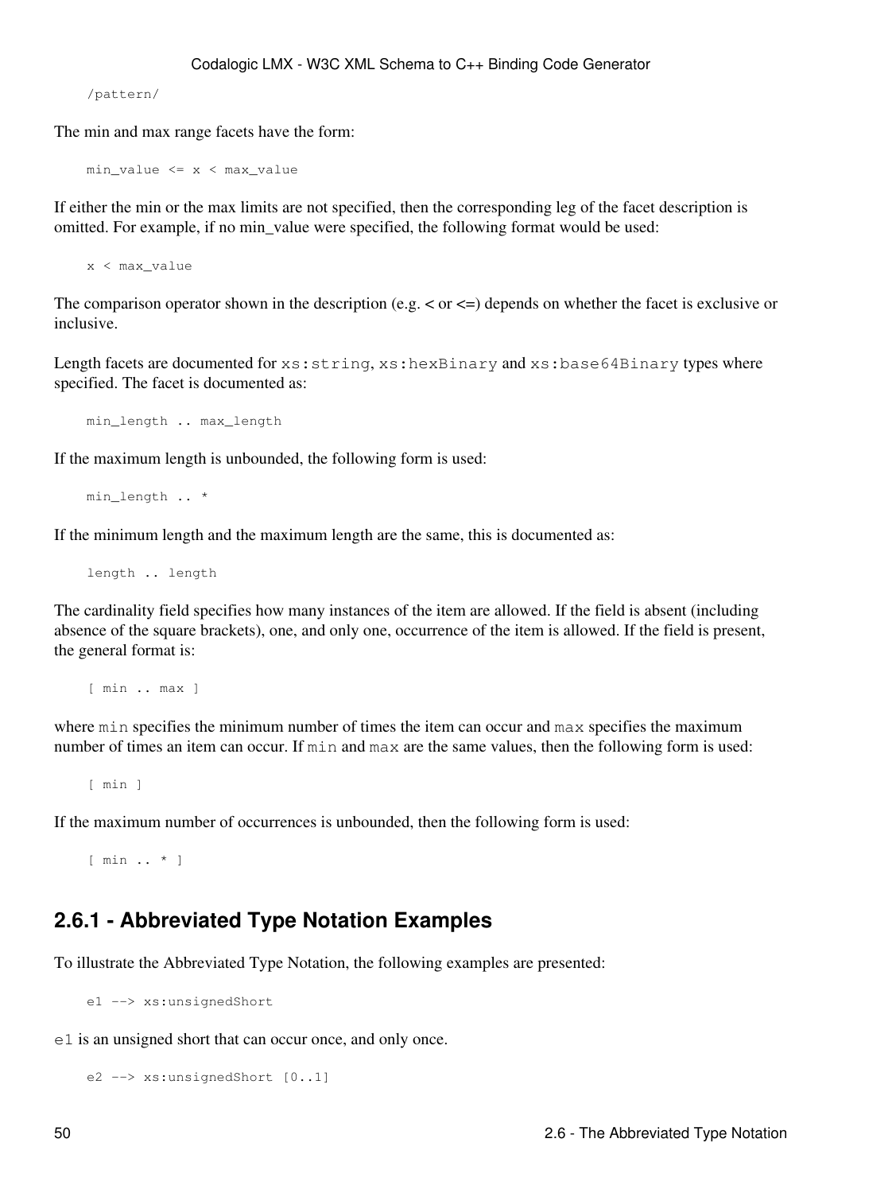```
/pattern/
```

The min and max range facets have the form:

```
min_value <= x < max_value
```

If either the min or the max limits are not specified, then the corresponding leg of the facet description is omitted. For example, if no min_value were specified, the following format would be used:

```
x < max_value
```

The comparison operator shown in the description (e.g. < or <=) depends on whether the facet is exclusive or inclusive.

Length facets are documented for `xs:string`, `xs:hexBinary` and `xs:base64Binary` types where specified. The facet is documented as:

```
min_length .. max_length
```

If the maximum length is unbounded, the following form is used:

```
min_length .. *
```

If the minimum length and the maximum length are the same, this is documented as:

```
length .. length
```

The cardinality field specifies how many instances of the item are allowed. If the field is absent (including absence of the square brackets), one, and only one, occurrence of the item is allowed. If the field is present, the general format is:

```
[ min .. max ]
```

where `min` specifies the minimum number of times the item can occur and `max` specifies the maximum number of times an item can occur. If `min` and `max` are the same values, then the following form is used:

```
[ min ]
```

If the maximum number of occurrences is unbounded, then the following form is used:

```
[ min .. * ]
```

## 2.6.1 - Abbreviated Type Notation Examples

To illustrate the Abbreviated Type Notation, the following examples are presented:

```
e1 --> xs:unsignedShort
```

`e1` is an unsigned short that can occur once, and only once.

```
e2 --> xs:unsignedShort [0..1]
```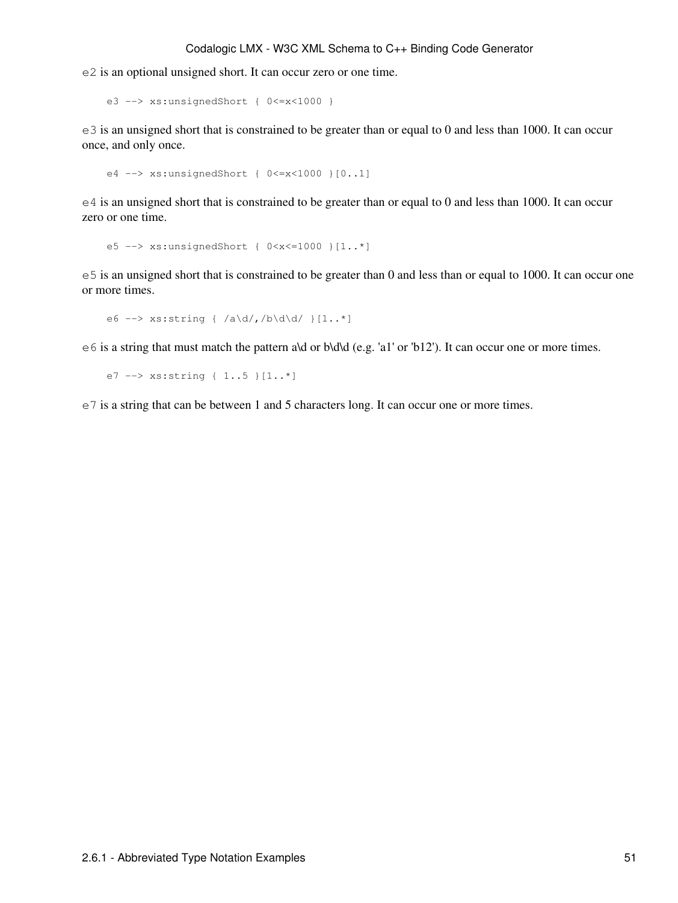`e2` is an optional unsigned short. It can occur zero or one time.

```
e3 --> xs:unsignedShort { 0<=x<1000 }
```

`e3` is an unsigned short that is constrained to be greater than or equal to 0 and less than 1000. It can occur once, and only once.

```
e4 --> xs:unsignedShort { 0<=x<1000 }[0..1]
```

`e4` is an unsigned short that is constrained to be greater than or equal to 0 and less than 1000. It can occur zero or one time.

```
e5 --> xs:unsignedShort { 0<x<=1000 }[1..*]
```

`e5` is an unsigned short that is constrained to be greater than 0 and less than or equal to 1000. It can occur one or more times.

```
e6 --> xs:string { /a\d/,/b\d\d/ }[1..*]
```

`e6` is a string that must match the pattern a\d or b\d\d (e.g. 'a1' or 'b12'). It can occur one or more times.

```
e7 --> xs:string { 1..5 }[1..*]
```

`e7` is a string that can be between 1 and 5 characters long. It can occur one or more times.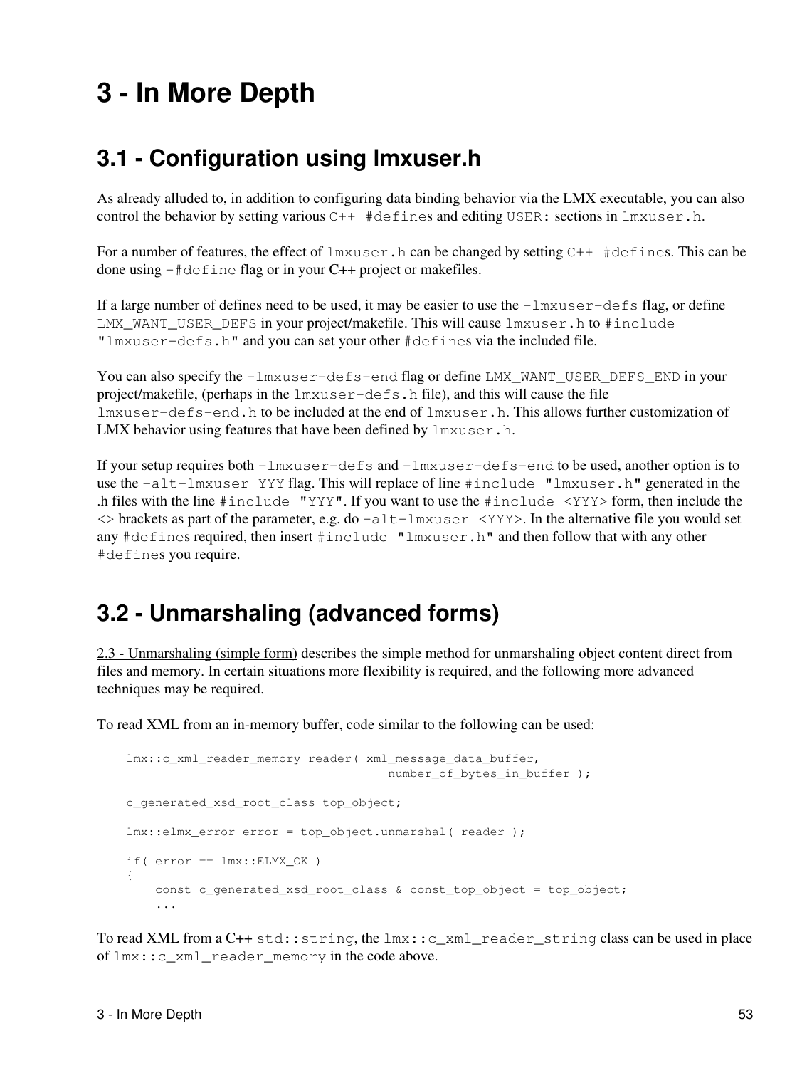# 3 - In More Depth

## 3.1 - Configuration using lmxuser.h

As already alluded to, in addition to configuring data binding behavior via the LMX executable, you can also control the behavior by setting various `C++ #define`s and editing `USER:` sections in `lmxuser.h`.

For a number of features, the effect of `lmxuser.h` can be changed by setting `C++ #define`s. This can be done using `-#define` flag or in your C++ project or makefiles.

If a large number of defines need to be used, it may be easier to use the `-lmxuser-defs` flag, or define `LMX_WANT_USER_DEFS` in your project/makefile. This will cause `lmxuser.h` to `#include "lmxuser-defs.h"` and you can set your other `#define`s via the included file.

You can also specify the `-lmxuser-defs-end` flag or define `LMX_WANT_USER_DEFS_END` in your project/makefile, (perhaps in the `lmxuser-defs.h` file), and this will cause the file `lmxuser-defs-end.h` to be included at the end of `lmxuser.h`. This allows further customization of LMX behavior using features that have been defined by `lmxuser.h`.

If your setup requires both `-lmxuser-defs` and `-lmxuser-defs-end` to be used, another option is to use the `-alt-lmxuser YYY` flag. This will replace of line `#include "lmxuser.h"` generated in the .h files with the line `#include "YYY"`. If you want to use the `#include <YYY>` form, then include the <> brackets as part of the parameter, e.g. do `-alt-lmxuser <YYY>`. In the alternative file you would set any `#define`s required, then insert `#include "lmxuser.h"` and then follow that with any other `#define`s you require.

## 3.2 - Unmarshaling (advanced forms)

2.3 - Unmarshaling (simple form) describes the simple method for unmarshaling object content direct from files and memory. In certain situations more flexibility is required, and the following more advanced techniques may be required.

To read XML from an in-memory buffer, code similar to the following can be used:

```
lmx::c_xml_reader_memory reader( xml_message_data_buffer,
                                 number_of_bytes_in_buffer );

c_generated_xsd_root_class top_object;

lmx::elmx_error error = top_object.unmarshal( reader );

if( error == lmx::ELMX_OK )
{
    const c_generated_xsd_root_class & const_top_object = top_object;
    ...
```

To read XML from a C++ `std::string`, the `lmx::c_xml_reader_string` class can be used in place of `lmx::c_xml_reader_memory` in the code above.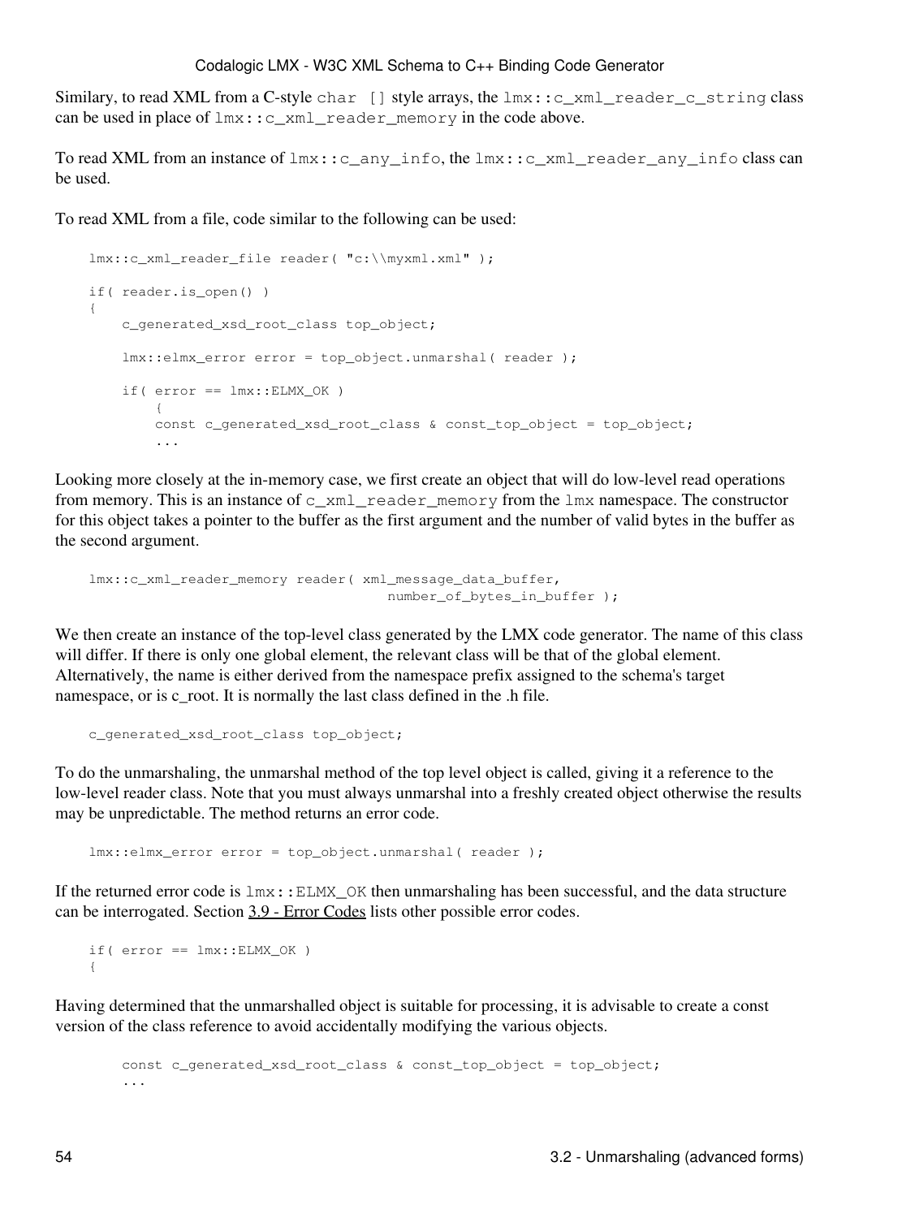Similary, to read XML from a C-style `char []` style arrays, the `lmx::c_xml_reader_c_string` class can be used in place of `lmx::c_xml_reader_memory` in the code above.

To read XML from an instance of `lmx::c_any_info`, the `lmx::c_xml_reader_any_info` class can be used.

To read XML from a file, code similar to the following can be used:

```
lmx::c_xml_reader_file reader( "c:\\myxml.xml" );

if( reader.is_open() )
{
    c_generated_xsd_root_class top_object;

    lmx::elmx_error error = top_object.unmarshal( reader );

    if( error == lmx::ELMX_OK )
        {
        const c_generated_xsd_root_class & const_top_object = top_object;
        ...
```

Looking more closely at the in-memory case, we first create an object that will do low-level read operations from memory. This is an instance of `c_xml_reader_memory` from the `lmx` namespace. The constructor for this object takes a pointer to the buffer as the first argument and the number of valid bytes in the buffer as the second argument.

```
lmx::c_xml_reader_memory reader( xml_message_data_buffer,
                                    number_of_bytes_in_buffer );
```

We then create an instance of the top-level class generated by the LMX code generator. The name of this class will differ. If there is only one global element, the relevant class will be that of the global element. Alternatively, the name is either derived from the namespace prefix assigned to the schema's target namespace, or is c_root. It is normally the last class defined in the .h file.

```
c_generated_xsd_root_class top_object;
```

To do the unmarshaling, the unmarshal method of the top level object is called, giving it a reference to the low-level reader class. Note that you must always unmarshal into a freshly created object otherwise the results may be unpredictable. The method returns an error code.

```
lmx::elmx_error error = top_object.unmarshal( reader );
```

If the returned error code is `lmx::ELMX_OK` then unmarshaling has been successful, and the data structure can be interrogated. Section 3.9 - Error Codes lists other possible error codes.

```
if( error == lmx::ELMX_OK )
{
```

Having determined that the unmarshalled object is suitable for processing, it is advisable to create a const version of the class reference to avoid accidentally modifying the various objects.

```
    const c_generated_xsd_root_class & const_top_object = top_object;
    ...
```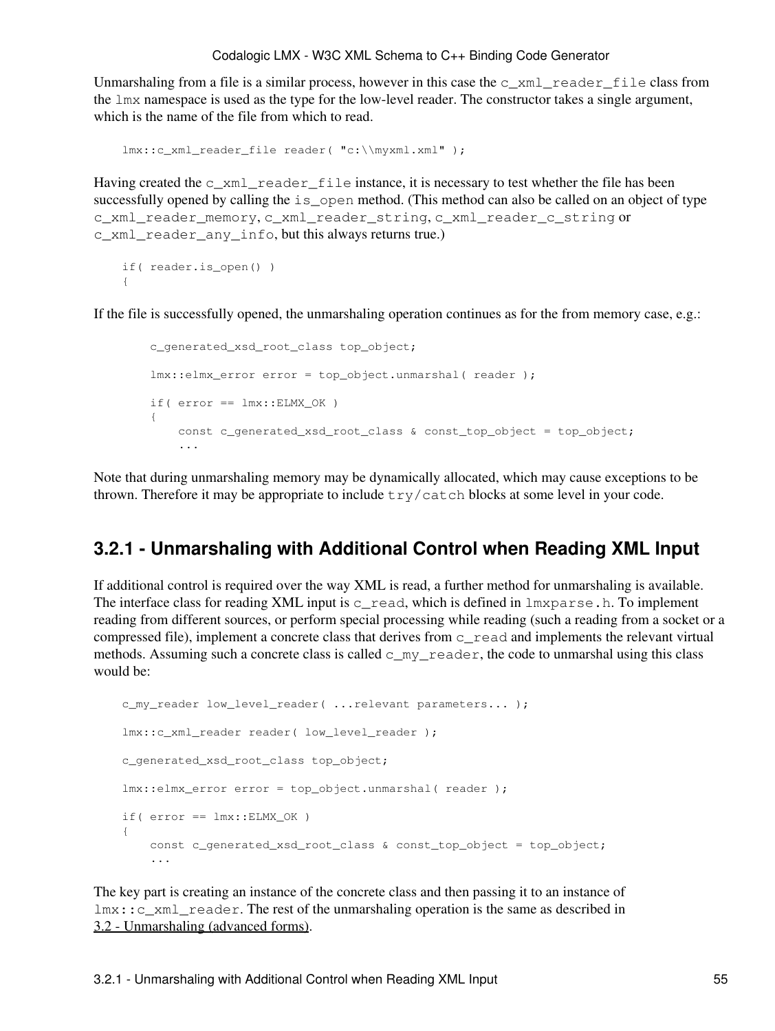Unmarshaling from a file is a similar process, however in this case the `c_xml_reader_file` class from the `lmx` namespace is used as the type for the low-level reader. The constructor takes a single argument, which is the name of the file from which to read.

```
lmx::c_xml_reader_file reader( "c:\\myxml.xml" );
```

Having created the `c_xml_reader_file` instance, it is necessary to test whether the file has been successfully opened by calling the `is_open` method. (This method can also be called on an object of type `c_xml_reader_memory`, `c_xml_reader_string`, `c_xml_reader_c_string` or `c_xml_reader_any_info`, but this always returns true.)

```
if( reader.is_open() )
{
```

If the file is successfully opened, the unmarshaling operation continues as for the from memory case, e.g.:

```
    c_generated_xsd_root_class top_object;

    lmx::elmx_error error = top_object.unmarshal( reader );

    if( error == lmx::ELMX_OK )
    {
        const c_generated_xsd_root_class & const_top_object = top_object;
        ...
```

Note that during unmarshaling memory may be dynamically allocated, which may cause exceptions to be thrown. Therefore it may be appropriate to include `try/catch` blocks at some level in your code.

## 3.2.1 - Unmarshaling with Additional Control when Reading XML Input

If additional control is required over the way XML is read, a further method for unmarshaling is available. The interface class for reading XML input is `c_read`, which is defined in `lmxparse.h`. To implement reading from different sources, or perform special processing while reading (such a reading from a socket or a compressed file), implement a concrete class that derives from `c_read` and implements the relevant virtual methods. Assuming such a concrete class is called `c_my_reader`, the code to unmarshal using this class would be:

```
c_my_reader low_level_reader( ...relevant parameters... );

lmx::c_xml_reader reader( low_level_reader );

c_generated_xsd_root_class top_object;

lmx::elmx_error error = top_object.unmarshal( reader );

if( error == lmx::ELMX_OK )
{
    const c_generated_xsd_root_class & const_top_object = top_object;
    ...
```

The key part is creating an instance of the concrete class and then passing it to an instance of `lmx::c_xml_reader`. The rest of the unmarshaling operation is the same as described in 3.2 - Unmarshaling (advanced forms).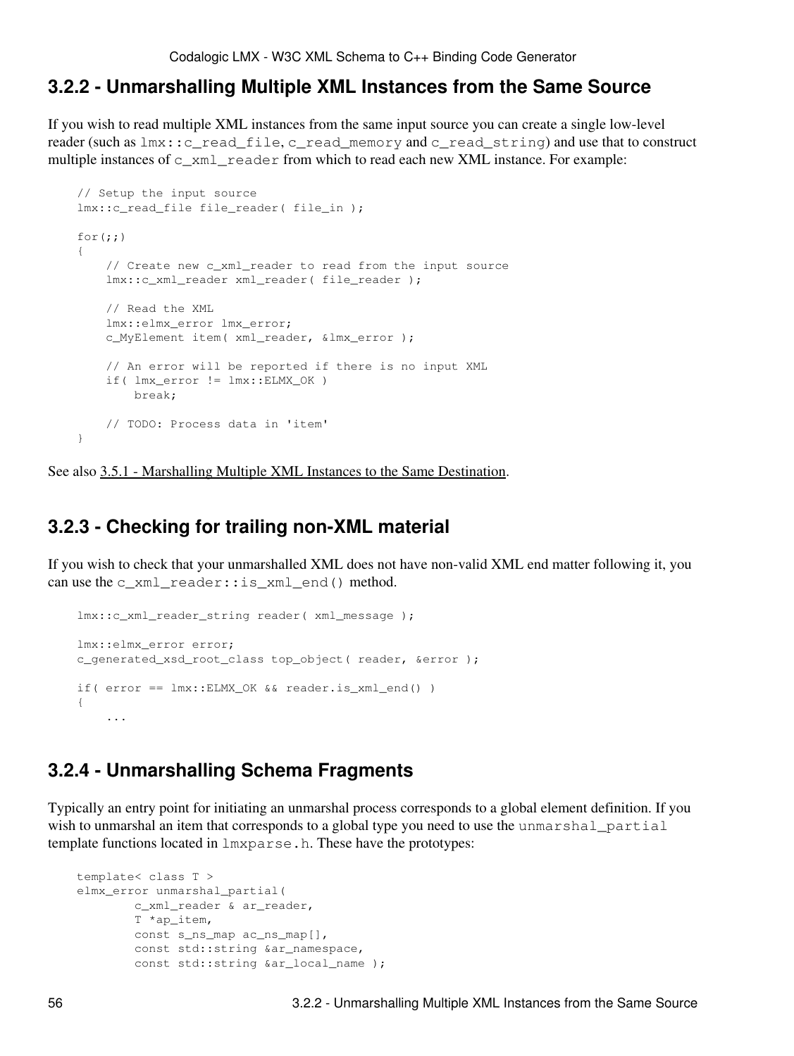## 3.2.2 - Unmarshalling Multiple XML Instances from the Same Source

If you wish to read multiple XML instances from the same input source you can create a single low-level reader (such as `lmx::c_read_file`, `c_read_memory` and `c_read_string`) and use that to construct multiple instances of `c_xml_reader` from which to read each new XML instance. For example:

```
// Setup the input source
lmx::c_read_file file_reader( file_in );

for(;;)
{
    // Create new c_xml_reader to read from the input source
    lmx::c_xml_reader xml_reader( file_reader );

    // Read the XML
    lmx::elmx_error lmx_error;
    c_MyElement item( xml_reader, &lmx_error );

    // An error will be reported if there is no input XML
    if( lmx_error != lmx::ELMX_OK )
        break;

    // TODO: Process data in 'item'
}
```

See also 3.5.1 - Marshalling Multiple XML Instances to the Same Destination.

## 3.2.3 - Checking for trailing non-XML material

If you wish to check that your unmarshalled XML does not have non-valid XML end matter following it, you can use the `c_xml_reader::is_xml_end()` method.

```
lmx::c_xml_reader_string reader( xml_message );

lmx::elmx_error error;
c_generated_xsd_root_class top_object( reader, &error );

if( error == lmx::ELMX_OK && reader.is_xml_end() )
{
    ...
```

## 3.2.4 - Unmarshalling Schema Fragments

Typically an entry point for initiating an unmarshal process corresponds to a global element definition. If you wish to unmarshal an item that corresponds to a global type you need to use the `unmarshal_partial` template functions located in `lmxparse.h`. These have the prototypes:

```
template< class T >
elmx_error unmarshal_partial(
        c_xml_reader & ar_reader,
        T *ap_item,
        const s_ns_map ac_ns_map[],
        const std::string &ar_namespace,
        const std::string &ar_local_name );
```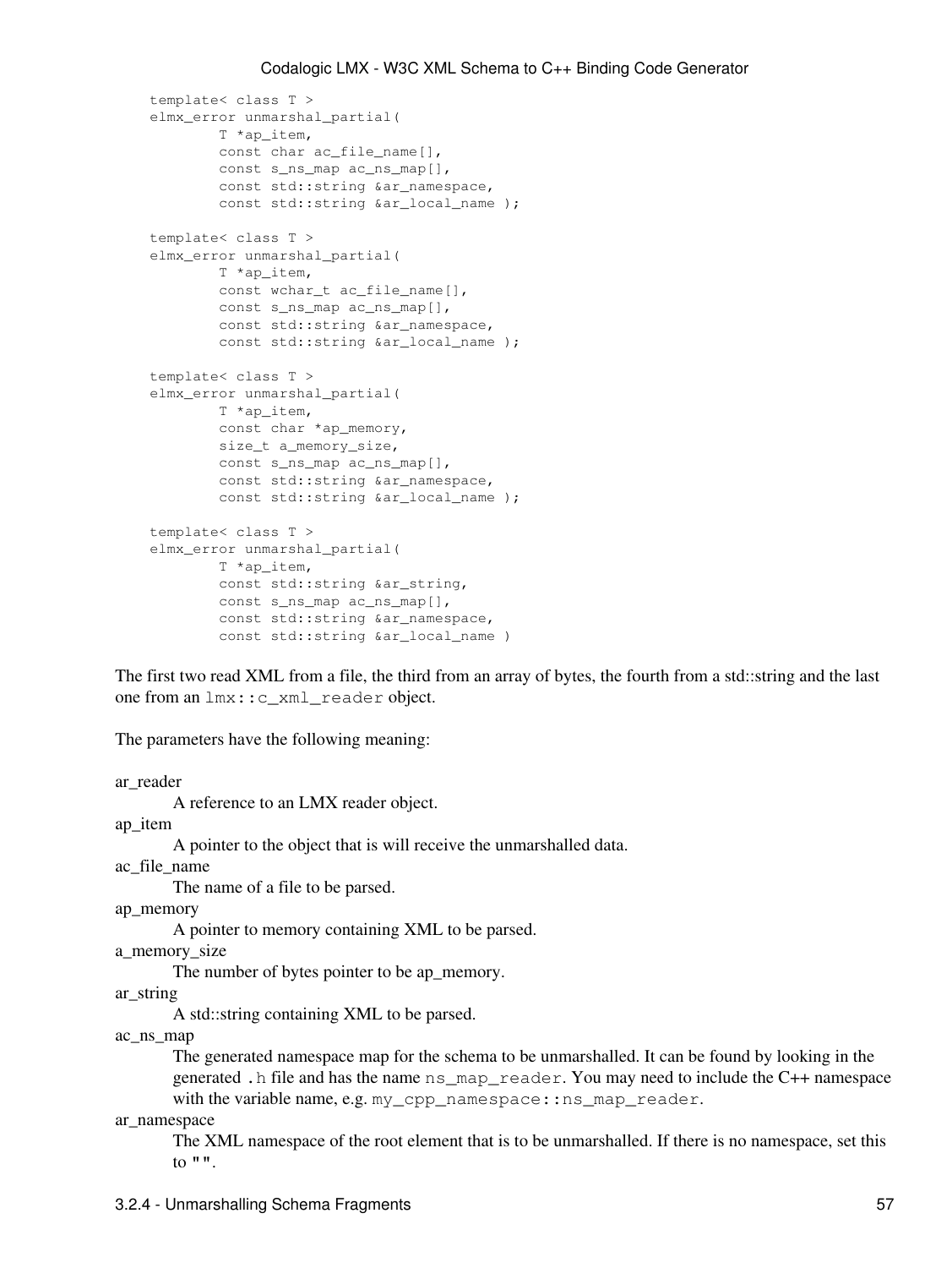```
template< class T >
elmx_error unmarshal_partial(
        T *ap_item,
        const char ac_file_name[],
        const s_ns_map ac_ns_map[],
        const std::string &ar_namespace,
        const std::string &ar_local_name );

template< class T >
elmx_error unmarshal_partial(
        T *ap_item,
        const wchar_t ac_file_name[],
        const s_ns_map ac_ns_map[],
        const std::string &ar_namespace,
        const std::string &ar_local_name );

template< class T >
elmx_error unmarshal_partial(
        T *ap_item,
        const char *ap_memory,
        size_t a_memory_size,
        const s_ns_map ac_ns_map[],
        const std::string &ar_namespace,
        const std::string &ar_local_name );

template< class T >
elmx_error unmarshal_partial(
        T *ap_item,
        const std::string &ar_string,
        const s_ns_map ac_ns_map[],
        const std::string &ar_namespace,
        const std::string &ar_local_name )
```

The first two read XML from a file, the third from an array of bytes, the fourth from a std::string and the last one from an `lmx::c_xml_reader` object.

The parameters have the following meaning:

ar_reader
: A reference to an LMX reader object.

ap_item
: A pointer to the object that is will receive the unmarshalled data.

ac_file_name
: The name of a file to be parsed.

ap_memory
: A pointer to memory containing XML to be parsed.

a_memory_size
: The number of bytes pointer to be ap_memory.

ar_string
: A std::string containing XML to be parsed.

ac_ns_map
: The generated namespace map for the schema to be unmarshalled. It can be found by looking in the generated `.h` file and has the name `ns_map_reader`. You may need to include the C++ namespace with the variable name, e.g. `my_cpp_namespace::ns_map_reader`.

ar_namespace
: The XML namespace of the root element that is to be unmarshalled. If there is no namespace, set this to `""`.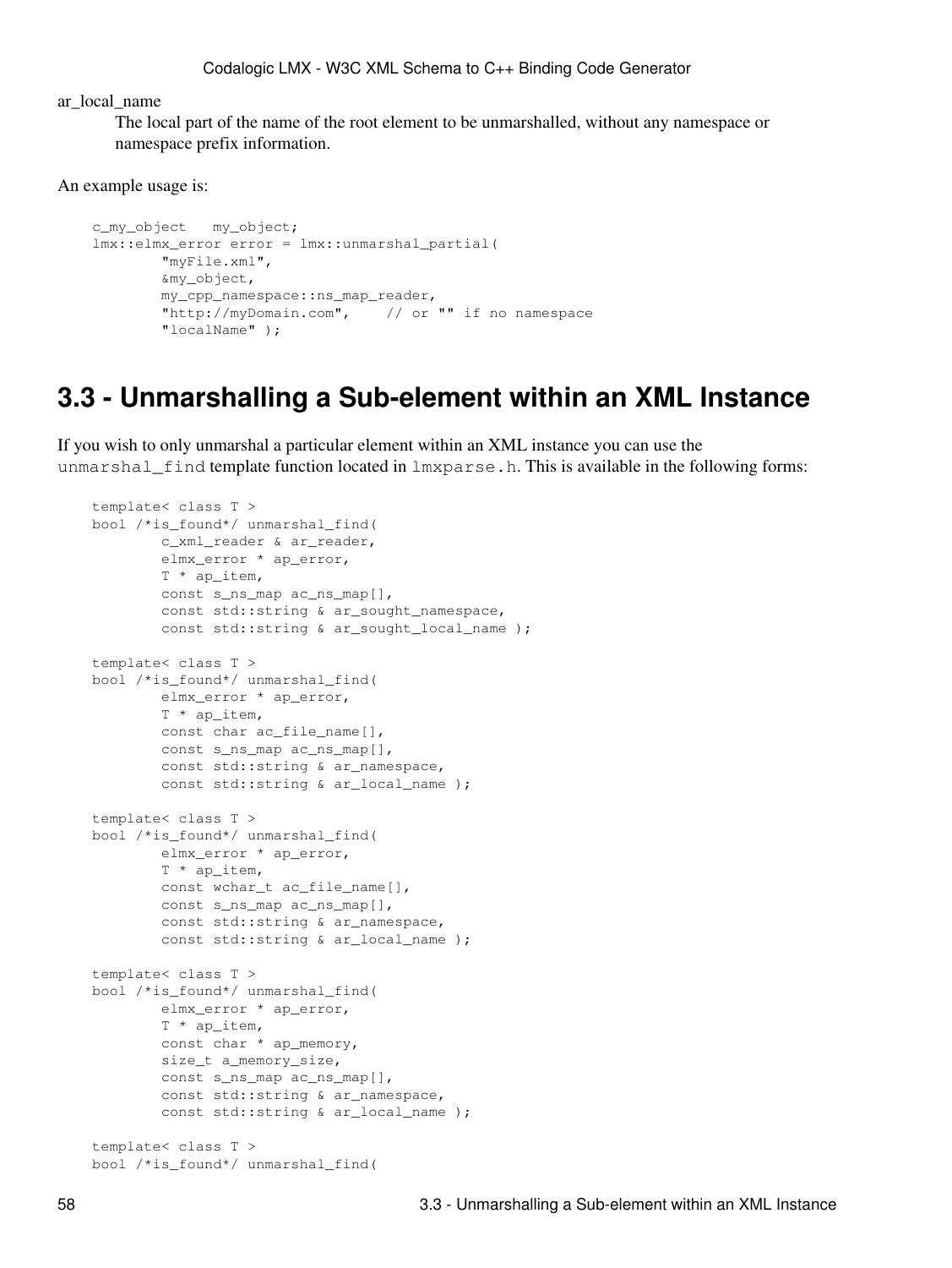ar_local_name
: The local part of the name of the root element to be unmarshalled, without any namespace or namespace prefix information.

An example usage is:

```
c_my_object   my_object;
lmx::elmx_error error = lmx::unmarshal_partial(
        "myFile.xml",
        &my_object,
        my_cpp_namespace::ns_map_reader,
        "http://myDomain.com",    // or "" if no namespace
        "localName" );
```

## 3.3 - Unmarshalling a Sub-element within an XML Instance

If you wish to only unmarshal a particular element within an XML instance you can use the `unmarshal_find` template function located in `lmxparse.h`. This is available in the following forms:

```
template< class T >
bool /*is_found*/ unmarshal_find(
        c_xml_reader & ar_reader,
        elmx_error * ap_error,
        T * ap_item,
        const s_ns_map ac_ns_map[],
        const std::string & ar_sought_namespace,
        const std::string & ar_sought_local_name );

template< class T >
bool /*is_found*/ unmarshal_find(
        elmx_error * ap_error,
        T * ap_item,
        const char ac_file_name[],
        const s_ns_map ac_ns_map[],
        const std::string & ar_namespace,
        const std::string & ar_local_name );

template< class T >
bool /*is_found*/ unmarshal_find(
        elmx_error * ap_error,
        T * ap_item,
        const wchar_t ac_file_name[],
        const s_ns_map ac_ns_map[],
        const std::string & ar_namespace,
        const std::string & ar_local_name );

template< class T >
bool /*is_found*/ unmarshal_find(
        elmx_error * ap_error,
        T * ap_item,
        const char * ap_memory,
        size_t a_memory_size,
        const s_ns_map ac_ns_map[],
        const std::string & ar_namespace,
        const std::string & ar_local_name );

template< class T >
bool /*is_found*/ unmarshal_find(
```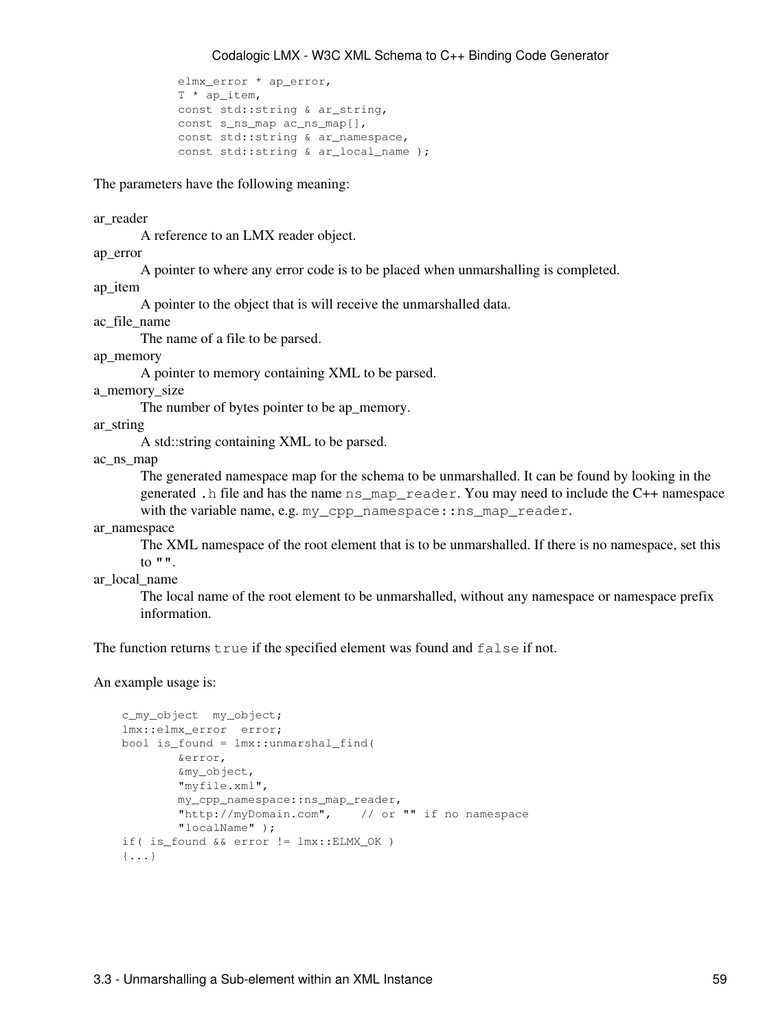```
        elmx_error * ap_error,
        T * ap_item,
        const std::string & ar_string,
        const s_ns_map ac_ns_map[],
        const std::string & ar_namespace,
        const std::string & ar_local_name );
```

The parameters have the following meaning:

ar_reader
: A reference to an LMX reader object.

ap_error
: A pointer to where any error code is to be placed when unmarshalling is completed.

ap_item
: A pointer to the object that is will receive the unmarshalled data.

ac_file_name
: The name of a file to be parsed.

ap_memory
: A pointer to memory containing XML to be parsed.

a_memory_size
: The number of bytes pointer to be ap_memory.

ar_string
: A std::string containing XML to be parsed.

ac_ns_map
: The generated namespace map for the schema to be unmarshalled. It can be found by looking in the generated `.h` file and has the name `ns_map_reader`. You may need to include the C++ namespace with the variable name, e.g. `my_cpp_namespace::ns_map_reader`.

ar_namespace
: The XML namespace of the root element that is to be unmarshalled. If there is no namespace, set this to `""`.

ar_local_name
: The local name of the root element to be unmarshalled, without any namespace or namespace prefix information.

The function returns `true` if the specified element was found and `false` if not.

An example usage is:

```
c_my_object  my_object;
lmx::elmx_error  error;
bool is_found = lmx::unmarshal_find(
        &error,
        &my_object,
        "myfile.xml",
        my_cpp_namespace::ns_map_reader,
        "http://myDomain.com",    // or "" if no namespace
        "localName" );
if( is_found && error != lmx::ELMX_OK )
{...}
```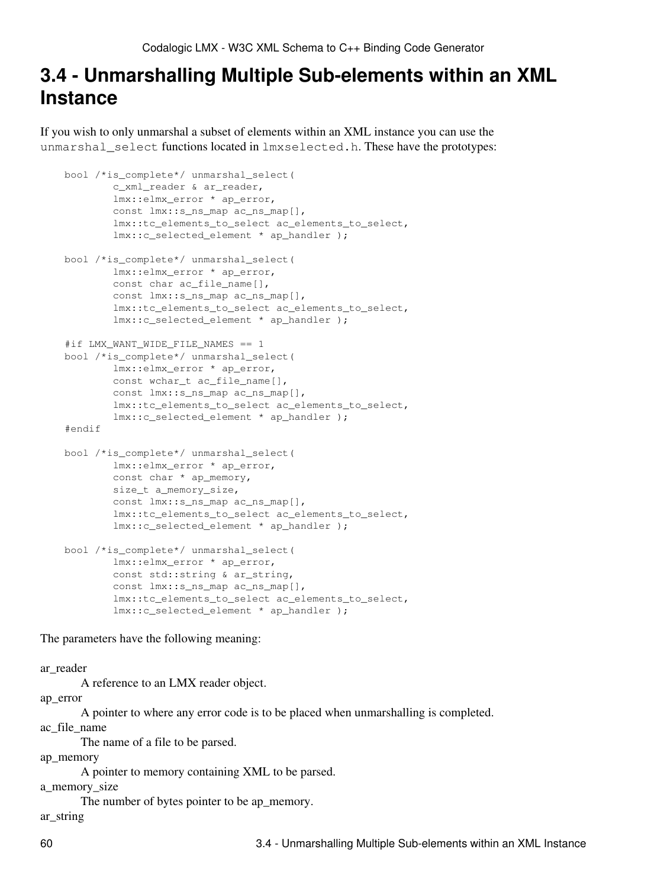# 3.4 - Unmarshalling Multiple Sub-elements within an XML Instance

If you wish to only unmarshal a subset of elements within an XML instance you can use the `unmarshal_select` functions located in `lmxselected.h`. These have the prototypes:

```
bool /*is_complete*/ unmarshal_select(
        c_xml_reader & ar_reader,
        lmx::elmx_error * ap_error,
        const lmx::s_ns_map ac_ns_map[],
        lmx::tc_elements_to_select ac_elements_to_select,
        lmx::c_selected_element * ap_handler );

bool /*is_complete*/ unmarshal_select(
        lmx::elmx_error * ap_error,
        const char ac_file_name[],
        const lmx::s_ns_map ac_ns_map[],
        lmx::tc_elements_to_select ac_elements_to_select,
        lmx::c_selected_element * ap_handler );

#if LMX_WANT_WIDE_FILE_NAMES == 1
bool /*is_complete*/ unmarshal_select(
        lmx::elmx_error * ap_error,
        const wchar_t ac_file_name[],
        const lmx::s_ns_map ac_ns_map[],
        lmx::tc_elements_to_select ac_elements_to_select,
        lmx::c_selected_element * ap_handler );
#endif

bool /*is_complete*/ unmarshal_select(
        lmx::elmx_error * ap_error,
        const char * ap_memory,
        size_t a_memory_size,
        const lmx::s_ns_map ac_ns_map[],
        lmx::tc_elements_to_select ac_elements_to_select,
        lmx::c_selected_element * ap_handler );

bool /*is_complete*/ unmarshal_select(
        lmx::elmx_error * ap_error,
        const std::string & ar_string,
        const lmx::s_ns_map ac_ns_map[],
        lmx::tc_elements_to_select ac_elements_to_select,
        lmx::c_selected_element * ap_handler );
```

The parameters have the following meaning:

ar_reader
: A reference to an LMX reader object.

ap_error
: A pointer to where any error code is to be placed when unmarshalling is completed.

ac_file_name
: The name of a file to be parsed.

ap_memory
: A pointer to memory containing XML to be parsed.

a_memory_size
: The number of bytes pointer to be ap_memory.

ar_string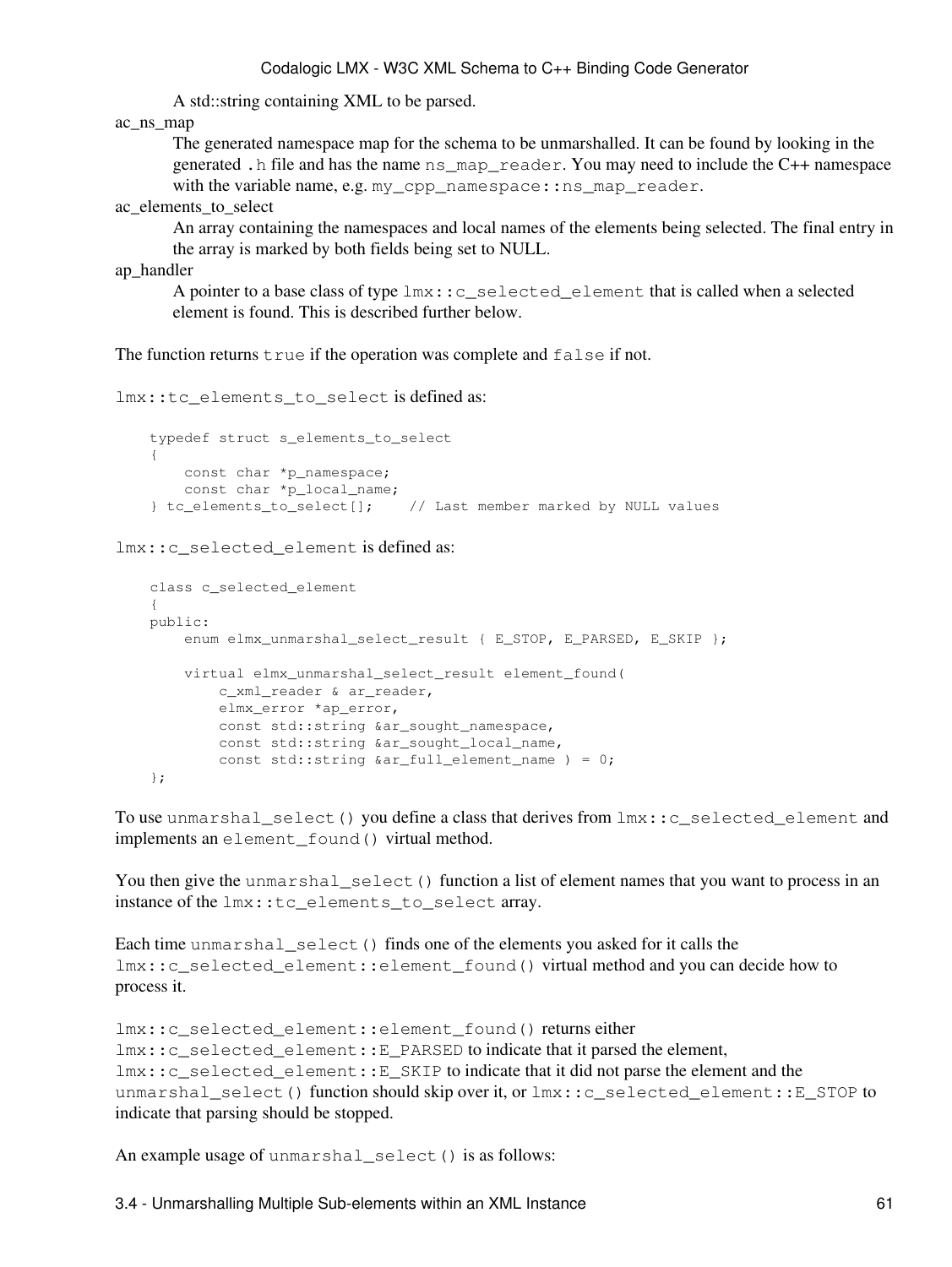A std::string containing XML to be parsed.

ac_ns_map
: The generated namespace map for the schema to be unmarshalled. It can be found by looking in the generated `.h` file and has the name `ns_map_reader`. You may need to include the C++ namespace with the variable name, e.g. `my_cpp_namespace::ns_map_reader`.

ac_elements_to_select
: An array containing the namespaces and local names of the elements being selected. The final entry in the array is marked by both fields being set to NULL.

ap_handler
: A pointer to a base class of type `lmx::c_selected_element` that is called when a selected element is found. This is described further below.

The function returns `true` if the operation was complete and `false` if not.

`lmx::tc_elements_to_select` is defined as:

```
typedef struct s_elements_to_select
{
    const char *p_namespace;
    const char *p_local_name;
} tc_elements_to_select[];    // Last member marked by NULL values
```

`lmx::c_selected_element` is defined as:

```
class c_selected_element
{
public:
    enum elmx_unmarshal_select_result { E_STOP, E_PARSED, E_SKIP };

    virtual elmx_unmarshal_select_result element_found(
        c_xml_reader & ar_reader,
        elmx_error *ap_error,
        const std::string &ar_sought_namespace,
        const std::string &ar_sought_local_name,
        const std::string &ar_full_element_name ) = 0;
};
```

To use `unmarshal_select()` you define a class that derives from `lmx::c_selected_element` and implements an `element_found()` virtual method.

You then give the `unmarshal_select()` function a list of element names that you want to process in an instance of the `lmx::tc_elements_to_select` array.

Each time `unmarshal_select()` finds one of the elements you asked for it calls the `lmx::c_selected_element::element_found()` virtual method and you can decide how to process it.

`lmx::c_selected_element::element_found()` returns either `lmx::c_selected_element::E_PARSED` to indicate that it parsed the element, `lmx::c_selected_element::E_SKIP` to indicate that it did not parse the element and the `unmarshal_select()` function should skip over it, or `lmx::c_selected_element::E_STOP` to indicate that parsing should be stopped.

An example usage of `unmarshal_select()` is as follows: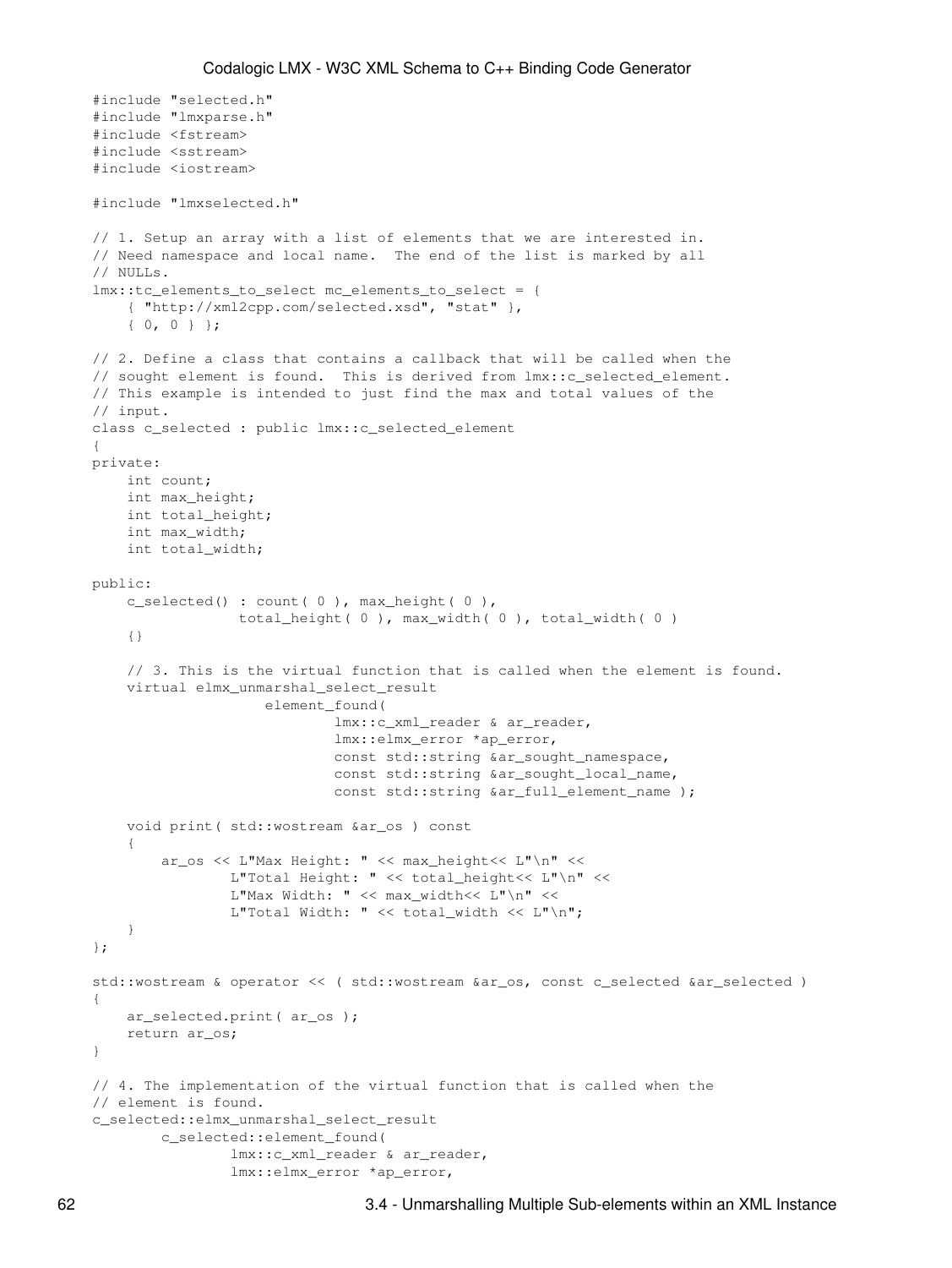```
#include "selected.h"
#include "lmxparse.h"
#include <fstream>
#include <sstream>
#include <iostream>

#include "lmxselected.h"

// 1. Setup an array with a list of elements that we are interested in.
// Need namespace and local name.  The end of the list is marked by all
// NULLs.
lmx::tc_elements_to_select mc_elements_to_select = {
    { "http://xml2cpp.com/selected.xsd", "stat" },
    { 0, 0 } };

// 2. Define a class that contains a callback that will be called when the
// sought element is found.  This is derived from lmx::c_selected_element.
// This example is intended to just find the max and total values of the
// input.
class c_selected : public lmx::c_selected_element
{
private:
    int count;
    int max_height;
    int total_height;
    int max_width;
    int total_width;

public:
    c_selected() : count( 0 ), max_height( 0 ),
                 total_height( 0 ), max_width( 0 ), total_width( 0 )
    {}

    // 3. This is the virtual function that is called when the element is found.
    virtual elmx_unmarshal_select_result
                    element_found(
                            lmx::c_xml_reader & ar_reader,
                            lmx::elmx_error *ap_error,
                            const std::string &ar_sought_namespace,
                            const std::string &ar_sought_local_name,
                            const std::string &ar_full_element_name );

    void print( std::wostream &ar_os ) const
    {
        ar_os << L"Max Height: " << max_height<< L"\n" <<
                L"Total Height: " << total_height<< L"\n" <<
                L"Max Width: " << max_width<< L"\n" <<
                L"Total Width: " << total_width << L"\n";
    }
};

std::wostream & operator << ( std::wostream &ar_os, const c_selected &ar_selected )
{
    ar_selected.print( ar_os );
    return ar_os;
}

// 4. The implementation of the virtual function that is called when the
// element is found.
c_selected::elmx_unmarshal_select_result
        c_selected::element_found(
                lmx::c_xml_reader & ar_reader,
                lmx::elmx_error *ap_error,
```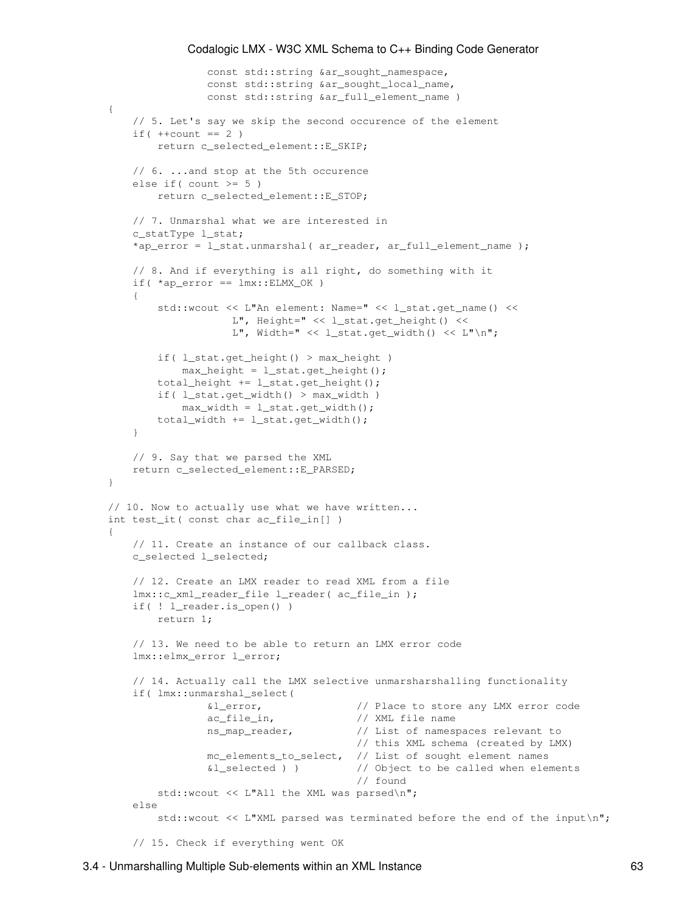```
                const std::string &ar_sought_namespace,
                const std::string &ar_sought_local_name,
                const std::string &ar_full_element_name )
{
    // 5. Let's say we skip the second occurence of the element
    if( ++count == 2 )
        return c_selected_element::E_SKIP;

    // 6. ...and stop at the 5th occurence
    else if( count >= 5 )
        return c_selected_element::E_STOP;

    // 7. Unmarshal what we are interested in
    c_statType l_stat;
    *ap_error = l_stat.unmarshal( ar_reader, ar_full_element_name );

    // 8. And if everything is all right, do something with it
    if( *ap_error == lmx::ELMX_OK )
    {
        std::wcout << L"An element: Name=" << l_stat.get_name() <<
                    L", Height=" << l_stat.get_height() <<
                    L", Width=" << l_stat.get_width() << L"\n";

        if( l_stat.get_height() > max_height )
            max_height = l_stat.get_height();
        total_height += l_stat.get_height();
        if( l_stat.get_width() > max_width )
            max_width = l_stat.get_width();
        total_width += l_stat.get_width();
    }

    // 9. Say that we parsed the XML
    return c_selected_element::E_PARSED;
}

// 10. Now to actually use what we have written...
int test_it( const char ac_file_in[] )
{
    // 11. Create an instance of our callback class.
    c_selected l_selected;

    // 12. Create an LMX reader to read XML from a file
    lmx::c_xml_reader_file l_reader( ac_file_in );
    if( ! l_reader.is_open() )
        return 1;

    // 13. We need to be able to return an LMX error code
    lmx::elmx_error l_error;

    // 14. Actually call the LMX selective unmarsharshalling functionality
    if( lmx::unmarshal_select(
                &l_error,               // Place to store any LMX error code
                ac_file_in,             // XML file name
                ns_map_reader,          // List of namespaces relevant to
                                        // this XML schema (created by LMX)
                mc_elements_to_select,  // List of sought element names
                &l_selected ) )         // Object to be called when elements
                                        // found
        std::wcout << L"All the XML was parsed\n";
    else
        std::wcout << L"XML parsed was terminated before the end of the input\n";

    // 15. Check if everything went OK
```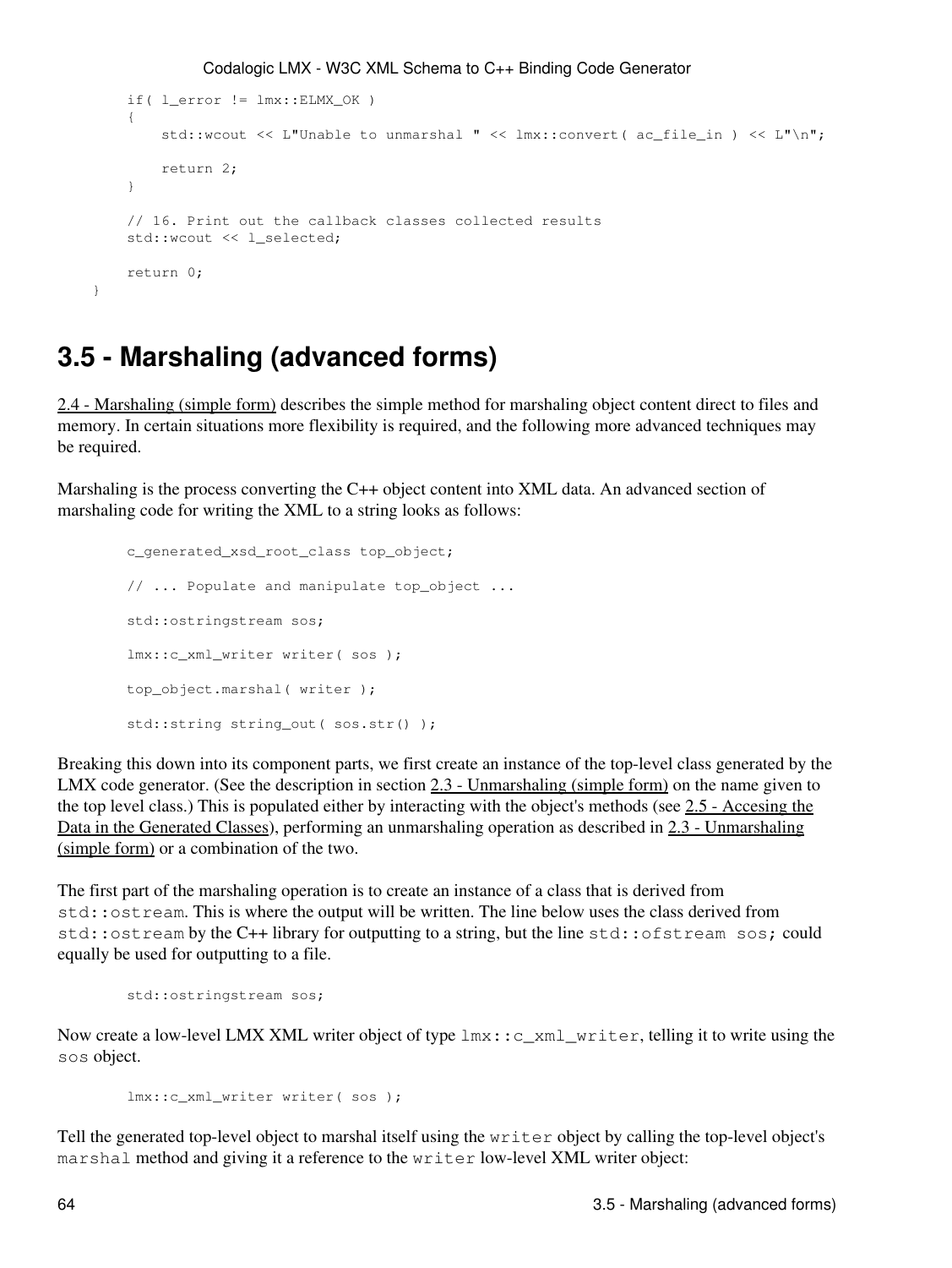```
    if( l_error != lmx::ELMX_OK )
    {
        std::wcout << L"Unable to unmarshal " << lmx::convert( ac_file_in ) << L"\n";

        return 2;
    }

    // 16. Print out the callback classes collected results
    std::wcout << l_selected;

    return 0;
}
```

## 3.5 - Marshaling (advanced forms)

2.4 - Marshaling (simple form) describes the simple method for marshaling object content direct to files and memory. In certain situations more flexibility is required, and the following more advanced techniques may be required.

Marshaling is the process converting the C++ object content into XML data. An advanced section of marshaling code for writing the XML to a string looks as follows:

```
c_generated_xsd_root_class top_object;

// ... Populate and manipulate top_object ...

std::ostringstream sos;

lmx::c_xml_writer writer( sos );

top_object.marshal( writer );

std::string string_out( sos.str() );
```

Breaking this down into its component parts, we first create an instance of the top-level class generated by the LMX code generator. (See the description in section 2.3 - Unmarshaling (simple form) on the name given to the top level class.) This is populated either by interacting with the object's methods (see 2.5 - Accesing the Data in the Generated Classes), performing an unmarshaling operation as described in 2.3 - Unmarshaling (simple form) or a combination of the two.

The first part of the marshaling operation is to create an instance of a class that is derived from `std::ostream`. This is where the output will be written. The line below uses the class derived from `std::ostream` by the C++ library for outputting to a string, but the line `std::ofstream sos;` could equally be used for outputting to a file.

```
std::ostringstream sos;
```

Now create a low-level LMX XML writer object of type `lmx::c_xml_writer`, telling it to write using the `sos` object.

```
lmx::c_xml_writer writer( sos );
```

Tell the generated top-level object to marshal itself using the `writer` object by calling the top-level object's `marshal` method and giving it a reference to the `writer` low-level XML writer object: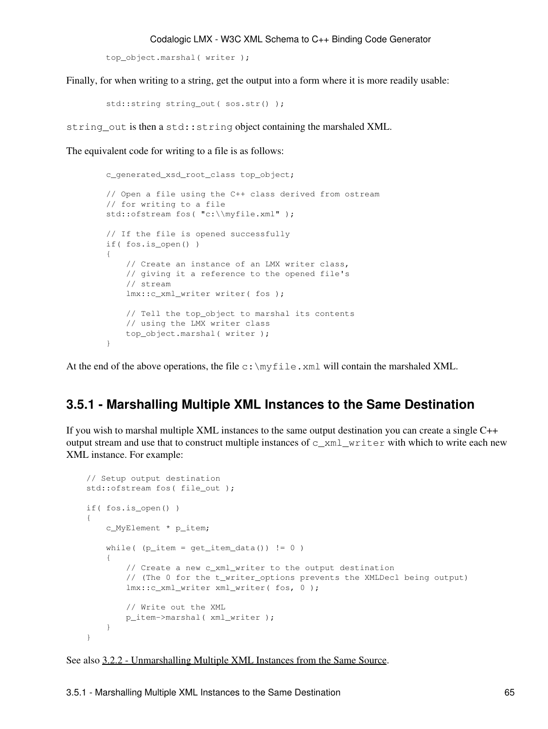```
top_object.marshal( writer );
```

Finally, for when writing to a string, get the output into a form where it is more readily usable:

```
std::string string_out( sos.str() );
```

`string_out` is then a `std::string` object containing the marshaled XML.

The equivalent code for writing to a file is as follows:

```
c_generated_xsd_root_class top_object;

// Open a file using the C++ class derived from ostream
// for writing to a file
std::ofstream fos( "c:\\myfile.xml" );

// If the file is opened successfully
if( fos.is_open() )
{
    // Create an instance of an LMX writer class,
    // giving it a reference to the opened file's
    // stream
    lmx::c_xml_writer writer( fos );

    // Tell the top_object to marshal its contents
    // using the LMX writer class
    top_object.marshal( writer );
}
```

At the end of the above operations, the file `c:\myfile.xml` will contain the marshaled XML.

## 3.5.1 - Marshalling Multiple XML Instances to the Same Destination

If you wish to marshal multiple XML instances to the same output destination you can create a single C++ output stream and use that to construct multiple instances of `c_xml_writer` with which to write each new XML instance. For example:

```
// Setup output destination
std::ofstream fos( file_out );

if( fos.is_open() )
{
    c_MyElement * p_item;

    while( (p_item = get_item_data()) != 0 )
    {
        // Create a new c_xml_writer to the output destination
        // (The 0 for the t_writer_options prevents the XMLDecl being output)
        lmx::c_xml_writer xml_writer( fos, 0 );

        // Write out the XML
        p_item->marshal( xml_writer );
    }
}
```

See also 3.2.2 - Unmarshalling Multiple XML Instances from the Same Source.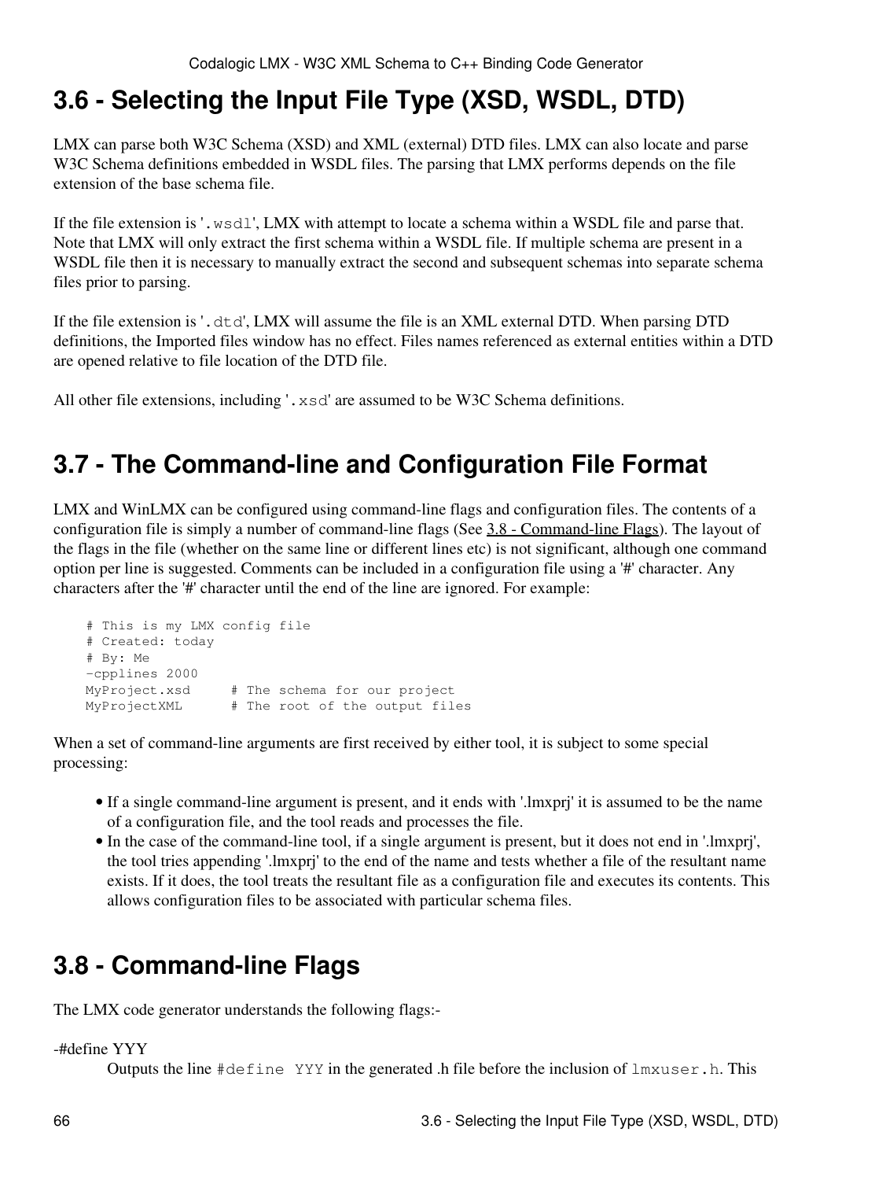## 3.6 - Selecting the Input File Type (XSD, WSDL, DTD)

LMX can parse both W3C Schema (XSD) and XML (external) DTD files. LMX can also locate and parse W3C Schema definitions embedded in WSDL files. The parsing that LMX performs depends on the file extension of the base schema file.

If the file extension is '`.wsdl`', LMX with attempt to locate a schema within a WSDL file and parse that. Note that LMX will only extract the first schema within a WSDL file. If multiple schema are present in a WSDL file then it is necessary to manually extract the second and subsequent schemas into separate schema files prior to parsing.

If the file extension is '`.dtd`', LMX will assume the file is an XML external DTD. When parsing DTD definitions, the Imported files window has no effect. Files names referenced as external entities within a DTD are opened relative to file location of the DTD file.

All other file extensions, including '`.xsd`' are assumed to be W3C Schema definitions.

## 3.7 - The Command-line and Configuration File Format

LMX and WinLMX can be configured using command-line flags and configuration files. The contents of a configuration file is simply a number of command-line flags (See 3.8 - Command-line Flags). The layout of the flags in the file (whether on the same line or different lines etc) is not significant, although one command option per line is suggested. Comments can be included in a configuration file using a '#' character. Any characters after the '#' character until the end of the line are ignored. For example:

```
# This is my LMX config file
# Created: today
# By: Me
-cpplines 2000
MyProject.xsd     # The schema for our project
MyProjectXML      # The root of the output files
```

When a set of command-line arguments are first received by either tool, it is subject to some special processing:

- If a single command-line argument is present, and it ends with '.lmxprj' it is assumed to be the name of a configuration file, and the tool reads and processes the file.
- In the case of the command-line tool, if a single argument is present, but it does not end in '.lmxprj', the tool tries appending '.lmxprj' to the end of the name and tests whether a file of the resultant name exists. If it does, the tool treats the resultant file as a configuration file and executes its contents. This allows configuration files to be associated with particular schema files.

## 3.8 - Command-line Flags

The LMX code generator understands the following flags:-

-#define YYY
: Outputs the line `#define YYY` in the generated .h file before the inclusion of `lmxuser.h`. This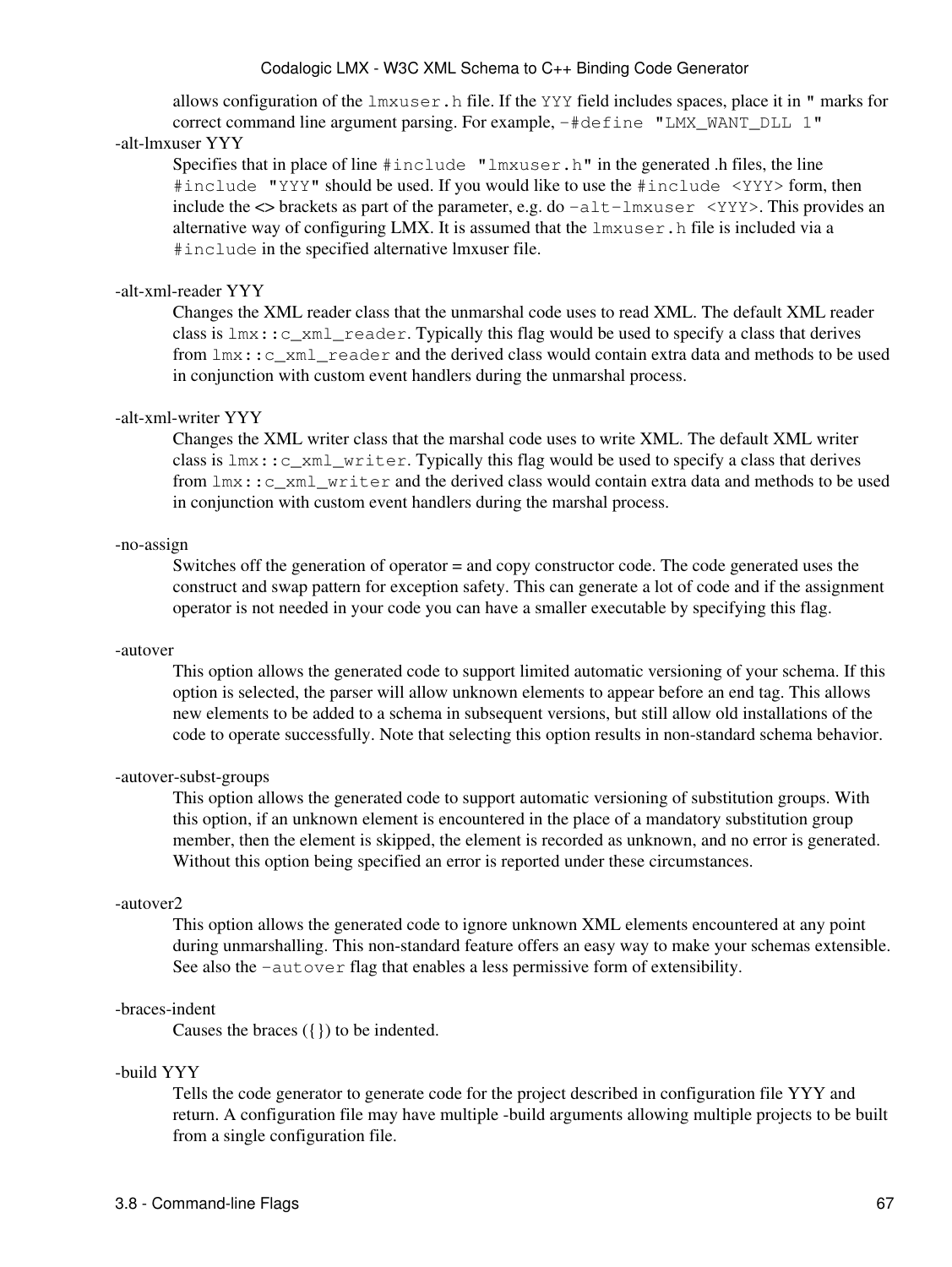allows configuration of the `lmxuser.h` file. If the `YYY` field includes spaces, place it in " marks for correct command line argument parsing. For example, `-#define "LMX_WANT_DLL 1"`

-alt-lmxuser YYY
: Specifies that in place of line `#include "lmxuser.h"` in the generated .h files, the line `#include "YYY"` should be used. If you would like to use the `#include <YYY>` form, then include the <> brackets as part of the parameter, e.g. do `-alt-lmxuser <YYY>`. This provides an alternative way of configuring LMX. It is assumed that the `lmxuser.h` file is included via a `#include` in the specified alternative lmxuser file.

-alt-xml-reader YYY
: Changes the XML reader class that the unmarshal code uses to read XML. The default XML reader class is `lmx::c_xml_reader`. Typically this flag would be used to specify a class that derives from `lmx::c_xml_reader` and the derived class would contain extra data and methods to be used in conjunction with custom event handlers during the unmarshal process.

-alt-xml-writer YYY
: Changes the XML writer class that the marshal code uses to write XML. The default XML writer class is `lmx::c_xml_writer`. Typically this flag would be used to specify a class that derives from `lmx::c_xml_writer` and the derived class would contain extra data and methods to be used in conjunction with custom event handlers during the marshal process.

-no-assign
: Switches off the generation of operator = and copy constructor code. The code generated uses the construct and swap pattern for exception safety. This can generate a lot of code and if the assignment operator is not needed in your code you can have a smaller executable by specifying this flag.

-autover
: This option allows the generated code to support limited automatic versioning of your schema. If this option is selected, the parser will allow unknown elements to appear before an end tag. This allows new elements to be added to a schema in subsequent versions, but still allow old installations of the code to operate successfully. Note that selecting this option results in non-standard schema behavior.

-autover-subst-groups
: This option allows the generated code to support automatic versioning of substitution groups. With this option, if an unknown element is encountered in the place of a mandatory substitution group member, then the element is skipped, the element is recorded as unknown, and no error is generated. Without this option being specified an error is reported under these circumstances.

-autover2
: This option allows the generated code to ignore unknown XML elements encountered at any point during unmarshalling. This non-standard feature offers an easy way to make your schemas extensible. See also the `-autover` flag that enables a less permissive form of extensibility.

-braces-indent
: Causes the braces ({}) to be indented.

-build YYY
: Tells the code generator to generate code for the project described in configuration file YYY and return. A configuration file may have multiple -build arguments allowing multiple projects to be built from a single configuration file.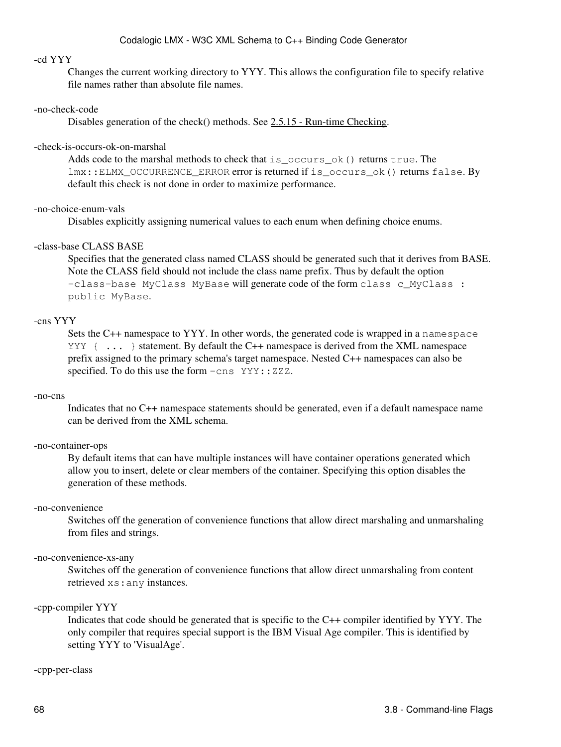-cd YYY
: Changes the current working directory to YYY. This allows the configuration file to specify relative file names rather than absolute file names.

-no-check-code
: Disables generation of the check() methods. See 2.5.15 - Run-time Checking.

-check-is-occurs-ok-on-marshal
: Adds code to the marshal methods to check that `is_occurs_ok()` returns `true`. The `lmx::ELMX_OCCURRENCE_ERROR` error is returned if `is_occurs_ok()` returns `false`. By default this check is not done in order to maximize performance.

-no-choice-enum-vals
: Disables explicitly assigning numerical values to each enum when defining choice enums.

-class-base CLASS BASE
: Specifies that the generated class named CLASS should be generated such that it derives from BASE. Note the CLASS field should not include the class name prefix. Thus by default the option `-class-base MyClass MyBase` will generate code of the form `class c_MyClass : public MyBase`.

-cns YYY
: Sets the C++ namespace to YYY. In other words, the generated code is wrapped in a `namespace YYY { ... }` statement. By default the C++ namespace is derived from the XML namespace prefix assigned to the primary schema's target namespace. Nested C++ namespaces can also be specified. To do this use the form `-cns YYY::ZZZ`.

-no-cns
: Indicates that no C++ namespace statements should be generated, even if a default namespace name can be derived from the XML schema.

-no-container-ops
: By default items that can have multiple instances will have container operations generated which allow you to insert, delete or clear members of the container. Specifying this option disables the generation of these methods.

-no-convenience
: Switches off the generation of convenience functions that allow direct marshaling and unmarshaling from files and strings.

-no-convenience-xs-any
: Switches off the generation of convenience functions that allow direct unmarshaling from content retrieved `xs:any` instances.

-cpp-compiler YYY
: Indicates that code should be generated that is specific to the C++ compiler identified by YYY. The only compiler that requires special support is the IBM Visual Age compiler. This is identified by setting YYY to 'VisualAge'.

-cpp-per-class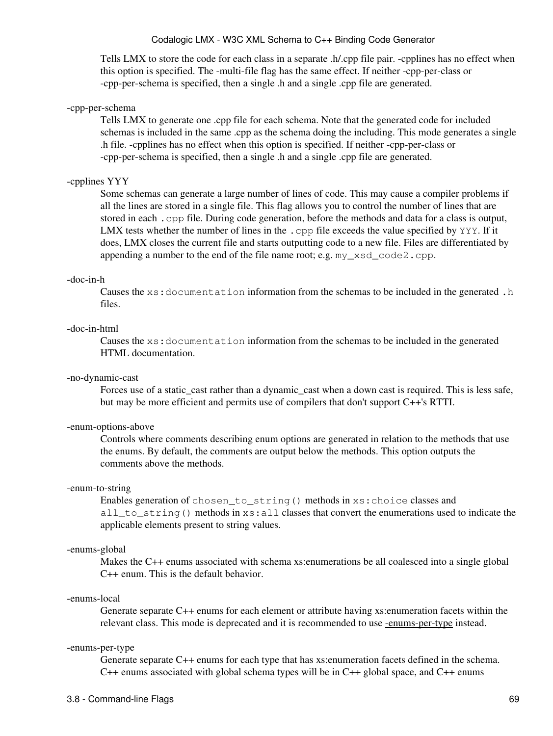Tells LMX to store the code for each class in a separate .h/.cpp file pair. -cpplines has no effect when this option is specified. The -multi-file flag has the same effect. If neither -cpp-per-class or -cpp-per-schema is specified, then a single .h and a single .cpp file are generated.

-cpp-per-schema
: Tells LMX to generate one .cpp file for each schema. Note that the generated code for included schemas is included in the same .cpp as the schema doing the including. This mode generates a single .h file. -cpplines has no effect when this option is specified. If neither -cpp-per-class or -cpp-per-schema is specified, then a single .h and a single .cpp file are generated.

-cpplines YYY
: Some schemas can generate a large number of lines of code. This may cause a compiler problems if all the lines are stored in a single file. This flag allows you to control the number of lines that are stored in each `.cpp` file. During code generation, before the methods and data for a class is output, LMX tests whether the number of lines in the `.cpp` file exceeds the value specified by `YYY`. If it does, LMX closes the current file and starts outputting code to a new file. Files are differentiated by appending a number to the end of the file name root; e.g. `my_xsd_code2.cpp`.

-doc-in-h
: Causes the `xs:documentation` information from the schemas to be included in the generated `.h` files.

-doc-in-html
: Causes the `xs:documentation` information from the schemas to be included in the generated HTML documentation.

-no-dynamic-cast
: Forces use of a static_cast rather than a dynamic_cast when a down cast is required. This is less safe, but may be more efficient and permits use of compilers that don't support C++'s RTTI.

-enum-options-above
: Controls where comments describing enum options are generated in relation to the methods that use the enums. By default, the comments are output below the methods. This option outputs the comments above the methods.

-enum-to-string
: Enables generation of `chosen_to_string()` methods in `xs:choice` classes and `all_to_string()` methods in `xs:all` classes that convert the enumerations used to indicate the applicable elements present to string values.

-enums-global
: Makes the C++ enums associated with schema xs:enumerations be all coalesced into a single global C++ enum. This is the default behavior.

-enums-local
: Generate separate C++ enums for each element or attribute having xs:enumeration facets within the relevant class. This mode is deprecated and it is recommended to use -enums-per-type instead.

-enums-per-type
: Generate separate C++ enums for each type that has xs:enumeration facets defined in the schema. C++ enums associated with global schema types will be in C++ global space, and C++ enums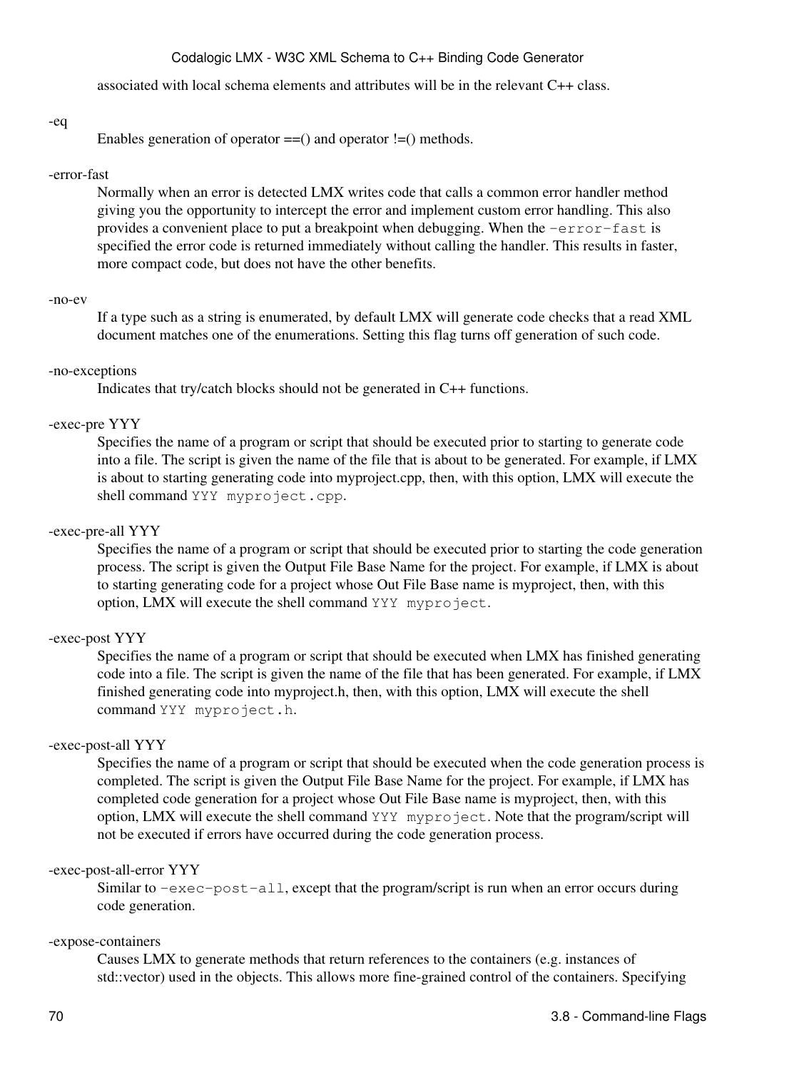associated with local schema elements and attributes will be in the relevant C++ class.

-eq
: Enables generation of operator ==() and operator !=() methods.

-error-fast
: Normally when an error is detected LMX writes code that calls a common error handler method giving you the opportunity to intercept the error and implement custom error handling. This also provides a convenient place to put a breakpoint when debugging. When the `-error-fast` is specified the error code is returned immediately without calling the handler. This results in faster, more compact code, but does not have the other benefits.

-no-ev
: If a type such as a string is enumerated, by default LMX will generate code checks that a read XML document matches one of the enumerations. Setting this flag turns off generation of such code.

-no-exceptions
: Indicates that try/catch blocks should not be generated in C++ functions.

-exec-pre YYY
: Specifies the name of a program or script that should be executed prior to starting to generate code into a file. The script is given the name of the file that is about to be generated. For example, if LMX is about to starting generating code into myproject.cpp, then, with this option, LMX will execute the shell command `YYY myproject.cpp`.

-exec-pre-all YYY
: Specifies the name of a program or script that should be executed prior to starting the code generation process. The script is given the Output File Base Name for the project. For example, if LMX is about to starting generating code for a project whose Out File Base name is myproject, then, with this option, LMX will execute the shell command `YYY myproject`.

-exec-post YYY
: Specifies the name of a program or script that should be executed when LMX has finished generating code into a file. The script is given the name of the file that has been generated. For example, if LMX finished generating code into myproject.h, then, with this option, LMX will execute the shell command `YYY myproject.h`.

-exec-post-all YYY
: Specifies the name of a program or script that should be executed when the code generation process is completed. The script is given the Output File Base Name for the project. For example, if LMX has completed code generation for a project whose Out File Base name is myproject, then, with this option, LMX will execute the shell command `YYY myproject`. Note that the program/script will not be executed if errors have occurred during the code generation process.

-exec-post-all-error YYY
: Similar to `-exec-post-all`, except that the program/script is run when an error occurs during code generation.

-expose-containers
: Causes LMX to generate methods that return references to the containers (e.g. instances of std::vector) used in the objects. This allows more fine-grained control of the containers. Specifying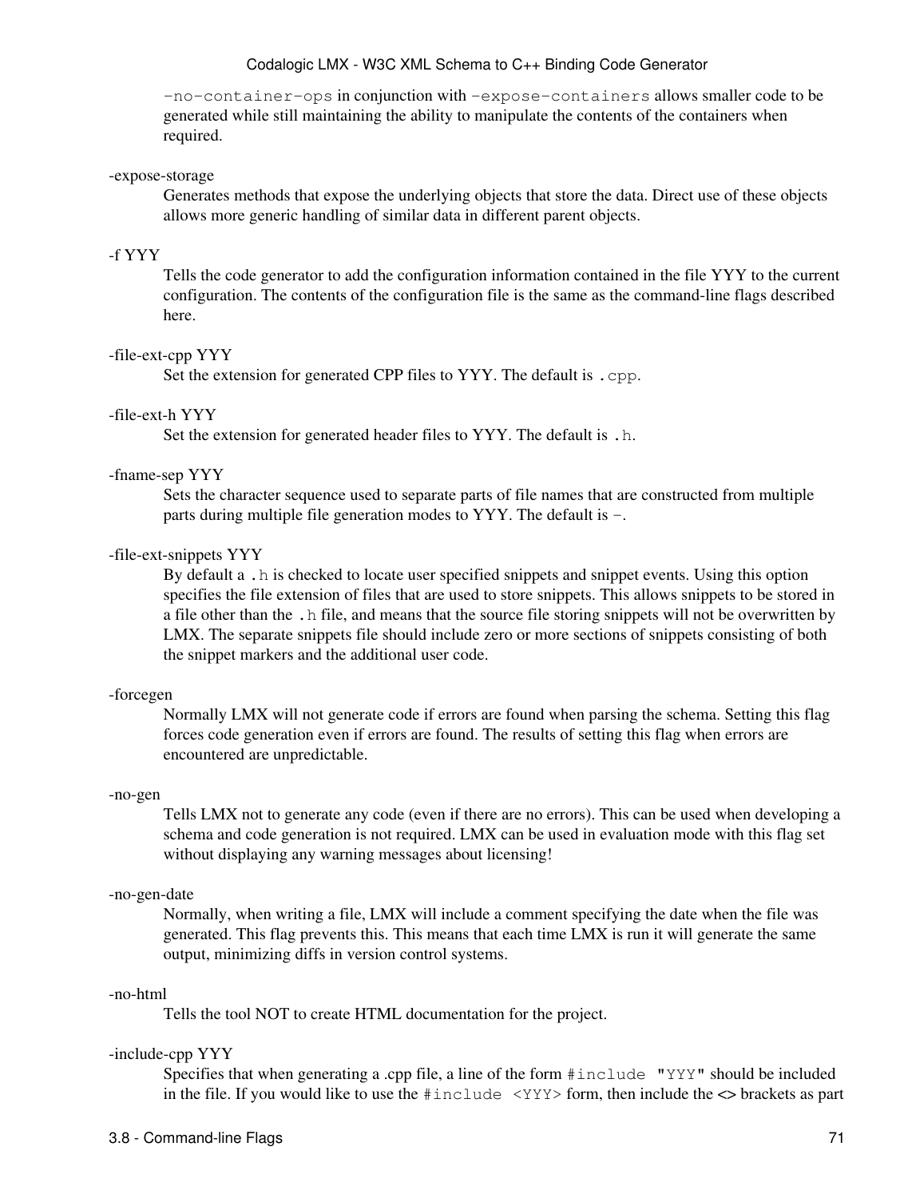`-no-container-ops` in conjunction with `-expose-containers` allows smaller code to be generated while still maintaining the ability to manipulate the contents of the containers when required.

-expose-storage
: Generates methods that expose the underlying objects that store the data. Direct use of these objects allows more generic handling of similar data in different parent objects.

-f YYY
: Tells the code generator to add the configuration information contained in the file YYY to the current configuration. The contents of the configuration file is the same as the command-line flags described here.

-file-ext-cpp YYY
: Set the extension for generated CPP files to YYY. The default is `.cpp`.

-file-ext-h YYY
: Set the extension for generated header files to YYY. The default is `.h`.

-fname-sep YYY
: Sets the character sequence used to separate parts of file names that are constructed from multiple parts during multiple file generation modes to YYY. The default is `-`.

-file-ext-snippets YYY
: By default a `.h` is checked to locate user specified snippets and snippet events. Using this option specifies the file extension of files that are used to store snippets. This allows snippets to be stored in a file other than the `.h` file, and means that the source file storing snippets will not be overwritten by LMX. The separate snippets file should include zero or more sections of snippets consisting of both the snippet markers and the additional user code.

-forcegen
: Normally LMX will not generate code if errors are found when parsing the schema. Setting this flag forces code generation even if errors are found. The results of setting this flag when errors are encountered are unpredictable.

-no-gen
: Tells LMX not to generate any code (even if there are no errors). This can be used when developing a schema and code generation is not required. LMX can be used in evaluation mode with this flag set without displaying any warning messages about licensing!

-no-gen-date
: Normally, when writing a file, LMX will include a comment specifying the date when the file was generated. This flag prevents this. This means that each time LMX is run it will generate the same output, minimizing diffs in version control systems.

-no-html
: Tells the tool NOT to create HTML documentation for the project.

-include-cpp YYY
: Specifies that when generating a .cpp file, a line of the form `#include "YYY"` should be included in the file. If you would like to use the `#include <YYY>` form, then include the <> brackets as part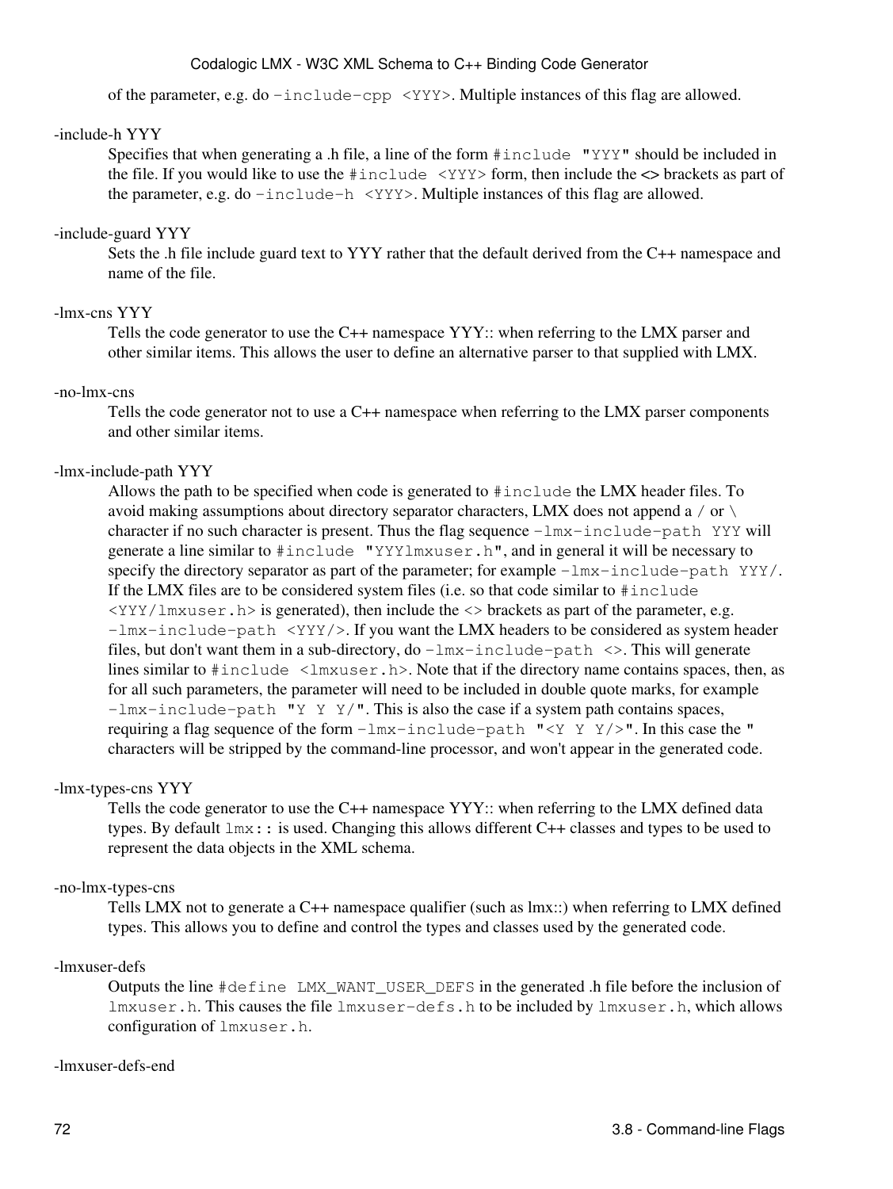of the parameter, e.g. do `-include-cpp <YYY>`. Multiple instances of this flag are allowed.

-include-h YYY
: Specifies that when generating a .h file, a line of the form `#include "YYY"` should be included in the file. If you would like to use the `#include <YYY>` form, then include the <> brackets as part of the parameter, e.g. do `-include-h <YYY>`. Multiple instances of this flag are allowed.

-include-guard YYY
: Sets the .h file include guard text to YYY rather that the default derived from the C++ namespace and name of the file.

-lmx-cns YYY
: Tells the code generator to use the C++ namespace YYY:: when referring to the LMX parser and other similar items. This allows the user to define an alternative parser to that supplied with LMX.

-no-lmx-cns
: Tells the code generator not to use a C++ namespace when referring to the LMX parser components and other similar items.

-lmx-include-path YYY
: Allows the path to be specified when code is generated to `#include` the LMX header files. To avoid making assumptions about directory separator characters, LMX does not append a `/` or `\` character if no such character is present. Thus the flag sequence `-lmx-include-path YYY` will generate a line similar to `#include "YYYlmxuser.h"`, and in general it will be necessary to specify the directory separator as part of the parameter; for example `-lmx-include-path YYY/`. If the LMX files are to be considered system files (i.e. so that code similar to `#include <YYY/lmxuser.h>` is generated), then include the <> brackets as part of the parameter, e.g. `-lmx-include-path <YYY/>`. If you want the LMX headers to be considered as system header files, but don't want them in a sub-directory, do `-lmx-include-path <>`. This will generate lines similar to `#include <lmxuser.h>`. Note that if the directory name contains spaces, then, as for all such parameters, the parameter will need to be included in double quote marks, for example `-lmx-include-path "Y Y Y/"`. This is also the case if a system path contains spaces, requiring a flag sequence of the form `-lmx-include-path "<Y Y Y/>"`. In this case the `"` characters will be stripped by the command-line processor, and won't appear in the generated code.

-lmx-types-cns YYY
: Tells the code generator to use the C++ namespace YYY:: when referring to the LMX defined data types. By default `lmx::` is used. Changing this allows different C++ classes and types to be used to represent the data objects in the XML schema.

-no-lmx-types-cns
: Tells LMX not to generate a C++ namespace qualifier (such as lmx::) when referring to LMX defined types. This allows you to define and control the types and classes used by the generated code.

-lmxuser-defs
: Outputs the line `#define LMX_WANT_USER_DEFS` in the generated .h file before the inclusion of `lmxuser.h`. This causes the file `lmxuser-defs.h` to be included by `lmxuser.h`, which allows configuration of `lmxuser.h`.

-lmxuser-defs-end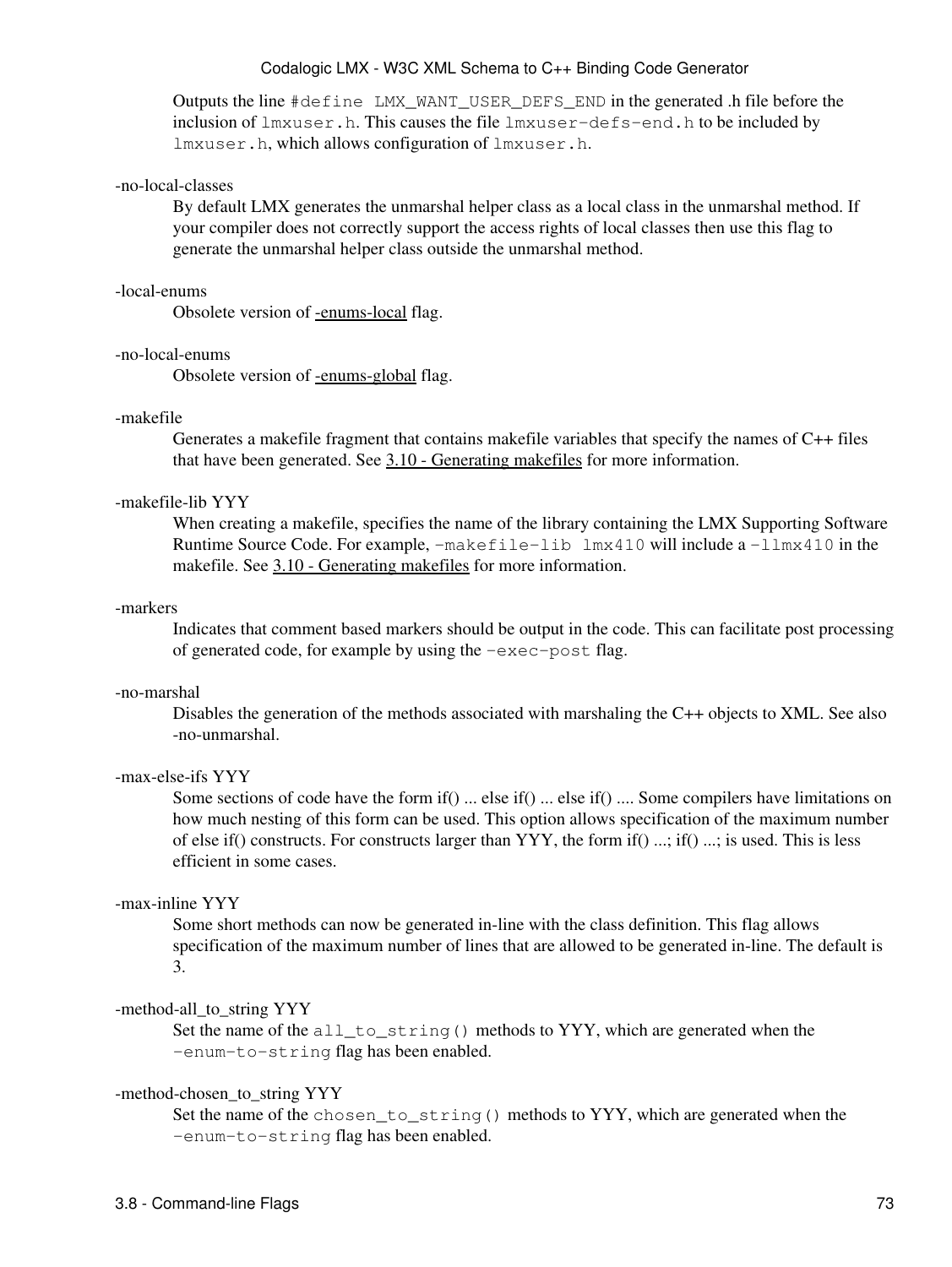Outputs the line `#define LMX_WANT_USER_DEFS_END` in the generated .h file before the inclusion of `lmxuser.h`. This causes the file `lmxuser-defs-end.h` to be included by `lmxuser.h`, which allows configuration of `lmxuser.h`.

-no-local-classes
: By default LMX generates the unmarshal helper class as a local class in the unmarshal method. If your compiler does not correctly support the access rights of local classes then use this flag to generate the unmarshal helper class outside the unmarshal method.

-local-enums
: Obsolete version of -enums-local flag.

-no-local-enums
: Obsolete version of -enums-global flag.

-makefile
: Generates a makefile fragment that contains makefile variables that specify the names of C++ files that have been generated. See 3.10 - Generating makefiles for more information.

-makefile-lib YYY
: When creating a makefile, specifies the name of the library containing the LMX Supporting Software Runtime Source Code. For example, `-makefile-lib lmx410` will include a `-llmx410` in the makefile. See 3.10 - Generating makefiles for more information.

-markers
: Indicates that comment based markers should be output in the code. This can facilitate post processing of generated code, for example by using the `-exec-post` flag.

-no-marshal
: Disables the generation of the methods associated with marshaling the C++ objects to XML. See also -no-unmarshal.

-max-else-ifs YYY
: Some sections of code have the form if() ... else if() ... else if() .... Some compilers have limitations on how much nesting of this form can be used. This option allows specification of the maximum number of else if() constructs. For constructs larger than YYY, the form if() ...; if() ...; is used. This is less efficient in some cases.

-max-inline YYY
: Some short methods can now be generated in-line with the class definition. This flag allows specification of the maximum number of lines that are allowed to be generated in-line. The default is 3.

-method-all_to_string YYY
: Set the name of the `all_to_string()` methods to YYY, which are generated when the `-enum-to-string` flag has been enabled.

-method-chosen_to_string YYY
: Set the name of the `chosen_to_string()` methods to YYY, which are generated when the `-enum-to-string` flag has been enabled.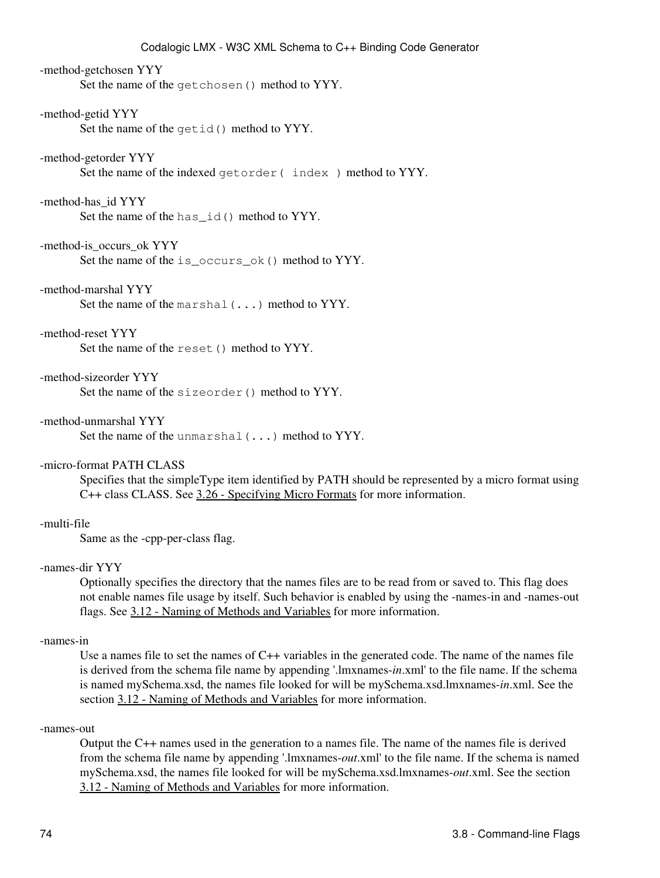-method-getchosen YYY
: Set the name of the `getchosen()` method to YYY.

-method-getid YYY
: Set the name of the `getid()` method to YYY.

-method-getorder YYY
: Set the name of the indexed `getorder( index )` method to YYY.

-method-has_id YYY
: Set the name of the `has_id()` method to YYY.

-method-is_occurs_ok YYY
: Set the name of the `is_occurs_ok()` method to YYY.

-method-marshal YYY
: Set the name of the `marshal(...)` method to YYY.

-method-reset YYY
: Set the name of the `reset()` method to YYY.

-method-sizeorder YYY
: Set the name of the `sizeorder()` method to YYY.

-method-unmarshal YYY
: Set the name of the `unmarshal(...)` method to YYY.

-micro-format PATH CLASS
: Specifies that the simpleType item identified by PATH should be represented by a micro format using C++ class CLASS. See 3.26 - Specifying Micro Formats for more information.

-multi-file
: Same as the -cpp-per-class flag.

-names-dir YYY
: Optionally specifies the directory that the names files are to be read from or saved to. This flag does not enable names file usage by itself. Such behavior is enabled by using the -names-in and -names-out flags. See 3.12 - Naming of Methods and Variables for more information.

-names-in
: Use a names file to set the names of C++ variables in the generated code. The name of the names file is derived from the schema file name by appending '.lmxnames-*in*.xml' to the file name. If the schema is named mySchema.xsd, the names file looked for will be mySchema.xsd.lmxnames-*in*.xml. See the section 3.12 - Naming of Methods and Variables for more information.

-names-out
: Output the C++ names used in the generation to a names file. The name of the names file is derived from the schema file name by appending '.lmxnames-*out*.xml' to the file name. If the schema is named mySchema.xsd, the names file looked for will be mySchema.xsd.lmxnames-*out*.xml. See the section 3.12 - Naming of Methods and Variables for more information.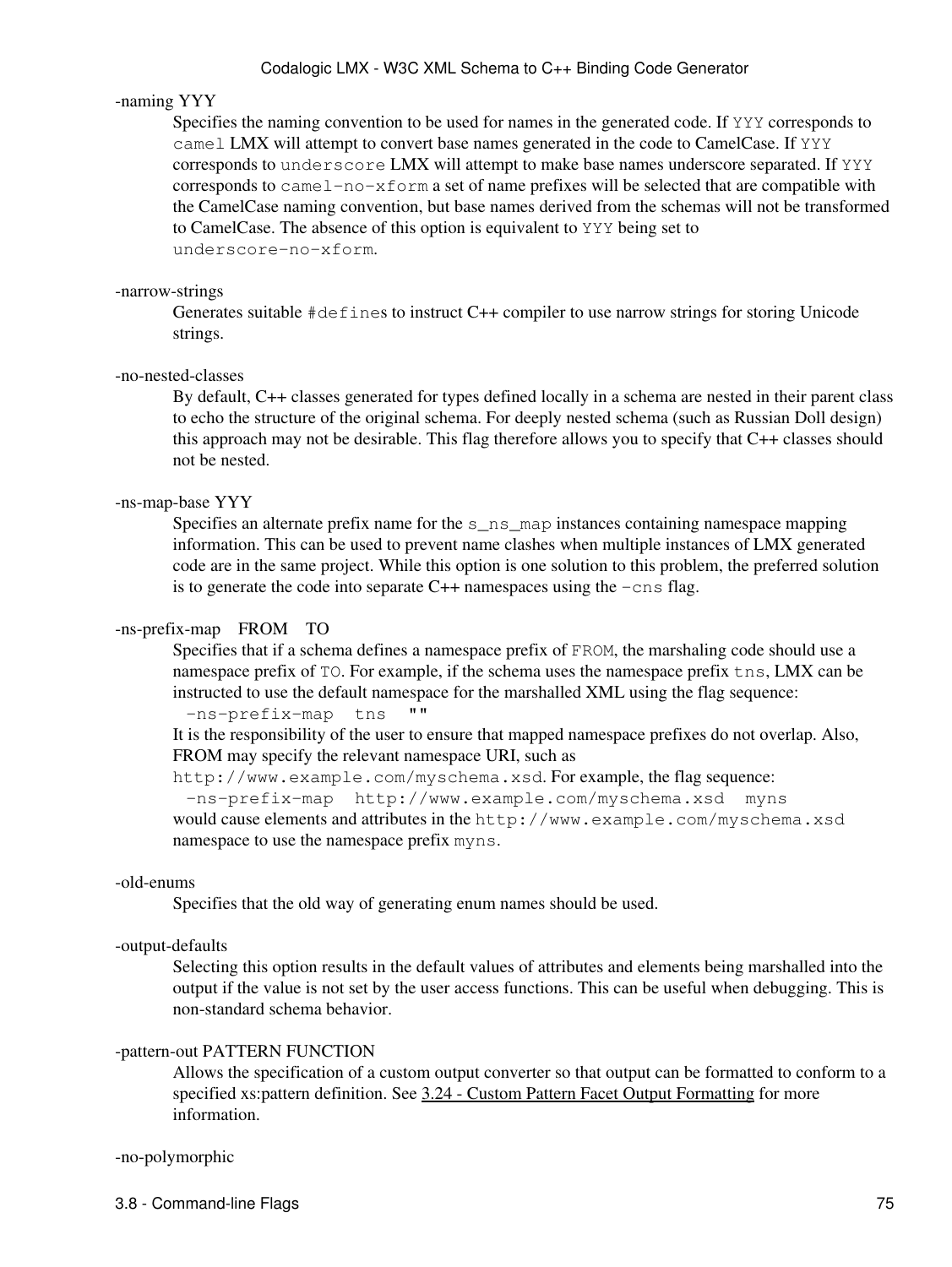-naming YYY

Specifies the naming convention to be used for names in the generated code. If `YYY` corresponds to `camel` LMX will attempt to convert base names generated in the code to CamelCase. If `YYY` corresponds to `underscore` LMX will attempt to make base names underscore separated. If `YYY` corresponds to `camel-no-xform` a set of name prefixes will be selected that are compatible with the CamelCase naming convention, but base names derived from the schemas will not be transformed to CamelCase. The absence of this option is equivalent to `YYY` being set to `underscore-no-xform`.

-narrow-strings

Generates suitable `#define`s to instruct C++ compiler to use narrow strings for storing Unicode strings.

-no-nested-classes

By default, C++ classes generated for types defined locally in a schema are nested in their parent class to echo the structure of the original schema. For deeply nested schema (such as Russian Doll design) this approach may not be desirable. This flag therefore allows you to specify that C++ classes should not be nested.

-ns-map-base YYY

Specifies an alternate prefix name for the `s_ns_map` instances containing namespace mapping information. This can be used to prevent name clashes when multiple instances of LMX generated code are in the same project. While this option is one solution to this problem, the preferred solution is to generate the code into separate C++ namespaces using the `-cns` flag.

-ns-prefix-map FROM TO

Specifies that if a schema defines a namespace prefix of `FROM`, the marshaling code should use a namespace prefix of `TO`. For example, if the schema uses the namespace prefix `tns`, LMX can be instructed to use the default namespace for the marshalled XML using the flag sequence:

```
-ns-prefix-map  tns  ""
```

It is the responsibility of the user to ensure that mapped namespace prefixes do not overlap. Also, FROM may specify the relevant namespace URI, such as `http://www.example.com/myschema.xsd`. For example, the flag sequence:

```
-ns-prefix-map  http://www.example.com/myschema.xsd  myns
```

would cause elements and attributes in the `http://www.example.com/myschema.xsd` namespace to use the namespace prefix `myns`.

-old-enums

Specifies that the old way of generating enum names should be used.

-output-defaults

Selecting this option results in the default values of attributes and elements being marshalled into the output if the value is not set by the user access functions. This can be useful when debugging. This is non-standard schema behavior.

-pattern-out PATTERN FUNCTION

Allows the specification of a custom output converter so that output can be formatted to conform to a specified xs:pattern definition. See 3.24 - Custom Pattern Facet Output Formatting for more information.

-no-polymorphic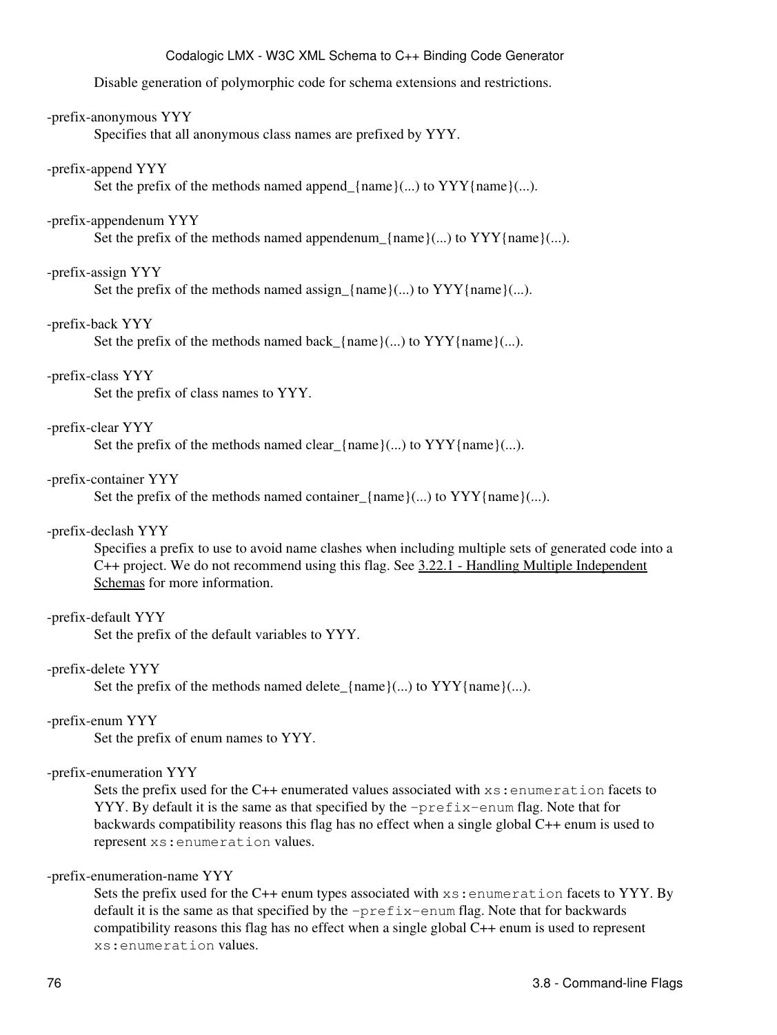Disable generation of polymorphic code for schema extensions and restrictions.

-prefix-anonymous YYY
: Specifies that all anonymous class names are prefixed by YYY.

-prefix-append YYY
: Set the prefix of the methods named append_{name}(...) to YYY{name}(...).

-prefix-appendenum YYY
: Set the prefix of the methods named appendenum_{name}(...) to YYY{name}(...).

-prefix-assign YYY
: Set the prefix of the methods named assign_{name}(...) to YYY{name}(...).

-prefix-back YYY
: Set the prefix of the methods named back_{name}(...) to YYY{name}(...).

-prefix-class YYY
: Set the prefix of class names to YYY.

-prefix-clear YYY
: Set the prefix of the methods named clear_{name}(...) to YYY{name}(...).

-prefix-container YYY
: Set the prefix of the methods named container_{name}(...) to YYY{name}(...).

-prefix-declash YYY
: Specifies a prefix to use to avoid name clashes when including multiple sets of generated code into a C++ project. We do not recommend using this flag. See 3.22.1 - Handling Multiple Independent Schemas for more information.

-prefix-default YYY
: Set the prefix of the default variables to YYY.

-prefix-delete YYY
: Set the prefix of the methods named delete_{name}(...) to YYY{name}(...).

-prefix-enum YYY
: Set the prefix of enum names to YYY.

-prefix-enumeration YYY
: Sets the prefix used for the C++ enumerated values associated with `xs:enumeration` facets to YYY. By default it is the same as that specified by the `-prefix-enum` flag. Note that for backwards compatibility reasons this flag has no effect when a single global C++ enum is used to represent `xs:enumeration` values.

-prefix-enumeration-name YYY
: Sets the prefix used for the C++ enum types associated with `xs:enumeration` facets to YYY. By default it is the same as that specified by the `-prefix-enum` flag. Note that for backwards compatibility reasons this flag has no effect when a single global C++ enum is used to represent `xs:enumeration` values.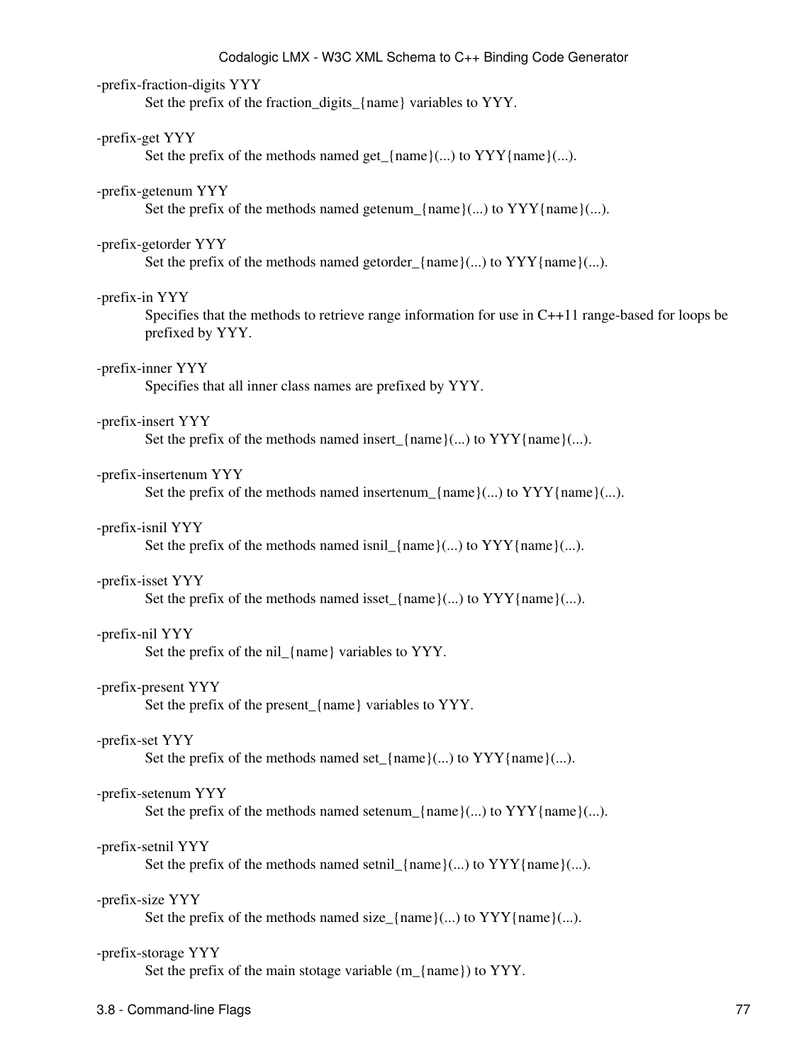-prefix-fraction-digits YYY
: Set the prefix of the fraction_digits_{name} variables to YYY.

-prefix-get YYY
: Set the prefix of the methods named get_{name}(...) to YYY{name}(...).

-prefix-getenum YYY
: Set the prefix of the methods named getenum_{name}(...) to YYY{name}(...).

-prefix-getorder YYY
: Set the prefix of the methods named getorder_{name}(...) to YYY{name}(...).

-prefix-in YYY
: Specifies that the methods to retrieve range information for use in C++11 range-based for loops be prefixed by YYY.

-prefix-inner YYY
: Specifies that all inner class names are prefixed by YYY.

-prefix-insert YYY
: Set the prefix of the methods named insert_{name}(...) to YYY{name}(...).

-prefix-insertenum YYY
: Set the prefix of the methods named insertenum_{name}(...) to YYY{name}(...).

-prefix-isnil YYY
: Set the prefix of the methods named isnil_{name}(...) to YYY{name}(...).

-prefix-isset YYY
: Set the prefix of the methods named isset_{name}(...) to YYY{name}(...).

-prefix-nil YYY
: Set the prefix of the nil_{name} variables to YYY.

-prefix-present YYY
: Set the prefix of the present_{name} variables to YYY.

-prefix-set YYY
: Set the prefix of the methods named set_{name}(...) to YYY{name}(...).

-prefix-setenum YYY
: Set the prefix of the methods named setenum_{name}(...) to YYY{name}(...).

-prefix-setnil YYY
: Set the prefix of the methods named setnil_{name}(...) to YYY{name}(...).

-prefix-size YYY
: Set the prefix of the methods named size_{name}(...) to YYY{name}(...).

-prefix-storage YYY
: Set the prefix of the main stotage variable (m_{name}) to YYY.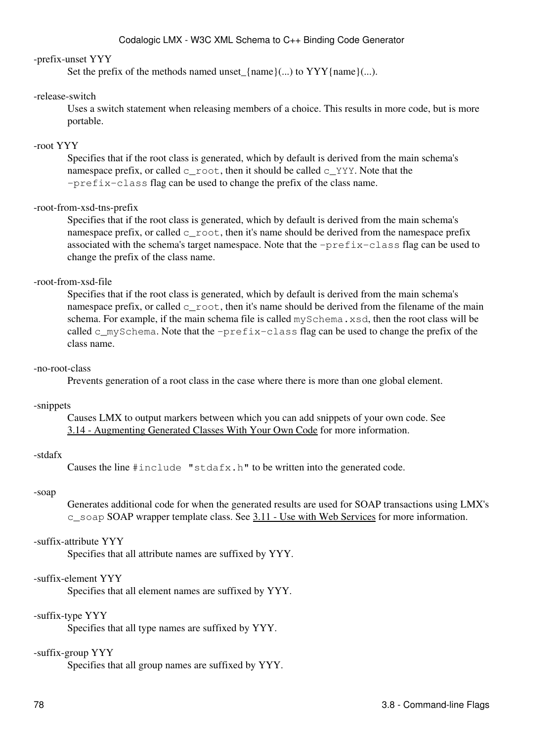-prefix-unset YYY

Set the prefix of the methods named unset_{name}(...) to YYY{name}(...).

-release-switch

Uses a switch statement when releasing members of a choice. This results in more code, but is more portable.

-root YYY

Specifies that if the root class is generated, which by default is derived from the main schema's namespace prefix, or called `c_root`, then it should be called `c_YYY`. Note that the `-prefix-class` flag can be used to change the prefix of the class name.

-root-from-xsd-tns-prefix

Specifies that if the root class is generated, which by default is derived from the main schema's namespace prefix, or called `c_root`, then it's name should be derived from the namespace prefix associated with the schema's target namespace. Note that the `-prefix-class` flag can be used to change the prefix of the class name.

-root-from-xsd-file

Specifies that if the root class is generated, which by default is derived from the main schema's namespace prefix, or called `c_root`, then it's name should be derived from the filename of the main schema. For example, if the main schema file is called `mySchema.xsd`, then the root class will be called `c_mySchema`. Note that the `-prefix-class` flag can be used to change the prefix of the class name.

-no-root-class

Prevents generation of a root class in the case where there is more than one global element.

-snippets

Causes LMX to output markers between which you can add snippets of your own code. See 3.14 - Augmenting Generated Classes With Your Own Code for more information.

-stdafx

Causes the line `#include "stdafx.h"` to be written into the generated code.

-soap

Generates additional code for when the generated results are used for SOAP transactions using LMX's `c_soap` SOAP wrapper template class. See 3.11 - Use with Web Services for more information.

-suffix-attribute YYY

Specifies that all attribute names are suffixed by YYY.

-suffix-element YYY

Specifies that all element names are suffixed by YYY.

-suffix-type YYY

Specifies that all type names are suffixed by YYY.

-suffix-group YYY

Specifies that all group names are suffixed by YYY.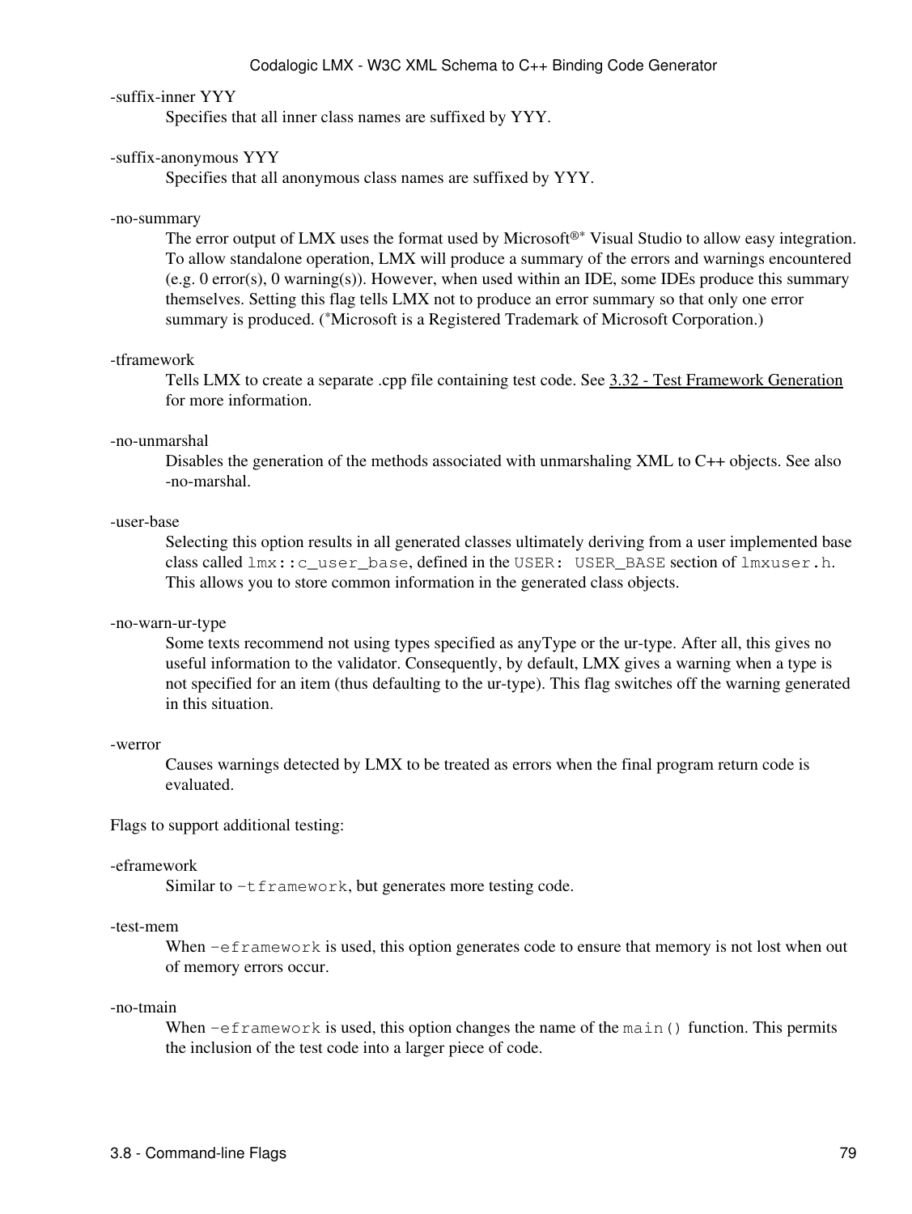-suffix-inner YYY

Specifies that all inner class names are suffixed by YYY.

-suffix-anonymous YYY

Specifies that all anonymous class names are suffixed by YYY.

-no-summary

The error output of LMX uses the format used by Microsoft®* Visual Studio to allow easy integration. To allow standalone operation, LMX will produce a summary of the errors and warnings encountered (e.g. 0 error(s), 0 warning(s)). However, when used within an IDE, some IDEs produce this summary themselves. Setting this flag tells LMX not to produce an error summary so that only one error summary is produced. (*Microsoft is a Registered Trademark of Microsoft Corporation.)

-tframework

Tells LMX to create a separate .cpp file containing test code. See 3.32 - Test Framework Generation for more information.

-no-unmarshal

Disables the generation of the methods associated with unmarshaling XML to C++ objects. See also -no-marshal.

-user-base

Selecting this option results in all generated classes ultimately deriving from a user implemented base class called `lmx::c_user_base`, defined in the `USER: USER_BASE` section of `lmxuser.h`. This allows you to store common information in the generated class objects.

-no-warn-ur-type

Some texts recommend not using types specified as anyType or the ur-type. After all, this gives no useful information to the validator. Consequently, by default, LMX gives a warning when a type is not specified for an item (thus defaulting to the ur-type). This flag switches off the warning generated in this situation.

-werror

Causes warnings detected by LMX to be treated as errors when the final program return code is evaluated.

Flags to support additional testing:

-eframework

Similar to `-tframework`, but generates more testing code.

-test-mem

When `-eframework` is used, this option generates code to ensure that memory is not lost when out of memory errors occur.

-no-tmain

When `-eframework` is used, this option changes the name of the `main()` function. This permits the inclusion of the test code into a larger piece of code.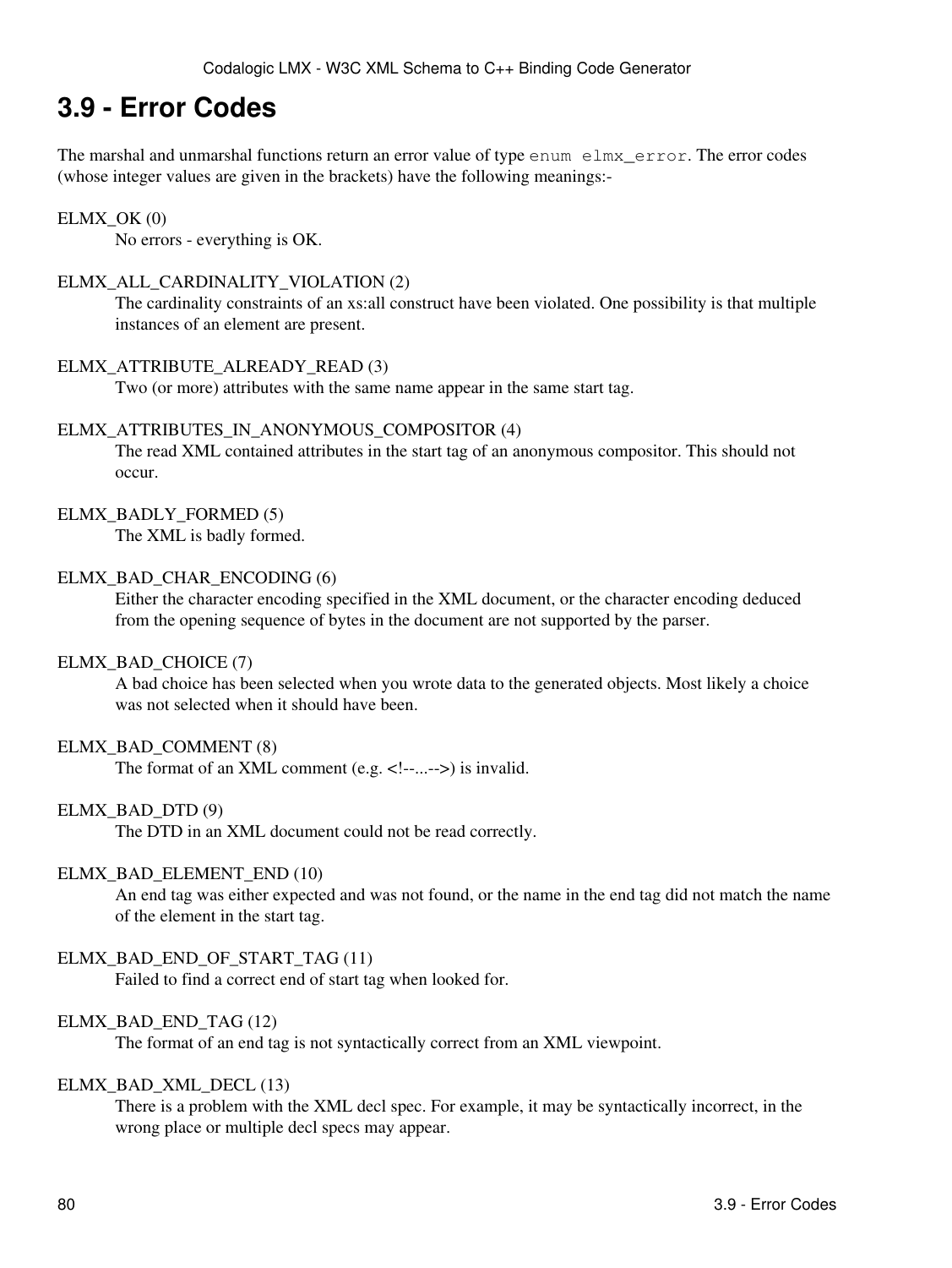# 3.9 - Error Codes

The marshal and unmarshal functions return an error value of type `enum elmx_error`. The error codes (whose integer values are given in the brackets) have the following meanings:-

ELMX_OK (0)
: No errors - everything is OK.

ELMX_ALL_CARDINALITY_VIOLATION (2)
: The cardinality constraints of an xs:all construct have been violated. One possibility is that multiple instances of an element are present.

ELMX_ATTRIBUTE_ALREADY_READ (3)
: Two (or more) attributes with the same name appear in the same start tag.

ELMX_ATTRIBUTES_IN_ANONYMOUS_COMPOSITOR (4)
: The read XML contained attributes in the start tag of an anonymous compositor. This should not occur.

ELMX_BADLY_FORMED (5)
: The XML is badly formed.

ELMX_BAD_CHAR_ENCODING (6)
: Either the character encoding specified in the XML document, or the character encoding deduced from the opening sequence of bytes in the document are not supported by the parser.

ELMX_BAD_CHOICE (7)
: A bad choice has been selected when you wrote data to the generated objects. Most likely a choice was not selected when it should have been.

ELMX_BAD_COMMENT (8)
: The format of an XML comment (e.g. <!--...-->) is invalid.

ELMX_BAD_DTD (9)
: The DTD in an XML document could not be read correctly.

ELMX_BAD_ELEMENT_END (10)
: An end tag was either expected and was not found, or the name in the end tag did not match the name of the element in the start tag.

ELMX_BAD_END_OF_START_TAG (11)
: Failed to find a correct end of start tag when looked for.

ELMX_BAD_END_TAG (12)
: The format of an end tag is not syntactically correct from an XML viewpoint.

ELMX_BAD_XML_DECL (13)
: There is a problem with the XML decl spec. For example, it may be syntactically incorrect, in the wrong place or multiple decl specs may appear.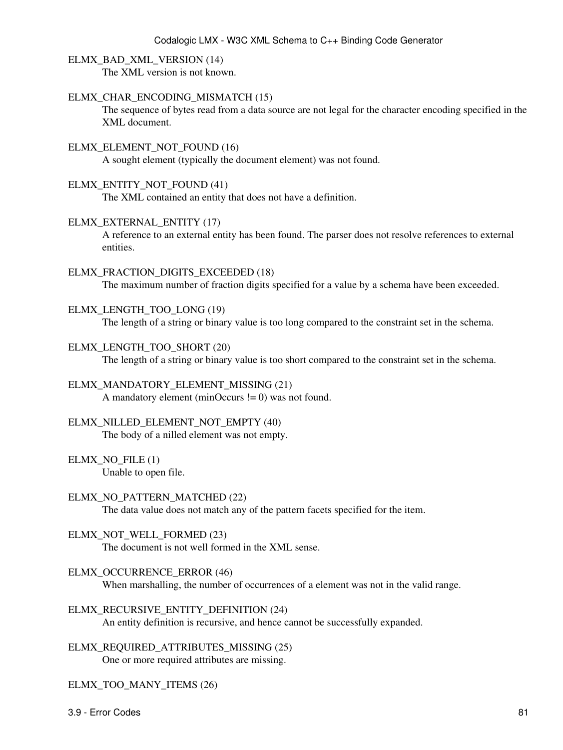ELMX_BAD_XML_VERSION (14)
: The XML version is not known.

ELMX_CHAR_ENCODING_MISMATCH (15)
: The sequence of bytes read from a data source are not legal for the character encoding specified in the XML document.

ELMX_ELEMENT_NOT_FOUND (16)
: A sought element (typically the document element) was not found.

ELMX_ENTITY_NOT_FOUND (41)
: The XML contained an entity that does not have a definition.

ELMX_EXTERNAL_ENTITY (17)
: A reference to an external entity has been found. The parser does not resolve references to external entities.

ELMX_FRACTION_DIGITS_EXCEEDED (18)
: The maximum number of fraction digits specified for a value by a schema have been exceeded.

ELMX_LENGTH_TOO_LONG (19)
: The length of a string or binary value is too long compared to the constraint set in the schema.

ELMX_LENGTH_TOO_SHORT (20)
: The length of a string or binary value is too short compared to the constraint set in the schema.

ELMX_MANDATORY_ELEMENT_MISSING (21)
: A mandatory element (minOccurs != 0) was not found.

ELMX_NILLED_ELEMENT_NOT_EMPTY (40)
: The body of a nilled element was not empty.

ELMX_NO_FILE (1)
: Unable to open file.

ELMX_NO_PATTERN_MATCHED (22)
: The data value does not match any of the pattern facets specified for the item.

ELMX_NOT_WELL_FORMED (23)
: The document is not well formed in the XML sense.

ELMX_OCCURRENCE_ERROR (46)
: When marshalling, the number of occurrences of a element was not in the valid range.

ELMX_RECURSIVE_ENTITY_DEFINITION (24)
: An entity definition is recursive, and hence cannot be successfully expanded.

ELMX_REQUIRED_ATTRIBUTES_MISSING (25)
: One or more required attributes are missing.

ELMX_TOO_MANY_ITEMS (26)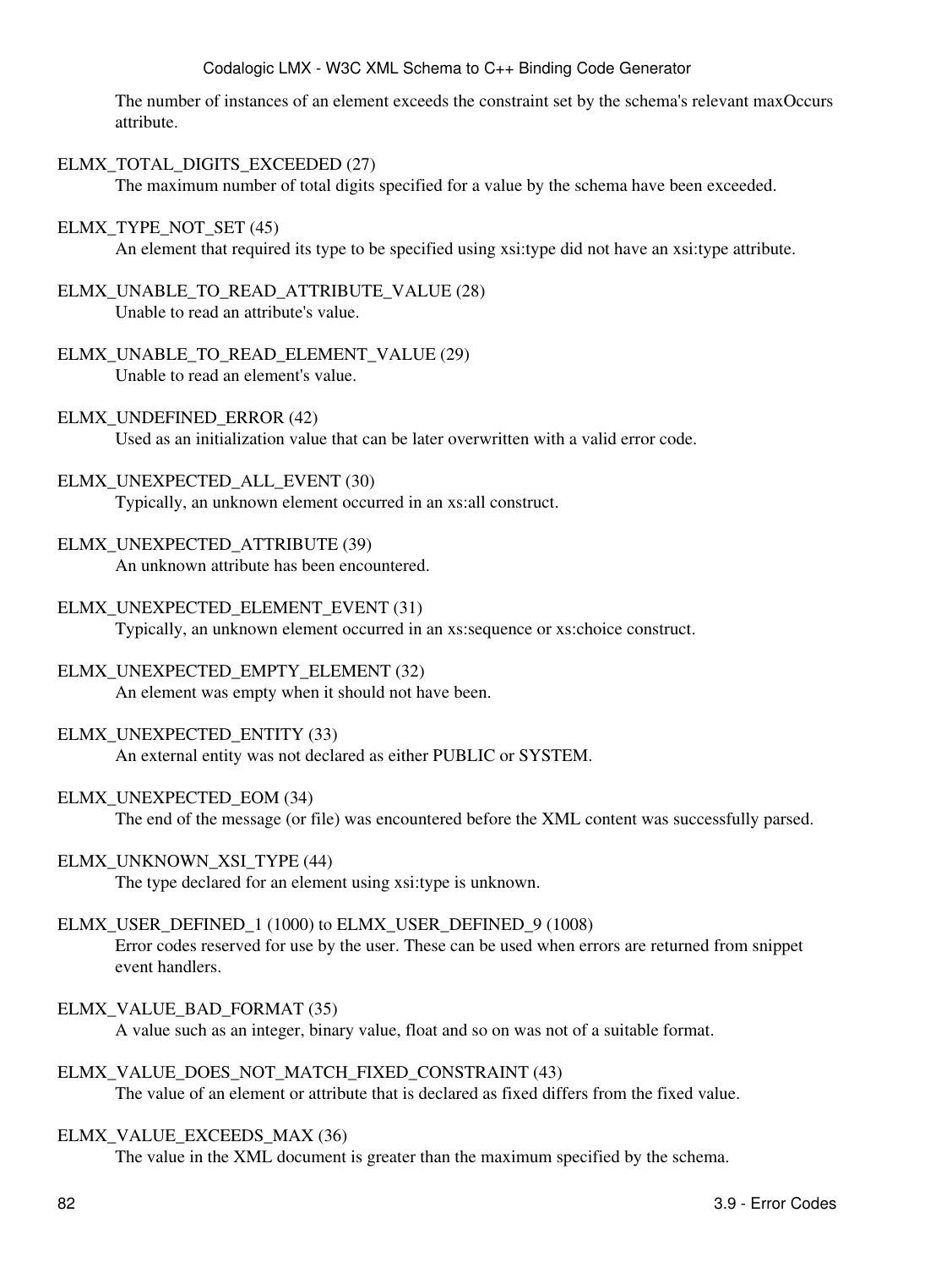The number of instances of an element exceeds the constraint set by the schema's relevant maxOccurs attribute.

ELMX_TOTAL_DIGITS_EXCEEDED (27)
: The maximum number of total digits specified for a value by the schema have been exceeded.

ELMX_TYPE_NOT_SET (45)
: An element that required its type to be specified using xsi:type did not have an xsi:type attribute.

ELMX_UNABLE_TO_READ_ATTRIBUTE_VALUE (28)
: Unable to read an attribute's value.

ELMX_UNABLE_TO_READ_ELEMENT_VALUE (29)
: Unable to read an element's value.

ELMX_UNDEFINED_ERROR (42)
: Used as an initialization value that can be later overwritten with a valid error code.

ELMX_UNEXPECTED_ALL_EVENT (30)
: Typically, an unknown element occurred in an xs:all construct.

ELMX_UNEXPECTED_ATTRIBUTE (39)
: An unknown attribute has been encountered.

ELMX_UNEXPECTED_ELEMENT_EVENT (31)
: Typically, an unknown element occurred in an xs:sequence or xs:choice construct.

ELMX_UNEXPECTED_EMPTY_ELEMENT (32)
: An element was empty when it should not have been.

ELMX_UNEXPECTED_ENTITY (33)
: An external entity was not declared as either PUBLIC or SYSTEM.

ELMX_UNEXPECTED_EOM (34)
: The end of the message (or file) was encountered before the XML content was successfully parsed.

ELMX_UNKNOWN_XSI_TYPE (44)
: The type declared for an element using xsi:type is unknown.

ELMX_USER_DEFINED_1 (1000) to ELMX_USER_DEFINED_9 (1008)
: Error codes reserved for use by the user. These can be used when errors are returned from snippet event handlers.

ELMX_VALUE_BAD_FORMAT (35)
: A value such as an integer, binary value, float and so on was not of a suitable format.

ELMX_VALUE_DOES_NOT_MATCH_FIXED_CONSTRAINT (43)
: The value of an element or attribute that is declared as fixed differs from the fixed value.

ELMX_VALUE_EXCEEDS_MAX (36)
: The value in the XML document is greater than the maximum specified by the schema.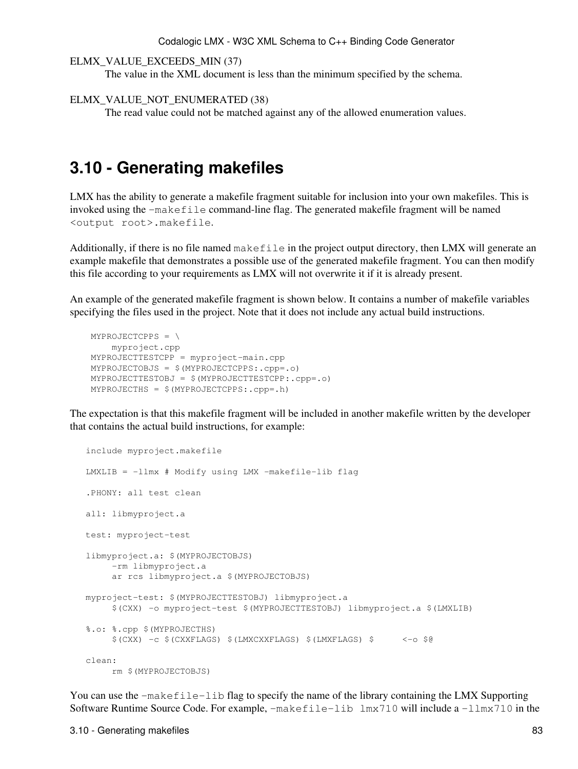ELMX_VALUE_EXCEEDS_MIN (37)
: The value in the XML document is less than the minimum specified by the schema.

ELMX_VALUE_NOT_ENUMERATED (38)
: The read value could not be matched against any of the allowed enumeration values.

## 3.10 - Generating makefiles

LMX has the ability to generate a makefile fragment suitable for inclusion into your own makefiles. This is invoked using the `-makefile` command-line flag. The generated makefile fragment will be named `<output root>.makefile`.

Additionally, if there is no file named `makefile` in the project output directory, then LMX will generate an example makefile that demonstrates a possible use of the generated makefile fragment. You can then modify this file according to your requirements as LMX will not overwrite it if it is already present.

An example of the generated makefile fragment is shown below. It contains a number of makefile variables specifying the files used in the project. Note that it does not include any actual build instructions.

```
MYPROJECTCPPS = \
    myproject.cpp
MYPROJECTTESTCPP = myproject-main.cpp
MYPROJECTOBJS = $(MYPROJECTCPPS:.cpp=.o)
MYPROJECTTESTOBJ = $(MYPROJECTTESTCPP:.cpp=.o)
MYPROJECTHS = $(MYPROJECTCPPS:.cpp=.h)
```

The expectation is that this makefile fragment will be included in another makefile written by the developer that contains the actual build instructions, for example:

```
include myproject.makefile

LMXLIB = -llmx # Modify using LMX -makefile-lib flag

.PHONY: all test clean

all: libmyproject.a

test: myproject-test

libmyproject.a: $(MYPROJECTOBJS)
     -rm libmyproject.a
     ar rcs libmyproject.a $(MYPROJECTOBJS)

myproject-test: $(MYPROJECTTESTOBJ) libmyproject.a
     $(CXX) -o myproject-test $(MYPROJECTTESTOBJ) libmyproject.a $(LMXLIB)

%.o: %.cpp $(MYPROJECTHS)
     $(CXX) -c $(CXXFLAGS) $(LMXCXXFLAGS) $(LMXFLAGS) $     <-o $@

clean:
     rm $(MYPROJECTOBJS)
```

You can use the `-makefile-lib` flag to specify the name of the library containing the LMX Supporting Software Runtime Source Code. For example, `-makefile-lib lmx710` will include a `-llmx710` in the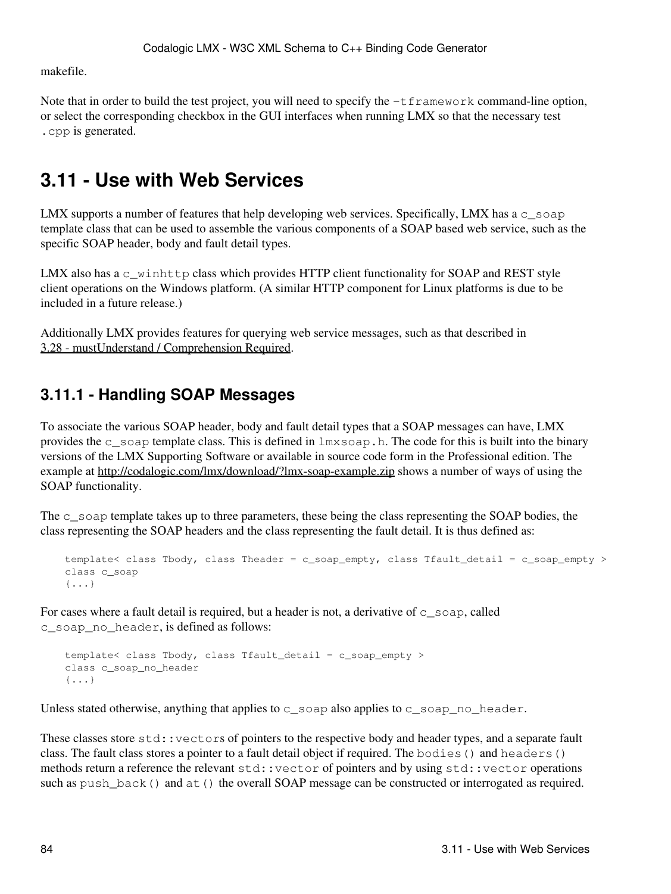makefile.

Note that in order to build the test project, you will need to specify the `-tframework` command-line option, or select the corresponding checkbox in the GUI interfaces when running LMX so that the necessary test `.cpp` is generated.

## 3.11 - Use with Web Services

LMX supports a number of features that help developing web services. Specifically, LMX has a `c_soap` template class that can be used to assemble the various components of a SOAP based web service, such as the specific SOAP header, body and fault detail types.

LMX also has a `c_winhttp` class which provides HTTP client functionality for SOAP and REST style client operations on the Windows platform. (A similar HTTP component for Linux platforms is due to be included in a future release.)

Additionally LMX provides features for querying web service messages, such as that described in 3.28 - mustUnderstand / Comprehension Required.

### 3.11.1 - Handling SOAP Messages

To associate the various SOAP header, body and fault detail types that a SOAP messages can have, LMX provides the `c_soap` template class. This is defined in `lmxsoap.h`. The code for this is built into the binary versions of the LMX Supporting Software or available in source code form in the Professional edition. The example at http://codalogic.com/lmx/download/?lmx-soap-example.zip shows a number of ways of using the SOAP functionality.

The `c_soap` template takes up to three parameters, these being the class representing the SOAP bodies, the class representing the SOAP headers and the class representing the fault detail. It is thus defined as:

```
template< class Tbody, class Theader = c_soap_empty, class Tfault_detail = c_soap_empty >
class c_soap
{...}
```

For cases where a fault detail is required, but a header is not, a derivative of `c_soap`, called `c_soap_no_header`, is defined as follows:

```
template< class Tbody, class Tfault_detail = c_soap_empty >
class c_soap_no_header
{...}
```

Unless stated otherwise, anything that applies to `c_soap` also applies to `c_soap_no_header`.

These classes store `std::vector`s of pointers to the respective body and header types, and a separate fault class. The fault class stores a pointer to a fault detail object if required. The `bodies()` and `headers()` methods return a reference the relevant `std::vector` of pointers and by using `std::vector` operations such as `push_back()` and `at()` the overall SOAP message can be constructed or interrogated as required.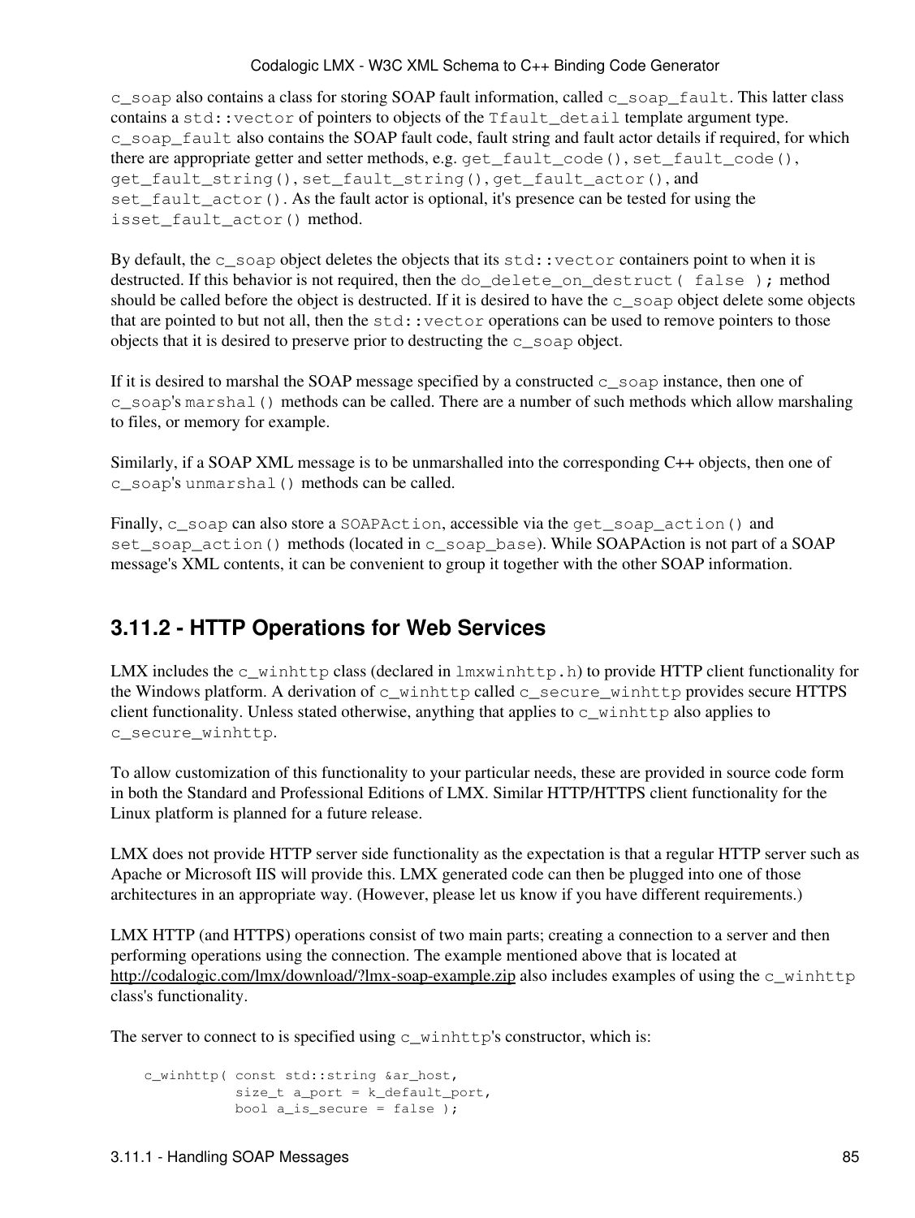`c_soap` also contains a class for storing SOAP fault information, called `c_soap_fault`. This latter class contains a `std::vector` of pointers to objects of the `Tfault_detail` template argument type. `c_soap_fault` also contains the SOAP fault code, fault string and fault actor details if required, for which there are appropriate getter and setter methods, e.g. `get_fault_code()`, `set_fault_code()`, `get_fault_string()`, `set_fault_string()`, `get_fault_actor()`, and `set_fault_actor()`. As the fault actor is optional, it's presence can be tested for using the `isset_fault_actor()` method.

By default, the `c_soap` object deletes the objects that its `std::vector` containers point to when it is destructed. If this behavior is not required, then the `do_delete_on_destruct( false );` method should be called before the object is destructed. If it is desired to have the `c_soap` object delete some objects that are pointed to but not all, then the `std::vector` operations can be used to remove pointers to those objects that it is desired to preserve prior to destructing the `c_soap` object.

If it is desired to marshal the SOAP message specified by a constructed `c_soap` instance, then one of `c_soap`'s `marshal()` methods can be called. There are a number of such methods which allow marshaling to files, or memory for example.

Similarly, if a SOAP XML message is to be unmarshalled into the corresponding C++ objects, then one of `c_soap`'s `unmarshal()` methods can be called.

Finally, `c_soap` can also store a `SOAPAction`, accessible via the `get_soap_action()` and `set_soap_action()` methods (located in `c_soap_base`). While SOAPAction is not part of a SOAP message's XML contents, it can be convenient to group it together with the other SOAP information.

## 3.11.2 - HTTP Operations for Web Services

LMX includes the `c_winhttp` class (declared in `lmxwinhttp.h`) to provide HTTP client functionality for the Windows platform. A derivation of `c_winhttp` called `c_secure_winhttp` provides secure HTTPS client functionality. Unless stated otherwise, anything that applies to `c_winhttp` also applies to `c_secure_winhttp`.

To allow customization of this functionality to your particular needs, these are provided in source code form in both the Standard and Professional Editions of LMX. Similar HTTP/HTTPS client functionality for the Linux platform is planned for a future release.

LMX does not provide HTTP server side functionality as the expectation is that a regular HTTP server such as Apache or Microsoft IIS will provide this. LMX generated code can then be plugged into one of those architectures in an appropriate way. (However, please let us know if you have different requirements.)

LMX HTTP (and HTTPS) operations consist of two main parts; creating a connection to a server and then performing operations using the connection. The example mentioned above that is located at http://codalogic.com/lmx/download/?lmx-soap-example.zip also includes examples of using the `c_winhttp` class's functionality.

The server to connect to is specified using `c_winhttp`'s constructor, which is:

```
c_winhttp( const std::string &ar_host,
           size_t a_port = k_default_port,
           bool a_is_secure = false );
```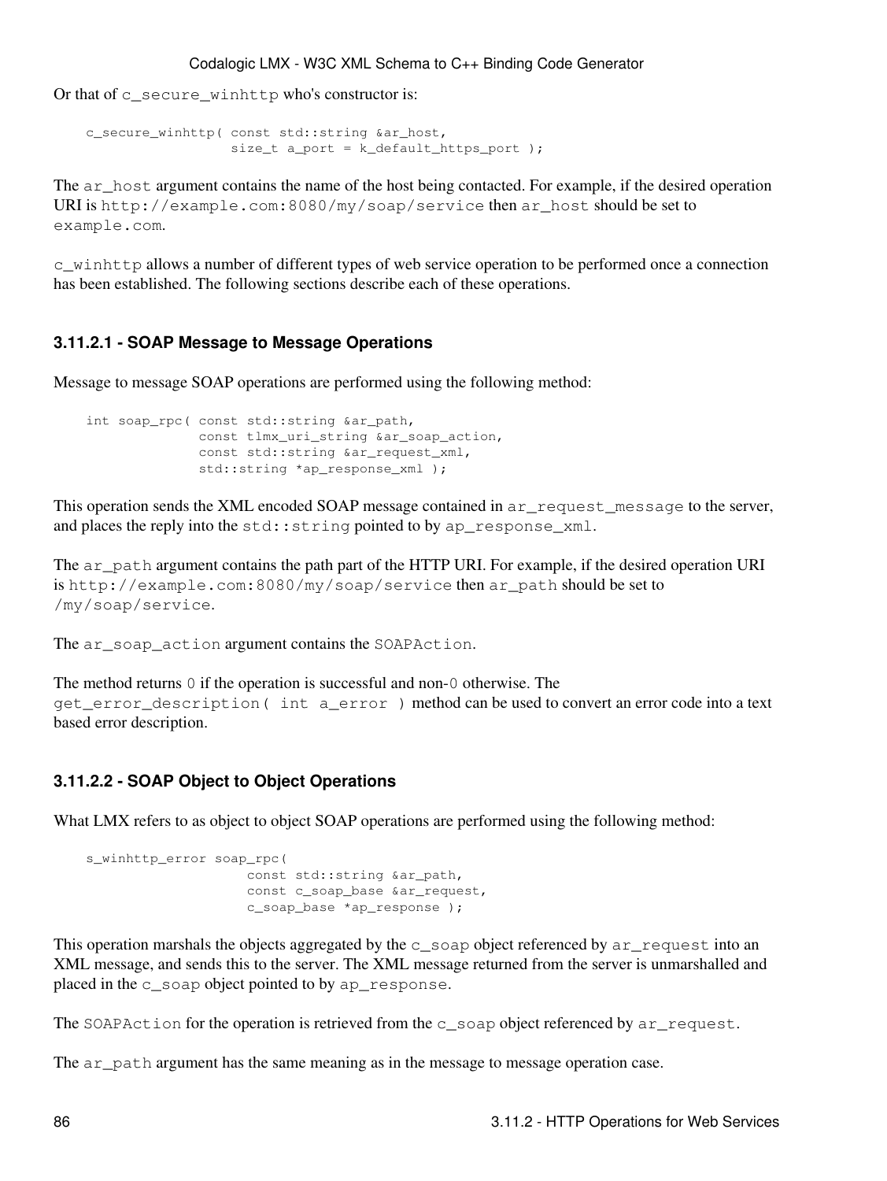Or that of `c_secure_winhttp` who's constructor is:

```
c_secure_winhttp( const std::string &ar_host,
                  size_t a_port = k_default_https_port );
```

The `ar_host` argument contains the name of the host being contacted. For example, if the desired operation URI is `http://example.com:8080/my/soap/service` then `ar_host` should be set to `example.com`.

`c_winhttp` allows a number of different types of web service operation to be performed once a connection has been established. The following sections describe each of these operations.

### 3.11.2.1 - SOAP Message to Message Operations

Message to message SOAP operations are performed using the following method:

```
int soap_rpc( const std::string &ar_path,
              const tlmx_uri_string &ar_soap_action,
              const std::string &ar_request_xml,
              std::string *ap_response_xml );
```

This operation sends the XML encoded SOAP message contained in `ar_request_message` to the server, and places the reply into the `std::string` pointed to by `ap_response_xml`.

The `ar_path` argument contains the path part of the HTTP URI. For example, if the desired operation URI is `http://example.com:8080/my/soap/service` then `ar_path` should be set to `/my/soap/service`.

The `ar_soap_action` argument contains the `SOAPAction`.

The method returns `0` if the operation is successful and non-`0` otherwise. The `get_error_description( int a_error )` method can be used to convert an error code into a text based error description.

### 3.11.2.2 - SOAP Object to Object Operations

What LMX refers to as object to object SOAP operations are performed using the following method:

```
s_winhttp_error soap_rpc(
                    const std::string &ar_path,
                    const c_soap_base &ar_request,
                    c_soap_base *ap_response );
```

This operation marshals the objects aggregated by the `c_soap` object referenced by `ar_request` into an XML message, and sends this to the server. The XML message returned from the server is unmarshalled and placed in the `c_soap` object pointed to by `ap_response`.

The `SOAPAction` for the operation is retrieved from the `c_soap` object referenced by `ar_request`.

The `ar_path` argument has the same meaning as in the message to message operation case.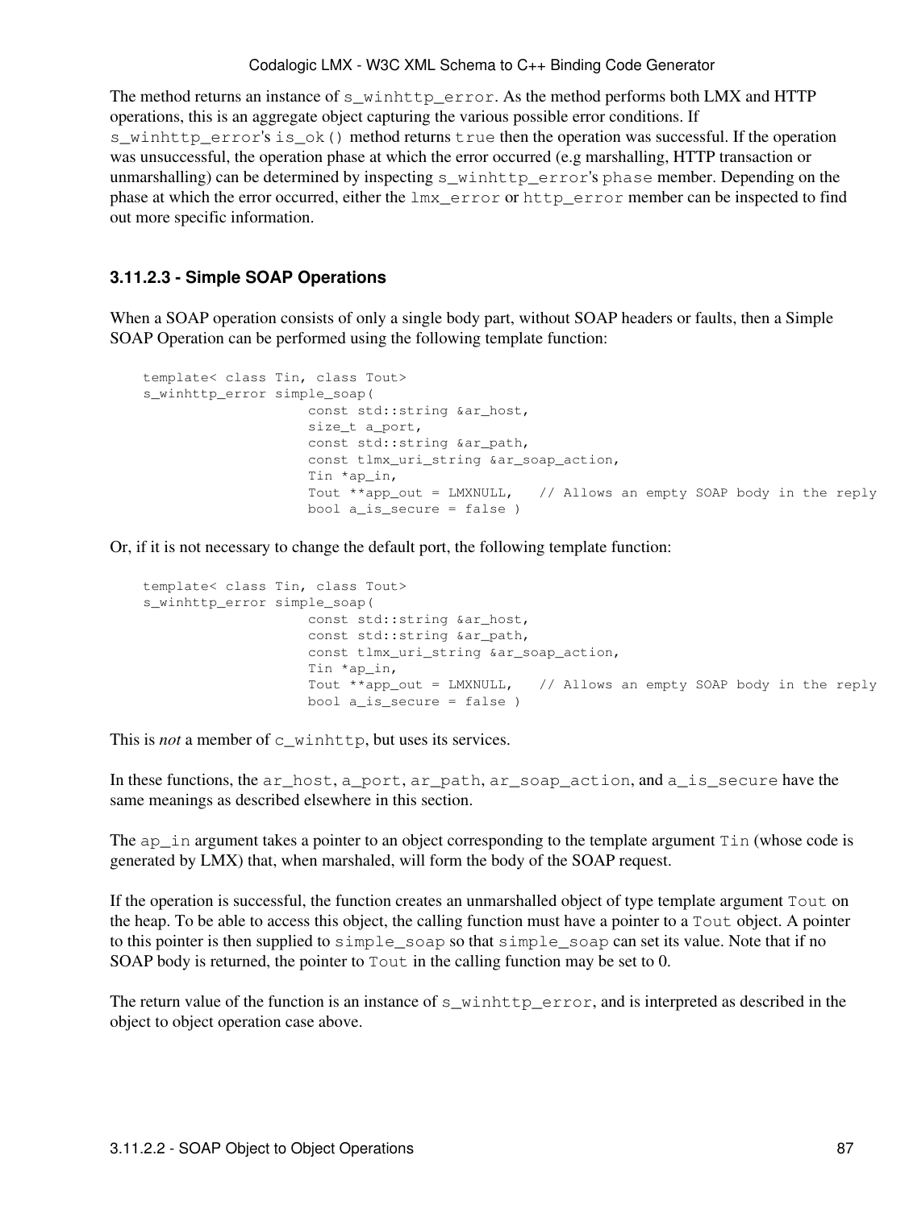The method returns an instance of `s_winhttp_error`. As the method performs both LMX and HTTP operations, this is an aggregate object capturing the various possible error conditions. If `s_winhttp_error`'s `is_ok()` method returns `true` then the operation was successful. If the operation was unsuccessful, the operation phase at which the error occurred (e.g marshalling, HTTP transaction or unmarshalling) can be determined by inspecting `s_winhttp_error`'s `phase` member. Depending on the phase at which the error occurred, either the `lmx_error` or `http_error` member can be inspected to find out more specific information.

### 3.11.2.3 - Simple SOAP Operations

When a SOAP operation consists of only a single body part, without SOAP headers or faults, then a Simple SOAP Operation can be performed using the following template function:

```
template< class Tin, class Tout>
s_winhttp_error simple_soap(
                    const std::string &ar_host,
                    size_t a_port,
                    const std::string &ar_path,
                    const tlmx_uri_string &ar_soap_action,
                    Tin *ap_in,
                    Tout **app_out = LMXNULL,   // Allows an empty SOAP body in the reply
                    bool a_is_secure = false )
```

Or, if it is not necessary to change the default port, the following template function:

```
template< class Tin, class Tout>
s_winhttp_error simple_soap(
                    const std::string &ar_host,
                    const std::string &ar_path,
                    const tlmx_uri_string &ar_soap_action,
                    Tin *ap_in,
                    Tout **app_out = LMXNULL,   // Allows an empty SOAP body in the reply
                    bool a_is_secure = false )
```

This is *not* a member of `c_winhttp`, but uses its services.

In these functions, the `ar_host`, `a_port`, `ar_path`, `ar_soap_action`, and `a_is_secure` have the same meanings as described elsewhere in this section.

The `ap_in` argument takes a pointer to an object corresponding to the template argument `Tin` (whose code is generated by LMX) that, when marshaled, will form the body of the SOAP request.

If the operation is successful, the function creates an unmarshalled object of type template argument `Tout` on the heap. To be able to access this object, the calling function must have a pointer to a `Tout` object. A pointer to this pointer is then supplied to `simple_soap` so that `simple_soap` can set its value. Note that if no SOAP body is returned, the pointer to `Tout` in the calling function may be set to 0.

The return value of the function is an instance of `s_winhttp_error`, and is interpreted as described in the object to object operation case above.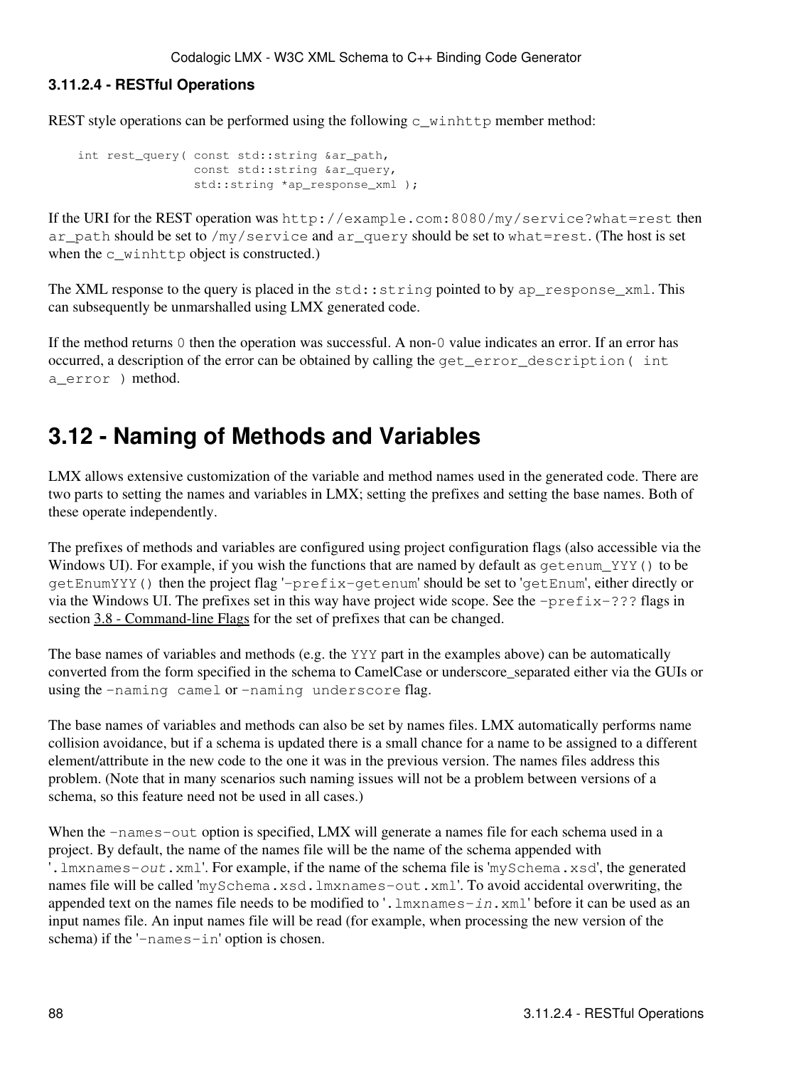### 3.11.2.4 - RESTful Operations

REST style operations can be performed using the following `c_winhttp` member method:

```
int rest_query( const std::string &ar_path,
                const std::string &ar_query,
                std::string *ap_response_xml );
```

If the URI for the REST operation was `http://example.com:8080/my/service?what=rest` then `ar_path` should be set to `/my/service` and `ar_query` should be set to `what=rest`. (The host is set when the `c_winhttp` object is constructed.)

The XML response to the query is placed in the `std::string` pointed to by `ap_response_xml`. This can subsequently be unmarshalled using LMX generated code.

If the method returns `0` then the operation was successful. A non-`0` value indicates an error. If an error has occurred, a description of the error can be obtained by calling the `get_error_description( int a_error )` method.

## 3.12 - Naming of Methods and Variables

LMX allows extensive customization of the variable and method names used in the generated code. There are two parts to setting the names and variables in LMX; setting the prefixes and setting the base names. Both of these operate independently.

The prefixes of methods and variables are configured using project configuration flags (also accessible via the Windows UI). For example, if you wish the functions that are named by default as `getenum_YYY()` to be `getEnumYYY()` then the project flag '`-prefix-getenum`' should be set to '`getEnum`', either directly or via the Windows UI. The prefixes set in this way have project wide scope. See the `-prefix-???` flags in section 3.8 - Command-line Flags for the set of prefixes that can be changed.

The base names of variables and methods (e.g. the `YYY` part in the examples above) can be automatically converted from the form specified in the schema to CamelCase or underscore_separated either via the GUIs or using the `-naming camel` or `-naming underscore` flag.

The base names of variables and methods can also be set by names files. LMX automatically performs name collision avoidance, but if a schema is updated there is a small chance for a name to be assigned to a different element/attribute in the new code to the one it was in the previous version. The names files address this problem. (Note that in many scenarios such naming issues will not be a problem between versions of a schema, so this feature need not be used in all cases.)

When the `-names-out` option is specified, LMX will generate a names file for each schema used in a project. By default, the name of the names file will be the name of the schema appended with '`.lmxnames-`*`out`*`.xml`'. For example, if the name of the schema file is '`mySchema.xsd`', the generated names file will be called '`mySchema.xsd.lmxnames-out.xml`'. To avoid accidental overwriting, the appended text on the names file needs to be modified to '`.lmxnames-`*`in`*`.xml`' before it can be used as an input names file. An input names file will be read (for example, when processing the new version of the schema) if the '`-names-in`' option is chosen.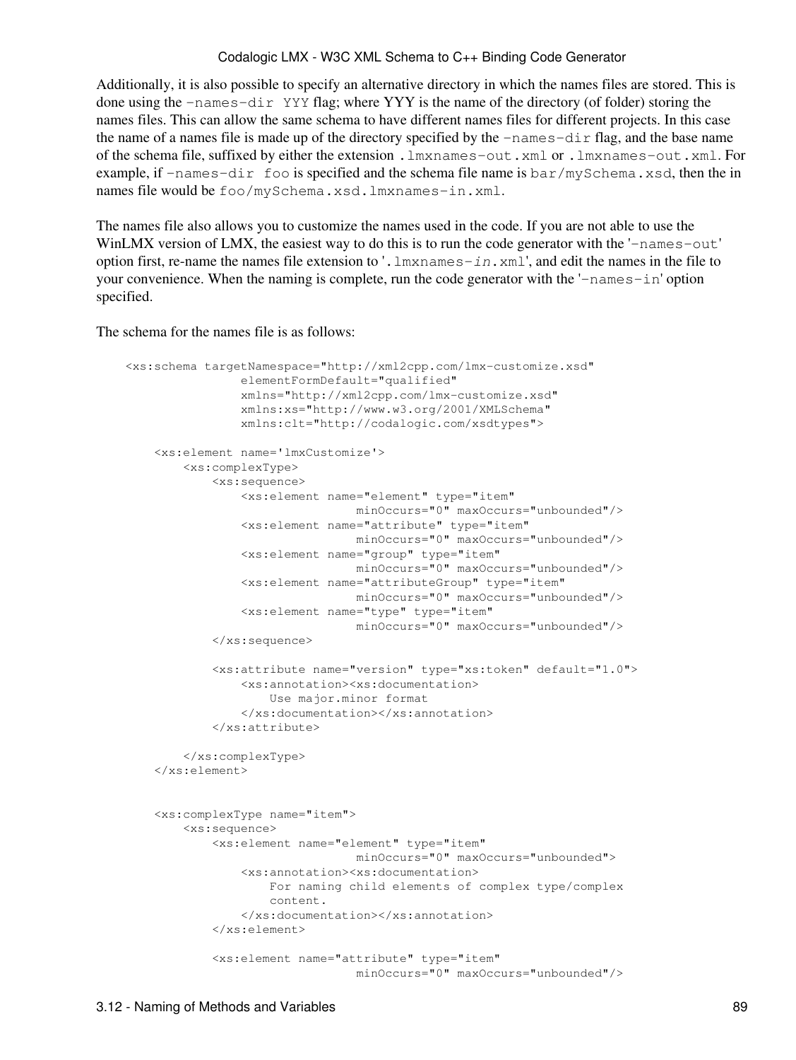Additionally, it is also possible to specify an alternative directory in which the names files are stored. This is done using the `-names-dir YYY` flag; where YYY is the name of the directory (of folder) storing the names files. This can allow the same schema to have different names files for different projects. In this case the name of a names file is made up of the directory specified by the `-names-dir` flag, and the base name of the schema file, suffixed by either the extension `.lmxnames-out.xml` or `.lmxnames-out.xml`. For example, if `-names-dir foo` is specified and the schema file name is `bar/mySchema.xsd`, then the in names file would be `foo/mySchema.xsd.lmxnames-in.xml`.

The names file also allows you to customize the names used in the code. If you are not able to use the WinLMX version of LMX, the easiest way to do this is to run the code generator with the '`-names-out`' option first, re-name the names file extension to '`.lmxnames-`*`in`*`.xml`', and edit the names in the file to your convenience. When the naming is complete, run the code generator with the '`-names-in`' option specified.

The schema for the names file is as follows:

```
<xs:schema targetNamespace="http://xml2cpp.com/lmx-customize.xsd"
                elementFormDefault="qualified"
                xmlns="http://xml2cpp.com/lmx-customize.xsd"
                xmlns:xs="http://www.w3.org/2001/XMLSchema"
                xmlns:clt="http://codalogic.com/xsdtypes">

    <xs:element name='lmxCustomize'>
        <xs:complexType>
            <xs:sequence>
                <xs:element name="element" type="item"
                                minOccurs="0" maxOccurs="unbounded"/>
                <xs:element name="attribute" type="item"
                                minOccurs="0" maxOccurs="unbounded"/>
                <xs:element name="group" type="item"
                                minOccurs="0" maxOccurs="unbounded"/>
                <xs:element name="attributeGroup" type="item"
                                minOccurs="0" maxOccurs="unbounded"/>
                <xs:element name="type" type="item"
                                minOccurs="0" maxOccurs="unbounded"/>
            </xs:sequence>

            <xs:attribute name="version" type="xs:token" default="1.0">
                <xs:annotation><xs:documentation>
                    Use major.minor format
                </xs:documentation></xs:annotation>
            </xs:attribute>

        </xs:complexType>
    </xs:element>


    <xs:complexType name="item">
        <xs:sequence>
            <xs:element name="element" type="item"
                                minOccurs="0" maxOccurs="unbounded">
                <xs:annotation><xs:documentation>
                    For naming child elements of complex type/complex
                    content.
                </xs:documentation></xs:annotation>
            </xs:element>

            <xs:element name="attribute" type="item"
                                minOccurs="0" maxOccurs="unbounded"/>
```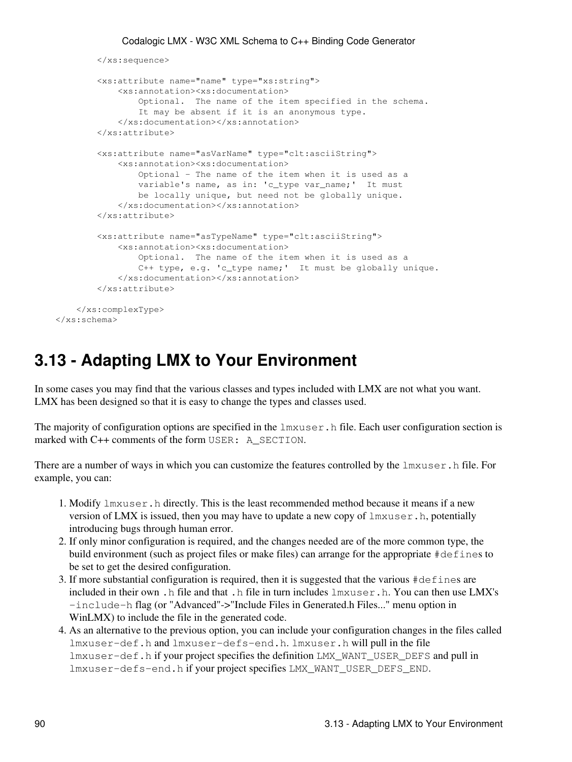```
        </xs:sequence>

        <xs:attribute name="name" type="xs:string">
            <xs:annotation><xs:documentation>
                Optional.  The name of the item specified in the schema.
                It may be absent if it is an anonymous type.
            </xs:documentation></xs:annotation>
        </xs:attribute>

        <xs:attribute name="asVarName" type="clt:asciiString">
            <xs:annotation><xs:documentation>
                Optional - The name of the item when it is used as a
                variable's name, as in: 'c_type var_name;'  It must
                be locally unique, but need not be globally unique.
            </xs:documentation></xs:annotation>
        </xs:attribute>

        <xs:attribute name="asTypeName" type="clt:asciiString">
            <xs:annotation><xs:documentation>
                Optional.  The name of the item when it is used as a
                C++ type, e.g. 'c_type name;'  It must be globally unique.
            </xs:documentation></xs:annotation>
        </xs:attribute>

    </xs:complexType>
</xs:schema>
```

# 3.13 - Adapting LMX to Your Environment

In some cases you may find that the various classes and types included with LMX are not what you want. LMX has been designed so that it is easy to change the types and classes used.

The majority of configuration options are specified in the `lmxuser.h` file. Each user configuration section is marked with C++ comments of the form `USER: A_SECTION`.

There are a number of ways in which you can customize the features controlled by the `lmxuser.h` file. For example, you can:

1. Modify `lmxuser.h` directly. This is the least recommended method because it means if a new version of LMX is issued, then you may have to update a new copy of `lmxuser.h`, potentially introducing bugs through human error.
2. If only minor configuration is required, and the changes needed are of the more common type, the build environment (such as project files or make files) can arrange for the appropriate `#define`s to be set to get the desired configuration.
3. If more substantial configuration is required, then it is suggested that the various `#define`s are included in their own `.h` file and that `.h` file in turn includes `lmxuser.h`. You can then use LMX's `-include-h` flag (or "Advanced"->"Include Files in Generated.h Files..." menu option in WinLMX) to include the file in the generated code.
4. As an alternative to the previous option, you can include your configuration changes in the files called `lmxuser-def.h` and `lmxuser-defs-end.h`. `lmxuser.h` will pull in the file `lmxuser-def.h` if your project specifies the definition `LMX_WANT_USER_DEFS` and pull in `lmxuser-defs-end.h` if your project specifies `LMX_WANT_USER_DEFS_END`.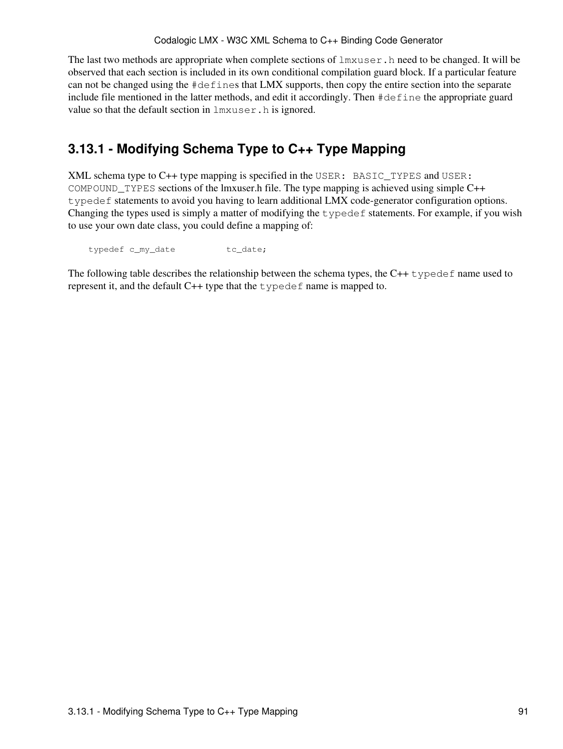The last two methods are appropriate when complete sections of `lmxuser.h` need to be changed. It will be observed that each section is included in its own conditional compilation guard block. If a particular feature can not be changed using the `#define`s that LMX supports, then copy the entire section into the separate include file mentioned in the latter methods, and edit it accordingly. Then `#define` the appropriate guard value so that the default section in `lmxuser.h` is ignored.

## 3.13.1 - Modifying Schema Type to C++ Type Mapping

XML schema type to C++ type mapping is specified in the `USER: BASIC_TYPES` and `USER: COMPOUND_TYPES` sections of the lmxuser.h file. The type mapping is achieved using simple C++ `typedef` statements to avoid you having to learn additional LMX code-generator configuration options. Changing the types used is simply a matter of modifying the `typedef` statements. For example, if you wish to use your own date class, you could define a mapping of:

```
typedef c_my_date          tc_date;
```

The following table describes the relationship between the schema types, the C++ `typedef` name used to represent it, and the default C++ type that the `typedef` name is mapped to.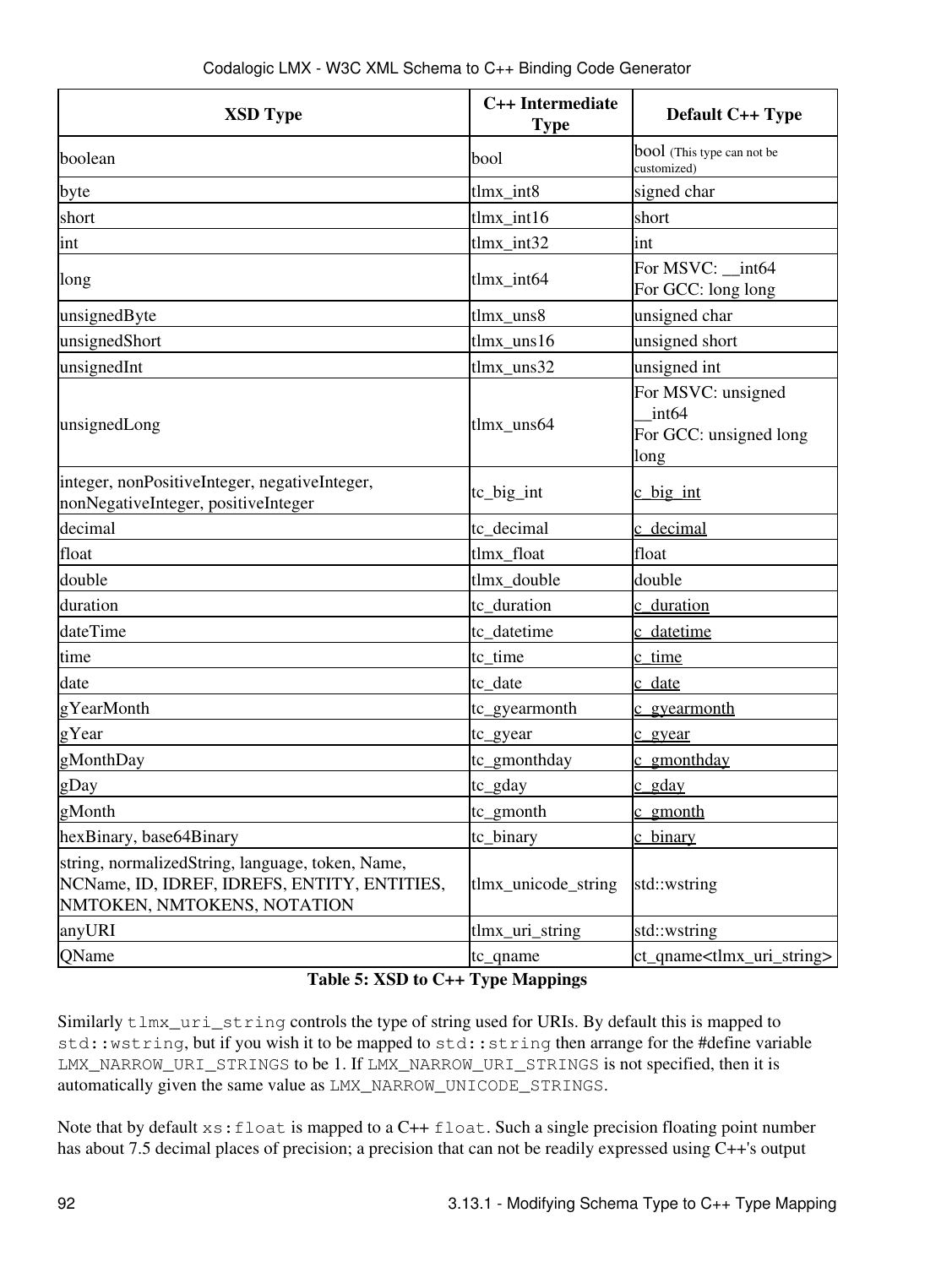| XSD Type | C++ Intermediate Type | Default C++ Type |
| --- | --- | --- |
| boolean | bool | bool (This type can not be customized) |
| byte | tlmx_int8 | signed char |
| short | tlmx_int16 | short |
| int | tlmx_int32 | int |
| long | tlmx_int64 | For MSVC: __int64<br>For GCC: long long |
| unsignedByte | tlmx_uns8 | unsigned char |
| unsignedShort | tlmx_uns16 | unsigned short |
| unsignedInt | tlmx_uns32 | unsigned int |
| unsignedLong | tlmx_uns64 | For MSVC: unsigned __int64<br>For GCC: unsigned long long |
| integer, nonPositiveInteger, negativeInteger, nonNegativeInteger, positiveInteger | tc_big_int | c_big_int |
| decimal | tc_decimal | c_decimal |
| float | tlmx_float | float |
| double | tlmx_double | double |
| duration | tc_duration | c_duration |
| dateTime | tc_datetime | c_datetime |
| time | tc_time | c_time |
| date | tc_date | c_date |
| gYearMonth | tc_gyearmonth | c_gyearmonth |
| gYear | tc_gyear | c_gyear |
| gMonthDay | tc_gmonthday | c_gmonthday |
| gDay | tc_gday | c_gday |
| gMonth | tc_gmonth | c_gmonth |
| hexBinary, base64Binary | tc_binary | c_binary |
| string, normalizedString, language, token, Name, NCName, ID, IDREF, IDREFS, ENTITY, ENTITIES, NMTOKEN, NMTOKENS, NOTATION | tlmx_unicode_string | std::wstring |
| anyURI | tlmx_uri_string | std::wstring |
| QName | tc_qname | ct_qname<tlmx_uri_string> |

**Table 5: XSD to C++ Type Mappings**

Similarly `tlmx_uri_string` controls the type of string used for URIs. By default this is mapped to `std::wstring`, but if you wish it to be mapped to `std::string` then arrange for the #define variable `LMX_NARROW_URI_STRINGS` to be 1. If `LMX_NARROW_URI_STRINGS` is not specified, then it is automatically given the same value as `LMX_NARROW_UNICODE_STRINGS`.

Note that by default `xs:float` is mapped to a C++ `float`. Such a single precision floating point number has about 7.5 decimal places of precision; a precision that can not be readily expressed using C++'s output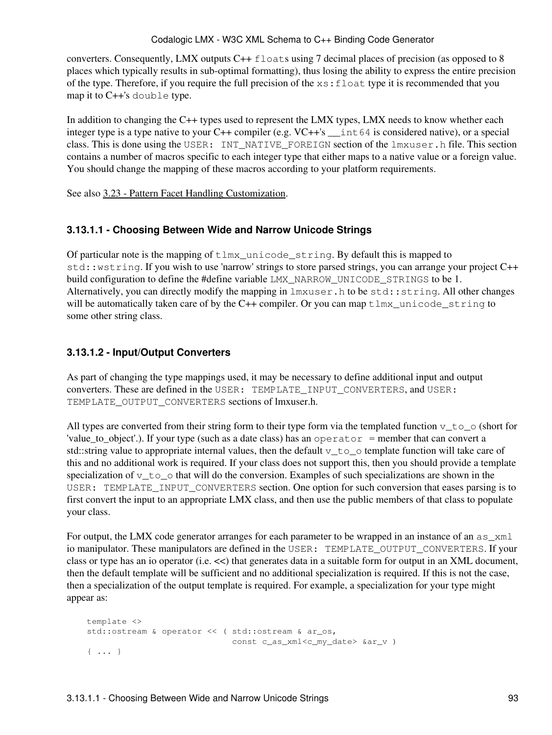converters. Consequently, LMX outputs C++ `float`s using 7 decimal places of precision (as opposed to 8 places which typically results in sub-optimal formatting), thus losing the ability to express the entire precision of the type. Therefore, if you require the full precision of the `xs:float` type it is recommended that you map it to C++'s `double` type.

In addition to changing the C++ types used to represent the LMX types, LMX needs to know whether each integer type is a type native to your C++ compiler (e.g. VC++'s `__int64` is considered native), or a special class. This is done using the `USER: INT_NATIVE_FOREIGN` section of the `lmxuser.h` file. This section contains a number of macros specific to each integer type that either maps to a native value or a foreign value. You should change the mapping of these macros according to your platform requirements.

See also 3.23 - Pattern Facet Handling Customization.

### 3.13.1.1 - Choosing Between Wide and Narrow Unicode Strings

Of particular note is the mapping of `tlmx_unicode_string`. By default this is mapped to `std::wstring`. If you wish to use 'narrow' strings to store parsed strings, you can arrange your project C++ build configuration to define the #define variable `LMX_NARROW_UNICODE_STRINGS` to be 1. Alternatively, you can directly modify the mapping in `lmxuser.h` to be `std::string`. All other changes will be automatically taken care of by the C++ compiler. Or you can map `tlmx_unicode_string` to some other string class.

### 3.13.1.2 - Input/Output Converters

As part of changing the type mappings used, it may be necessary to define additional input and output converters. These are defined in the `USER: TEMPLATE_INPUT_CONVERTERS`, and `USER: TEMPLATE_OUTPUT_CONVERTERS` sections of lmxuser.h.

All types are converted from their string form to their type form via the templated function `v_to_o` (short for 'value_to_object'.). If your type (such as a date class) has an `operator =` member that can convert a std::string value to appropriate internal values, then the default `v_to_o` template function will take care of this and no additional work is required. If your class does not support this, then you should provide a template specialization of `v_to_o` that will do the conversion. Examples of such specializations are shown in the `USER: TEMPLATE_INPUT_CONVERTERS` section. One option for such conversion that eases parsing is to first convert the input to an appropriate LMX class, and then use the public members of that class to populate your class.

For output, the LMX code generator arranges for each parameter to be wrapped in an instance of an `as_xml` io manipulator. These manipulators are defined in the `USER: TEMPLATE_OUTPUT_CONVERTERS`. If your class or type has an io operator (i.e. <<) that generates data in a suitable form for output in an XML document, then the default template will be sufficient and no additional specialization is required. If this is not the case, then a specialization of the output template is required. For example, a specialization for your type might appear as:

```
template <>
std::ostream & operator << ( std::ostream & ar_os,
                              const c_as_xml<c_my_date> &ar_v )
{ ... }
```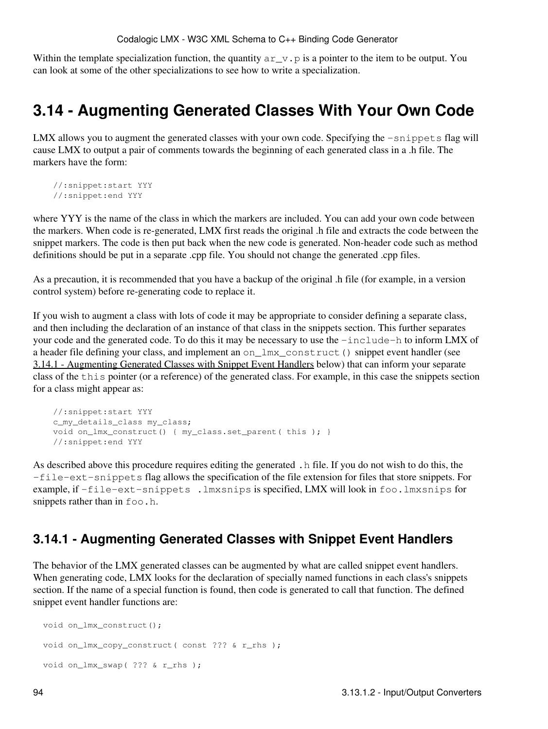Within the template specialization function, the quantity `ar_v.p` is a pointer to the item to be output. You can look at some of the other specializations to see how to write a specialization.

## 3.14 - Augmenting Generated Classes With Your Own Code

LMX allows you to augment the generated classes with your own code. Specifying the `-snippets` flag will cause LMX to output a pair of comments towards the beginning of each generated class in a .h file. The markers have the form:

```
//:snippet:start YYY
//:snippet:end YYY
```

where YYY is the name of the class in which the markers are included. You can add your own code between the markers. When code is re-generated, LMX first reads the original .h file and extracts the code between the snippet markers. The code is then put back when the new code is generated. Non-header code such as method definitions should be put in a separate .cpp file. You should not change the generated .cpp files.

As a precaution, it is recommended that you have a backup of the original .h file (for example, in a version control system) before re-generating code to replace it.

If you wish to augment a class with lots of code it may be appropriate to consider defining a separate class, and then including the declaration of an instance of that class in the snippets section. This further separates your code and the generated code. To do this it may be necessary to use the `-include-h` to inform LMX of a header file defining your class, and implement an `on_lmx_construct()` snippet event handler (see 3.14.1 - Augmenting Generated Classes with Snippet Event Handlers below) that can inform your separate class of the `this` pointer (or a reference) of the generated class. For example, in this case the snippets section for a class might appear as:

```
//:snippet:start YYY
c_my_details_class my_class;
void on_lmx_construct() { my_class.set_parent( this ); }
//:snippet:end YYY
```

As described above this procedure requires editing the generated `.h` file. If you do not wish to do this, the `-file-ext-snippets` flag allows the specification of the file extension for files that store snippets. For example, if `-file-ext-snippets .lmxsnips` is specified, LMX will look in `foo.lmxsnips` for snippets rather than in `foo.h`.

### 3.14.1 - Augmenting Generated Classes with Snippet Event Handlers

The behavior of the LMX generated classes can be augmented by what are called snippet event handlers. When generating code, LMX looks for the declaration of specially named functions in each class's snippets section. If the name of a special function is found, then code is generated to call that function. The defined snippet event handler functions are:

```
void on_lmx_construct();

void on_lmx_copy_construct( const ??? & r_rhs );

void on_lmx_swap( ??? & r_rhs );
```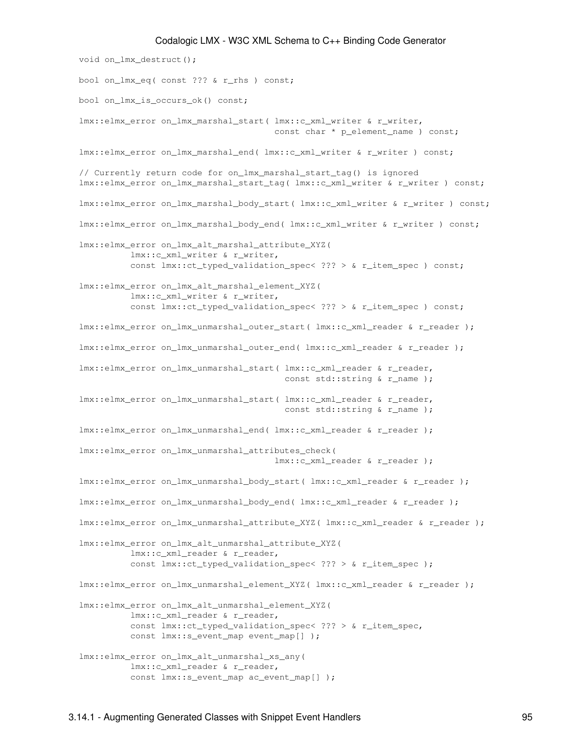```
void on_lmx_destruct();

bool on_lmx_eq( const ??? & r_rhs ) const;

bool on_lmx_is_occurs_ok() const;

lmx::elmx_error on_lmx_marshal_start( lmx::c_xml_writer & r_writer,
                                      const char * p_element_name ) const;

lmx::elmx_error on_lmx_marshal_end( lmx::c_xml_writer & r_writer ) const;

// Currently return code for on_lmx_marshal_start_tag() is ignored
lmx::elmx_error on_lmx_marshal_start_tag( lmx::c_xml_writer & r_writer ) const;

lmx::elmx_error on_lmx_marshal_body_start( lmx::c_xml_writer & r_writer ) const;

lmx::elmx_error on_lmx_marshal_body_end( lmx::c_xml_writer & r_writer ) const;

lmx::elmx_error on_lmx_alt_marshal_attribute_XYZ(
          lmx::c_xml_writer & r_writer,
          const lmx::ct_typed_validation_spec< ??? > & r_item_spec ) const;

lmx::elmx_error on_lmx_alt_marshal_element_XYZ(
          lmx::c_xml_writer & r_writer,
          const lmx::ct_typed_validation_spec< ??? > & r_item_spec ) const;

lmx::elmx_error on_lmx_unmarshal_outer_start( lmx::c_xml_reader & r_reader );

lmx::elmx_error on_lmx_unmarshal_outer_end( lmx::c_xml_reader & r_reader );

lmx::elmx_error on_lmx_unmarshal_start( lmx::c_xml_reader & r_reader,
                                        const std::string & r_name );

lmx::elmx_error on_lmx_unmarshal_start( lmx::c_xml_reader & r_reader,
                                        const std::string & r_name );

lmx::elmx_error on_lmx_unmarshal_end( lmx::c_xml_reader & r_reader );

lmx::elmx_error on_lmx_unmarshal_attributes_check(
                                      lmx::c_xml_reader & r_reader );

lmx::elmx_error on_lmx_unmarshal_body_start( lmx::c_xml_reader & r_reader );

lmx::elmx_error on_lmx_unmarshal_body_end( lmx::c_xml_reader & r_reader );

lmx::elmx_error on_lmx_unmarshal_attribute_XYZ( lmx::c_xml_reader & r_reader );

lmx::elmx_error on_lmx_alt_unmarshal_attribute_XYZ(
          lmx::c_xml_reader & r_reader,
          const lmx::ct_typed_validation_spec< ??? > & r_item_spec );

lmx::elmx_error on_lmx_unmarshal_element_XYZ( lmx::c_xml_reader & r_reader );

lmx::elmx_error on_lmx_alt_unmarshal_element_XYZ(
          lmx::c_xml_reader & r_reader,
          const lmx::ct_typed_validation_spec< ??? > & r_item_spec,
          const lmx::s_event_map event_map[] );

lmx::elmx_error on_lmx_alt_unmarshal_xs_any(
          lmx::c_xml_reader & r_reader,
          const lmx::s_event_map ac_event_map[] );
```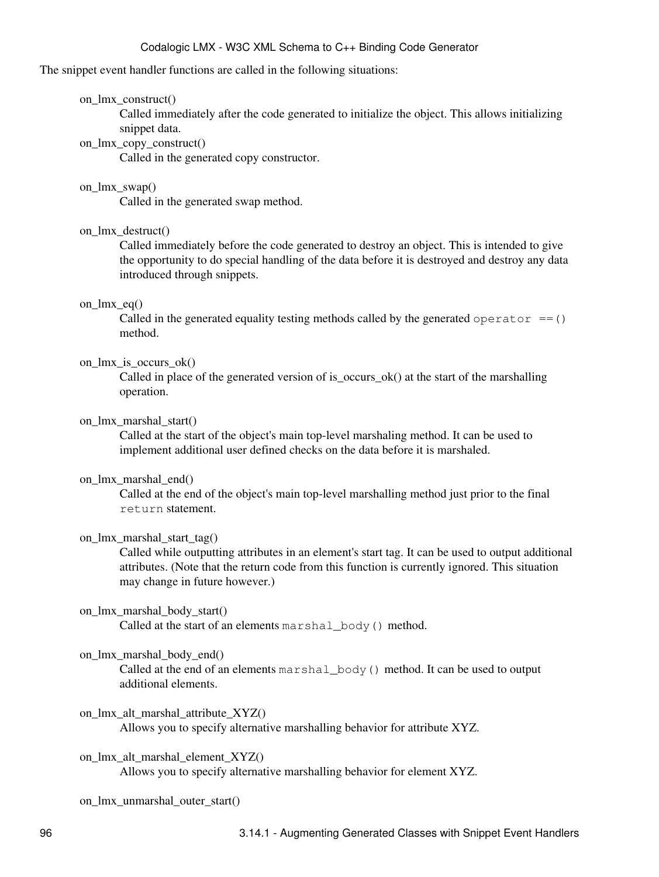The snippet event handler functions are called in the following situations:

on_lmx_construct()
: Called immediately after the code generated to initialize the object. This allows initializing snippet data.

on_lmx_copy_construct()
: Called in the generated copy constructor.

on_lmx_swap()
: Called in the generated swap method.

on_lmx_destruct()
: Called immediately before the code generated to destroy an object. This is intended to give the opportunity to do special handling of the data before it is destroyed and destroy any data introduced through snippets.

on_lmx_eq()
: Called in the generated equality testing methods called by the generated `operator ==()` method.

on_lmx_is_occurs_ok()
: Called in place of the generated version of is_occurs_ok() at the start of the marshalling operation.

on_lmx_marshal_start()
: Called at the start of the object's main top-level marshaling method. It can be used to implement additional user defined checks on the data before it is marshaled.

on_lmx_marshal_end()
: Called at the end of the object's main top-level marshalling method just prior to the final `return` statement.

on_lmx_marshal_start_tag()
: Called while outputting attributes in an element's start tag. It can be used to output additional attributes. (Note that the return code from this function is currently ignored. This situation may change in future however.)

on_lmx_marshal_body_start()
: Called at the start of an elements `marshal_body()` method.

on_lmx_marshal_body_end()
: Called at the end of an elements `marshal_body()` method. It can be used to output additional elements.

on_lmx_alt_marshal_attribute_XYZ()
: Allows you to specify alternative marshalling behavior for attribute XYZ.

on_lmx_alt_marshal_element_XYZ()
: Allows you to specify alternative marshalling behavior for element XYZ.

on_lmx_unmarshal_outer_start()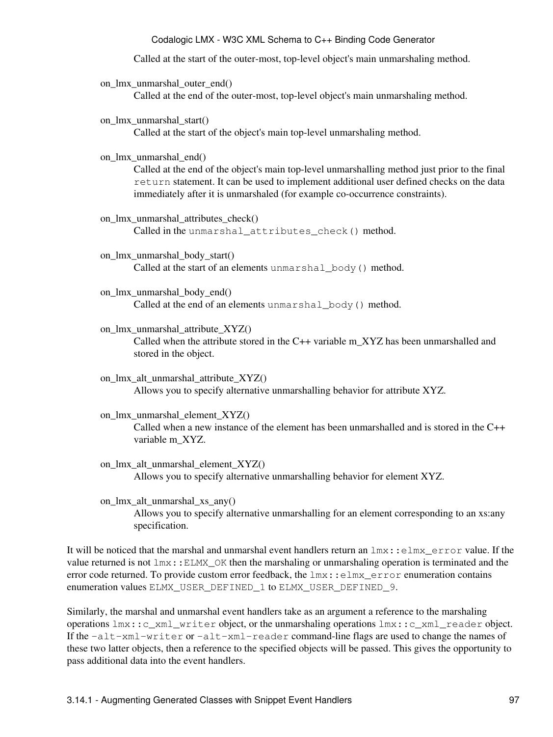Called at the start of the outer-most, top-level object's main unmarshaling method.

on_lmx_unmarshal_outer_end()
: Called at the end of the outer-most, top-level object's main unmarshaling method.

on_lmx_unmarshal_start()
: Called at the start of the object's main top-level unmarshaling method.

on_lmx_unmarshal_end()
: Called at the end of the object's main top-level unmarshalling method just prior to the final `return` statement. It can be used to implement additional user defined checks on the data immediately after it is unmarshaled (for example co-occurrence constraints).

on_lmx_unmarshal_attributes_check()
: Called in the `unmarshal_attributes_check()` method.

on_lmx_unmarshal_body_start()
: Called at the start of an elements `unmarshal_body()` method.

on_lmx_unmarshal_body_end()
: Called at the end of an elements `unmarshal_body()` method.

on_lmx_unmarshal_attribute_XYZ()
: Called when the attribute stored in the C++ variable m_XYZ has been unmarshalled and stored in the object.

on_lmx_alt_unmarshal_attribute_XYZ()
: Allows you to specify alternative unmarshalling behavior for attribute XYZ.

on_lmx_unmarshal_element_XYZ()
: Called when a new instance of the element has been unmarshalled and is stored in the C++ variable m_XYZ.

on_lmx_alt_unmarshal_element_XYZ()
: Allows you to specify alternative unmarshalling behavior for element XYZ.

on_lmx_alt_unmarshal_xs_any()
: Allows you to specify alternative unmarshalling for an element corresponding to an xs:any specification.

It will be noticed that the marshal and unmarshal event handlers return an `lmx::elmx_error` value. If the value returned is not `lmx::ELMX_OK` then the marshaling or unmarshaling operation is terminated and the error code returned. To provide custom error feedback, the `lmx::elmx_error` enumeration contains enumeration values `ELMX_USER_DEFINED_1` to `ELMX_USER_DEFINED_9`.

Similarly, the marshal and unmarshal event handlers take as an argument a reference to the marshaling operations `lmx::c_xml_writer` object, or the unmarshaling operations `lmx::c_xml_reader` object. If the `-alt-xml-writer` or `-alt-xml-reader` command-line flags are used to change the names of these two latter objects, then a reference to the specified objects will be passed. This gives the opportunity to pass additional data into the event handlers.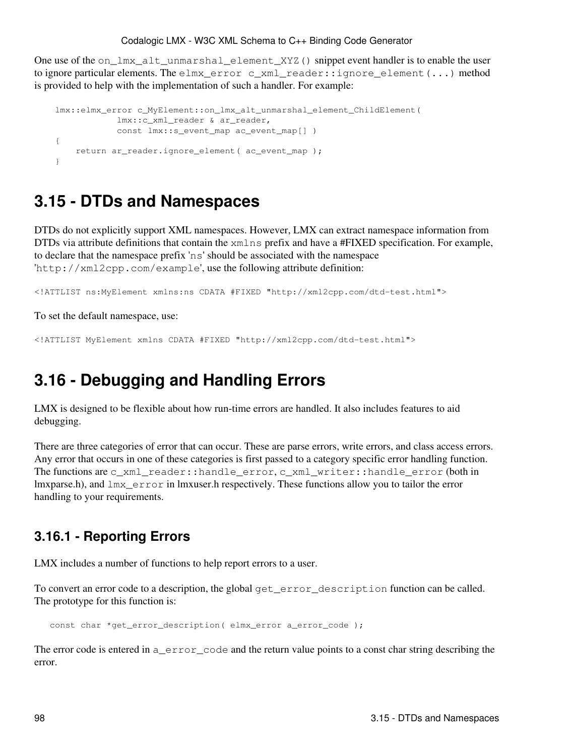One use of the `on_lmx_alt_unmarshal_element_XYZ()` snippet event handler is to enable the user to ignore particular elements. The `elmx_error c_xml_reader::ignore_element(...)` method is provided to help with the implementation of such a handler. For example:

```
lmx::elmx_error c_MyElement::on_lmx_alt_unmarshal_element_ChildElement(
            lmx::c_xml_reader & ar_reader,
            const lmx::s_event_map ac_event_map[] )
{
    return ar_reader.ignore_element( ac_event_map );
}
```

## 3.15 - DTDs and Namespaces

DTDs do not explicitly support XML namespaces. However, LMX can extract namespace information from DTDs via attribute definitions that contain the `xmlns` prefix and have a #FIXED specification. For example, to declare that the namespace prefix '`ns`' should be associated with the namespace '`http://xml2cpp.com/example`', use the following attribute definition:

```
<!ATTLIST ns:MyElement xmlns:ns CDATA #FIXED "http://xml2cpp.com/dtd-test.html">
```

To set the default namespace, use:

```
<!ATTLIST MyElement xmlns CDATA #FIXED "http://xml2cpp.com/dtd-test.html">
```

## 3.16 - Debugging and Handling Errors

LMX is designed to be flexible about how run-time errors are handled. It also includes features to aid debugging.

There are three categories of error that can occur. These are parse errors, write errors, and class access errors. Any error that occurs in one of these categories is first passed to a category specific error handling function. The functions are `c_xml_reader::handle_error`, `c_xml_writer::handle_error` (both in lmxparse.h), and `lmx_error` in lmxuser.h respectively. These functions allow you to tailor the error handling to your requirements.

### 3.16.1 - Reporting Errors

LMX includes a number of functions to help report errors to a user.

To convert an error code to a description, the global `get_error_description` function can be called. The prototype for this function is:

```
const char *get_error_description( elmx_error a_error_code );
```

The error code is entered in `a_error_code` and the return value points to a const char string describing the error.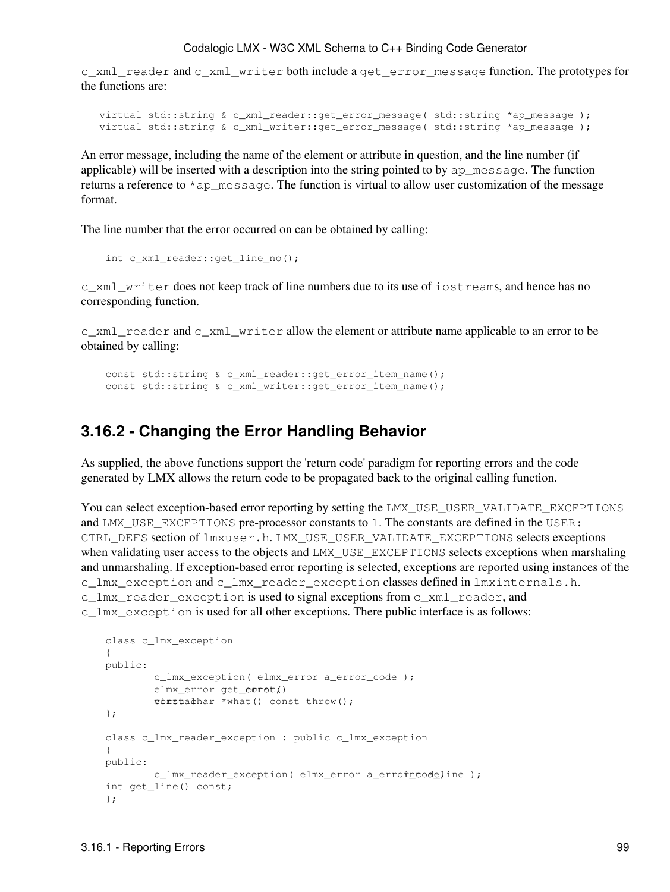`c_xml_reader` and `c_xml_writer` both include a `get_error_message` function. The prototypes for the functions are:

```
virtual std::string & c_xml_reader::get_error_message( std::string *ap_message );
virtual std::string & c_xml_writer::get_error_message( std::string *ap_message );
```

An error message, including the name of the element or attribute in question, and the line number (if applicable) will be inserted with a description into the string pointed to by `ap_message`. The function returns a reference to `*ap_message`. The function is virtual to allow user customization of the message format.

The line number that the error occurred on can be obtained by calling:

```
int c_xml_reader::get_line_no();
```

`c_xml_writer` does not keep track of line numbers due to its use of `iostreams`, and hence has no corresponding function.

`c_xml_reader` and `c_xml_writer` allow the element or attribute name applicable to an error to be obtained by calling:

```
const std::string & c_xml_reader::get_error_item_name();
const std::string & c_xml_writer::get_error_item_name();
```

## 3.16.2 - Changing the Error Handling Behavior

As supplied, the above functions support the 'return code' paradigm for reporting errors and the code generated by LMX allows the return code to be propagated back to the original calling function.

You can select exception-based error reporting by setting the `LMX_USE_USER_VALIDATE_EXCEPTIONS` and `LMX_USE_EXCEPTIONS` pre-processor constants to `1`. The constants are defined in the `USER: CTRL_DEFS` section of `lmxuser.h`. `LMX_USE_USER_VALIDATE_EXCEPTIONS` selects exceptions when validating user access to the objects and `LMX_USE_USER_EXCEPTIONS` selects exceptions when marshaling and unmarshaling. If exception-based error reporting is selected, exceptions are reported using instances of the `c_lmx_exception` and `c_lmx_reader_exception` classes defined in `lmxinternals.h`. `c_lmx_reader_exception` is used to signal exceptions from `c_xml_reader`, and `c_lmx_exception` is used for all other exceptions. There public interface is as follows:

```
class c_lmx_exception
{
public:
        c_lmx_exception( elmx_error a_error_code );
        elmx_error get_error() const;
        virtual const char *what() const throw();
};

class c_lmx_reader_exception : public c_lmx_exception
{
public:
        c_lmx_reader_exception( elmx_error a_error_code, int a_line );
int get_line() const;
};
```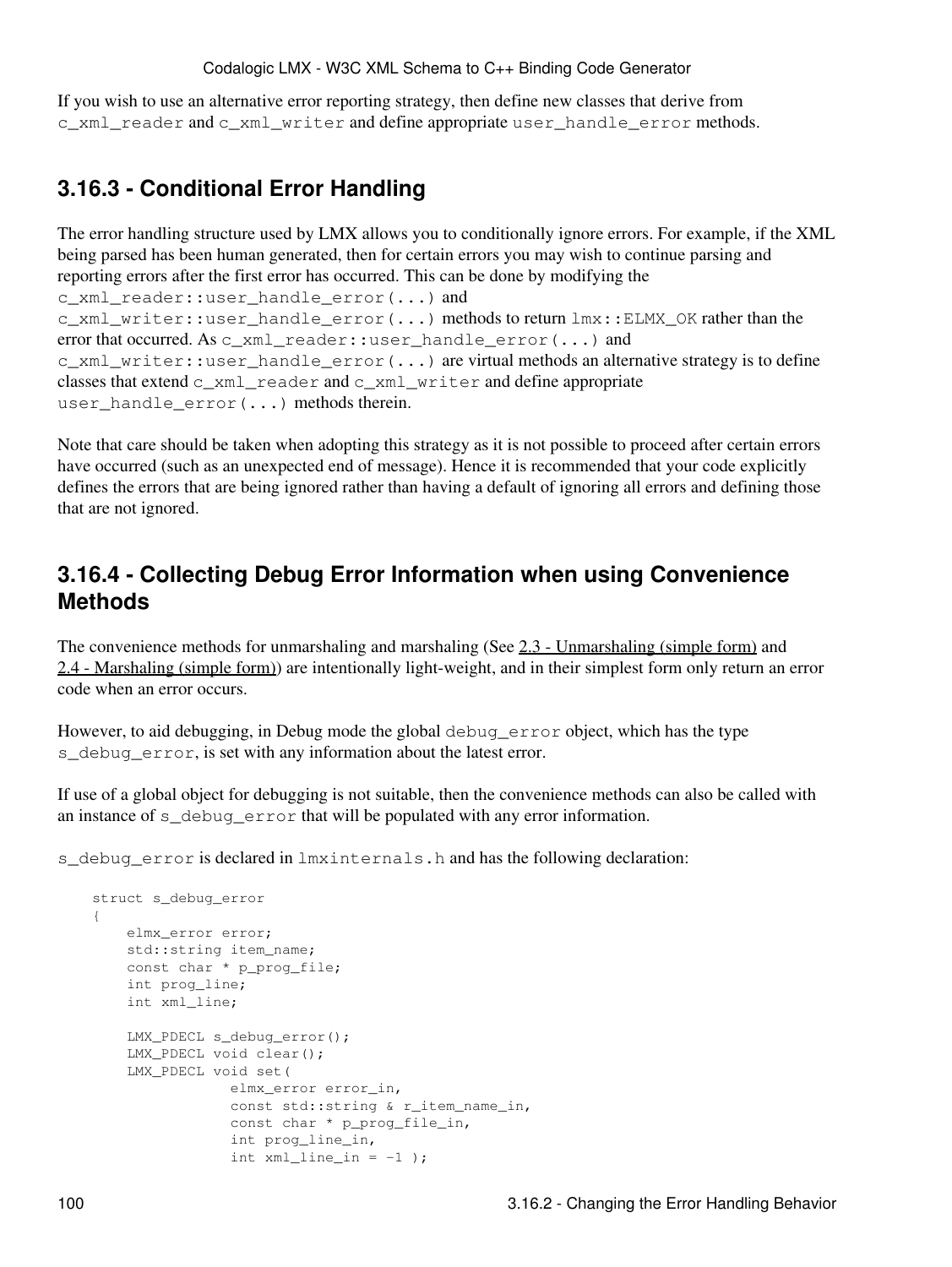If you wish to use an alternative error reporting strategy, then define new classes that derive from `c_xml_reader` and `c_xml_writer` and define appropriate `user_handle_error` methods.

### 3.16.3 - Conditional Error Handling

The error handling structure used by LMX allows you to conditionally ignore errors. For example, if the XML being parsed has been human generated, then for certain errors you may wish to continue parsing and reporting errors after the first error has occurred. This can be done by modifying the `c_xml_reader::user_handle_error(...)` and `c_xml_writer::user_handle_error(...)` methods to return `lmx::ELMX_OK` rather than the error that occurred. As `c_xml_reader::user_handle_error(...)` and `c_xml_writer::user_handle_error(...)` are virtual methods an alternative strategy is to define classes that extend `c_xml_reader` and `c_xml_writer` and define appropriate `user_handle_error(...)` methods therein.

Note that care should be taken when adopting this strategy as it is not possible to proceed after certain errors have occurred (such as an unexpected end of message). Hence it is recommended that your code explicitly defines the errors that are being ignored rather than having a default of ignoring all errors and defining those that are not ignored.

### 3.16.4 - Collecting Debug Error Information when using Convenience Methods

The convenience methods for unmarshaling and marshaling (See 2.3 - Unmarshaling (simple form) and 2.4 - Marshaling (simple form)) are intentionally light-weight, and in their simplest form only return an error code when an error occurs.

However, to aid debugging, in Debug mode the global `debug_error` object, which has the type `s_debug_error`, is set with any information about the latest error.

If use of a global object for debugging is not suitable, then the convenience methods can also be called with an instance of `s_debug_error` that will be populated with any error information.

`s_debug_error` is declared in `lmxinternals.h` and has the following declaration:

```
struct s_debug_error
{
    elmx_error error;
    std::string item_name;
    const char * p_prog_file;
    int prog_line;
    int xml_line;

    LMX_PDECL s_debug_error();
    LMX_PDECL void clear();
    LMX_PDECL void set(
                elmx_error error_in,
                const std::string & r_item_name_in,
                const char * p_prog_file_in,
                int prog_line_in,
                int xml_line_in = -1 );
```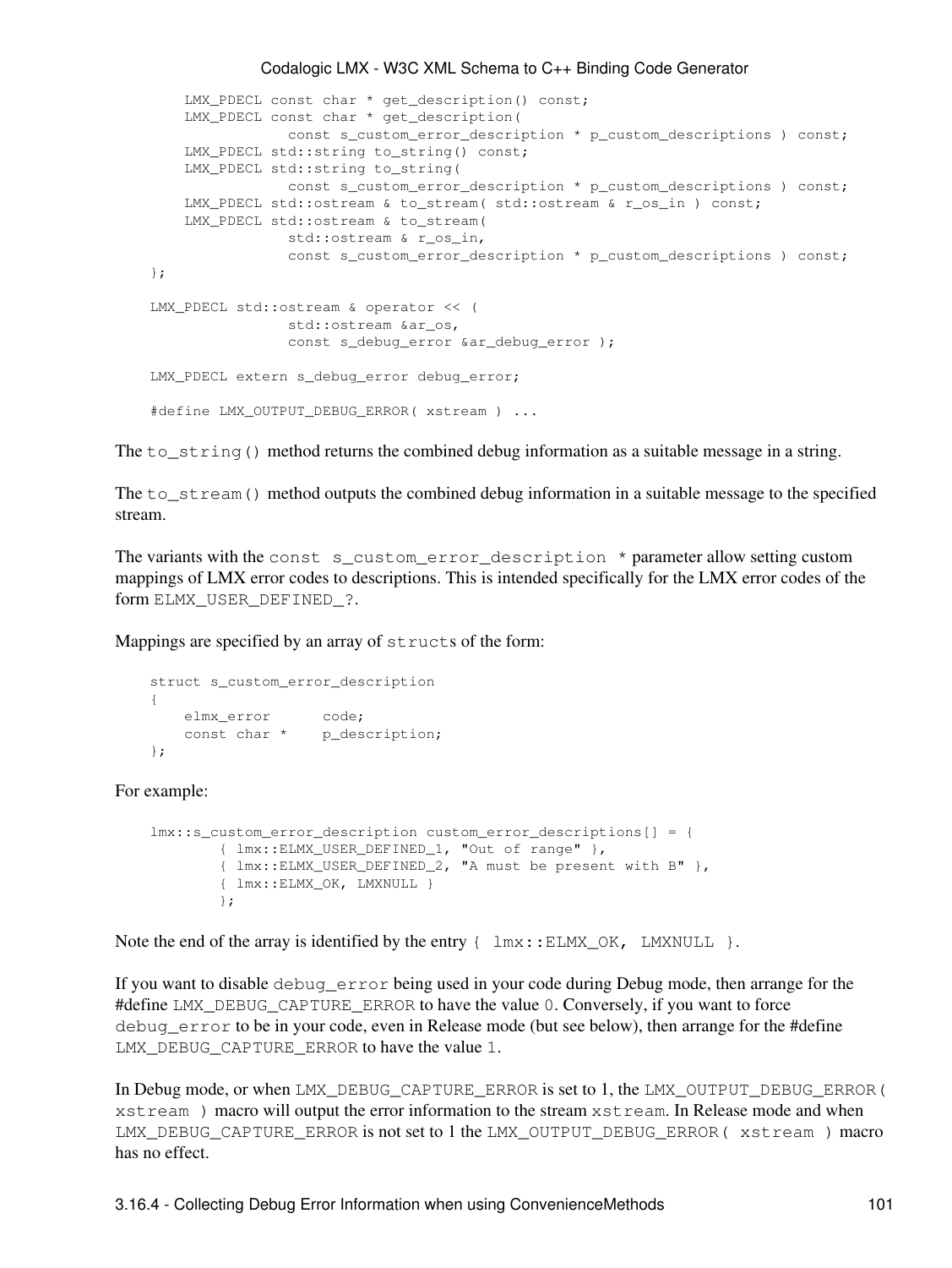```
    LMX_PDECL const char * get_description() const;
    LMX_PDECL const char * get_description(
                const s_custom_error_description * p_custom_descriptions ) const;
    LMX_PDECL std::string to_string() const;
    LMX_PDECL std::string to_string(
                const s_custom_error_description * p_custom_descriptions ) const;
    LMX_PDECL std::ostream & to_stream( std::ostream & r_os_in ) const;
    LMX_PDECL std::ostream & to_stream(
                std::ostream & r_os_in,
                const s_custom_error_description * p_custom_descriptions ) const;
};

LMX_PDECL std::ostream & operator << (
                std::ostream &ar_os,
                const s_debug_error &ar_debug_error );

LMX_PDECL extern s_debug_error debug_error;

#define LMX_OUTPUT_DEBUG_ERROR( xstream ) ...
```

The `to_string()` method returns the combined debug information as a suitable message in a string.

The `to_stream()` method outputs the combined debug information in a suitable message to the specified stream.

The variants with the `const s_custom_error_description *` parameter allow setting custom mappings of LMX error codes to descriptions. This is intended specifically for the LMX error codes of the form `ELMX_USER_DEFINED_?`.

Mappings are specified by an array of `struct`s of the form:

```
struct s_custom_error_description
{
    elmx_error      code;
    const char *    p_description;
};
```

For example:

```
lmx::s_custom_error_description custom_error_descriptions[] = {
        { lmx::ELMX_USER_DEFINED_1, "Out of range" },
        { lmx::ELMX_USER_DEFINED_2, "A must be present with B" },
        { lmx::ELMX_OK, LMXNULL }
        };
```

Note the end of the array is identified by the entry `{ lmx::ELMX_OK, LMXNULL }`.

If you want to disable `debug_error` being used in your code during Debug mode, then arrange for the #define `LMX_DEBUG_CAPTURE_ERROR` to have the value `0`. Conversely, if you want to force `debug_error` to be in your code, even in Release mode (but see below), then arrange for the #define `LMX_DEBUG_CAPTURE_ERROR` to have the value `1`.

In Debug mode, or when `LMX_DEBUG_CAPTURE_ERROR` is set to 1, the `LMX_OUTPUT_DEBUG_ERROR( xstream )` macro will output the error information to the stream `xstream`. In Release mode and when `LMX_DEBUG_CAPTURE_ERROR` is not set to 1 the `LMX_OUTPUT_DEBUG_ERROR( xstream )` macro has no effect.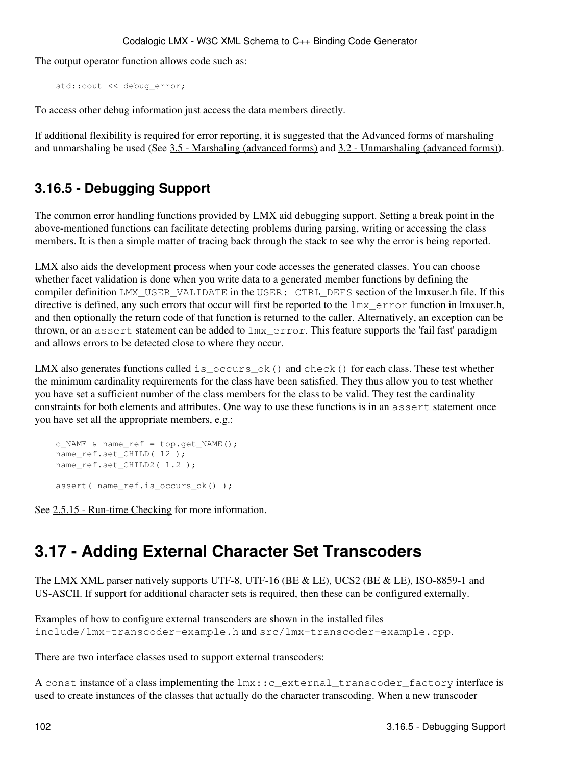The output operator function allows code such as:

```
std::cout << debug_error;
```

To access other debug information just access the data members directly.

If additional flexibility is required for error reporting, it is suggested that the Advanced forms of marshaling and unmarshaling be used (See 3.5 - Marshaling (advanced forms) and 3.2 - Unmarshaling (advanced forms)).

### 3.16.5 - Debugging Support

The common error handling functions provided by LMX aid debugging support. Setting a break point in the above-mentioned functions can facilitate detecting problems during parsing, writing or accessing the class members. It is then a simple matter of tracing back through the stack to see why the error is being reported.

LMX also aids the development process when your code accesses the generated classes. You can choose whether facet validation is done when you write data to a generated member functions by defining the compiler definition `LMX_USER_VALIDATE` in the `USER: CTRL_DEFS` section of the lmxuser.h file. If this directive is defined, any such errors that occur will first be reported to the `lmx_error` function in lmxuser.h, and then optionally the return code of that function is returned to the caller. Alternatively, an exception can be thrown, or an `assert` statement can be added to `lmx_error`. This feature supports the 'fail fast' paradigm and allows errors to be detected close to where they occur.

LMX also generates functions called `is_occurs_ok()` and `check()` for each class. These test whether the minimum cardinality requirements for the class have been satisfied. They thus allow you to test whether you have set a sufficient number of the class members for the class to be valid. They test the cardinality constraints for both elements and attributes. One way to use these functions is in an `assert` statement once you have set all the appropriate members, e.g.:

```
c_NAME & name_ref = top.get_NAME();
name_ref.set_CHILD( 12 );
name_ref.set_CHILD2( 1.2 );

assert( name_ref.is_occurs_ok() );
```

See 2.5.15 - Run-time Checking for more information.

## 3.17 - Adding External Character Set Transcoders

The LMX XML parser natively supports UTF-8, UTF-16 (BE & LE), UCS2 (BE & LE), ISO-8859-1 and US-ASCII. If support for additional character sets is required, then these can be configured externally.

Examples of how to configure external transcoders are shown in the installed files `include/lmx-transcoder-example.h` and `src/lmx-transcoder-example.cpp`.

There are two interface classes used to support external transcoders:

A `const` instance of a class implementing the `lmx::c_external_transcoder_factory` interface is used to create instances of the classes that actually do the character transcoding. When a new transcoder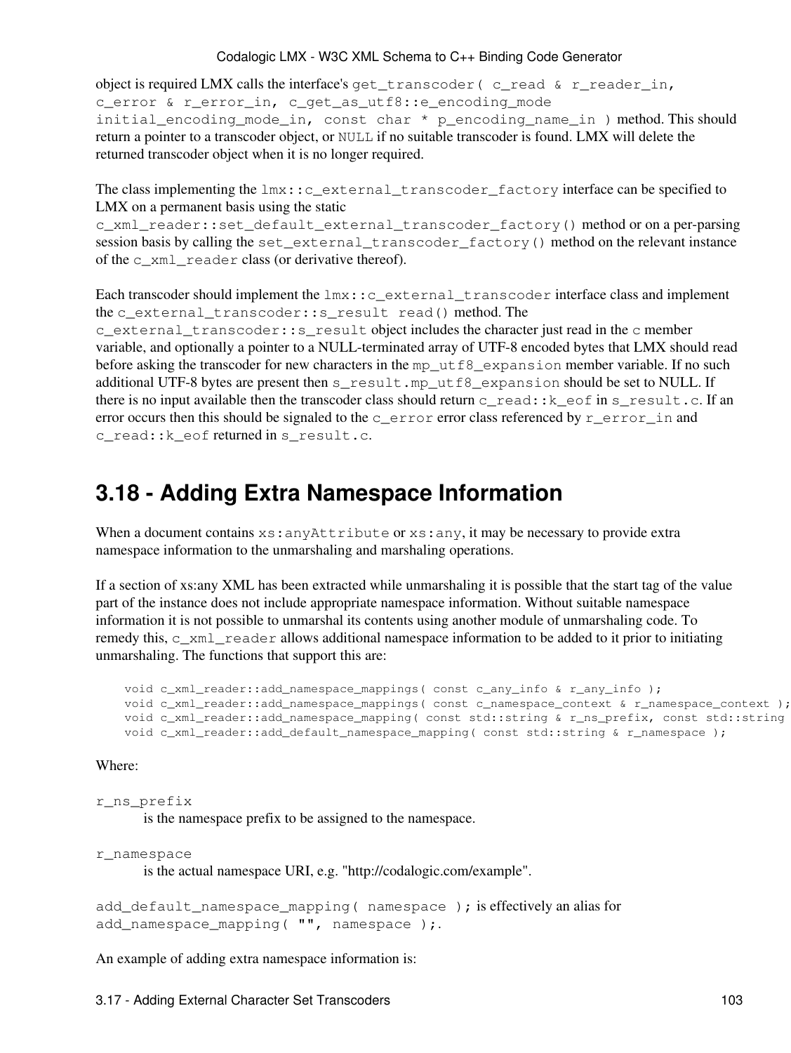object is required LMX calls the interface's `get_transcoder( c_read & r_reader_in, c_error & r_error_in, c_get_as_utf8::e_encoding_mode initial_encoding_mode_in, const char * p_encoding_name_in )` method. This should return a pointer to a transcoder object, or `NULL` if no suitable transcoder is found. LMX will delete the returned transcoder object when it is no longer required.

The class implementing the `lmx::c_external_transcoder_factory` interface can be specified to LMX on a permanent basis using the static `c_xml_reader::set_default_external_transcoder_factory()` method or on a per-parsing session basis by calling the `set_external_transcoder_factory()` method on the relevant instance of the `c_xml_reader` class (or derivative thereof).

Each transcoder should implement the `lmx::c_external_transcoder` interface class and implement the `c_external_transcoder::s_result read()` method. The `c_external_transcoder::s_result` object includes the character just read in the `c` member variable, and optionally a pointer to a NULL-terminated array of UTF-8 encoded bytes that LMX should read before asking the transcoder for new characters in the `mp_utf8_expansion` member variable. If no such additional UTF-8 bytes are present then `s_result.mp_utf8_expansion` should be set to NULL. If there is no input available then the transcoder class should return `c_read::k_eof` in `s_result.c`. If an error occurs then this should be signaled to the `c_error` error class referenced by `r_error_in` and `c_read::k_eof` returned in `s_result.c`.

## 3.18 - Adding Extra Namespace Information

When a document contains `xs:anyAttribute` or `xs:any`, it may be necessary to provide extra namespace information to the unmarshaling and marshaling operations.

If a section of xs:any XML has been extracted while unmarshaling it is possible that the start tag of the value part of the instance does not include appropriate namespace information. Without suitable namespace information it is not possible to unmarshal its contents using another module of unmarshaling code. To remedy this, `c_xml_reader` allows additional namespace information to be added to it prior to initiating unmarshaling. The functions that support this are:

```
void c_xml_reader::add_namespace_mappings( const c_any_info & r_any_info );
void c_xml_reader::add_namespace_mappings( const c_namespace_context & r_namespace_context );
void c_xml_reader::add_namespace_mapping( const std::string & r_ns_prefix, const std::string
void c_xml_reader::add_default_namespace_mapping( const std::string & r_namespace );
```

Where:

`r_ns_prefix`
: is the namespace prefix to be assigned to the namespace.

`r_namespace`
: is the actual namespace URI, e.g. "http://codalogic.com/example".

`add_default_namespace_mapping( namespace );` is effectively an alias for `add_namespace_mapping( "", namespace );`.

An example of adding extra namespace information is: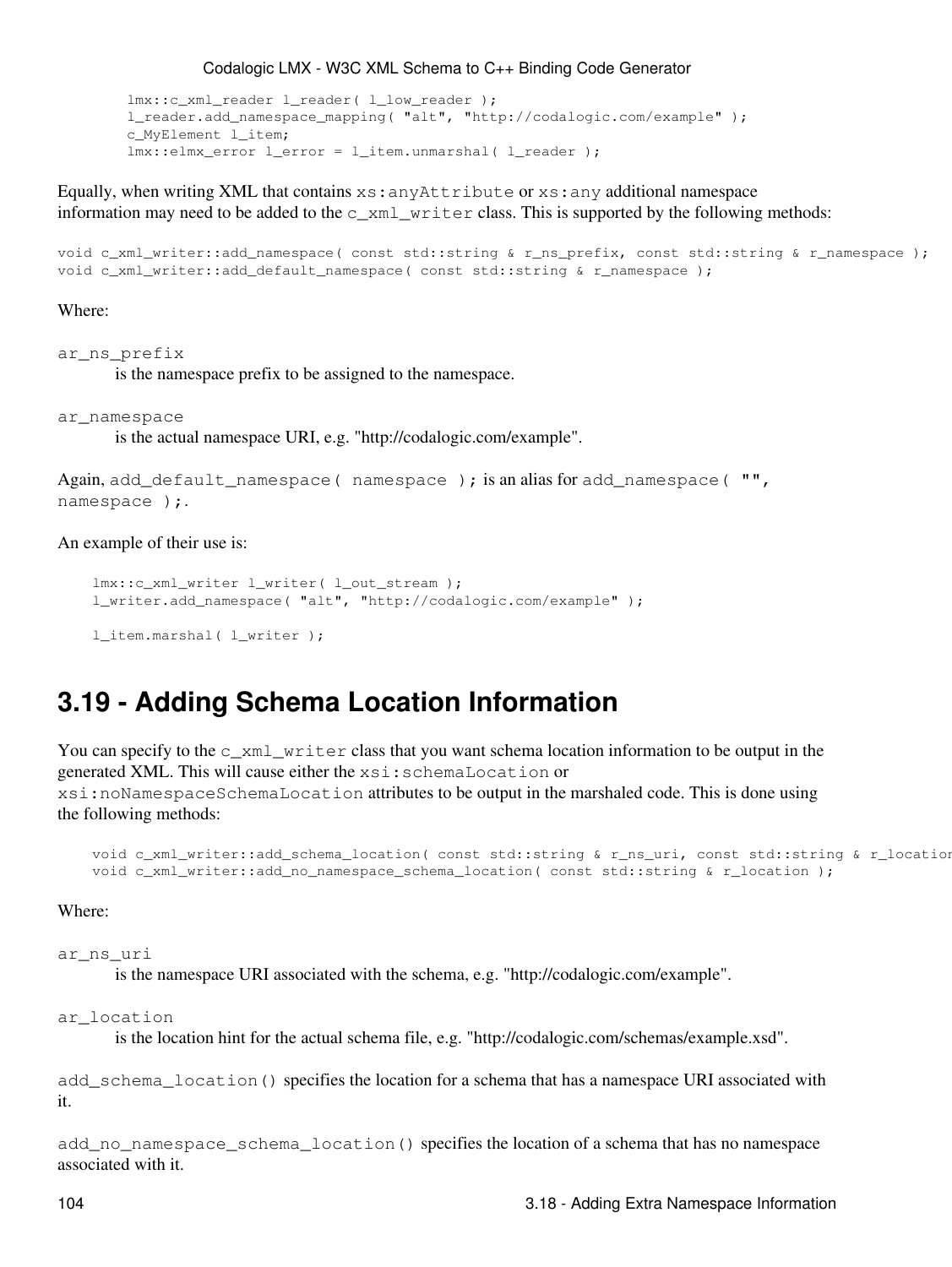```
lmx::c_xml_reader l_reader( l_low_reader );
l_reader.add_namespace_mapping( "alt", "http://codalogic.com/example" );
c_MyElement l_item;
lmx::elmx_error l_error = l_item.unmarshal( l_reader );
```

Equally, when writing XML that contains `xs:anyAttribute` or `xs:any` additional namespace information may need to be added to the `c_xml_writer` class. This is supported by the following methods:

```
void c_xml_writer::add_namespace( const std::string & r_ns_prefix, const std::string & r_namespace );
void c_xml_writer::add_default_namespace( const std::string & r_namespace );
```

Where:

`ar_ns_prefix`
: is the namespace prefix to be assigned to the namespace.

`ar_namespace`
: is the actual namespace URI, e.g. "http://codalogic.com/example".

Again, `add_default_namespace( namespace );` is an alias for `add_namespace( "", namespace );`.

An example of their use is:

```
lmx::c_xml_writer l_writer( l_out_stream );
l_writer.add_namespace( "alt", "http://codalogic.com/example" );

l_item.marshal( l_writer );
```

## 3.19 - Adding Schema Location Information

You can specify to the `c_xml_writer` class that you want schema location information to be output in the generated XML. This will cause either the `xsi:schemaLocation` or `xsi:noNamespaceSchemaLocation` attributes to be output in the marshaled code. This is done using the following methods:

```
void c_xml_writer::add_schema_location( const std::string & r_ns_uri, const std::string & r_location
void c_xml_writer::add_no_namespace_schema_location( const std::string & r_location );
```

Where:

`ar_ns_uri`
: is the namespace URI associated with the schema, e.g. "http://codalogic.com/example".

`ar_location`
: is the location hint for the actual schema file, e.g. "http://codalogic.com/schemas/example.xsd".

`add_schema_location()` specifies the location for a schema that has a namespace URI associated with it.

`add_no_namespace_schema_location()` specifies the location of a schema that has no namespace associated with it.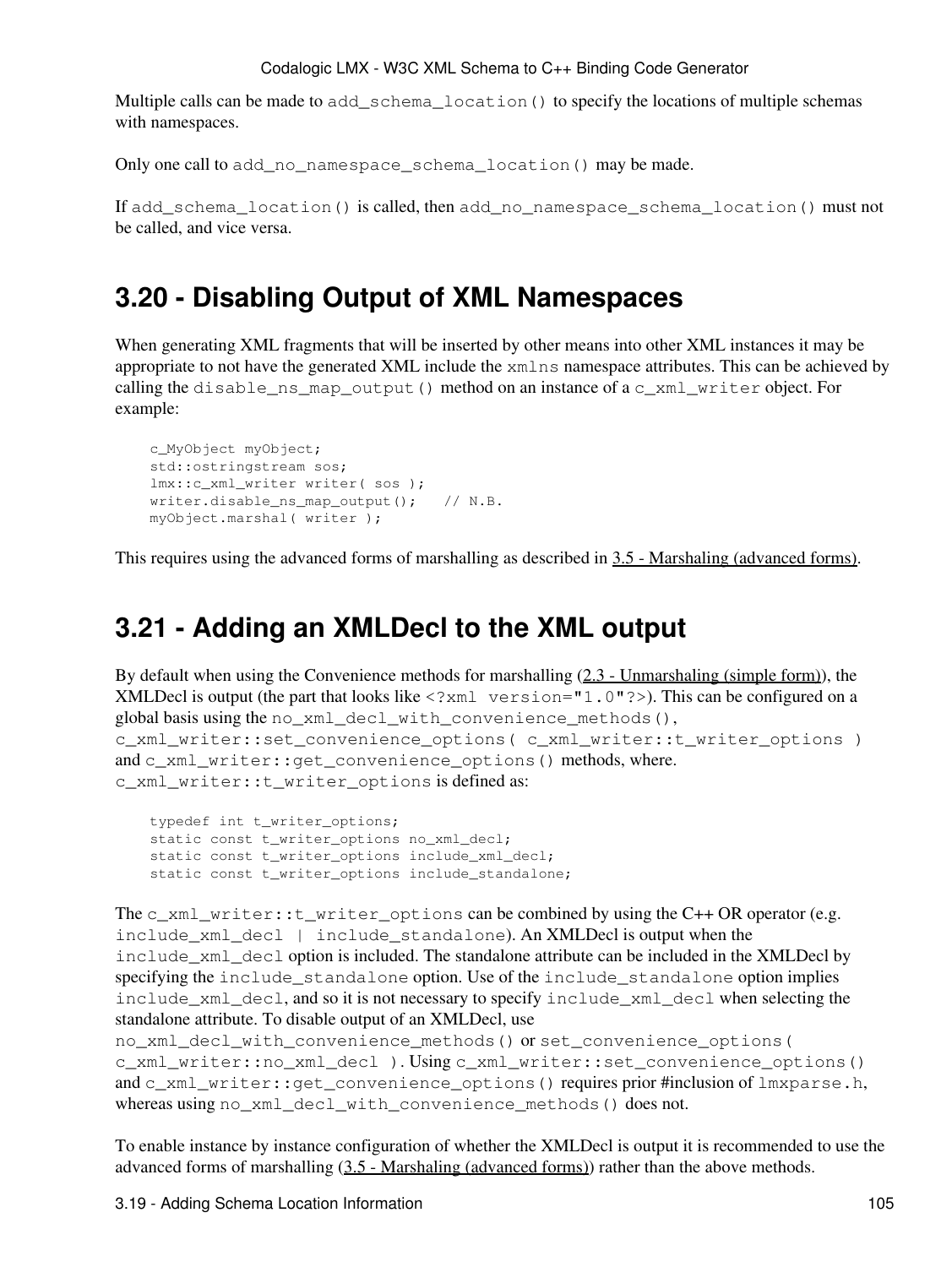Multiple calls can be made to `add_schema_location()` to specify the locations of multiple schemas with namespaces.

Only one call to `add_no_namespace_schema_location()` may be made.

If `add_schema_location()` is called, then `add_no_namespace_schema_location()` must not be called, and vice versa.

## 3.20 - Disabling Output of XML Namespaces

When generating XML fragments that will be inserted by other means into other XML instances it may be appropriate to not have the generated XML include the `xmlns` namespace attributes. This can be achieved by calling the `disable_ns_map_output()` method on an instance of a `c_xml_writer` object. For example:

```
c_MyObject myObject;
std::ostringstream sos;
lmx::c_xml_writer writer( sos );
writer.disable_ns_map_output();   // N.B.
myObject.marshal( writer );
```

This requires using the advanced forms of marshalling as described in 3.5 - Marshaling (advanced forms).

## 3.21 - Adding an XMLDecl to the XML output

By default when using the Convenience methods for marshalling (2.3 - Unmarshaling (simple form)), the XMLDecl is output (the part that looks like `<?xml version="1.0"?>`). This can be configured on a global basis using the `no_xml_decl_with_convenience_methods()`, `c_xml_writer::set_convenience_options( c_xml_writer::t_writer_options )` and `c_xml_writer::get_convenience_options()` methods, where. `c_xml_writer::t_writer_options` is defined as:

```
typedef int t_writer_options;
static const t_writer_options no_xml_decl;
static const t_writer_options include_xml_decl;
static const t_writer_options include_standalone;
```

The `c_xml_writer::t_writer_options` can be combined by using the C++ OR operator (e.g. `include_xml_decl | include_standalone`). An XMLDecl is output when the `include_xml_decl` option is included. The standalone attribute can be included in the XMLDecl by specifying the `include_standalone` option. Use of the `include_standalone` option implies `include_xml_decl`, and so it is not necessary to specify `include_xml_decl` when selecting the standalone attribute. To disable output of an XMLDecl, use `no_xml_decl_with_convenience_methods()` or `set_convenience_options( c_xml_writer::no_xml_decl )`. Using `c_xml_writer::set_convenience_options()` and `c_xml_writer::get_convenience_options()` requires prior #inclusion of `lmxparse.h`, whereas using `no_xml_decl_with_convenience_methods()` does not.

To enable instance by instance configuration of whether the XMLDecl is output it is recommended to use the advanced forms of marshalling (3.5 - Marshaling (advanced forms)) rather than the above methods.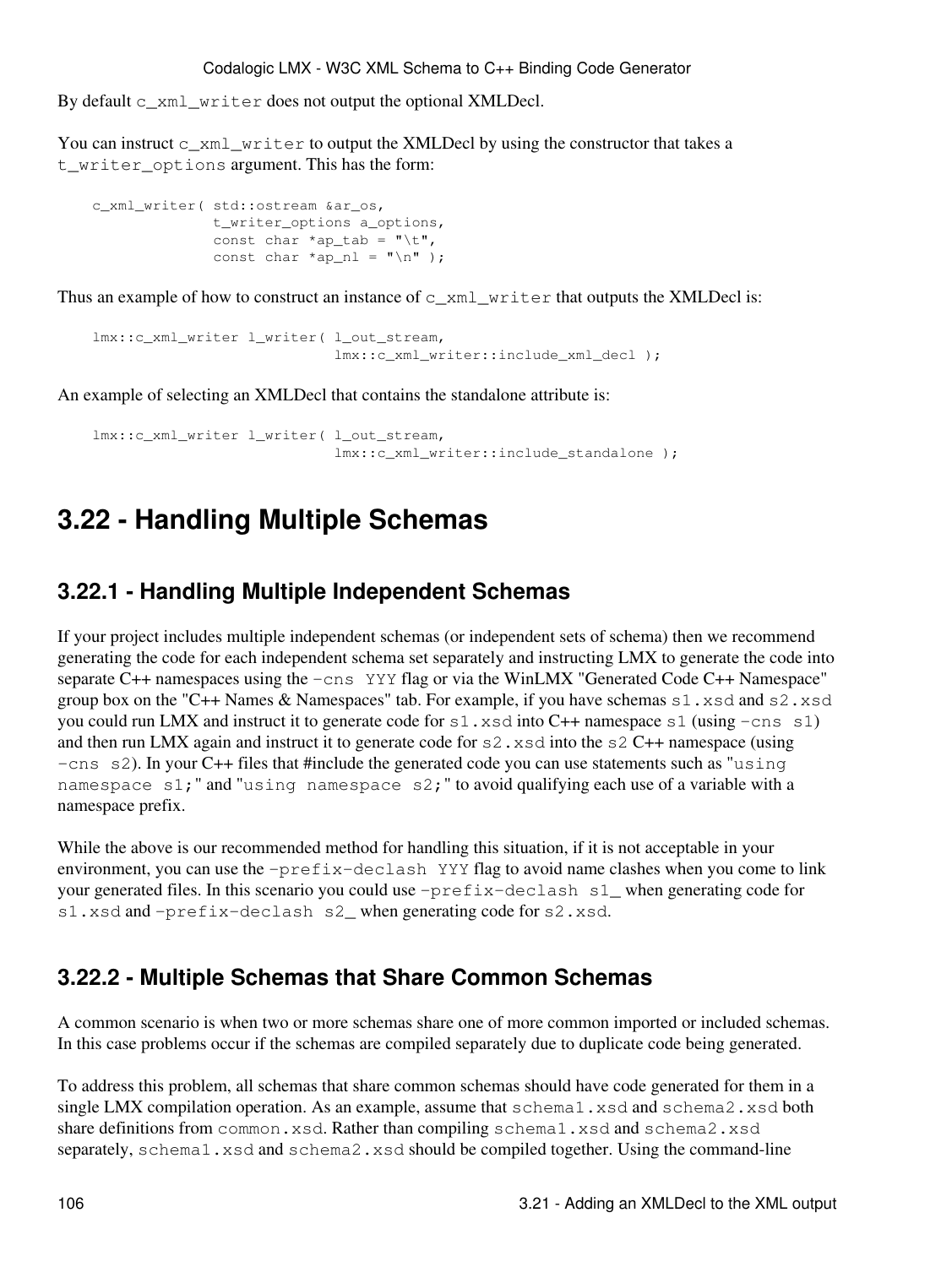By default `c_xml_writer` does not output the optional XMLDecl.

You can instruct `c_xml_writer` to output the XMLDecl by using the constructor that takes a `t_writer_options` argument. This has the form:

```
c_xml_writer( std::ostream &ar_os,
              t_writer_options a_options,
              const char *ap_tab = "\t",
              const char *ap_nl = "\n" );
```

Thus an example of how to construct an instance of `c_xml_writer` that outputs the XMLDecl is:

```
lmx::c_xml_writer l_writer( l_out_stream,
                            lmx::c_xml_writer::include_xml_decl );
```

An example of selecting an XMLDecl that contains the standalone attribute is:

```
lmx::c_xml_writer l_writer( l_out_stream,
                            lmx::c_xml_writer::include_standalone );
```

# 3.22 - Handling Multiple Schemas

## 3.22.1 - Handling Multiple Independent Schemas

If your project includes multiple independent schemas (or independent sets of schema) then we recommend generating the code for each independent schema set separately and instructing LMX to generate the code into separate C++ namespaces using the `-cns YYY` flag or via the WinLMX "Generated Code C++ Namespace" group box on the "C++ Names & Namespaces" tab. For example, if you have schemas `s1.xsd` and `s2.xsd` you could run LMX and instruct it to generate code for `s1.xsd` into C++ namespace `s1` (using `-cns s1`) and then run LMX again and instruct it to generate code for `s2.xsd` into the `s2` C++ namespace (using `-cns s2`). In your C++ files that #include the generated code you can use statements such as "`using namespace s1;`" and "`using namespace s2;`" to avoid qualifying each use of a variable with a namespace prefix.

While the above is our recommended method for handling this situation, if it is not acceptable in your environment, you can use the `-prefix-declash YYY` flag to avoid name clashes when you come to link your generated files. In this scenario you could use `-prefix-declash s1_` when generating code for `s1.xsd` and `-prefix-declash s2_` when generating code for `s2.xsd`.

## 3.22.2 - Multiple Schemas that Share Common Schemas

A common scenario is when two or more schemas share one of more common imported or included schemas. In this case problems occur if the schemas are compiled separately due to duplicate code being generated.

To address this problem, all schemas that share common schemas should have code generated for them in a single LMX compilation operation. As an example, assume that `schema1.xsd` and `schema2.xsd` both share definitions from `common.xsd`. Rather than compiling `schema1.xsd` and `schema2.xsd` separately, `schema1.xsd` and `schema2.xsd` should be compiled together. Using the command-line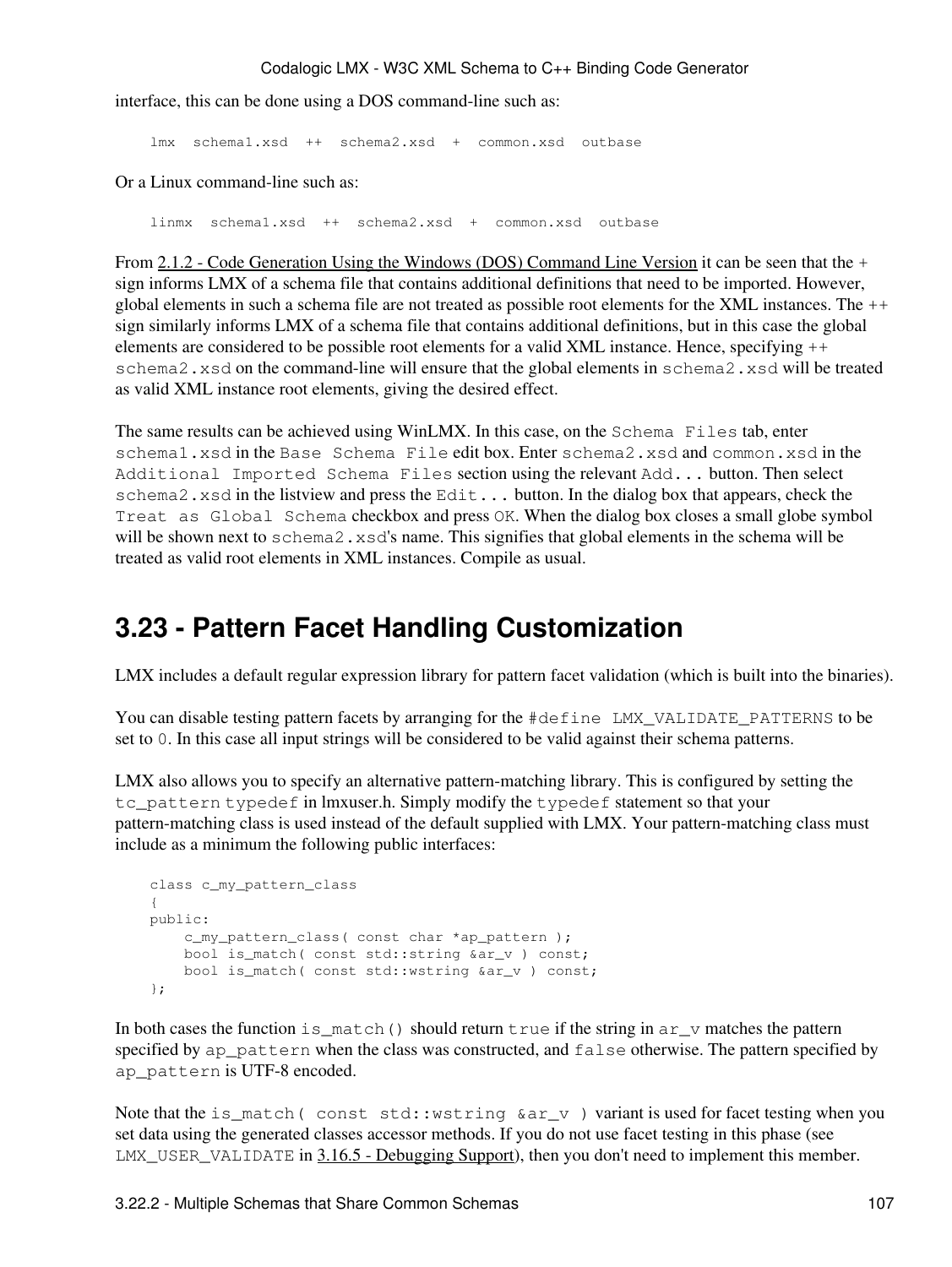interface, this can be done using a DOS command-line such as:

```
lmx  schema1.xsd  ++  schema2.xsd  +  common.xsd  outbase
```

Or a Linux command-line such as:

```
linmx  schema1.xsd  ++  schema2.xsd  +  common.xsd  outbase
```

From 2.1.2 - Code Generation Using the Windows (DOS) Command Line Version it can be seen that the `+` sign informs LMX of a schema file that contains additional definitions that need to be imported. However, global elements in such a schema file are not treated as possible root elements for the XML instances. The `++` sign similarly informs LMX of a schema file that contains additional definitions, but in this case the global elements are considered to be possible root elements for a valid XML instance. Hence, specifying `++ schema2.xsd` on the command-line will ensure that the global elements in `schema2.xsd` will be treated as valid XML instance root elements, giving the desired effect.

The same results can be achieved using WinLMX. In this case, on the `Schema Files` tab, enter `schema1.xsd` in the `Base Schema File` edit box. Enter `schema2.xsd` and `common.xsd` in the `Additional Imported Schema Files` section using the relevant `Add...` button. Then select `schema2.xsd` in the listview and press the `Edit...` button. In the dialog box that appears, check the `Treat as Global Schema` checkbox and press `OK`. When the dialog box closes a small globe symbol will be shown next to `schema2.xsd`'s name. This signifies that global elements in the schema will be treated as valid root elements in XML instances. Compile as usual.

# 3.23 - Pattern Facet Handling Customization

LMX includes a default regular expression library for pattern facet validation (which is built into the binaries).

You can disable testing pattern facets by arranging for the `#define LMX_VALIDATE_PATTERNS` to be set to `0`. In this case all input strings will be considered to be valid against their schema patterns.

LMX also allows you to specify an alternative pattern-matching library. This is configured by setting the `tc_pattern` `typedef` in lmxuser.h. Simply modify the `typedef` statement so that your pattern-matching class is used instead of the default supplied with LMX. Your pattern-matching class must include as a minimum the following public interfaces:

```
class c_my_pattern_class
{
public:
    c_my_pattern_class( const char *ap_pattern );
    bool is_match( const std::string &ar_v ) const;
    bool is_match( const std::wstring &ar_v ) const;
};
```

In both cases the function `is_match()` should return `true` if the string in `ar_v` matches the pattern specified by `ap_pattern` when the class was constructed, and `false` otherwise. The pattern specified by `ap_pattern` is UTF-8 encoded.

Note that the `is_match( const std::wstring &ar_v )` variant is used for facet testing when you set data using the generated classes accessor methods. If you do not use facet testing in this phase (see `LMX_USER_VALIDATE` in 3.16.5 - Debugging Support), then you don't need to implement this member.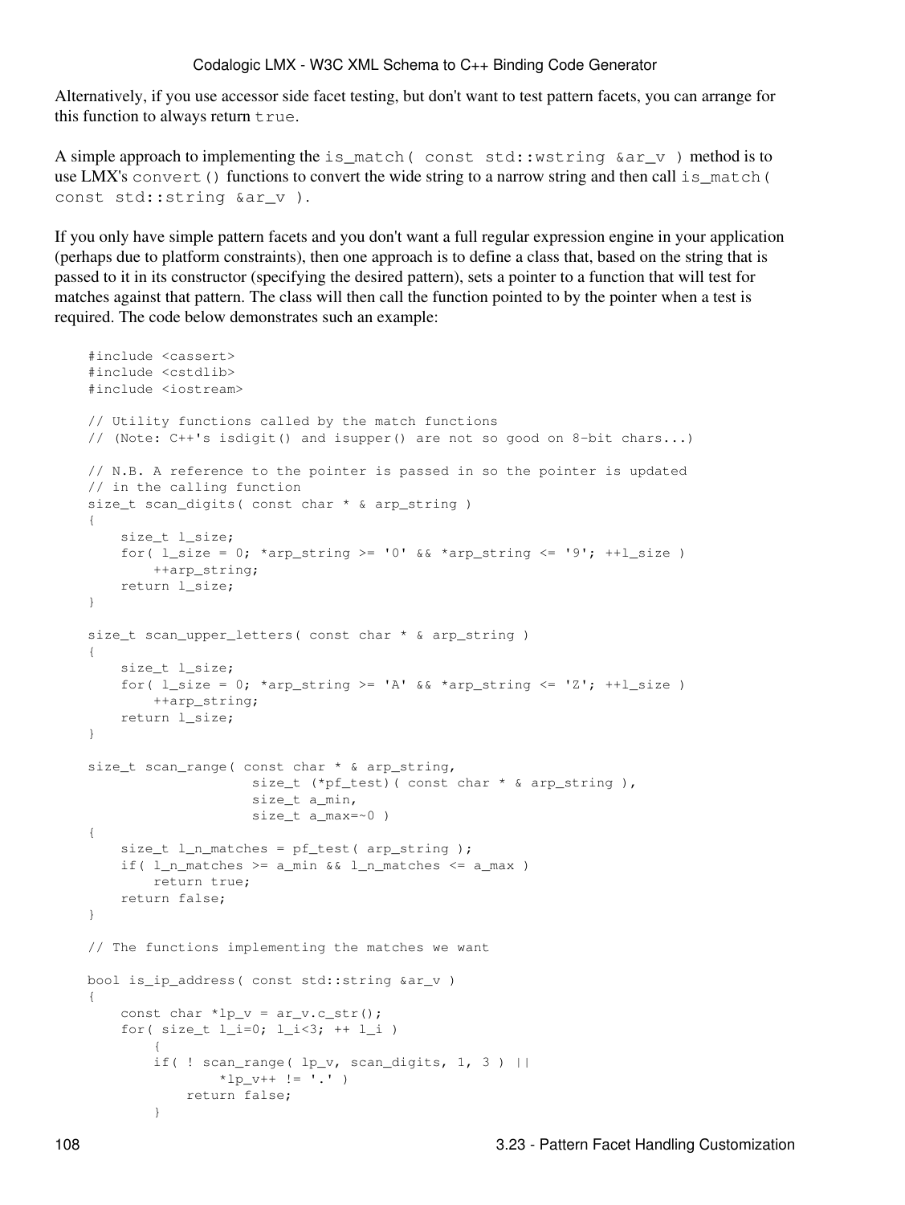Alternatively, if you use accessor side facet testing, but don't want to test pattern facets, you can arrange for this function to always return `true`.

A simple approach to implementing the `is_match( const std::wstring &ar_v )` method is to use LMX's `convert()` functions to convert the wide string to a narrow string and then call `is_match( const std::string &ar_v )`.

If you only have simple pattern facets and you don't want a full regular expression engine in your application (perhaps due to platform constraints), then one approach is to define a class that, based on the string that is passed to it in its constructor (specifying the desired pattern), sets a pointer to a function that will test for matches against that pattern. The class will then call the function pointed to by the pointer when a test is required. The code below demonstrates such an example:

```
#include <cassert>
#include <cstdlib>
#include <iostream>

// Utility functions called by the match functions
// (Note: C++'s isdigit() and isupper() are not so good on 8-bit chars...)

// N.B. A reference to the pointer is passed in so the pointer is updated
// in the calling function
size_t scan_digits( const char * & arp_string )
{
    size_t l_size;
    for( l_size = 0; *arp_string >= '0' && *arp_string <= '9'; ++l_size )
        ++arp_string;
    return l_size;
}

size_t scan_upper_letters( const char * & arp_string )
{
    size_t l_size;
    for( l_size = 0; *arp_string >= 'A' && *arp_string <= 'Z'; ++l_size )
        ++arp_string;
    return l_size;
}

size_t scan_range( const char * & arp_string,
                    size_t (*pf_test)( const char * & arp_string ),
                    size_t a_min,
                    size_t a_max=~0 )
{
    size_t l_n_matches = pf_test( arp_string );
    if( l_n_matches >= a_min && l_n_matches <= a_max )
        return true;
    return false;
}

// The functions implementing the matches we want

bool is_ip_address( const std::string &ar_v )
{
    const char *lp_v = ar_v.c_str();
    for( size_t l_i=0; l_i<3; ++ l_i )
        {
        if( ! scan_range( lp_v, scan_digits, 1, 3 ) ||
                *lp_v++ != '.' )
            return false;
        }
```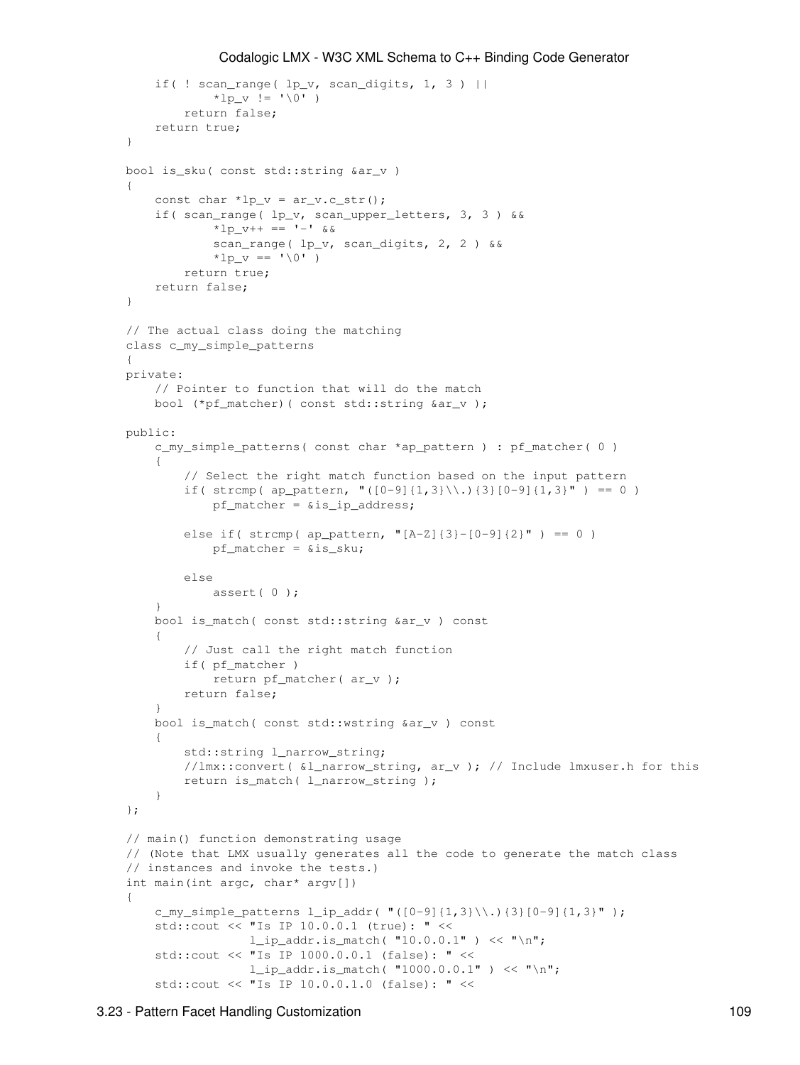```
    if( ! scan_range( lp_v, scan_digits, 1, 3 ) ||
            *lp_v != '\0' )
        return false;
    return true;
}

bool is_sku( const std::string &ar_v )
{
    const char *lp_v = ar_v.c_str();
    if( scan_range( lp_v, scan_upper_letters, 3, 3 ) &&
            *lp_v++ == '-' &&
            scan_range( lp_v, scan_digits, 2, 2 ) &&
            *lp_v == '\0' )
        return true;
    return false;
}

// The actual class doing the matching
class c_my_simple_patterns
{
private:
    // Pointer to function that will do the match
    bool (*pf_matcher)( const std::string &ar_v );

public:
    c_my_simple_patterns( const char *ap_pattern ) : pf_matcher( 0 )
    {
        // Select the right match function based on the input pattern
        if( strcmp( ap_pattern, "([0-9]{1,3}\\.){3}[0-9]{1,3}" ) == 0 )
            pf_matcher = &is_ip_address;

        else if( strcmp( ap_pattern, "[A-Z]{3}-[0-9]{2}" ) == 0 )
            pf_matcher = &is_sku;

        else
            assert( 0 );
    }
    bool is_match( const std::string &ar_v ) const
    {
        // Just call the right match function
        if( pf_matcher )
            return pf_matcher( ar_v );
        return false;
    }
    bool is_match( const std::wstring &ar_v ) const
    {
        std::string l_narrow_string;
        //lmx::convert( &l_narrow_string, ar_v ); // Include lmxuser.h for this
        return is_match( l_narrow_string );
    }
};

// main() function demonstrating usage
// (Note that LMX usually generates all the code to generate the match class
// instances and invoke the tests.)
int main(int argc, char* argv[])
{
    c_my_simple_patterns l_ip_addr( "([0-9]{1,3}\\.){3}[0-9]{1,3}" );
    std::cout << "Is IP 10.0.0.1 (true): " <<
                l_ip_addr.is_match( "10.0.0.1" ) << "\n";
    std::cout << "Is IP 1000.0.0.1 (false): " <<
                l_ip_addr.is_match( "1000.0.0.1" ) << "\n";
    std::cout << "Is IP 10.0.0.1.0 (false): " <<
```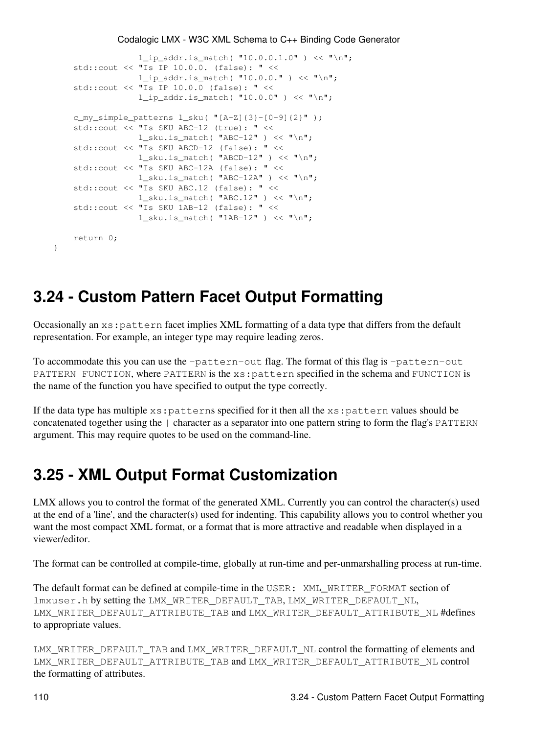```
                l_ip_addr.is_match( "10.0.0.1.0" ) << "\n";
    std::cout << "Is IP 10.0.0. (false): " <<
                l_ip_addr.is_match( "10.0.0." ) << "\n";
    std::cout << "Is IP 10.0.0 (false): " <<
                l_ip_addr.is_match( "10.0.0" ) << "\n";

    c_my_simple_patterns l_sku( "[A-Z]{3}-[0-9]{2}" );
    std::cout << "Is SKU ABC-12 (true): " <<
                l_sku.is_match( "ABC-12" ) << "\n";
    std::cout << "Is SKU ABCD-12 (false): " <<
                l_sku.is_match( "ABCD-12" ) << "\n";
    std::cout << "Is SKU ABC-12A (false): " <<
                l_sku.is_match( "ABC-12A" ) << "\n";
    std::cout << "Is SKU ABC.12 (false): " <<
                l_sku.is_match( "ABC.12" ) << "\n";
    std::cout << "Is SKU 1AB-12 (false): " <<
                l_sku.is_match( "1AB-12" ) << "\n";

    return 0;
}
```

## 3.24 - Custom Pattern Facet Output Formatting

Occasionally an `xs:pattern` facet implies XML formatting of a data type that differs from the default representation. For example, an integer type may require leading zeros.

To accommodate this you can use the `-pattern-out` flag. The format of this flag is `-pattern-out PATTERN FUNCTION`, where `PATTERN` is the `xs:pattern` specified in the schema and `FUNCTION` is the name of the function you have specified to output the type correctly.

If the data type has multiple `xs:pattern`s specified for it then all the `xs:pattern` values should be concatenated together using the `|` character as a separator into one pattern string to form the flag's `PATTERN` argument. This may require quotes to be used on the command-line.

## 3.25 - XML Output Format Customization

LMX allows you to control the format of the generated XML. Currently you can control the character(s) used at the end of a 'line', and the character(s) used for indenting. This capability allows you to control whether you want the most compact XML format, or a format that is more attractive and readable when displayed in a viewer/editor.

The format can be controlled at compile-time, globally at run-time and per-unmarshalling process at run-time.

The default format can be defined at compile-time in the `USER: XML_WRITER_FORMAT` section of `lmxuser.h` by setting the `LMX_WRITER_DEFAULT_TAB`, `LMX_WRITER_DEFAULT_NL`, `LMX_WRITER_DEFAULT_ATTRIBUTE_TAB` and `LMX_WRITER_DEFAULT_ATTRIBUTE_NL` #defines to appropriate values.

`LMX_WRITER_DEFAULT_TAB` and `LMX_WRITER_DEFAULT_NL` control the formatting of elements and `LMX_WRITER_DEFAULT_ATTRIBUTE_TAB` and `LMX_WRITER_DEFAULT_ATTRIBUTE_NL` control the formatting of attributes.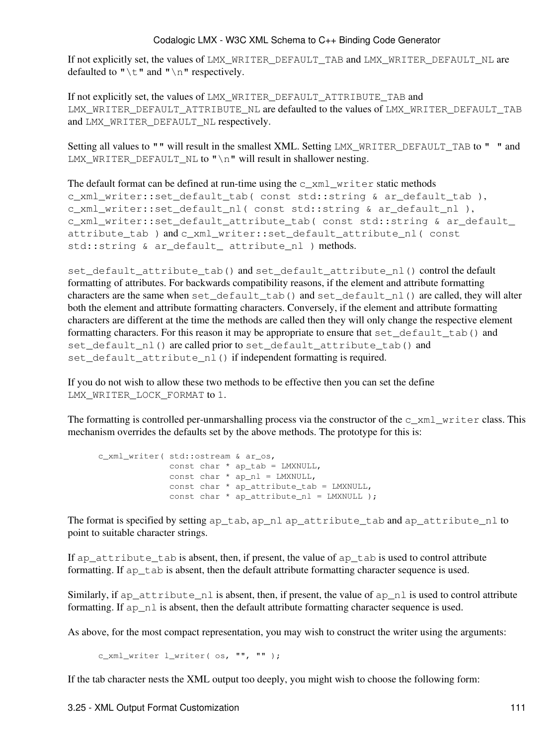If not explicitly set, the values of `LMX_WRITER_DEFAULT_TAB` and `LMX_WRITER_DEFAULT_NL` are defaulted to `"\t"` and `"\n"` respectively.

If not explicitly set, the values of `LMX_WRITER_DEFAULT_ATTRIBUTE_TAB` and `LMX_WRITER_DEFAULT_ATTRIBUTE_NL` are defaulted to the values of `LMX_WRITER_DEFAULT_TAB` and `LMX_WRITER_DEFAULT_NL` respectively.

Setting all values to `""` will result in the smallest XML. Setting `LMX_WRITER_DEFAULT_TAB` to `"  "` and `LMX_WRITER_DEFAULT_NL` to `"\n"` will result in shallower nesting.

The default format can be defined at run-time using the `c_xml_writer` static methods `c_xml_writer::set_default_tab( const std::string & ar_default_tab )`, `c_xml_writer::set_default_nl( const std::string & ar_default_nl )`, `c_xml_writer::set_default_attribute_tab( const std::string & ar_default_ attribute_tab )` and `c_xml_writer::set_default_attribute_nl( const std::string & ar_default_ attribute_nl )` methods.

`set_default_attribute_tab()` and `set_default_attribute_nl()` control the default formatting of attributes. For backwards compatibility reasons, if the element and attribute formatting characters are the same when `set_default_tab()` and `set_default_nl()` are called, they will alter both the element and attribute formatting characters. Conversely, if the element and attribute formatting characters are different at the time the methods are called then they will only change the respective element formatting characters. For this reason it may be appropriate to ensure that `set_default_tab()` and `set_default_nl()` are called prior to `set_default_attribute_tab()` and `set_default_attribute_nl()` if independent formatting is required.

If you do not wish to allow these two methods to be effective then you can set the define `LMX_WRITER_LOCK_FORMAT` to `1`.

The formatting is controlled per-unmarshalling process via the constructor of the `c_xml_writer` class. This mechanism overrides the defaults set by the above methods. The prototype for this is:

```
c_xml_writer( std::ostream & ar_os,
              const char * ap_tab = LMXNULL,
              const char * ap_nl = LMXNULL,
              const char * ap_attribute_tab = LMXNULL,
              const char * ap_attribute_nl = LMXNULL );
```

The format is specified by setting `ap_tab`, `ap_nl` `ap_attribute_tab` and `ap_attribute_nl` to point to suitable character strings.

If `ap_attribute_tab` is absent, then, if present, the value of `ap_tab` is used to control attribute formatting. If `ap_tab` is absent, then the default attribute formatting character sequence is used.

Similarly, if `ap_attribute_nl` is absent, then, if present, the value of `ap_nl` is used to control attribute formatting. If `ap_nl` is absent, then the default attribute formatting character sequence is used.

As above, for the most compact representation, you may wish to construct the writer using the arguments:

```
c_xml_writer l_writer( os, "", "" );
```

If the tab character nests the XML output too deeply, you might wish to choose the following form: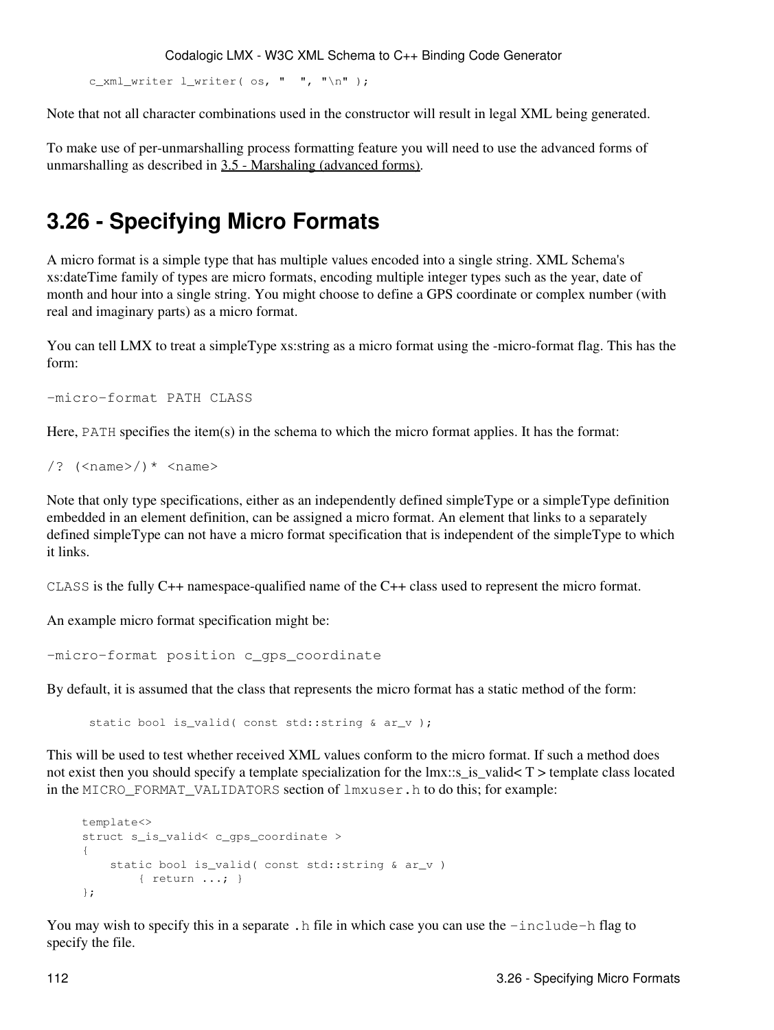```
c_xml_writer l_writer( os, "  ", "\n" );
```

Note that not all character combinations used in the constructor will result in legal XML being generated.

To make use of per-unmarshalling process formatting feature you will need to use the advanced forms of unmarshalling as described in 3.5 - Marshaling (advanced forms).

## 3.26 - Specifying Micro Formats

A micro format is a simple type that has multiple values encoded into a single string. XML Schema's xs:dateTime family of types are micro formats, encoding multiple integer types such as the year, date of month and hour into a single string. You might choose to define a GPS coordinate or complex number (with real and imaginary parts) as a micro format.

You can tell LMX to treat a simpleType xs:string as a micro format using the -micro-format flag. This has the form:

```
-micro-format PATH CLASS
```

Here, `PATH` specifies the item(s) in the schema to which the micro format applies. It has the format:

```
/? (<name>/)* <name>
```

Note that only type specifications, either as an independently defined simpleType or a simpleType definition embedded in an element definition, can be assigned a micro format. An element that links to a separately defined simpleType can not have a micro format specification that is independent of the simpleType to which it links.

`CLASS` is the fully C++ namespace-qualified name of the C++ class used to represent the micro format.

An example micro format specification might be:

```
-micro-format position c_gps_coordinate
```

By default, it is assumed that the class that represents the micro format has a static method of the form:

```
static bool is_valid( const std::string & ar_v );
```

This will be used to test whether received XML values conform to the micro format. If such a method does not exist then you should specify a template specialization for the lmx::s_is_valid< T > template class located in the `MICRO_FORMAT_VALIDATORS` section of `lmxuser.h` to do this; for example:

```
template<>
struct s_is_valid< c_gps_coordinate >
{
    static bool is_valid( const std::string & ar_v )
        { return ...; }
};
```

You may wish to specify this in a separate `.h` file in which case you can use the `-include-h` flag to specify the file.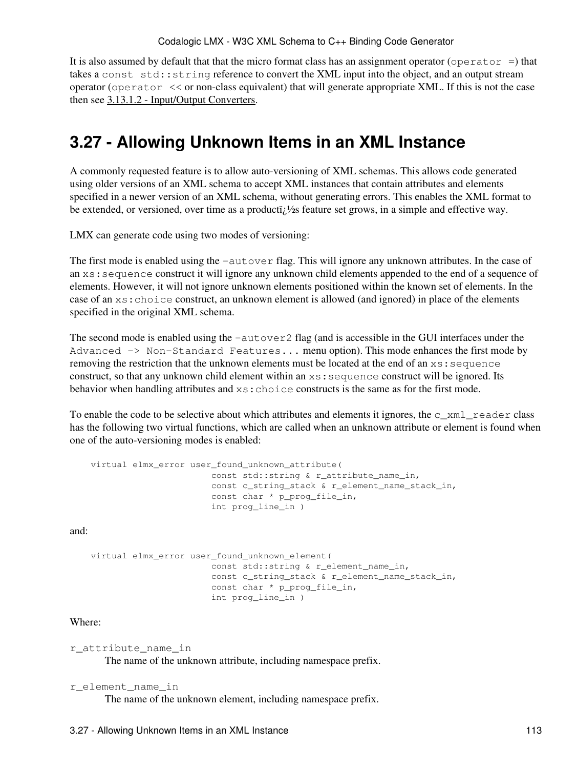It is also assumed by default that that the micro format class has an assignment operator (`operator =`) that takes a `const std::string` reference to convert the XML input into the object, and an output stream operator (`operator <<` or non-class equivalent) that will generate appropriate XML. If this is not the case then see 3.13.1.2 - Input/Output Converters.

## 3.27 - Allowing Unknown Items in an XML Instance

A commonly requested feature is to allow auto-versioning of XML schemas. This allows code generated using older versions of an XML schema to accept XML instances that contain attributes and elements specified in a newer version of an XML schema, without generating errors. This enables the XML format to be extended, or versioned, over time as a producti¿½s feature set grows, in a simple and effective way.

LMX can generate code using two modes of versioning:

The first mode is enabled using the `-autover` flag. This will ignore any unknown attributes. In the case of an `xs:sequence` construct it will ignore any unknown child elements appended to the end of a sequence of elements. However, it will not ignore unknown elements positioned within the known set of elements. In the case of an `xs:choice` construct, an unknown element is allowed (and ignored) in place of the elements specified in the original XML schema.

The second mode is enabled using the `-autover2` flag (and is accessible in the GUI interfaces under the `Advanced -> Non-Standard Features...` menu option). This mode enhances the first mode by removing the restriction that the unknown elements must be located at the end of an `xs:sequence` construct, so that any unknown child element within an `xs:sequence` construct will be ignored. Its behavior when handling attributes and `xs:choice` constructs is the same as for the first mode.

To enable the code to be selective about which attributes and elements it ignores, the `c_xml_reader` class has the following two virtual functions, which are called when an unknown attribute or element is found when one of the auto-versioning modes is enabled:

```
virtual elmx_error user_found_unknown_attribute(
                        const std::string & r_attribute_name_in,
                        const c_string_stack & r_element_name_stack_in,
                        const char * p_prog_file_in,
                        int prog_line_in )
```

and:

```
virtual elmx_error user_found_unknown_element(
                        const std::string & r_element_name_in,
                        const c_string_stack & r_element_name_stack_in,
                        const char * p_prog_file_in,
                        int prog_line_in )
```

Where:

`r_attribute_name_in`
: The name of the unknown attribute, including namespace prefix.

`r_element_name_in`
: The name of the unknown element, including namespace prefix.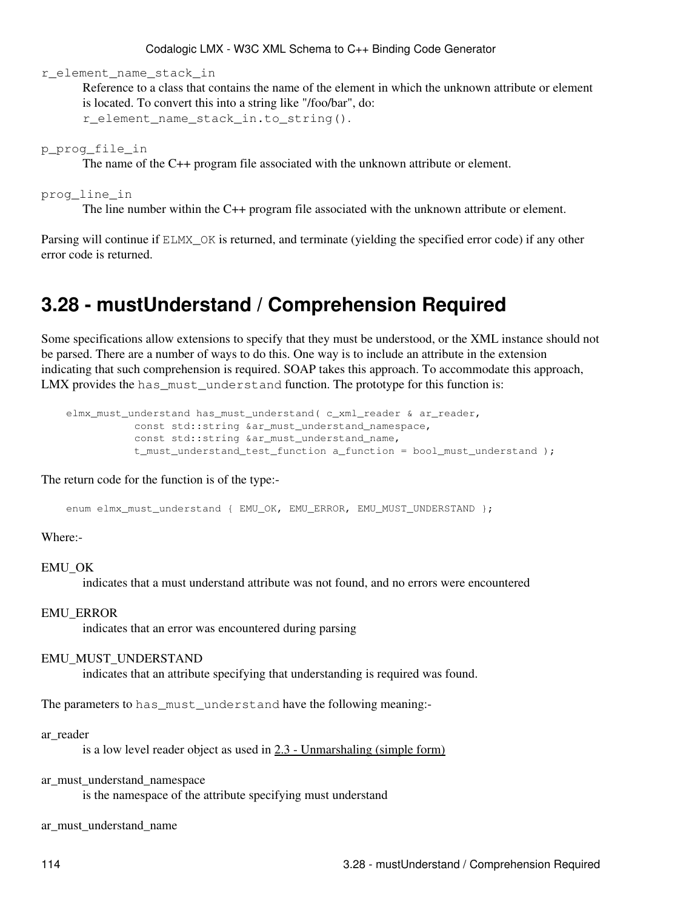`r_element_name_stack_in`
: Reference to a class that contains the name of the element in which the unknown attribute or element is located. To convert this into a string like "/foo/bar", do: `r_element_name_stack_in.to_string()`.

`p_prog_file_in`
: The name of the C++ program file associated with the unknown attribute or element.

`prog_line_in`
: The line number within the C++ program file associated with the unknown attribute or element.

Parsing will continue if `ELMX_OK` is returned, and terminate (yielding the specified error code) if any other error code is returned.

## 3.28 - mustUnderstand / Comprehension Required

Some specifications allow extensions to specify that they must be understood, or the XML instance should not be parsed. There are a number of ways to do this. One way is to include an attribute in the extension indicating that such comprehension is required. SOAP takes this approach. To accommodate this approach, LMX provides the `has_must_understand` function. The prototype for this function is:

```
elmx_must_understand has_must_understand( c_xml_reader & ar_reader,
            const std::string &ar_must_understand_namespace,
            const std::string &ar_must_understand_name,
            t_must_understand_test_function a_function = bool_must_understand );
```

The return code for the function is of the type:-

```
enum elmx_must_understand { EMU_OK, EMU_ERROR, EMU_MUST_UNDERSTAND };
```

Where:-

EMU_OK
: indicates that a must understand attribute was not found, and no errors were encountered

EMU_ERROR
: indicates that an error was encountered during parsing

EMU_MUST_UNDERSTAND
: indicates that an attribute specifying that understanding is required was found.

The parameters to `has_must_understand` have the following meaning:-

ar_reader
: is a low level reader object as used in 2.3 - Unmarshaling (simple form)

ar_must_understand_namespace
: is the namespace of the attribute specifying must understand

ar_must_understand_name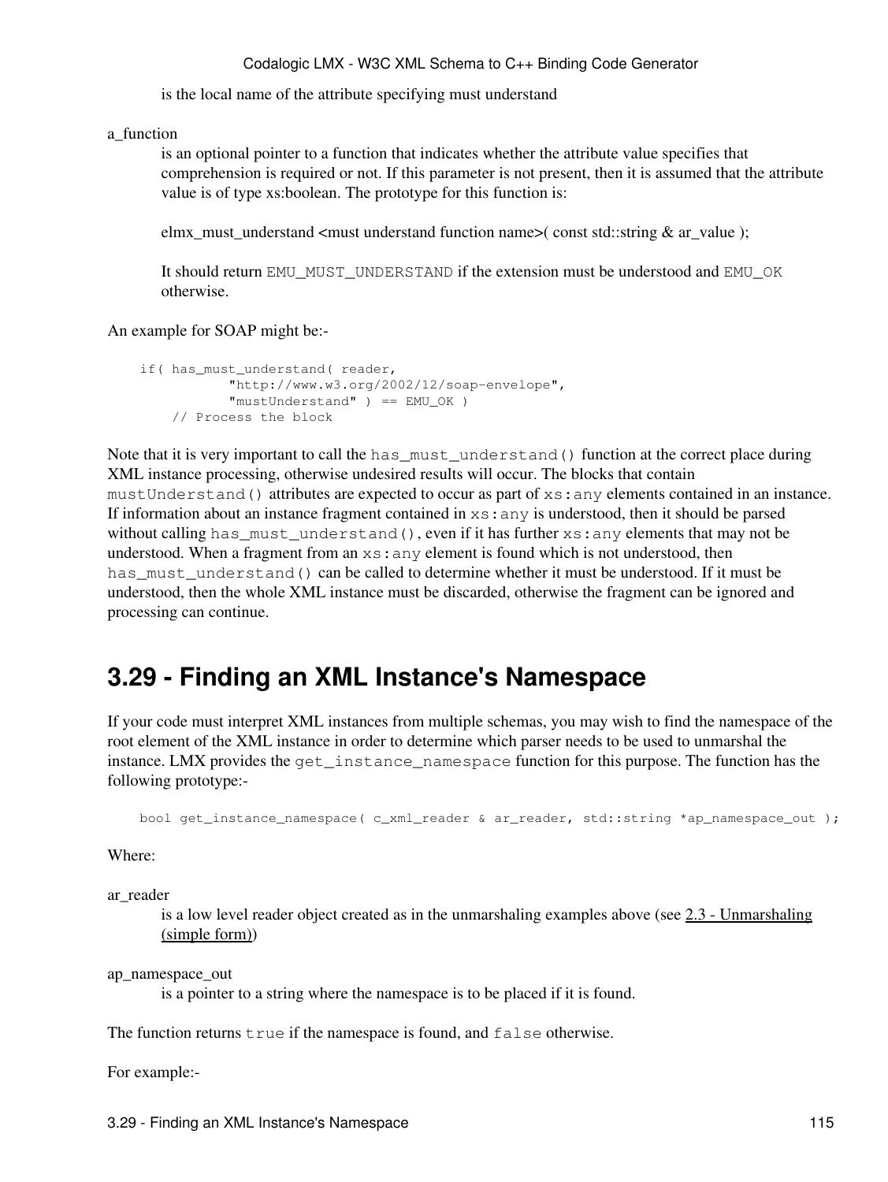is the local name of the attribute specifying must understand

a_function
: is an optional pointer to a function that indicates whether the attribute value specifies that comprehension is required or not. If this parameter is not present, then it is assumed that the attribute value is of type xs:boolean. The prototype for this function is:

  elmx_must_understand <must understand function name>( const std::string & ar_value );

  It should return `EMU_MUST_UNDERSTAND` if the extension must be understood and `EMU_OK` otherwise.

An example for SOAP might be:-

```
if( has_must_understand( reader,
            "http://www.w3.org/2002/12/soap-envelope",
            "mustUnderstand" ) == EMU_OK )
    // Process the block
```

Note that it is very important to call the `has_must_understand()` function at the correct place during XML instance processing, otherwise undesired results will occur. The blocks that contain `mustUnderstand()` attributes are expected to occur as part of `xs:any` elements contained in an instance. If information about an instance fragment contained in `xs:any` is understood, then it should be parsed without calling `has_must_understand()`, even if it has further `xs:any` elements that may not be understood. When a fragment from an `xs:any` element is found which is not understood, then `has_must_understand()` can be called to determine whether it must be understood. If it must be understood, then the whole XML instance must be discarded, otherwise the fragment can be ignored and processing can continue.

## 3.29 - Finding an XML Instance's Namespace

If your code must interpret XML instances from multiple schemas, you may wish to find the namespace of the root element of the XML instance in order to determine which parser needs to be used to unmarshal the instance. LMX provides the `get_instance_namespace` function for this purpose. The function has the following prototype:-

```
bool get_instance_namespace( c_xml_reader & ar_reader, std::string *ap_namespace_out );
```

Where:

ar_reader
: is a low level reader object created as in the unmarshaling examples above (see 2.3 - Unmarshaling (simple form))

ap_namespace_out
: is a pointer to a string where the namespace is to be placed if it is found.

The function returns `true` if the namespace is found, and `false` otherwise.

For example:-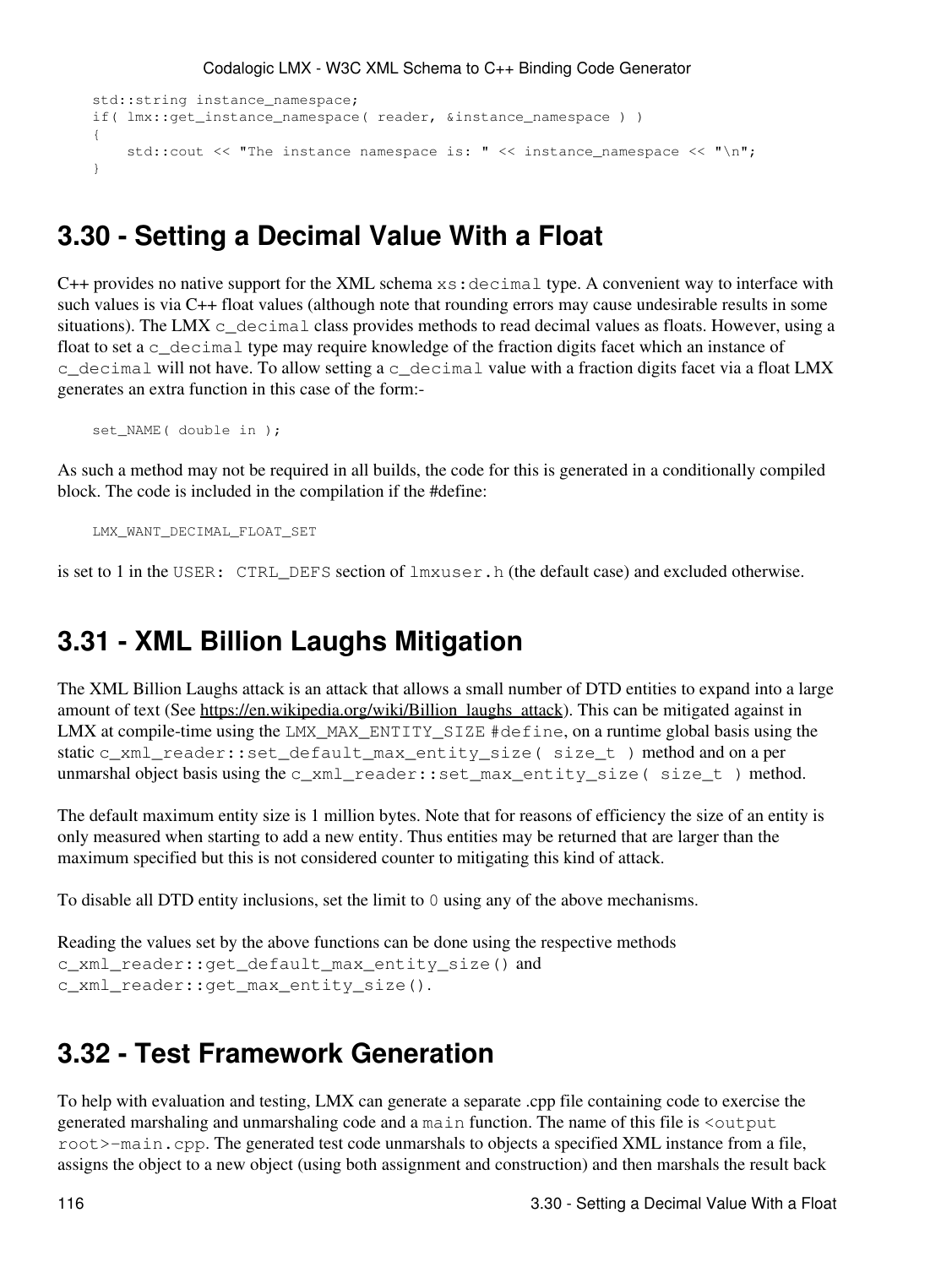```
std::string instance_namespace;
if( lmx::get_instance_namespace( reader, &instance_namespace ) )
{
    std::cout << "The instance namespace is: " << instance_namespace << "\n";
}
```

## 3.30 - Setting a Decimal Value With a Float

C++ provides no native support for the XML schema `xs:decimal` type. A convenient way to interface with such values is via C++ float values (although note that rounding errors may cause undesirable results in some situations). The LMX `c_decimal` class provides methods to read decimal values as floats. However, using a float to set a `c_decimal` type may require knowledge of the fraction digits facet which an instance of `c_decimal` will not have. To allow setting a `c_decimal` value with a fraction digits facet via a float LMX generates an extra function in this case of the form:-

```
set_NAME( double in );
```

As such a method may not be required in all builds, the code for this is generated in a conditionally compiled block. The code is included in the compilation if the #define:

```
LMX_WANT_DECIMAL_FLOAT_SET
```

is set to 1 in the `USER: CTRL_DEFS` section of `lmxuser.h` (the default case) and excluded otherwise.

## 3.31 - XML Billion Laughs Mitigation

The XML Billion Laughs attack is an attack that allows a small number of DTD entities to expand into a large amount of text (See https://en.wikipedia.org/wiki/Billion_laughs_attack). This can be mitigated against in LMX at compile-time using the `LMX_MAX_ENTITY_SIZE #define`, on a runtime global basis using the static `c_xml_reader::set_default_max_entity_size( size_t )` method and on a per unmarshal object basis using the `c_xml_reader::set_max_entity_size( size_t )` method.

The default maximum entity size is 1 million bytes. Note that for reasons of efficiency the size of an entity is only measured when starting to add a new entity. Thus entities may be returned that are larger than the maximum specified but this is not considered counter to mitigating this kind of attack.

To disable all DTD entity inclusions, set the limit to `0` using any of the above mechanisms.

Reading the values set by the above functions can be done using the respective methods `c_xml_reader::get_default_max_entity_size()` and `c_xml_reader::get_max_entity_size()`.

## 3.32 - Test Framework Generation

To help with evaluation and testing, LMX can generate a separate .cpp file containing code to exercise the generated marshaling and unmarshaling code and a `main` function. The name of this file is `<output root>-main.cpp`. The generated test code unmarshals to objects a specified XML instance from a file, assigns the object to a new object (using both assignment and construction) and then marshals the result back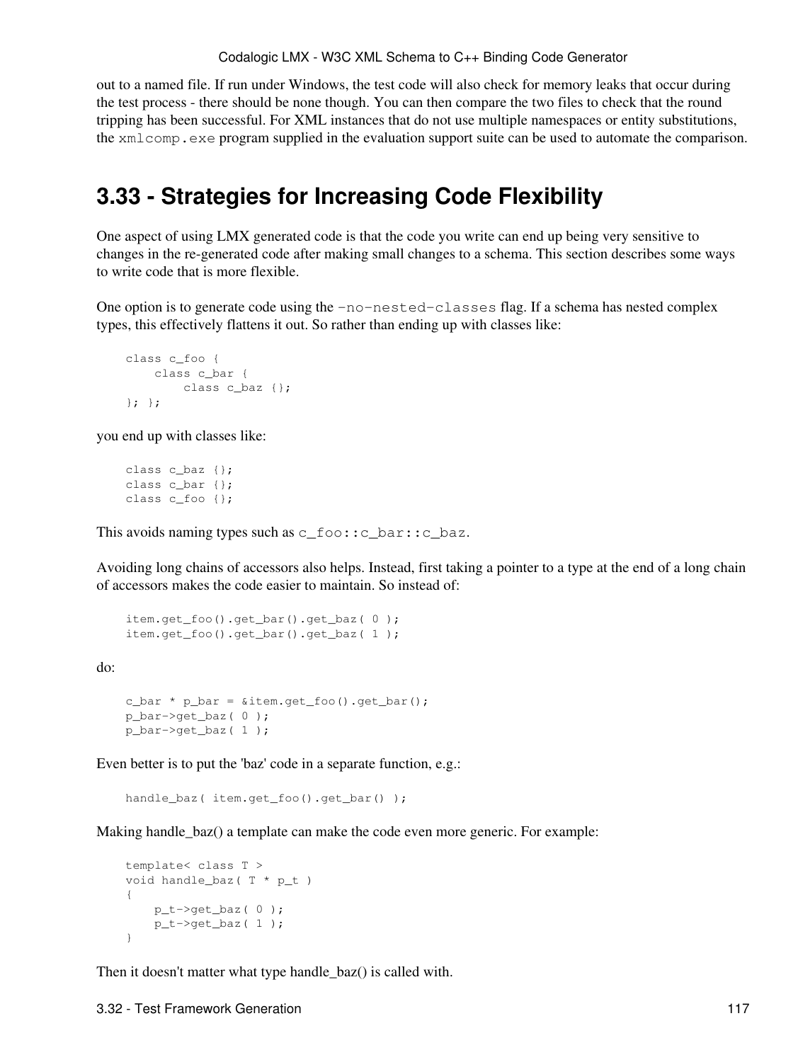out to a named file. If run under Windows, the test code will also check for memory leaks that occur during the test process - there should be none though. You can then compare the two files to check that the round tripping has been successful. For XML instances that do not use multiple namespaces or entity substitutions, the `xmlcomp.exe` program supplied in the evaluation support suite can be used to automate the comparison.

## 3.33 - Strategies for Increasing Code Flexibility

One aspect of using LMX generated code is that the code you write can end up being very sensitive to changes in the re-generated code after making small changes to a schema. This section describes some ways to write code that is more flexible.

One option is to generate code using the `-no-nested-classes` flag. If a schema has nested complex types, this effectively flattens it out. So rather than ending up with classes like:

```
class c_foo {
    class c_bar {
        class c_baz {};
}; };
```

you end up with classes like:

```
class c_baz {};
class c_bar {};
class c_foo {};
```

This avoids naming types such as `c_foo::c_bar::c_baz`.

Avoiding long chains of accessors also helps. Instead, first taking a pointer to a type at the end of a long chain of accessors makes the code easier to maintain. So instead of:

```
item.get_foo().get_bar().get_baz( 0 );
item.get_foo().get_bar().get_baz( 1 );
```

do:

```
c_bar * p_bar = &item.get_foo().get_bar();
p_bar->get_baz( 0 );
p_bar->get_baz( 1 );
```

Even better is to put the 'baz' code in a separate function, e.g.:

```
handle_baz( item.get_foo().get_bar() );
```

Making handle_baz() a template can make the code even more generic. For example:

```
template< class T >
void handle_baz( T * p_t )
{
    p_t->get_baz( 0 );
    p_t->get_baz( 1 );
}
```

Then it doesn't matter what type handle_baz() is called with.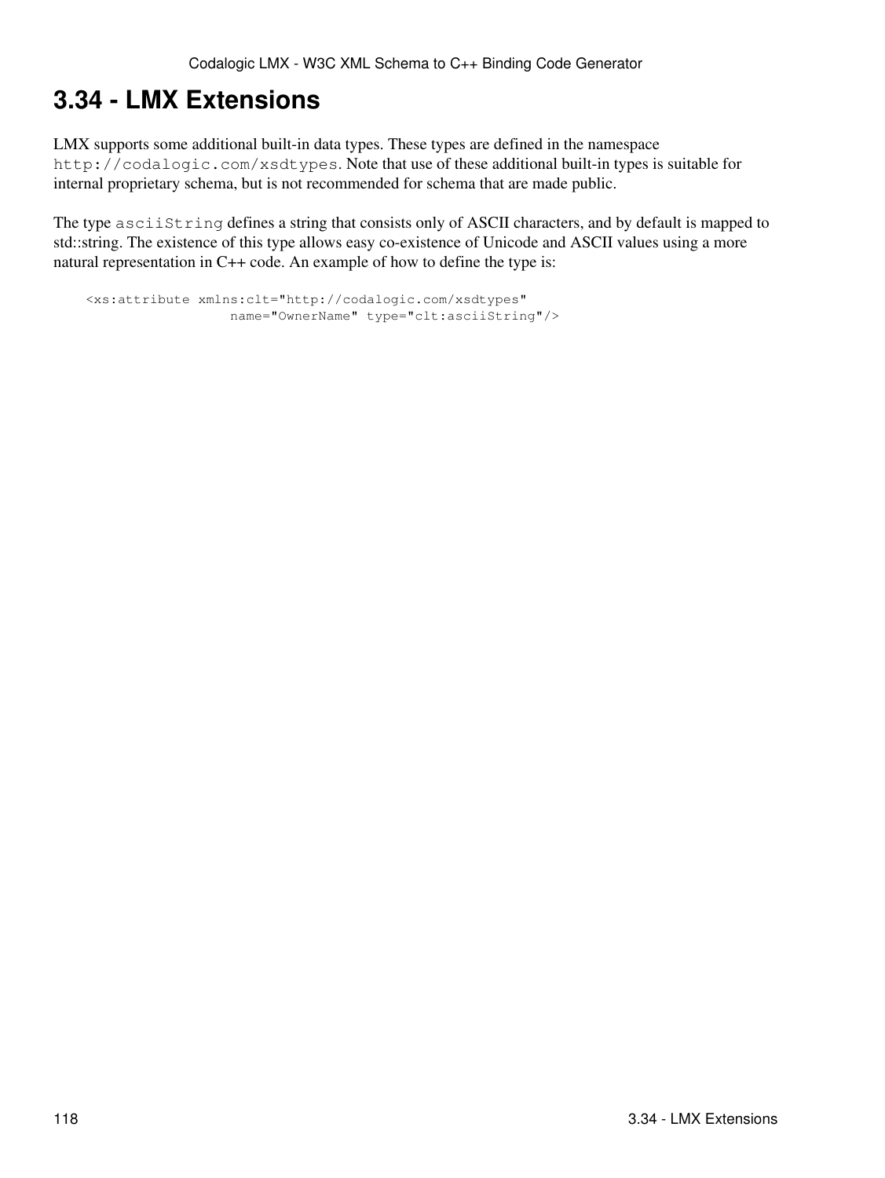# 3.34 - LMX Extensions

LMX supports some additional built-in data types. These types are defined in the namespace `http://codalogic.com/xsdtypes`. Note that use of these additional built-in types is suitable for internal proprietary schema, but is not recommended for schema that are made public.

The type `asciiString` defines a string that consists only of ASCII characters, and by default is mapped to std::string. The existence of this type allows easy co-existence of Unicode and ASCII values using a more natural representation in C++ code. An example of how to define the type is:

```
<xs:attribute xmlns:clt="http://codalogic.com/xsdtypes"
                  name="OwnerName" type="clt:asciiString"/>
```